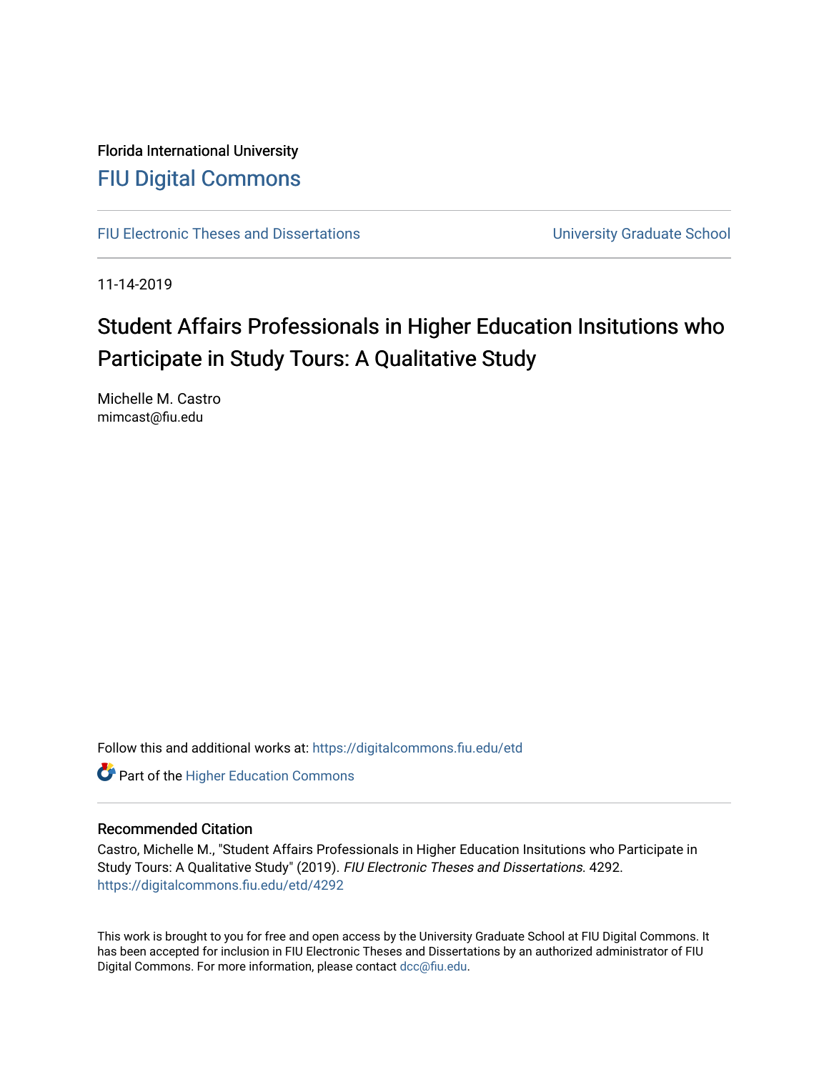Florida International University

# FIU Digital Commons

FIU Electronic Theses and Dissertations | University Graduate School

11-14-2019

## Student Affairs Professionals in Higher Education Insitutions who Participate in Study Tours: A Qualitative Study

Michelle M. Castro
mimcast@fiu.edu

Follow this and additional works at: https://digitalcommons.fiu.edu/etd

Part of the Higher Education Commons

### Recommended Citation

Castro, Michelle M., "Student Affairs Professionals in Higher Education Insitutions who Participate in Study Tours: A Qualitative Study" (2019). *FIU Electronic Theses and Dissertations*. 4292.
https://digitalcommons.fiu.edu/etd/4292

This work is brought to you for free and open access by the University Graduate School at FIU Digital Commons. It has been accepted for inclusion in FIU Electronic Theses and Dissertations by an authorized administrator of FIU Digital Commons. For more information, please contact dcc@fiu.edu.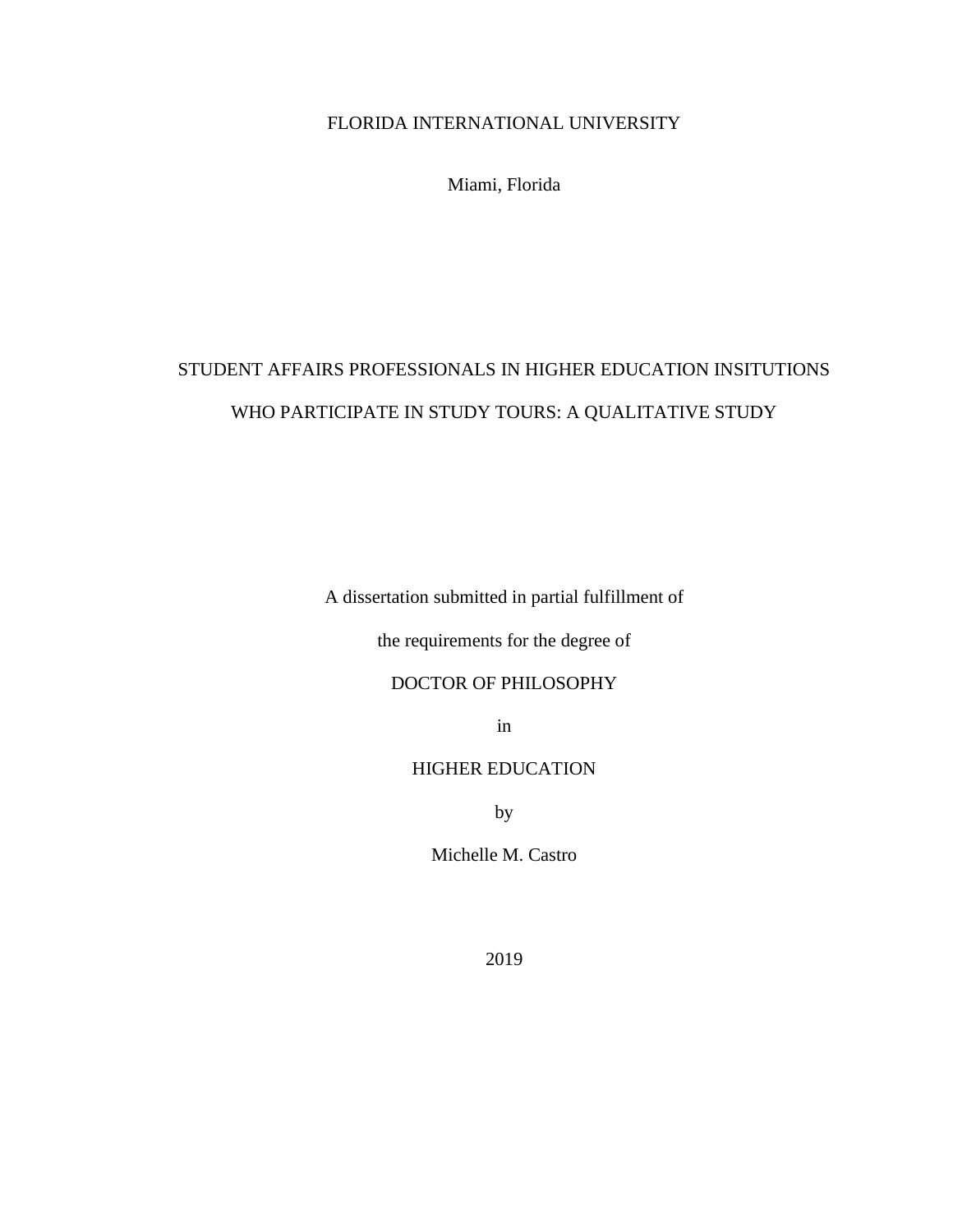FLORIDA INTERNATIONAL UNIVERSITY

Miami, Florida

STUDENT AFFAIRS PROFESSIONALS IN HIGHER EDUCATION INSITUTIONS

WHO PARTICIPATE IN STUDY TOURS: A QUALITATIVE STUDY

A dissertation submitted in partial fulfillment of

the requirements for the degree of

DOCTOR OF PHILOSOPHY

in

HIGHER EDUCATION

by

Michelle M. Castro

2019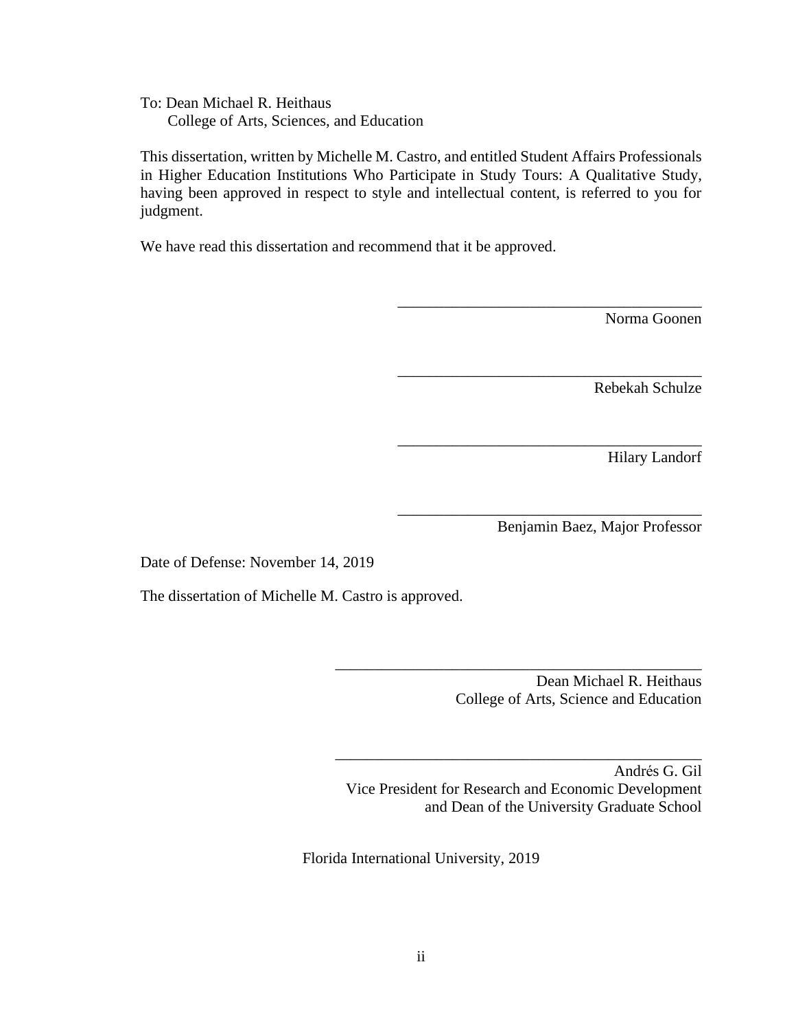To: Dean Michael R. Heithaus
College of Arts, Sciences, and Education

This dissertation, written by Michelle M. Castro, and entitled Student Affairs Professionals in Higher Education Institutions Who Participate in Study Tours: A Qualitative Study, having been approved in respect to style and intellectual content, is referred to you for judgment.

We have read this dissertation and recommend that it be approved.

\_\_\_\_\_\_\_\_\_\_\_\_\_\_\_\_\_\_\_\_\_\_\_\_\_\_\_\_\_\_\_\_\_\_\_\_\_\_\_
Norma Goonen

\_\_\_\_\_\_\_\_\_\_\_\_\_\_\_\_\_\_\_\_\_\_\_\_\_\_\_\_\_\_\_\_\_\_\_\_\_\_\_
Rebekah Schulze

\_\_\_\_\_\_\_\_\_\_\_\_\_\_\_\_\_\_\_\_\_\_\_\_\_\_\_\_\_\_\_\_\_\_\_\_\_\_\_
Hilary Landorf

\_\_\_\_\_\_\_\_\_\_\_\_\_\_\_\_\_\_\_\_\_\_\_\_\_\_\_\_\_\_\_\_\_\_\_\_\_\_\_
Benjamin Baez, Major Professor

Date of Defense: November 14, 2019

The dissertation of Michelle M. Castro is approved.

\_\_\_\_\_\_\_\_\_\_\_\_\_\_\_\_\_\_\_\_\_\_\_\_\_\_\_\_\_\_\_\_\_\_\_\_\_\_\_
Dean Michael R. Heithaus
College of Arts, Science and Education

\_\_\_\_\_\_\_\_\_\_\_\_\_\_\_\_\_\_\_\_\_\_\_\_\_\_\_\_\_\_\_\_\_\_\_\_\_\_\_
Andrés G. Gil
Vice President for Research and Economic Development
and Dean of the University Graduate School

Florida International University, 2019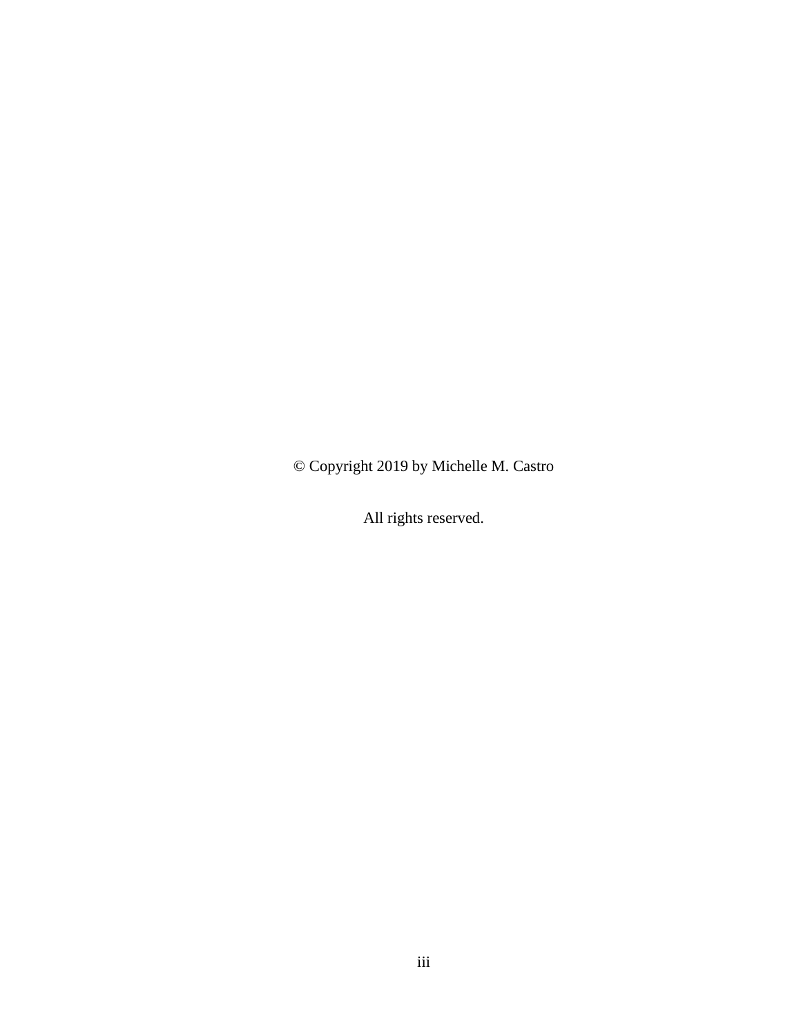© Copyright 2019 by Michelle M. Castro

All rights reserved.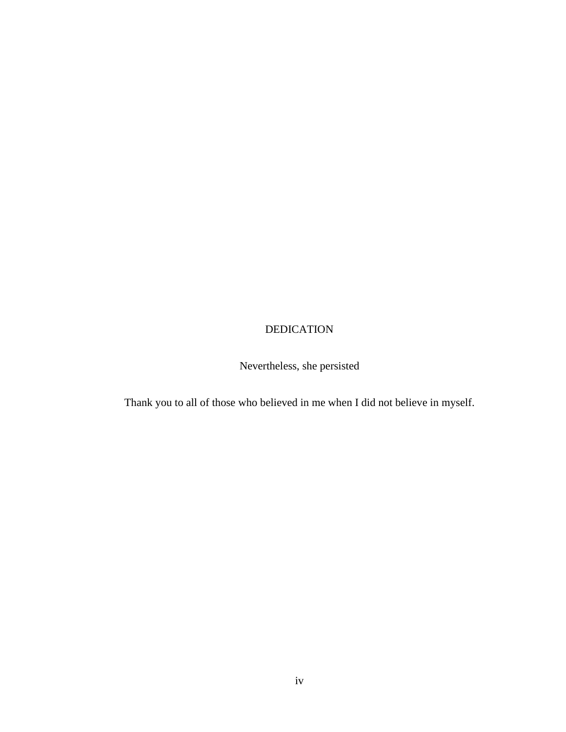# DEDICATION

Nevertheless, she persisted

Thank you to all of those who believed in me when I did not believe in myself.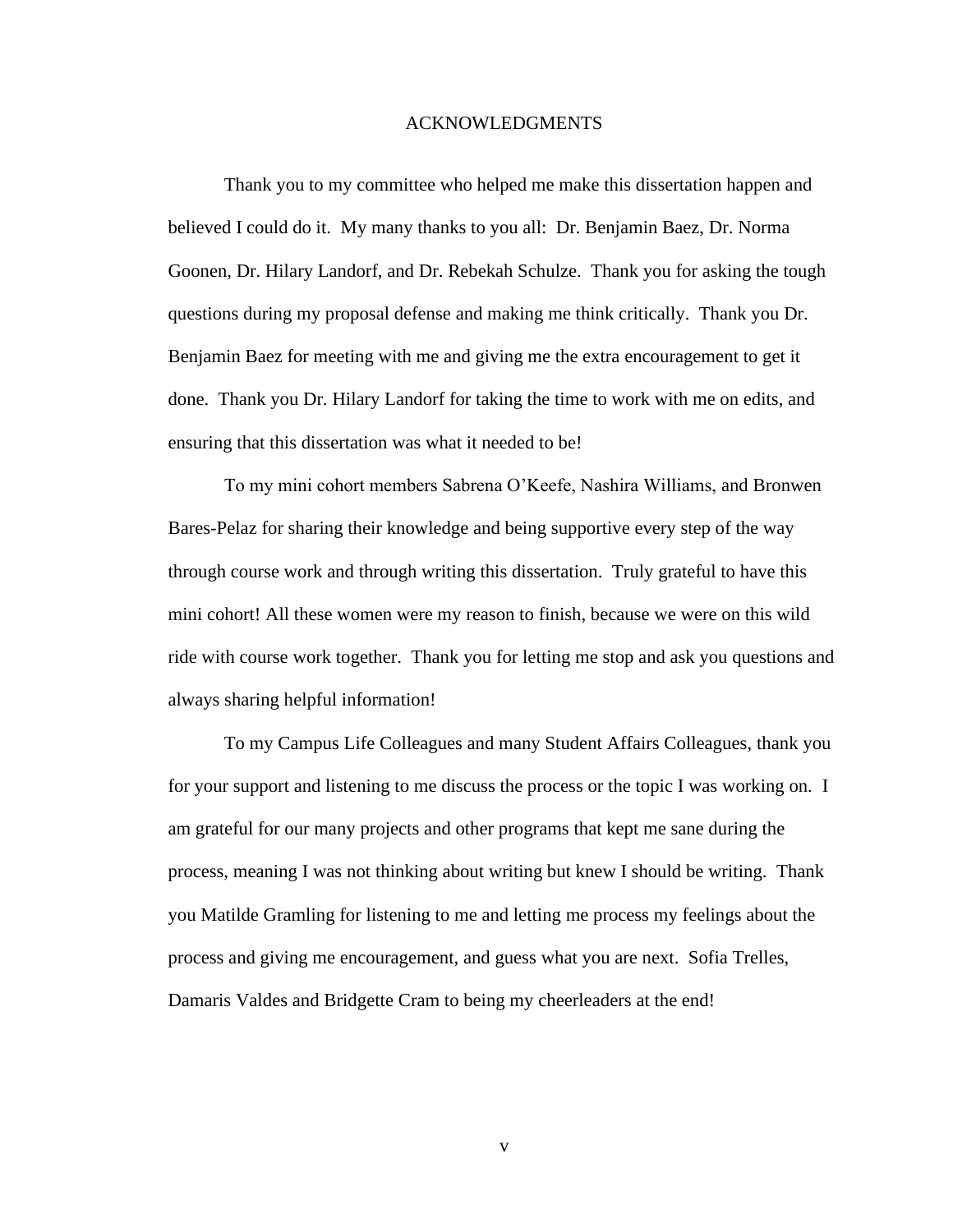# ACKNOWLEDGMENTS

Thank you to my committee who helped me make this dissertation happen and believed I could do it. My many thanks to you all: Dr. Benjamin Baez, Dr. Norma Goonen, Dr. Hilary Landorf, and Dr. Rebekah Schulze. Thank you for asking the tough questions during my proposal defense and making me think critically. Thank you Dr. Benjamin Baez for meeting with me and giving me the extra encouragement to get it done. Thank you Dr. Hilary Landorf for taking the time to work with me on edits, and ensuring that this dissertation was what it needed to be!

To my mini cohort members Sabrena O'Keefe, Nashira Williams, and Bronwen Bares-Pelaz for sharing their knowledge and being supportive every step of the way through course work and through writing this dissertation. Truly grateful to have this mini cohort! All these women were my reason to finish, because we were on this wild ride with course work together. Thank you for letting me stop and ask you questions and always sharing helpful information!

To my Campus Life Colleagues and many Student Affairs Colleagues, thank you for your support and listening to me discuss the process or the topic I was working on. I am grateful for our many projects and other programs that kept me sane during the process, meaning I was not thinking about writing but knew I should be writing. Thank you Matilde Gramling for listening to me and letting me process my feelings about the process and giving me encouragement, and guess what you are next. Sofia Trelles, Damaris Valdes and Bridgette Cram to being my cheerleaders at the end!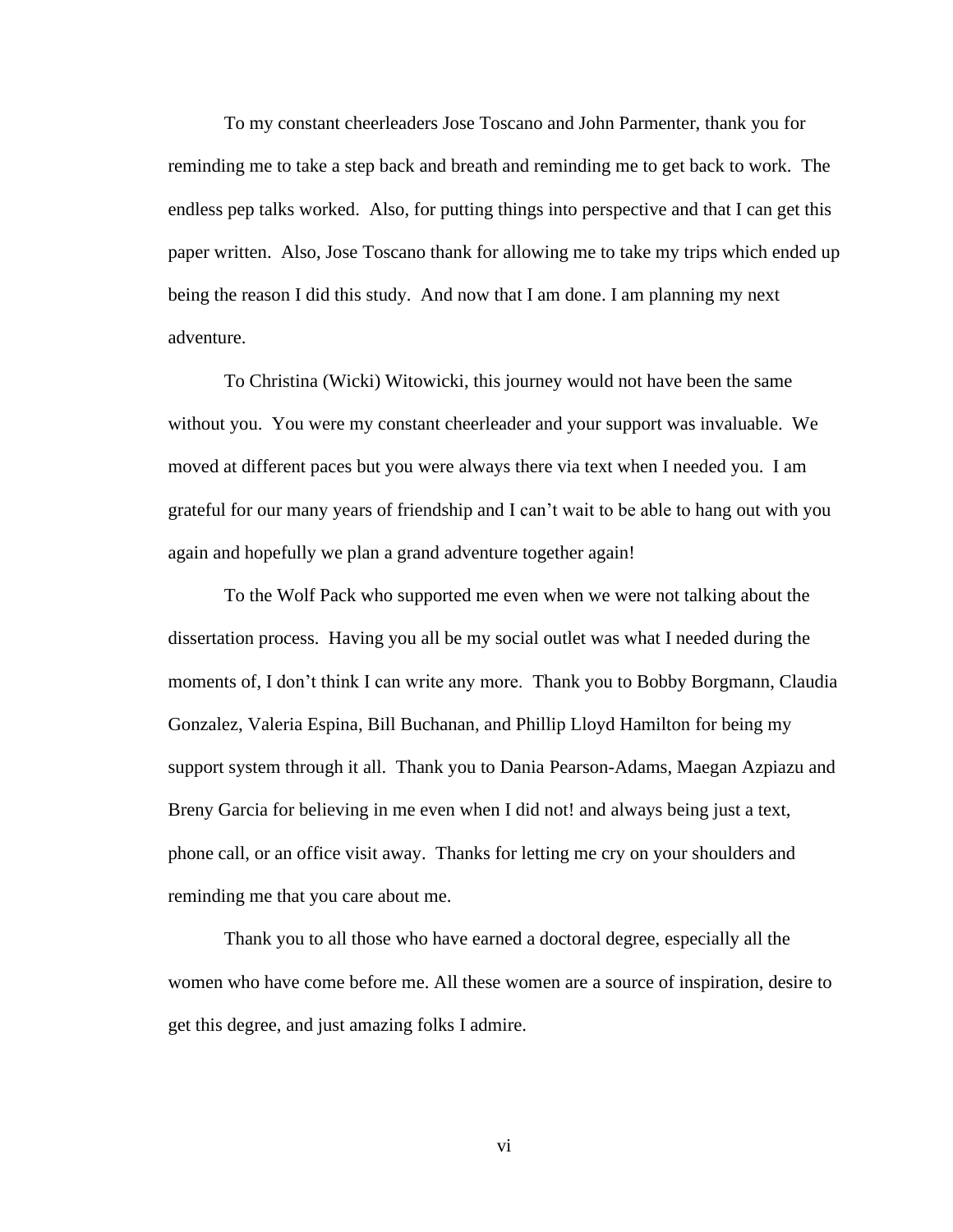To my constant cheerleaders Jose Toscano and John Parmenter, thank you for reminding me to take a step back and breath and reminding me to get back to work. The endless pep talks worked. Also, for putting things into perspective and that I can get this paper written. Also, Jose Toscano thank for allowing me to take my trips which ended up being the reason I did this study. And now that I am done. I am planning my next adventure.

To Christina (Wicki) Witowicki, this journey would not have been the same without you. You were my constant cheerleader and your support was invaluable. We moved at different paces but you were always there via text when I needed you. I am grateful for our many years of friendship and I can't wait to be able to hang out with you again and hopefully we plan a grand adventure together again!

To the Wolf Pack who supported me even when we were not talking about the dissertation process. Having you all be my social outlet was what I needed during the moments of, I don't think I can write any more. Thank you to Bobby Borgmann, Claudia Gonzalez, Valeria Espina, Bill Buchanan, and Phillip Lloyd Hamilton for being my support system through it all. Thank you to Dania Pearson-Adams, Maegan Azpiazu and Breny Garcia for believing in me even when I did not! and always being just a text, phone call, or an office visit away. Thanks for letting me cry on your shoulders and reminding me that you care about me.

Thank you to all those who have earned a doctoral degree, especially all the women who have come before me. All these women are a source of inspiration, desire to get this degree, and just amazing folks I admire.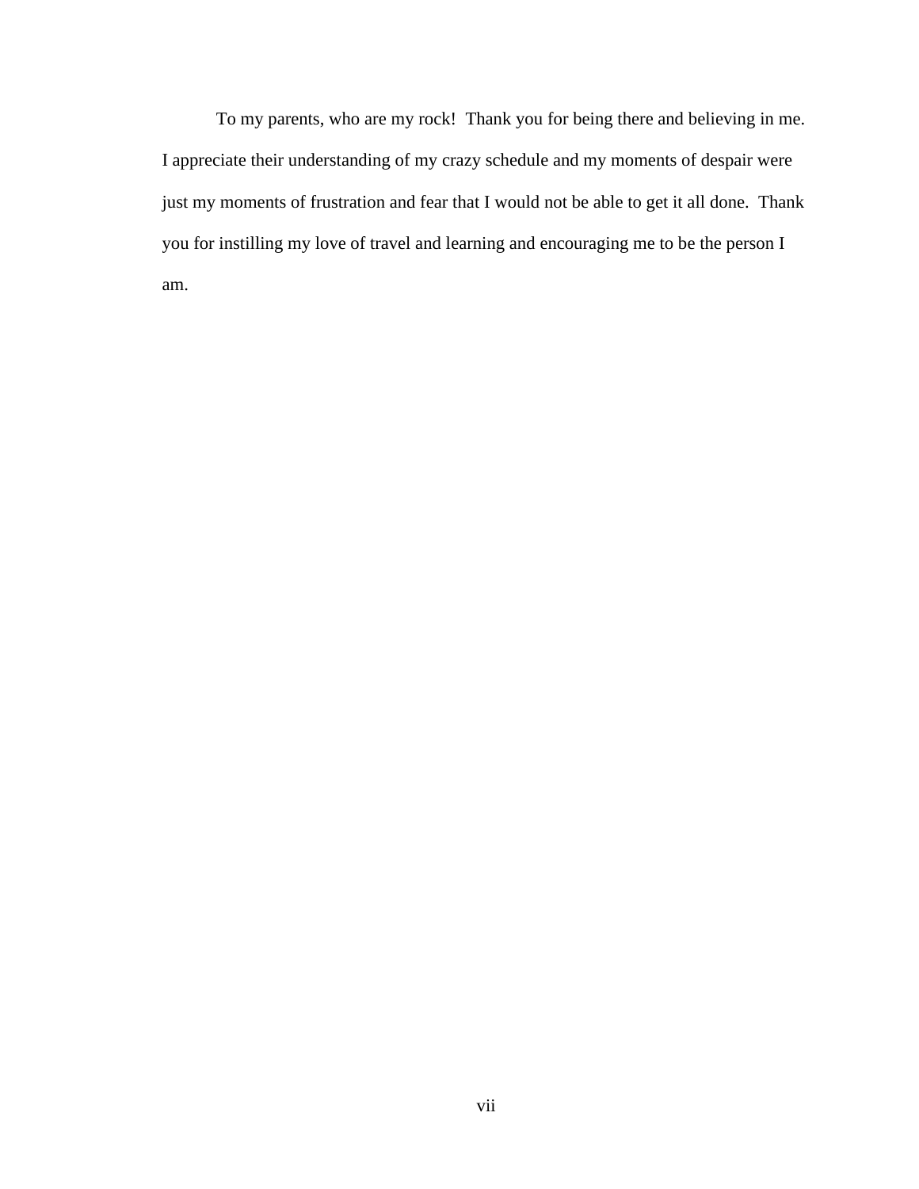To my parents, who are my rock! Thank you for being there and believing in me. I appreciate their understanding of my crazy schedule and my moments of despair were just my moments of frustration and fear that I would not be able to get it all done. Thank you for instilling my love of travel and learning and encouraging me to be the person I am.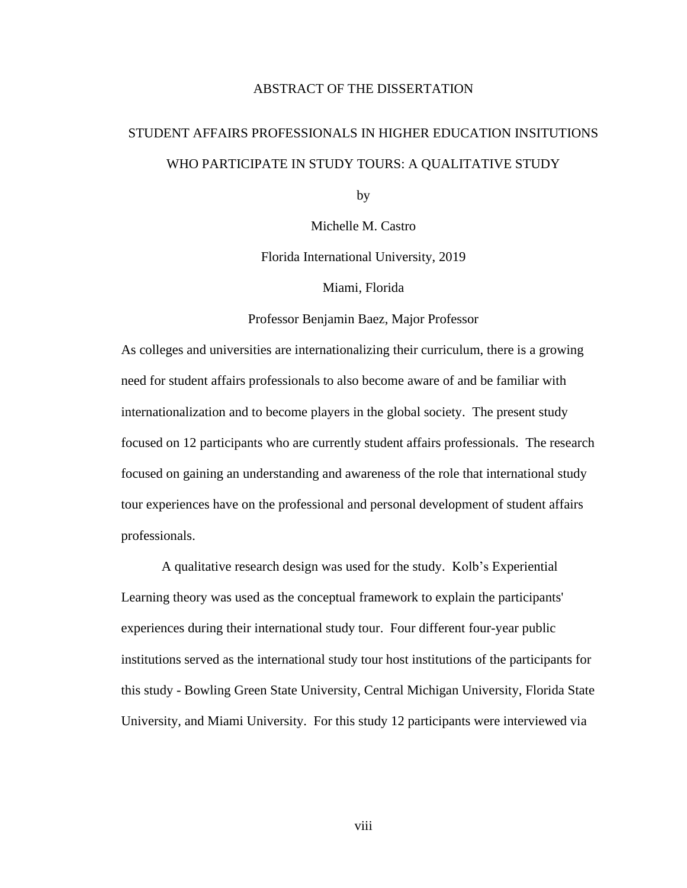ABSTRACT OF THE DISSERTATION

STUDENT AFFAIRS PROFESSIONALS IN HIGHER EDUCATION INSITUTIONS WHO PARTICIPATE IN STUDY TOURS: A QUALITATIVE STUDY

by

Michelle M. Castro

Florida International University, 2019

Miami, Florida

Professor Benjamin Baez, Major Professor

As colleges and universities are internationalizing their curriculum, there is a growing need for student affairs professionals to also become aware of and be familiar with internationalization and to become players in the global society. The present study focused on 12 participants who are currently student affairs professionals. The research focused on gaining an understanding and awareness of the role that international study tour experiences have on the professional and personal development of student affairs professionals.

A qualitative research design was used for the study. Kolb's Experiential Learning theory was used as the conceptual framework to explain the participants' experiences during their international study tour. Four different four-year public institutions served as the international study tour host institutions of the participants for this study - Bowling Green State University, Central Michigan University, Florida State University, and Miami University. For this study 12 participants were interviewed via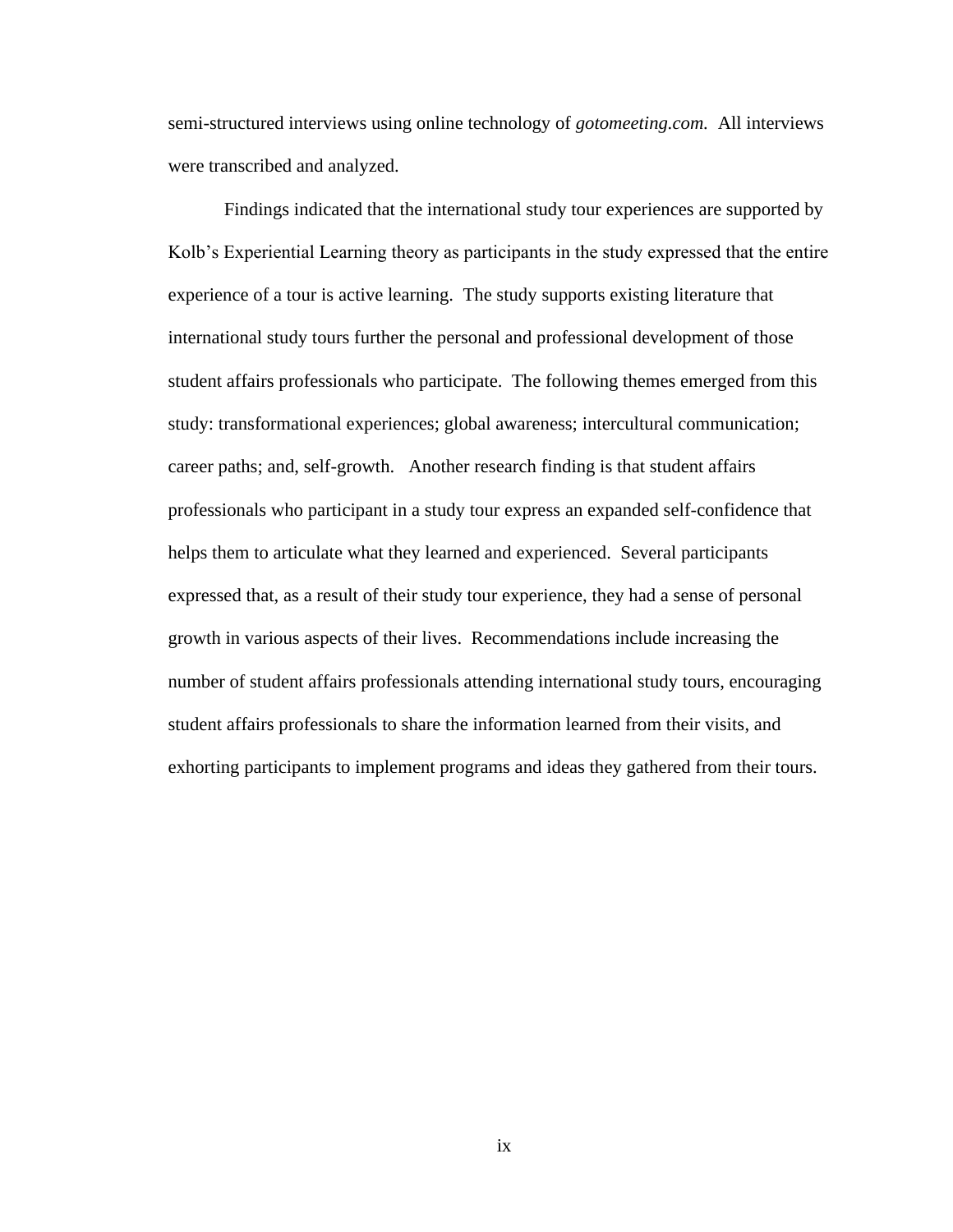semi-structured interviews using online technology of *gotomeeting.com*. All interviews were transcribed and analyzed.

Findings indicated that the international study tour experiences are supported by Kolb's Experiential Learning theory as participants in the study expressed that the entire experience of a tour is active learning. The study supports existing literature that international study tours further the personal and professional development of those student affairs professionals who participate. The following themes emerged from this study: transformational experiences; global awareness; intercultural communication; career paths; and, self-growth. Another research finding is that student affairs professionals who participant in a study tour express an expanded self-confidence that helps them to articulate what they learned and experienced. Several participants expressed that, as a result of their study tour experience, they had a sense of personal growth in various aspects of their lives. Recommendations include increasing the number of student affairs professionals attending international study tours, encouraging student affairs professionals to share the information learned from their visits, and exhorting participants to implement programs and ideas they gathered from their tours.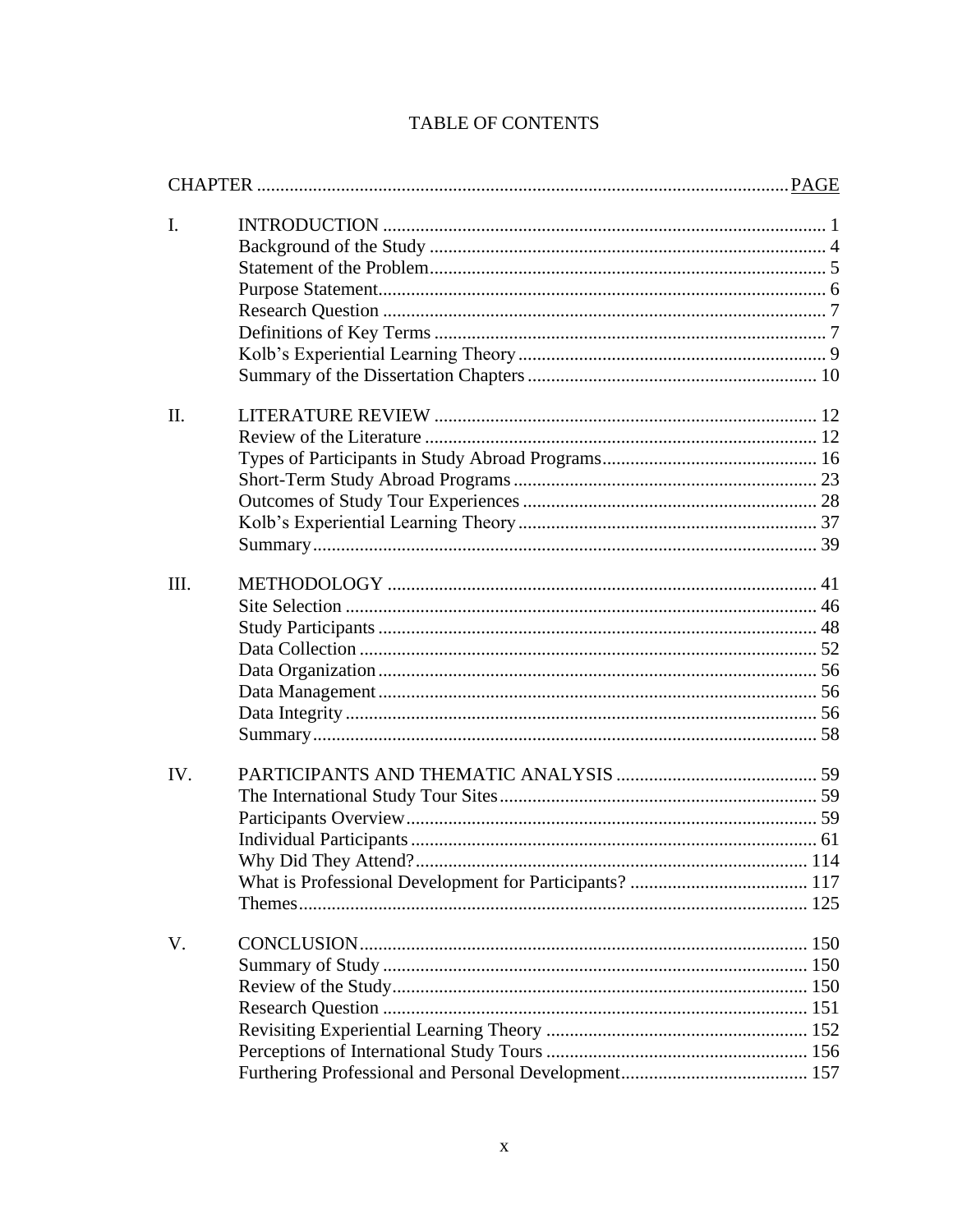# TABLE OF CONTENTS

| CHAPTER | | PAGE |
|---|---|---|
| I. | INTRODUCTION | 1 |
| | Background of the Study | 4 |
| | Statement of the Problem | 5 |
| | Purpose Statement | 6 |
| | Research Question | 7 |
| | Definitions of Key Terms | 7 |
| | Kolb's Experiential Learning Theory | 9 |
| | Summary of the Dissertation Chapters | 10 |
| II. | LITERATURE REVIEW | 12 |
| | Review of the Literature | 12 |
| | Types of Participants in Study Abroad Programs | 16 |
| | Short-Term Study Abroad Programs | 23 |
| | Outcomes of Study Tour Experiences | 28 |
| | Kolb's Experiential Learning Theory | 37 |
| | Summary | 39 |
| III. | METHODOLOGY | 41 |
| | Site Selection | 46 |
| | Study Participants | 48 |
| | Data Collection | 52 |
| | Data Organization | 56 |
| | Data Management | 56 |
| | Data Integrity | 56 |
| | Summary | 58 |
| IV. | PARTICIPANTS AND THEMATIC ANALYSIS | 59 |
| | The International Study Tour Sites | 59 |
| | Participants Overview | 59 |
| | Individual Participants | 61 |
| | Why Did They Attend? | 114 |
| | What is Professional Development for Participants? | 117 |
| | Themes | 125 |
| V. | CONCLUSION | 150 |
| | Summary of Study | 150 |
| | Review of the Study | 150 |
| | Research Question | 151 |
| | Revisiting Experiential Learning Theory | 152 |
| | Perceptions of International Study Tours | 156 |
| | Furthering Professional and Personal Development | 157 |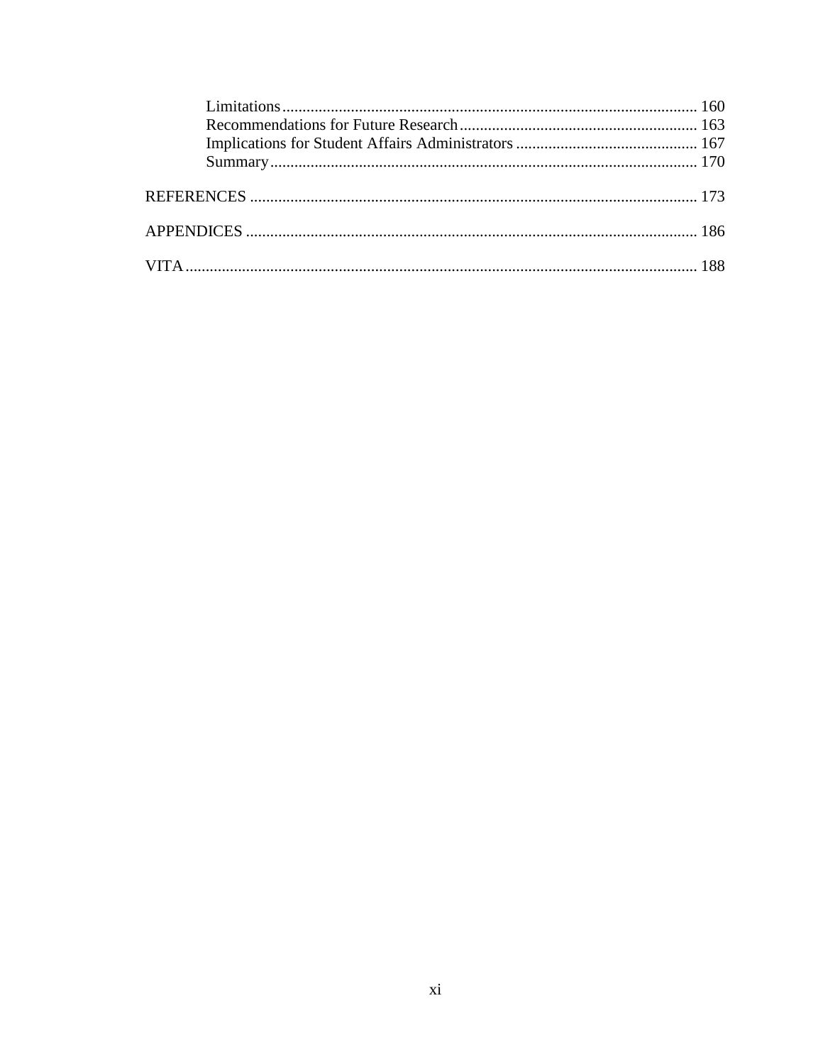Limitations ........................................................................................................ 160
Recommendations for Future Research ........................................................... 163
Implications for Student Affairs Administrators ............................................. 167
Summary .......................................................................................................... 170

REFERENCES .............................................................................................................. 173

APPENDICES ............................................................................................................... 186

VITA .............................................................................................................................. 188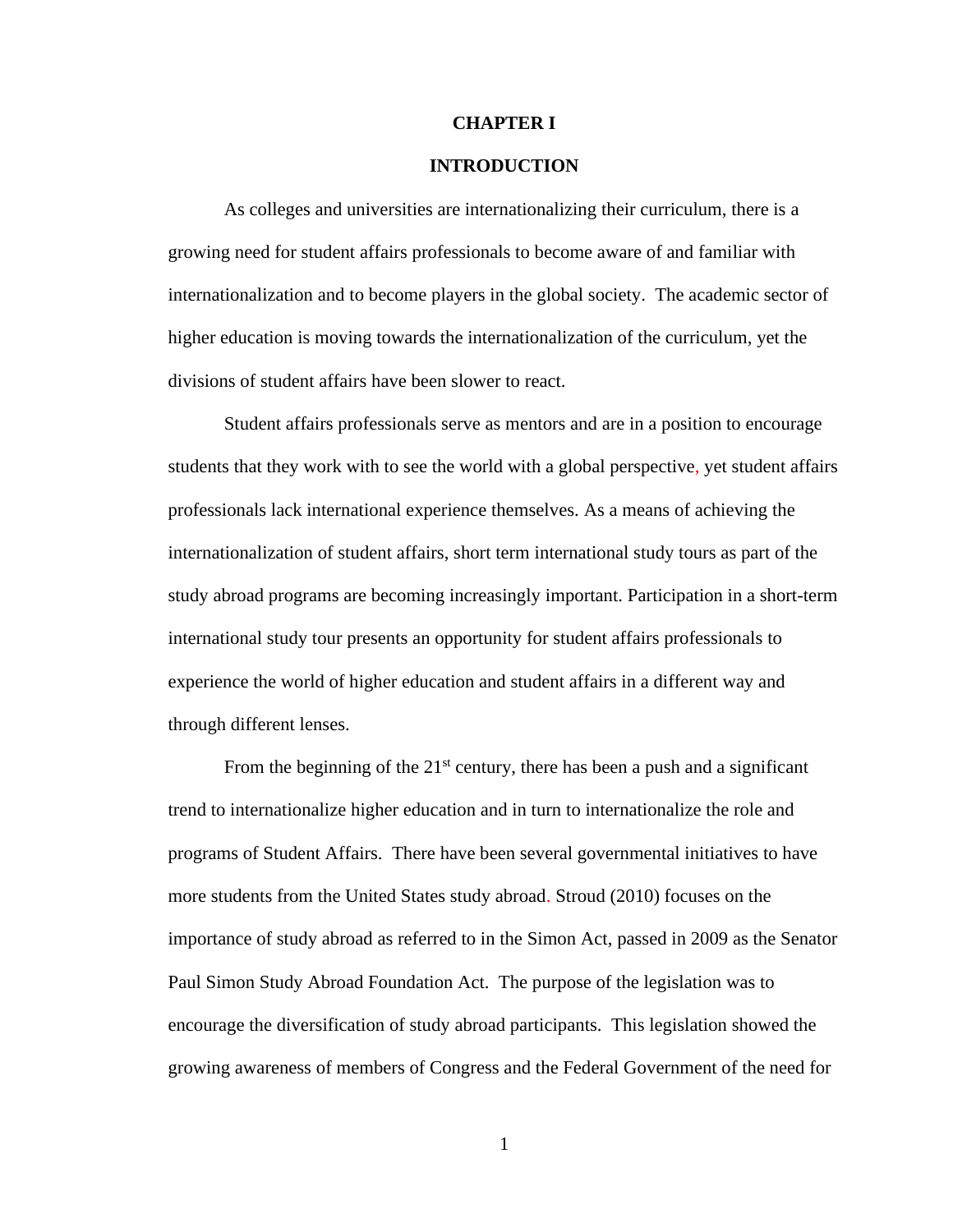# CHAPTER I

# INTRODUCTION

As colleges and universities are internationalizing their curriculum, there is a growing need for student affairs professionals to become aware of and familiar with internationalization and to become players in the global society. The academic sector of higher education is moving towards the internationalization of the curriculum, yet the divisions of student affairs have been slower to react.

Student affairs professionals serve as mentors and are in a position to encourage students that they work with to see the world with a global perspective, yet student affairs professionals lack international experience themselves. As a means of achieving the internationalization of student affairs, short term international study tours as part of the study abroad programs are becoming increasingly important. Participation in a short-term international study tour presents an opportunity for student affairs professionals to experience the world of higher education and student affairs in a different way and through different lenses.

From the beginning of the 21st century, there has been a push and a significant trend to internationalize higher education and in turn to internationalize the role and programs of Student Affairs. There have been several governmental initiatives to have more students from the United States study abroad. Stroud (2010) focuses on the importance of study abroad as referred to in the Simon Act, passed in 2009 as the Senator Paul Simon Study Abroad Foundation Act. The purpose of the legislation was to encourage the diversification of study abroad participants. This legislation showed the growing awareness of members of Congress and the Federal Government of the need for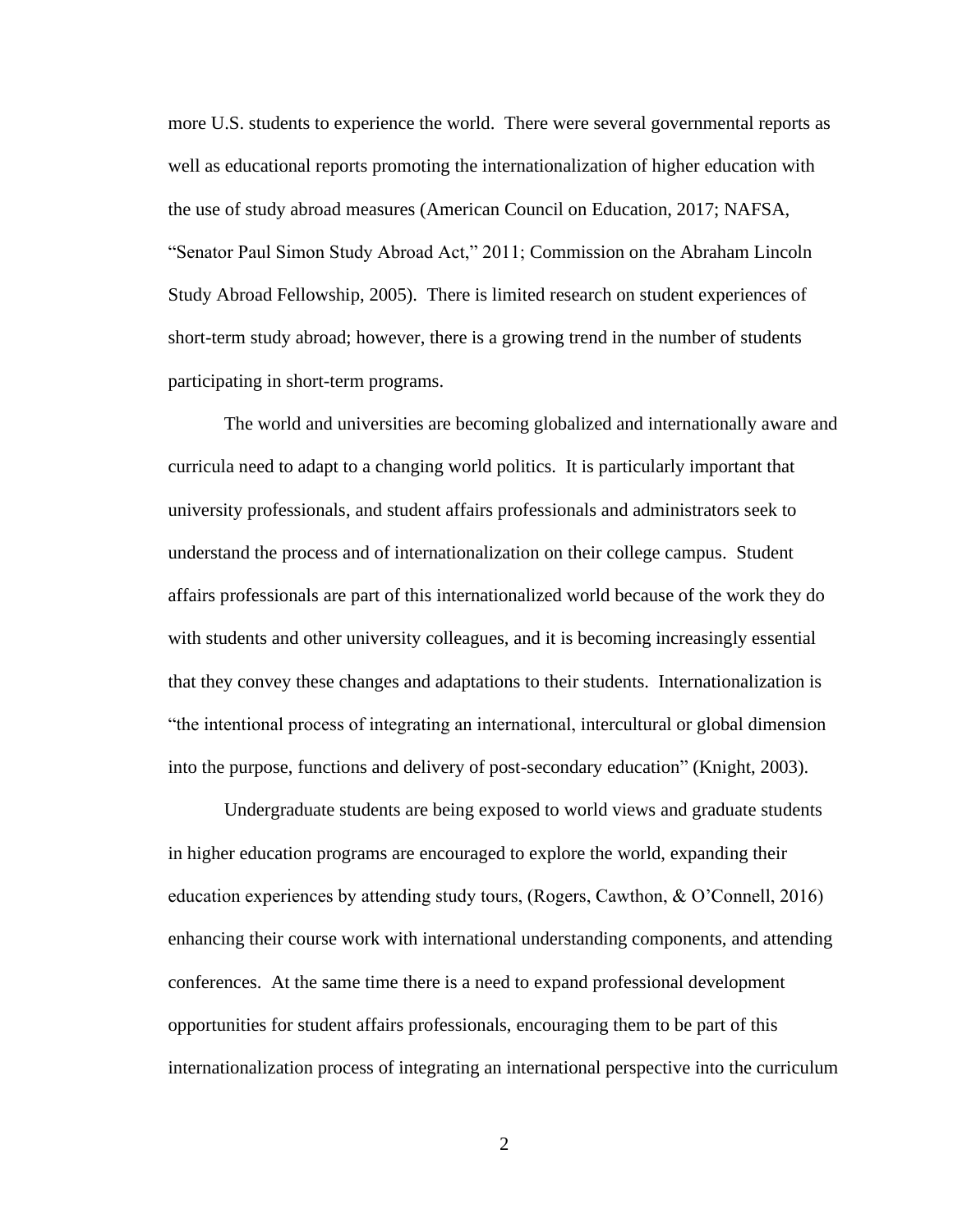more U.S. students to experience the world. There were several governmental reports as well as educational reports promoting the internationalization of higher education with the use of study abroad measures (American Council on Education, 2017; NAFSA, "Senator Paul Simon Study Abroad Act," 2011; Commission on the Abraham Lincoln Study Abroad Fellowship, 2005). There is limited research on student experiences of short-term study abroad; however, there is a growing trend in the number of students participating in short-term programs.

The world and universities are becoming globalized and internationally aware and curricula need to adapt to a changing world politics. It is particularly important that university professionals, and student affairs professionals and administrators seek to understand the process and of internationalization on their college campus. Student affairs professionals are part of this internationalized world because of the work they do with students and other university colleagues, and it is becoming increasingly essential that they convey these changes and adaptations to their students. Internationalization is "the intentional process of integrating an international, intercultural or global dimension into the purpose, functions and delivery of post-secondary education" (Knight, 2003).

Undergraduate students are being exposed to world views and graduate students in higher education programs are encouraged to explore the world, expanding their education experiences by attending study tours, (Rogers, Cawthon, & O'Connell, 2016) enhancing their course work with international understanding components, and attending conferences. At the same time there is a need to expand professional development opportunities for student affairs professionals, encouraging them to be part of this internationalization process of integrating an international perspective into the curriculum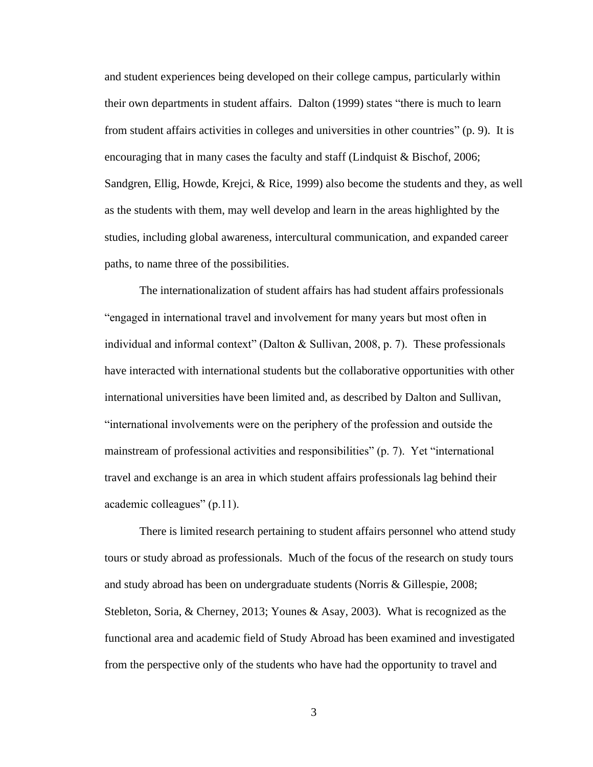and student experiences being developed on their college campus, particularly within their own departments in student affairs. Dalton (1999) states "there is much to learn from student affairs activities in colleges and universities in other countries" (p. 9). It is encouraging that in many cases the faculty and staff (Lindquist & Bischof, 2006; Sandgren, Ellig, Howde, Krejci, & Rice, 1999) also become the students and they, as well as the students with them, may well develop and learn in the areas highlighted by the studies, including global awareness, intercultural communication, and expanded career paths, to name three of the possibilities.

The internationalization of student affairs has had student affairs professionals "engaged in international travel and involvement for many years but most often in individual and informal context" (Dalton & Sullivan, 2008, p. 7). These professionals have interacted with international students but the collaborative opportunities with other international universities have been limited and, as described by Dalton and Sullivan, "international involvements were on the periphery of the profession and outside the mainstream of professional activities and responsibilities" (p. 7). Yet "international travel and exchange is an area in which student affairs professionals lag behind their academic colleagues" (p.11).

There is limited research pertaining to student affairs personnel who attend study tours or study abroad as professionals. Much of the focus of the research on study tours and study abroad has been on undergraduate students (Norris & Gillespie, 2008; Stebleton, Soria, & Cherney, 2013; Younes & Asay, 2003). What is recognized as the functional area and academic field of Study Abroad has been examined and investigated from the perspective only of the students who have had the opportunity to travel and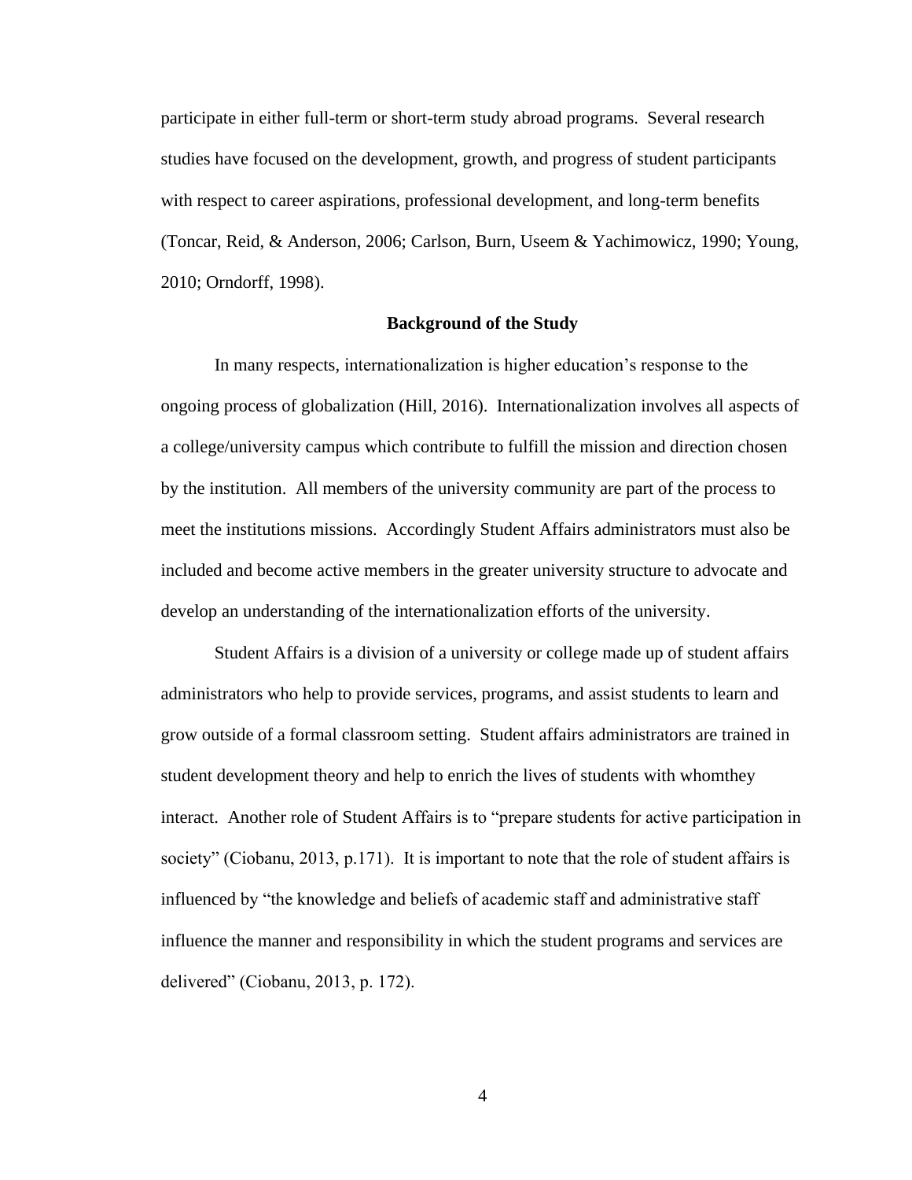participate in either full-term or short-term study abroad programs. Several research studies have focused on the development, growth, and progress of student participants with respect to career aspirations, professional development, and long-term benefits (Toncar, Reid, & Anderson, 2006; Carlson, Burn, Useem & Yachimowicz, 1990; Young, 2010; Orndorff, 1998).

## Background of the Study

In many respects, internationalization is higher education's response to the ongoing process of globalization (Hill, 2016). Internationalization involves all aspects of a college/university campus which contribute to fulfill the mission and direction chosen by the institution. All members of the university community are part of the process to meet the institutions missions. Accordingly Student Affairs administrators must also be included and become active members in the greater university structure to advocate and develop an understanding of the internationalization efforts of the university.

Student Affairs is a division of a university or college made up of student affairs administrators who help to provide services, programs, and assist students to learn and grow outside of a formal classroom setting. Student affairs administrators are trained in student development theory and help to enrich the lives of students with whomthey interact. Another role of Student Affairs is to "prepare students for active participation in society" (Ciobanu, 2013, p.171). It is important to note that the role of student affairs is influenced by "the knowledge and beliefs of academic staff and administrative staff influence the manner and responsibility in which the student programs and services are delivered" (Ciobanu, 2013, p. 172).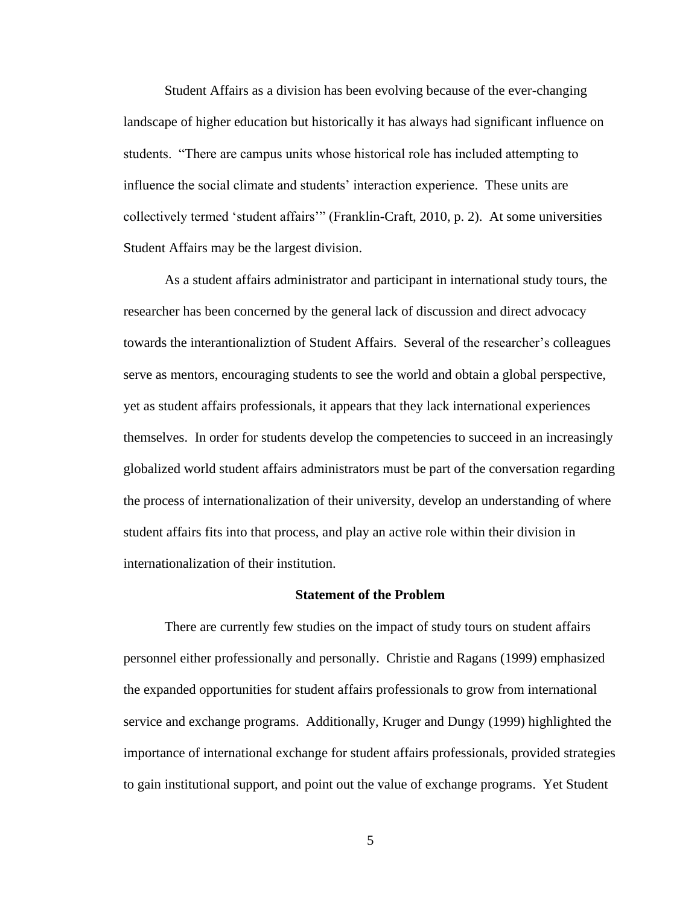Student Affairs as a division has been evolving because of the ever-changing landscape of higher education but historically it has always had significant influence on students. "There are campus units whose historical role has included attempting to influence the social climate and students' interaction experience. These units are collectively termed 'student affairs'" (Franklin-Craft, 2010, p. 2). At some universities Student Affairs may be the largest division.

As a student affairs administrator and participant in international study tours, the researcher has been concerned by the general lack of discussion and direct advocacy towards the interantionaliztion of Student Affairs. Several of the researcher's colleagues serve as mentors, encouraging students to see the world and obtain a global perspective, yet as student affairs professionals, it appears that they lack international experiences themselves. In order for students develop the competencies to succeed in an increasingly globalized world student affairs administrators must be part of the conversation regarding the process of internationalization of their university, develop an understanding of where student affairs fits into that process, and play an active role within their division in internationalization of their institution.

## Statement of the Problem

There are currently few studies on the impact of study tours on student affairs personnel either professionally and personally. Christie and Ragans (1999) emphasized the expanded opportunities for student affairs professionals to grow from international service and exchange programs. Additionally, Kruger and Dungy (1999) highlighted the importance of international exchange for student affairs professionals, provided strategies to gain institutional support, and point out the value of exchange programs. Yet Student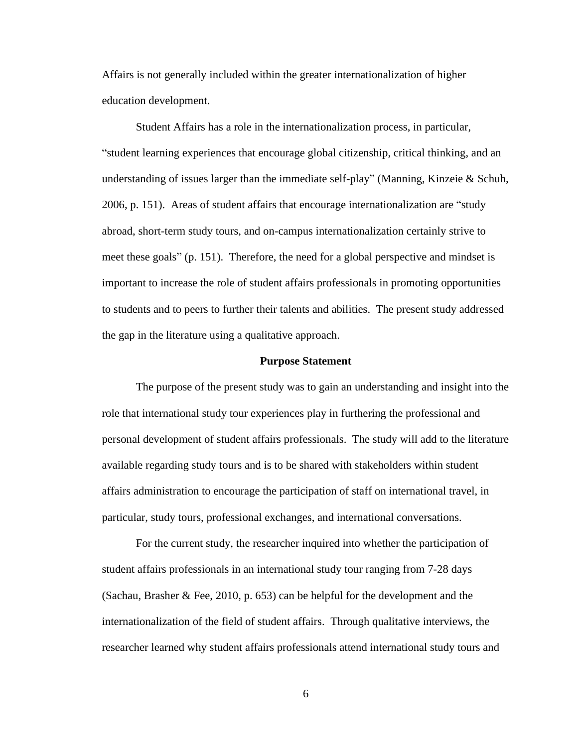Affairs is not generally included within the greater internationalization of higher education development.

Student Affairs has a role in the internationalization process, in particular, "student learning experiences that encourage global citizenship, critical thinking, and an understanding of issues larger than the immediate self-play" (Manning, Kinzeie & Schuh, 2006, p. 151). Areas of student affairs that encourage internationalization are "study abroad, short-term study tours, and on-campus internationalization certainly strive to meet these goals" (p. 151). Therefore, the need for a global perspective and mindset is important to increase the role of student affairs professionals in promoting opportunities to students and to peers to further their talents and abilities. The present study addressed the gap in the literature using a qualitative approach.

## Purpose Statement

The purpose of the present study was to gain an understanding and insight into the role that international study tour experiences play in furthering the professional and personal development of student affairs professionals. The study will add to the literature available regarding study tours and is to be shared with stakeholders within student affairs administration to encourage the participation of staff on international travel, in particular, study tours, professional exchanges, and international conversations.

For the current study, the researcher inquired into whether the participation of student affairs professionals in an international study tour ranging from 7-28 days (Sachau, Brasher & Fee, 2010, p. 653) can be helpful for the development and the internationalization of the field of student affairs. Through qualitative interviews, the researcher learned why student affairs professionals attend international study tours and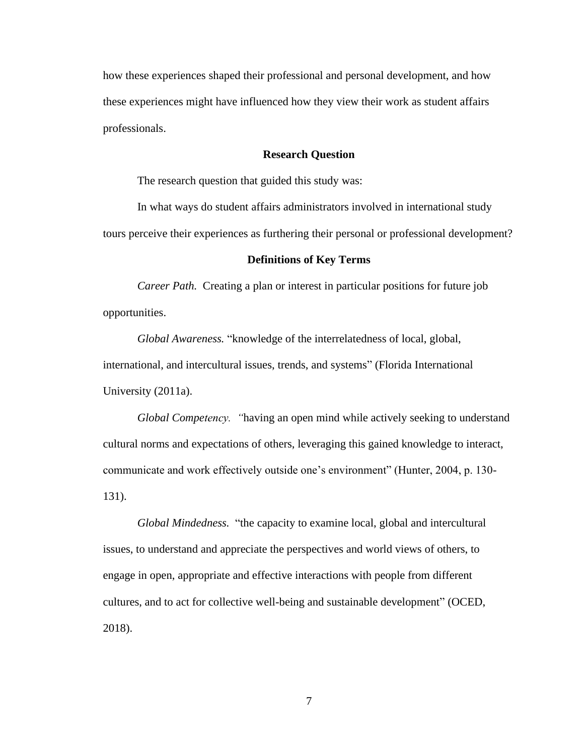how these experiences shaped their professional and personal development, and how these experiences might have influenced how they view their work as student affairs professionals.

## Research Question

The research question that guided this study was:

In what ways do student affairs administrators involved in international study tours perceive their experiences as furthering their personal or professional development?

## Definitions of Key Terms

*Career Path.* Creating a plan or interest in particular positions for future job opportunities.

*Global Awareness.* "knowledge of the interrelatedness of local, global, international, and intercultural issues, trends, and systems" (Florida International University (2011a).

*Global Competency.* "having an open mind while actively seeking to understand cultural norms and expectations of others, leveraging this gained knowledge to interact, communicate and work effectively outside one's environment" (Hunter, 2004, p. 130-131).

*Global Mindedness.* "the capacity to examine local, global and intercultural issues, to understand and appreciate the perspectives and world views of others, to engage in open, appropriate and effective interactions with people from different cultures, and to act for collective well-being and sustainable development" (OCED, 2018).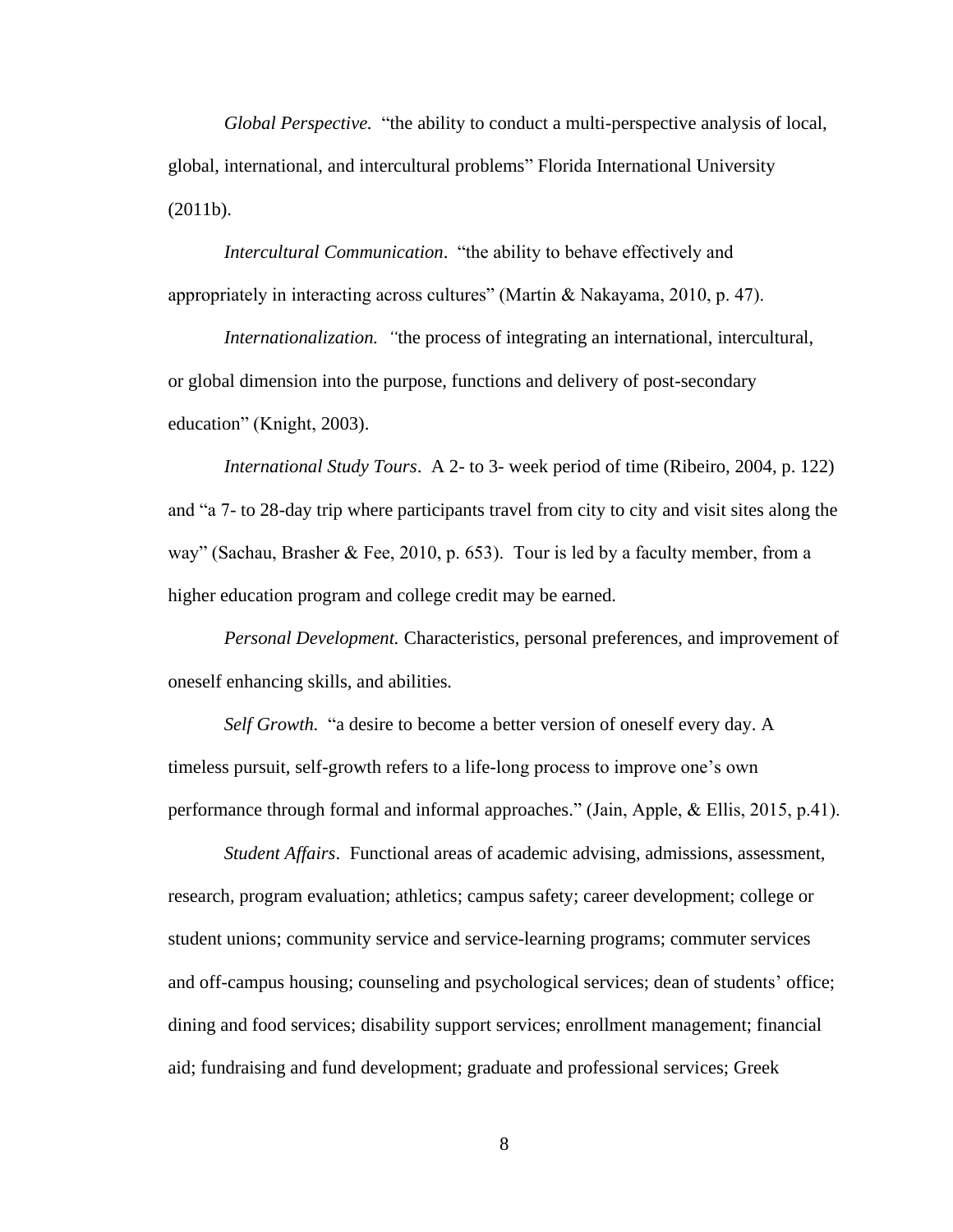*Global Perspective.* "the ability to conduct a multi-perspective analysis of local, global, international, and intercultural problems" Florida International University (2011b).

*Intercultural Communication*. "the ability to behave effectively and appropriately in interacting across cultures" (Martin & Nakayama, 2010, p. 47).

*Internationalization. "*the process of integrating an international, intercultural, or global dimension into the purpose, functions and delivery of post-secondary education" (Knight, 2003).

*International Study Tours*. A 2- to 3- week period of time (Ribeiro, 2004, p. 122) and "a 7- to 28-day trip where participants travel from city to city and visit sites along the way" (Sachau, Brasher & Fee, 2010, p. 653). Tour is led by a faculty member, from a higher education program and college credit may be earned.

*Personal Development.* Characteristics, personal preferences, and improvement of oneself enhancing skills, and abilities.

*Self Growth.* "a desire to become a better version of oneself every day. A timeless pursuit, self-growth refers to a life-long process to improve one's own performance through formal and informal approaches." (Jain, Apple, & Ellis, 2015, p.41).

*Student Affairs*. Functional areas of academic advising, admissions, assessment, research, program evaluation; athletics; campus safety; career development; college or student unions; community service and service-learning programs; commuter services and off-campus housing; counseling and psychological services; dean of students' office; dining and food services; disability support services; enrollment management; financial aid; fundraising and fund development; graduate and professional services; Greek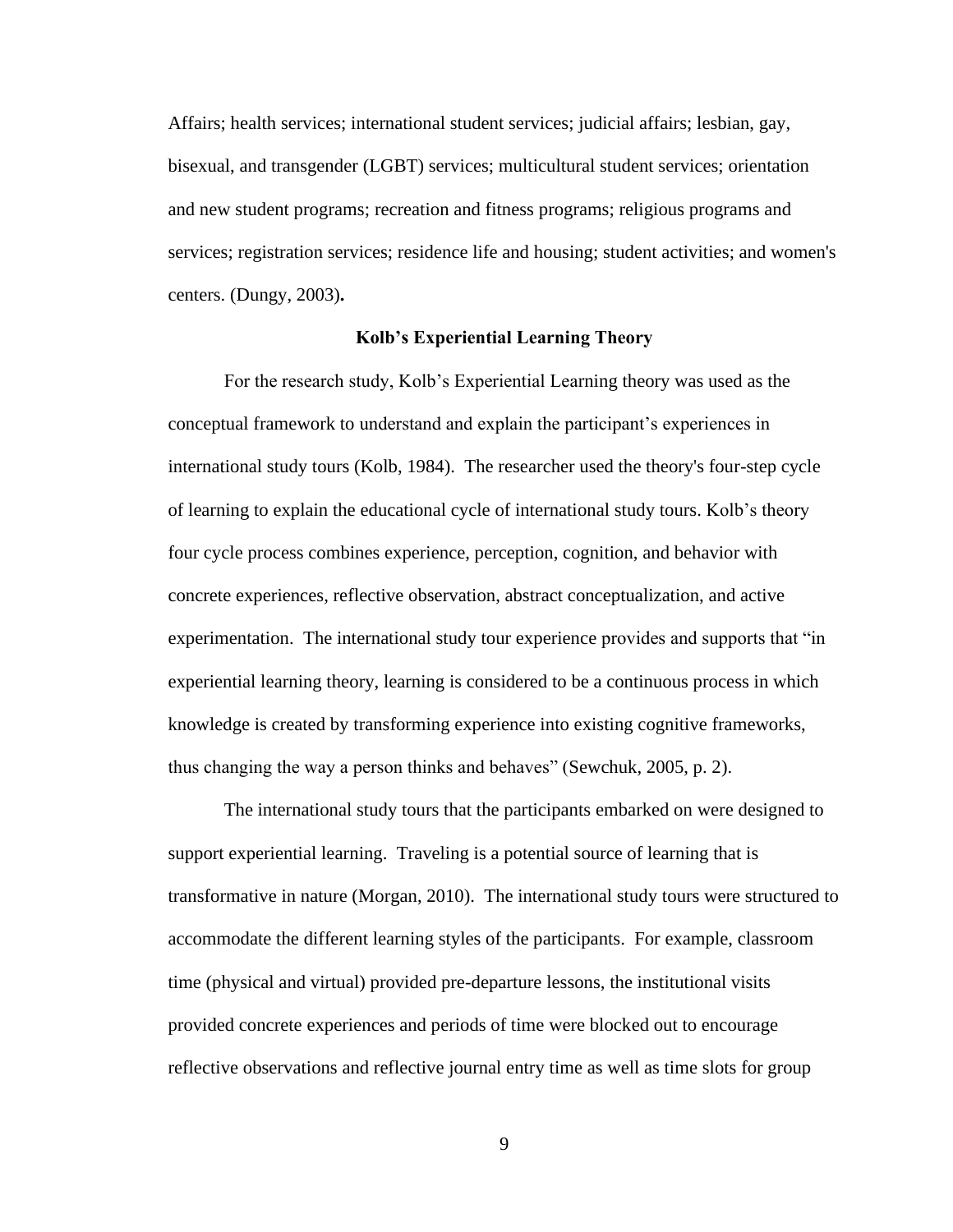Affairs; health services; international student services; judicial affairs; lesbian, gay, bisexual, and transgender (LGBT) services; multicultural student services; orientation and new student programs; recreation and fitness programs; religious programs and services; registration services; residence life and housing; student activities; and women's centers. (Dungy, 2003)**.**

## Kolb's Experiential Learning Theory

For the research study, Kolb's Experiential Learning theory was used as the conceptual framework to understand and explain the participant's experiences in international study tours (Kolb, 1984). The researcher used the theory's four-step cycle of learning to explain the educational cycle of international study tours. Kolb's theory four cycle process combines experience, perception, cognition, and behavior with concrete experiences, reflective observation, abstract conceptualization, and active experimentation. The international study tour experience provides and supports that "in experiential learning theory, learning is considered to be a continuous process in which knowledge is created by transforming experience into existing cognitive frameworks, thus changing the way a person thinks and behaves" (Sewchuk, 2005, p. 2).

The international study tours that the participants embarked on were designed to support experiential learning. Traveling is a potential source of learning that is transformative in nature (Morgan, 2010). The international study tours were structured to accommodate the different learning styles of the participants. For example, classroom time (physical and virtual) provided pre-departure lessons, the institutional visits provided concrete experiences and periods of time were blocked out to encourage reflective observations and reflective journal entry time as well as time slots for group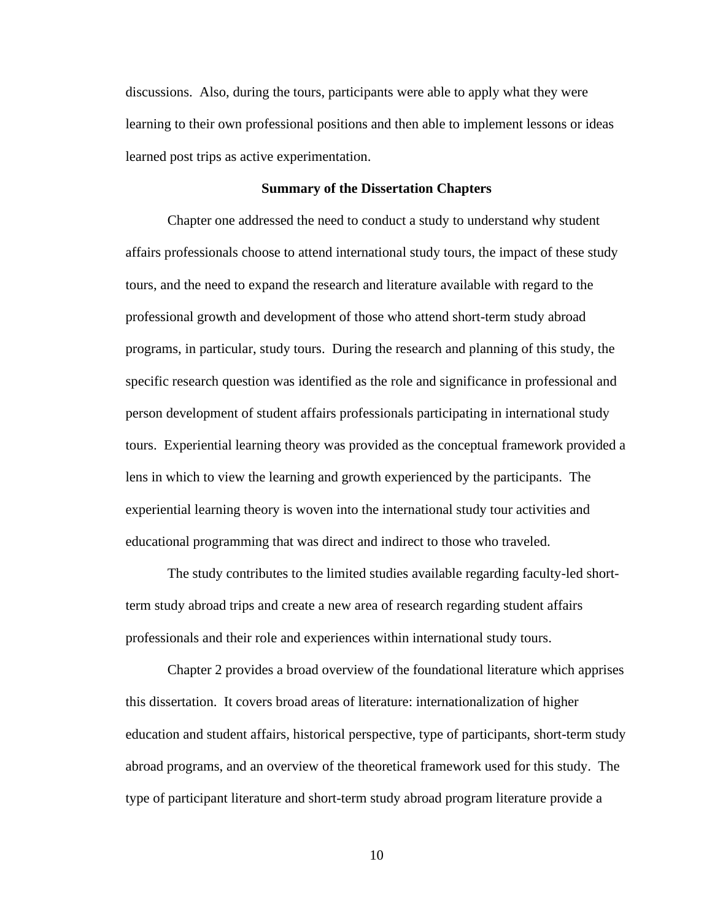discussions. Also, during the tours, participants were able to apply what they were learning to their own professional positions and then able to implement lessons or ideas learned post trips as active experimentation.

## Summary of the Dissertation Chapters

Chapter one addressed the need to conduct a study to understand why student affairs professionals choose to attend international study tours, the impact of these study tours, and the need to expand the research and literature available with regard to the professional growth and development of those who attend short-term study abroad programs, in particular, study tours. During the research and planning of this study, the specific research question was identified as the role and significance in professional and person development of student affairs professionals participating in international study tours. Experiential learning theory was provided as the conceptual framework provided a lens in which to view the learning and growth experienced by the participants. The experiential learning theory is woven into the international study tour activities and educational programming that was direct and indirect to those who traveled.

The study contributes to the limited studies available regarding faculty-led short-term study abroad trips and create a new area of research regarding student affairs professionals and their role and experiences within international study tours.

Chapter 2 provides a broad overview of the foundational literature which apprises this dissertation. It covers broad areas of literature: internationalization of higher education and student affairs, historical perspective, type of participants, short-term study abroad programs, and an overview of the theoretical framework used for this study. The type of participant literature and short-term study abroad program literature provide a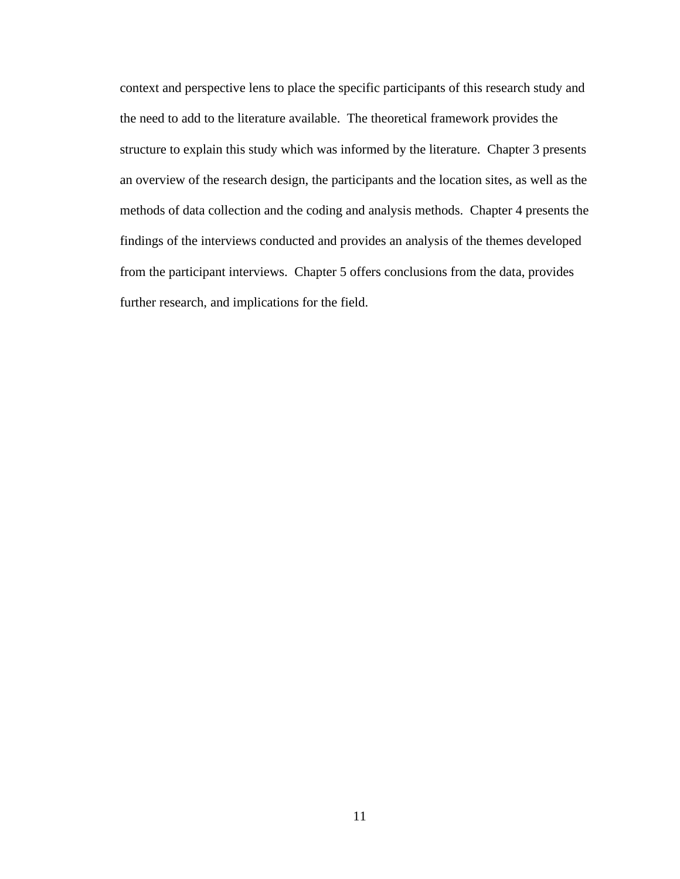context and perspective lens to place the specific participants of this research study and the need to add to the literature available. The theoretical framework provides the structure to explain this study which was informed by the literature. Chapter 3 presents an overview of the research design, the participants and the location sites, as well as the methods of data collection and the coding and analysis methods. Chapter 4 presents the findings of the interviews conducted and provides an analysis of the themes developed from the participant interviews. Chapter 5 offers conclusions from the data, provides further research, and implications for the field.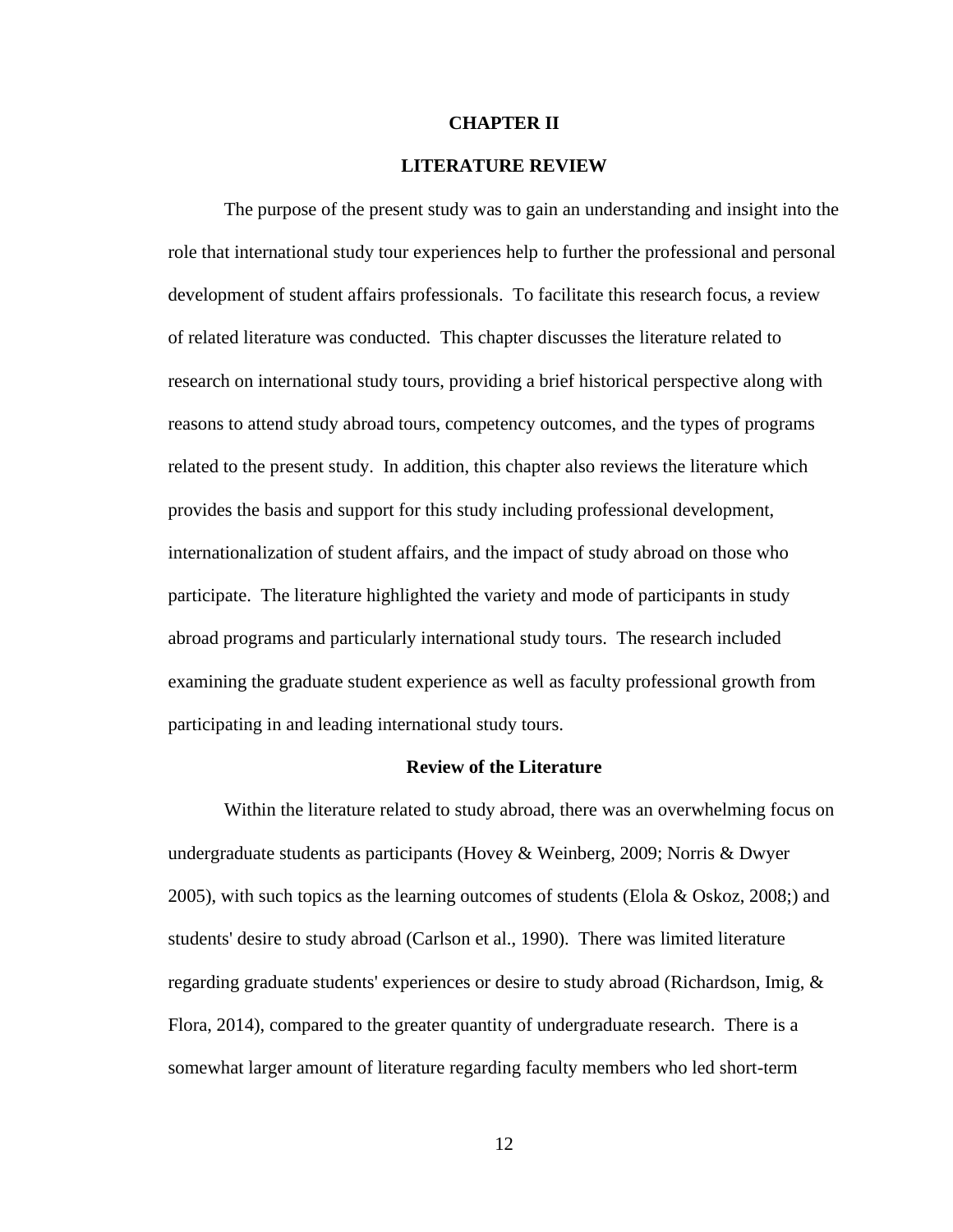# CHAPTER II

# LITERATURE REVIEW

The purpose of the present study was to gain an understanding and insight into the role that international study tour experiences help to further the professional and personal development of student affairs professionals. To facilitate this research focus, a review of related literature was conducted. This chapter discusses the literature related to research on international study tours, providing a brief historical perspective along with reasons to attend study abroad tours, competency outcomes, and the types of programs related to the present study. In addition, this chapter also reviews the literature which provides the basis and support for this study including professional development, internationalization of student affairs, and the impact of study abroad on those who participate. The literature highlighted the variety and mode of participants in study abroad programs and particularly international study tours. The research included examining the graduate student experience as well as faculty professional growth from participating in and leading international study tours.

## Review of the Literature

Within the literature related to study abroad, there was an overwhelming focus on undergraduate students as participants (Hovey & Weinberg, 2009; Norris & Dwyer 2005), with such topics as the learning outcomes of students (Elola & Oskoz, 2008;) and students' desire to study abroad (Carlson et al., 1990). There was limited literature regarding graduate students' experiences or desire to study abroad (Richardson, Imig, & Flora, 2014), compared to the greater quantity of undergraduate research. There is a somewhat larger amount of literature regarding faculty members who led short-term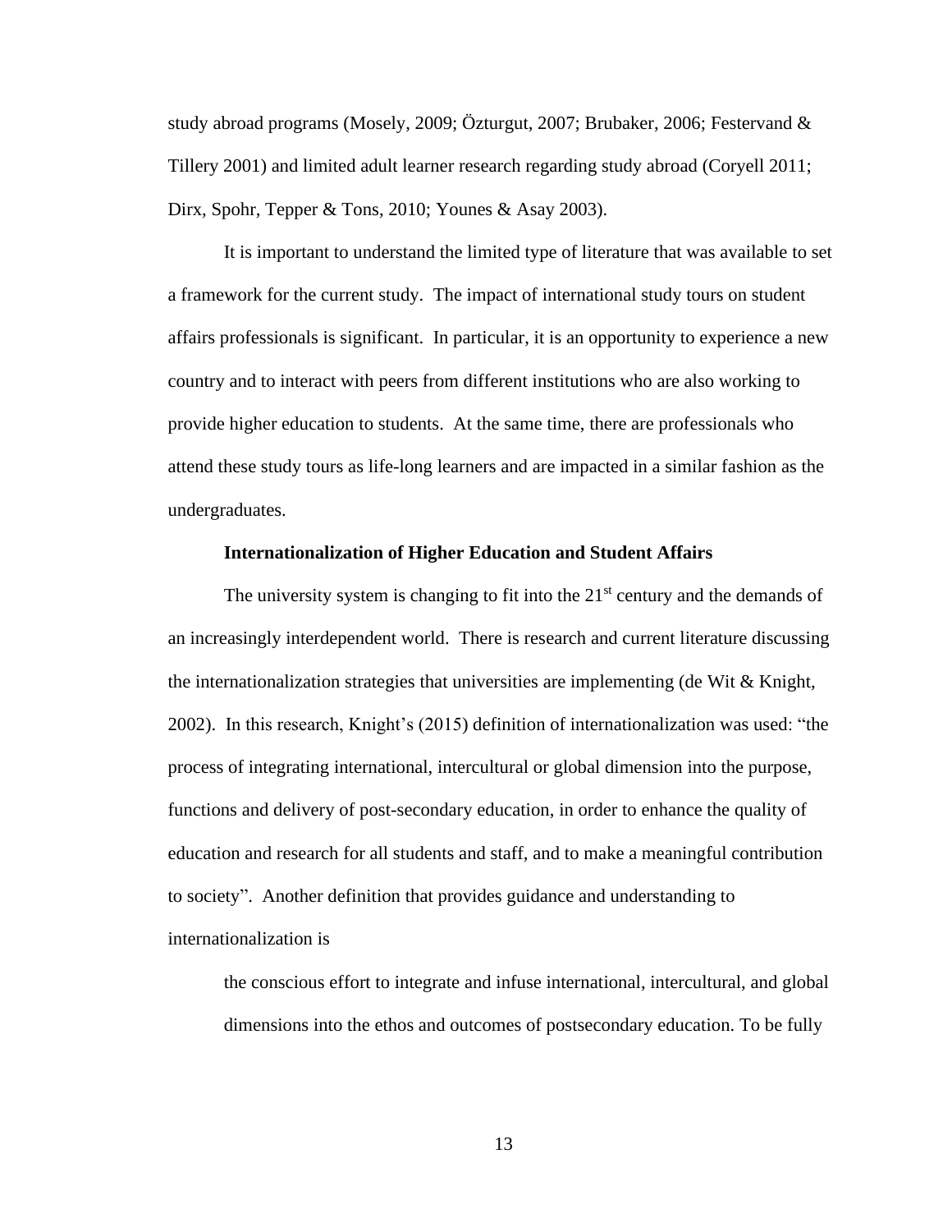study abroad programs (Mosely, 2009; Özturgut, 2007; Brubaker, 2006; Festervand & Tillery 2001) and limited adult learner research regarding study abroad (Coryell 2011; Dirx, Spohr, Tepper & Tons, 2010; Younes & Asay 2003).

It is important to understand the limited type of literature that was available to set a framework for the current study. The impact of international study tours on student affairs professionals is significant. In particular, it is an opportunity to experience a new country and to interact with peers from different institutions who are also working to provide higher education to students. At the same time, there are professionals who attend these study tours as life-long learners and are impacted in a similar fashion as the undergraduates.

## Internationalization of Higher Education and Student Affairs

The university system is changing to fit into the 21st century and the demands of an increasingly interdependent world. There is research and current literature discussing the internationalization strategies that universities are implementing (de Wit & Knight, 2002). In this research, Knight's (2015) definition of internationalization was used: "the process of integrating international, intercultural or global dimension into the purpose, functions and delivery of post-secondary education, in order to enhance the quality of education and research for all students and staff, and to make a meaningful contribution to society". Another definition that provides guidance and understanding to internationalization is

> the conscious effort to integrate and infuse international, intercultural, and global dimensions into the ethos and outcomes of postsecondary education. To be fully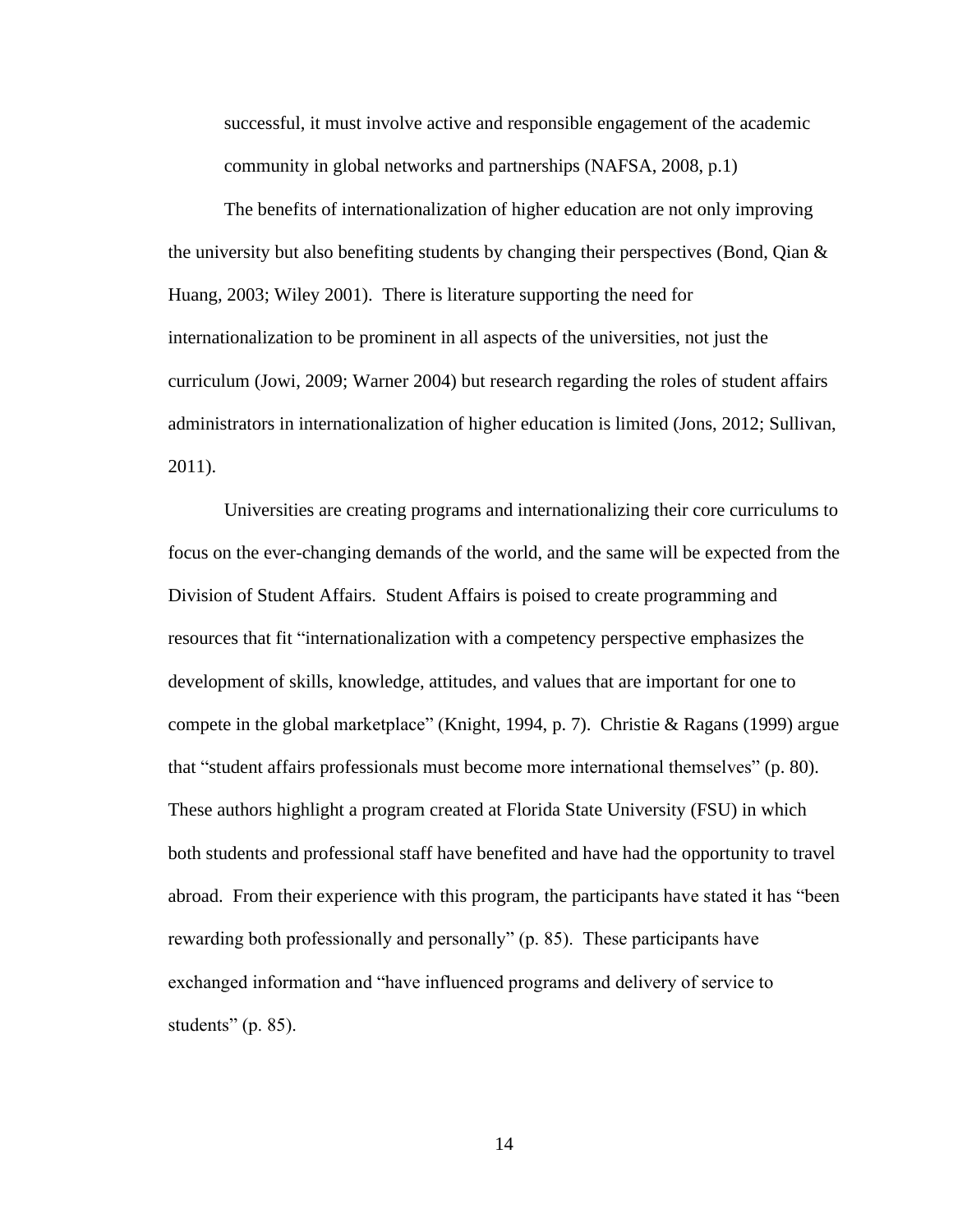> successful, it must involve active and responsible engagement of the academic community in global networks and partnerships (NAFSA, 2008, p.1)

The benefits of internationalization of higher education are not only improving the university but also benefiting students by changing their perspectives (Bond, Qian & Huang, 2003; Wiley 2001). There is literature supporting the need for internationalization to be prominent in all aspects of the universities, not just the curriculum (Jowi, 2009; Warner 2004) but research regarding the roles of student affairs administrators in internationalization of higher education is limited (Jons, 2012; Sullivan, 2011).

Universities are creating programs and internationalizing their core curriculums to focus on the ever-changing demands of the world, and the same will be expected from the Division of Student Affairs. Student Affairs is poised to create programming and resources that fit "internationalization with a competency perspective emphasizes the development of skills, knowledge, attitudes, and values that are important for one to compete in the global marketplace" (Knight, 1994, p. 7). Christie & Ragans (1999) argue that "student affairs professionals must become more international themselves" (p. 80). These authors highlight a program created at Florida State University (FSU) in which both students and professional staff have benefited and have had the opportunity to travel abroad. From their experience with this program, the participants have stated it has "been rewarding both professionally and personally" (p. 85). These participants have exchanged information and "have influenced programs and delivery of service to students" (p. 85).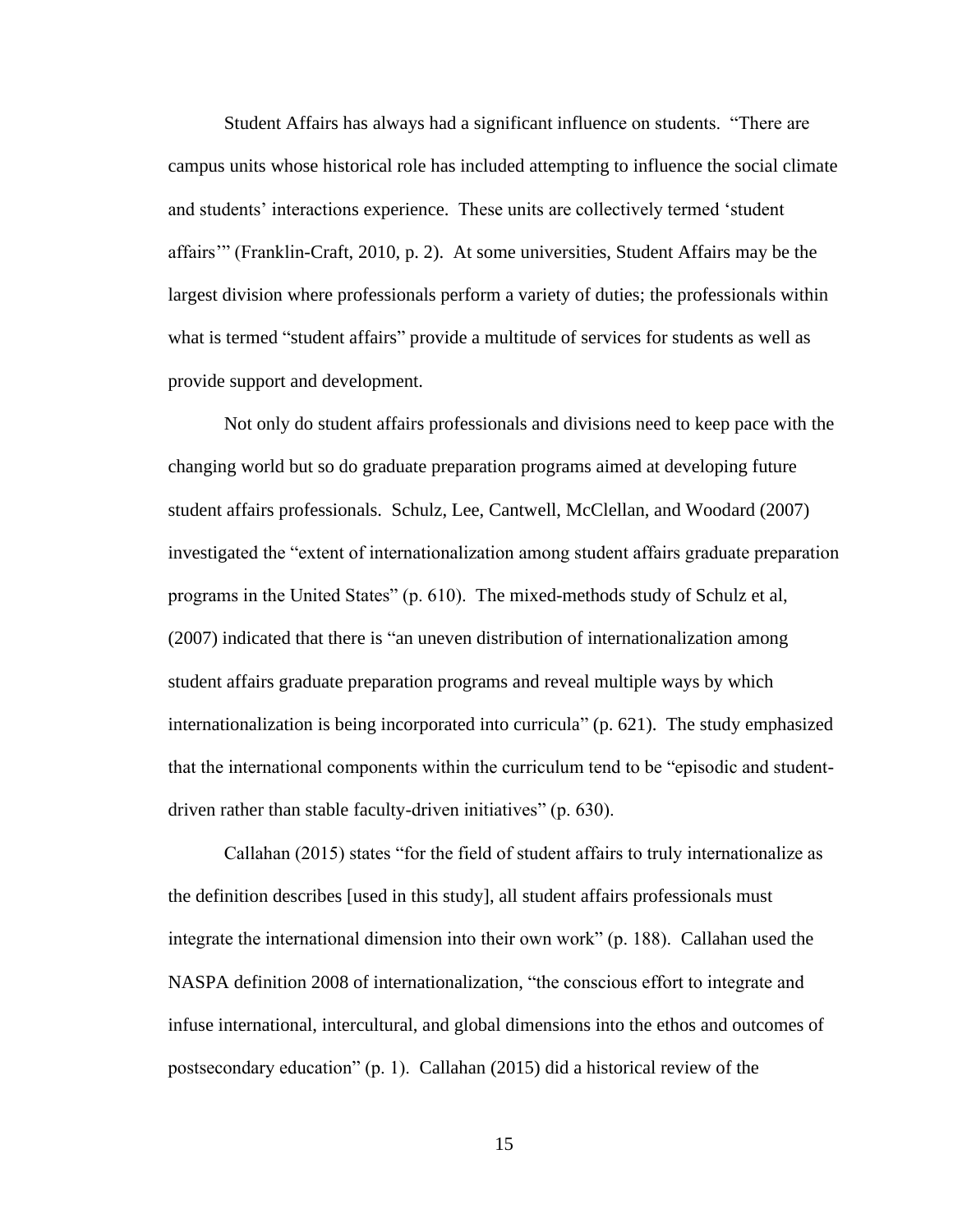Student Affairs has always had a significant influence on students. "There are campus units whose historical role has included attempting to influence the social climate and students' interactions experience. These units are collectively termed 'student affairs'" (Franklin-Craft, 2010, p. 2). At some universities, Student Affairs may be the largest division where professionals perform a variety of duties; the professionals within what is termed "student affairs" provide a multitude of services for students as well as provide support and development.

Not only do student affairs professionals and divisions need to keep pace with the changing world but so do graduate preparation programs aimed at developing future student affairs professionals. Schulz, Lee, Cantwell, McClellan, and Woodard (2007) investigated the "extent of internationalization among student affairs graduate preparation programs in the United States" (p. 610). The mixed-methods study of Schulz et al, (2007) indicated that there is "an uneven distribution of internationalization among student affairs graduate preparation programs and reveal multiple ways by which internationalization is being incorporated into curricula" (p. 621). The study emphasized that the international components within the curriculum tend to be "episodic and student-driven rather than stable faculty-driven initiatives" (p. 630).

Callahan (2015) states "for the field of student affairs to truly internationalize as the definition describes [used in this study], all student affairs professionals must integrate the international dimension into their own work" (p. 188). Callahan used the NASPA definition 2008 of internationalization, "the conscious effort to integrate and infuse international, intercultural, and global dimensions into the ethos and outcomes of postsecondary education" (p. 1). Callahan (2015) did a historical review of the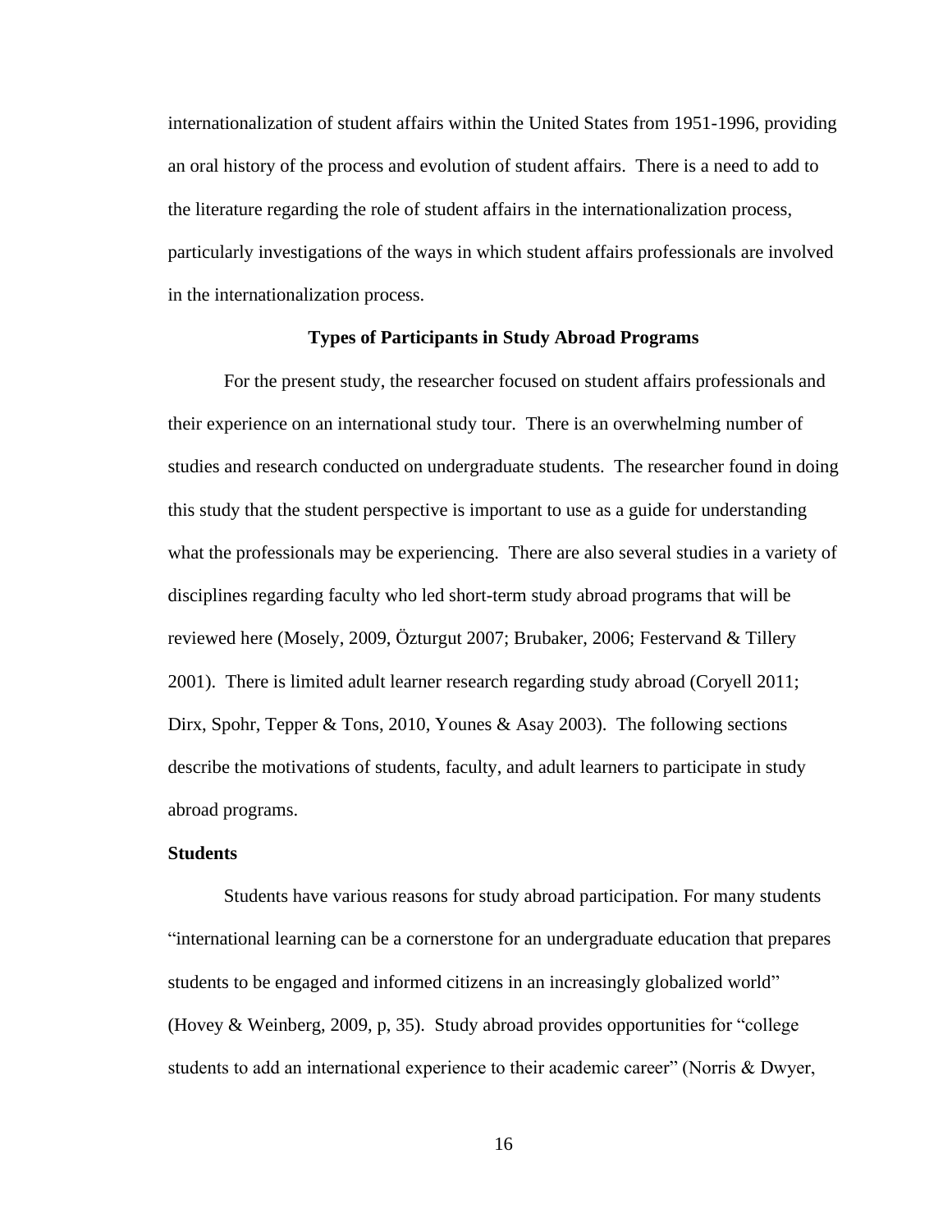internationalization of student affairs within the United States from 1951-1996, providing an oral history of the process and evolution of student affairs. There is a need to add to the literature regarding the role of student affairs in the internationalization process, particularly investigations of the ways in which student affairs professionals are involved in the internationalization process.

## Types of Participants in Study Abroad Programs

For the present study, the researcher focused on student affairs professionals and their experience on an international study tour. There is an overwhelming number of studies and research conducted on undergraduate students. The researcher found in doing this study that the student perspective is important to use as a guide for understanding what the professionals may be experiencing. There are also several studies in a variety of disciplines regarding faculty who led short-term study abroad programs that will be reviewed here (Mosely, 2009, Özturgut 2007; Brubaker, 2006; Festervand & Tillery 2001). There is limited adult learner research regarding study abroad (Coryell 2011; Dirx, Spohr, Tepper & Tons, 2010, Younes & Asay 2003). The following sections describe the motivations of students, faculty, and adult learners to participate in study abroad programs.

### Students

Students have various reasons for study abroad participation. For many students "international learning can be a cornerstone for an undergraduate education that prepares students to be engaged and informed citizens in an increasingly globalized world" (Hovey & Weinberg, 2009, p, 35). Study abroad provides opportunities for "college students to add an international experience to their academic career" (Norris & Dwyer,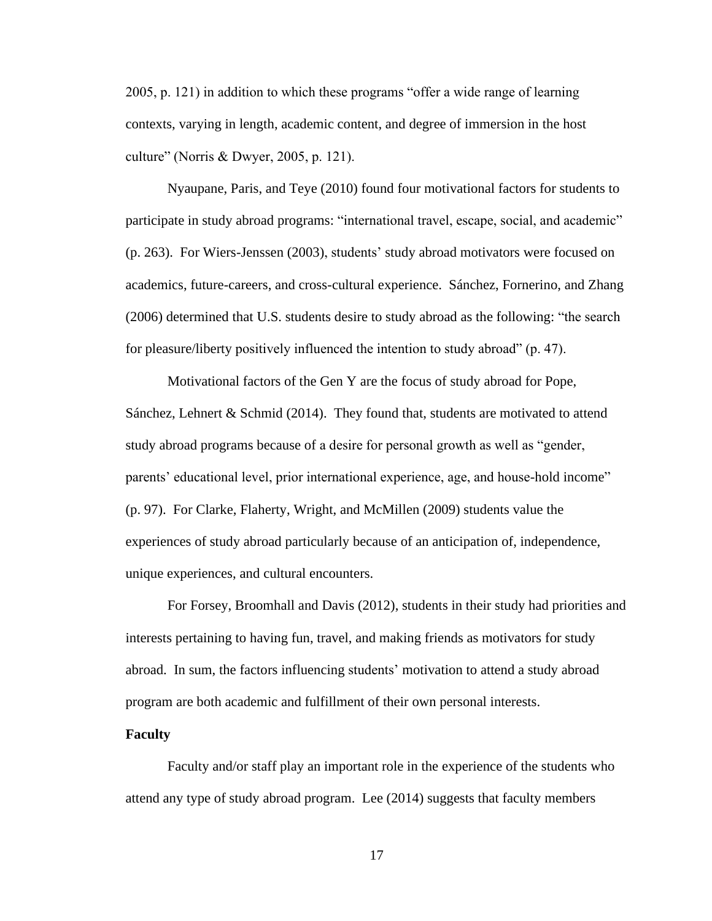2005, p. 121) in addition to which these programs "offer a wide range of learning contexts, varying in length, academic content, and degree of immersion in the host culture" (Norris & Dwyer, 2005, p. 121).

Nyaupane, Paris, and Teye (2010) found four motivational factors for students to participate in study abroad programs: "international travel, escape, social, and academic" (p. 263). For Wiers-Jenssen (2003), students' study abroad motivators were focused on academics, future-careers, and cross-cultural experience. Sánchez, Fornerino, and Zhang (2006) determined that U.S. students desire to study abroad as the following: "the search for pleasure/liberty positively influenced the intention to study abroad" (p. 47).

Motivational factors of the Gen Y are the focus of study abroad for Pope, Sánchez, Lehnert & Schmid (2014). They found that, students are motivated to attend study abroad programs because of a desire for personal growth as well as "gender, parents' educational level, prior international experience, age, and house-hold income" (p. 97). For Clarke, Flaherty, Wright, and McMillen (2009) students value the experiences of study abroad particularly because of an anticipation of, independence, unique experiences, and cultural encounters.

For Forsey, Broomhall and Davis (2012), students in their study had priorities and interests pertaining to having fun, travel, and making friends as motivators for study abroad. In sum, the factors influencing students' motivation to attend a study abroad program are both academic and fulfillment of their own personal interests.

**Faculty**

Faculty and/or staff play an important role in the experience of the students who attend any type of study abroad program. Lee (2014) suggests that faculty members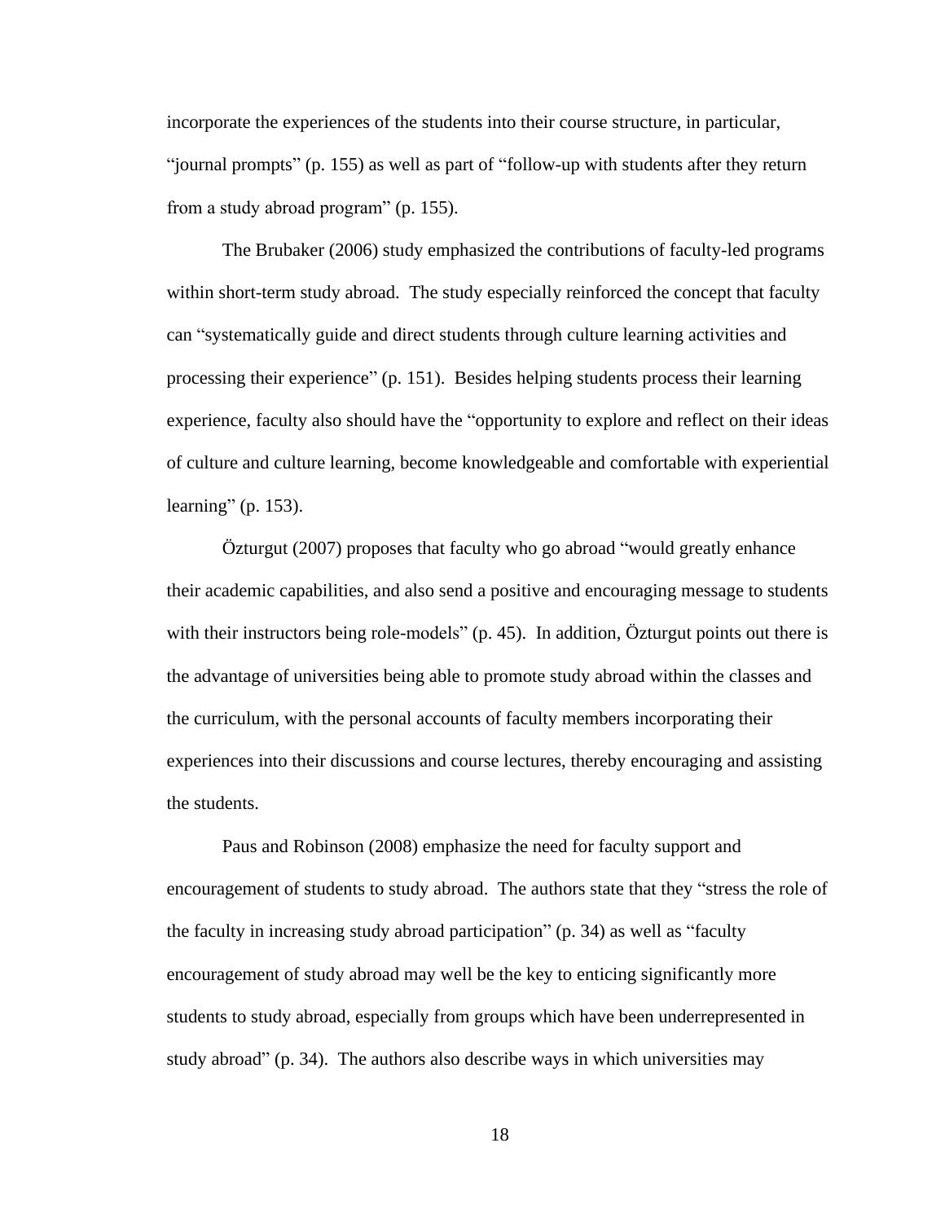incorporate the experiences of the students into their course structure, in particular, "journal prompts" (p. 155) as well as part of "follow-up with students after they return from a study abroad program" (p. 155).

The Brubaker (2006) study emphasized the contributions of faculty-led programs within short-term study abroad. The study especially reinforced the concept that faculty can "systematically guide and direct students through culture learning activities and processing their experience" (p. 151). Besides helping students process their learning experience, faculty also should have the "opportunity to explore and reflect on their ideas of culture and culture learning, become knowledgeable and comfortable with experiential learning" (p. 153).

Özturgut (2007) proposes that faculty who go abroad "would greatly enhance their academic capabilities, and also send a positive and encouraging message to students with their instructors being role-models" (p. 45). In addition, Özturgut points out there is the advantage of universities being able to promote study abroad within the classes and the curriculum, with the personal accounts of faculty members incorporating their experiences into their discussions and course lectures, thereby encouraging and assisting the students.

Paus and Robinson (2008) emphasize the need for faculty support and encouragement of students to study abroad. The authors state that they "stress the role of the faculty in increasing study abroad participation" (p. 34) as well as "faculty encouragement of study abroad may well be the key to enticing significantly more students to study abroad, especially from groups which have been underrepresented in study abroad" (p. 34). The authors also describe ways in which universities may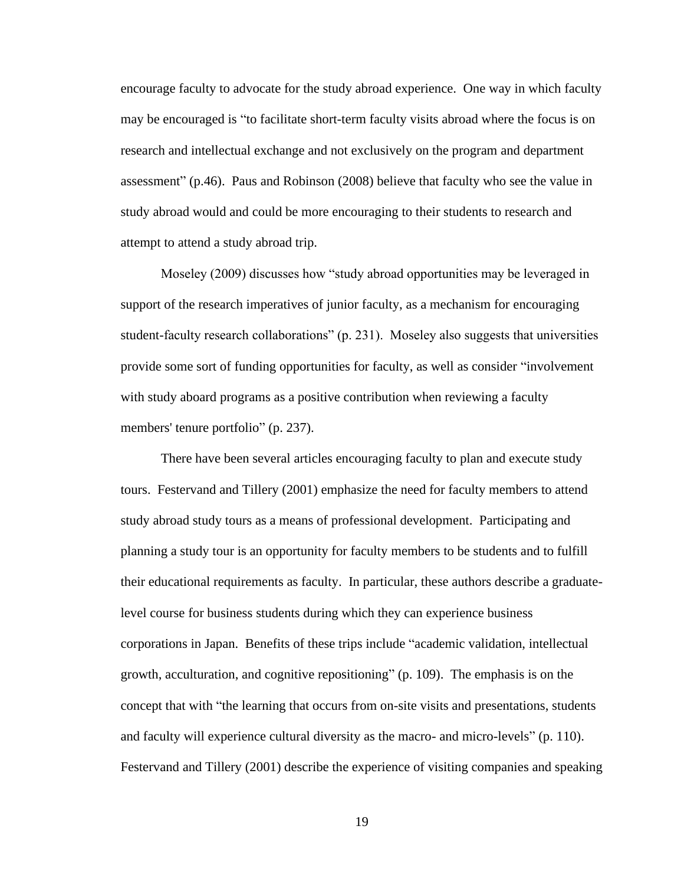encourage faculty to advocate for the study abroad experience. One way in which faculty may be encouraged is "to facilitate short-term faculty visits abroad where the focus is on research and intellectual exchange and not exclusively on the program and department assessment" (p.46). Paus and Robinson (2008) believe that faculty who see the value in study abroad would and could be more encouraging to their students to research and attempt to attend a study abroad trip.

Moseley (2009) discusses how "study abroad opportunities may be leveraged in support of the research imperatives of junior faculty, as a mechanism for encouraging student-faculty research collaborations" (p. 231). Moseley also suggests that universities provide some sort of funding opportunities for faculty, as well as consider "involvement with study aboard programs as a positive contribution when reviewing a faculty members' tenure portfolio" (p. 237).

There have been several articles encouraging faculty to plan and execute study tours. Festervand and Tillery (2001) emphasize the need for faculty members to attend study abroad study tours as a means of professional development. Participating and planning a study tour is an opportunity for faculty members to be students and to fulfill their educational requirements as faculty. In particular, these authors describe a graduate-level course for business students during which they can experience business corporations in Japan. Benefits of these trips include "academic validation, intellectual growth, acculturation, and cognitive repositioning" (p. 109). The emphasis is on the concept that with "the learning that occurs from on-site visits and presentations, students and faculty will experience cultural diversity as the macro- and micro-levels" (p. 110). Festervand and Tillery (2001) describe the experience of visiting companies and speaking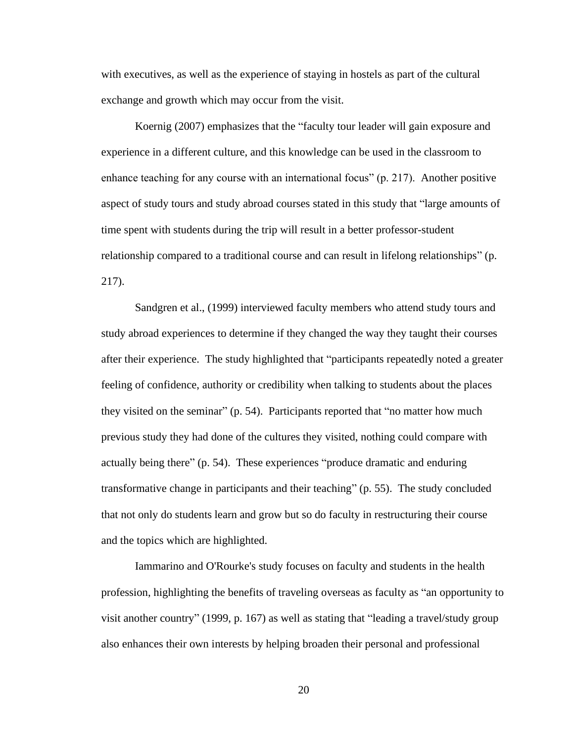with executives, as well as the experience of staying in hostels as part of the cultural exchange and growth which may occur from the visit.

Koernig (2007) emphasizes that the "faculty tour leader will gain exposure and experience in a different culture, and this knowledge can be used in the classroom to enhance teaching for any course with an international focus" (p. 217). Another positive aspect of study tours and study abroad courses stated in this study that "large amounts of time spent with students during the trip will result in a better professor-student relationship compared to a traditional course and can result in lifelong relationships" (p. 217).

Sandgren et al., (1999) interviewed faculty members who attend study tours and study abroad experiences to determine if they changed the way they taught their courses after their experience. The study highlighted that "participants repeatedly noted a greater feeling of confidence, authority or credibility when talking to students about the places they visited on the seminar" (p. 54). Participants reported that "no matter how much previous study they had done of the cultures they visited, nothing could compare with actually being there" (p. 54). These experiences "produce dramatic and enduring transformative change in participants and their teaching" (p. 55). The study concluded that not only do students learn and grow but so do faculty in restructuring their course and the topics which are highlighted.

Iammarino and O'Rourke's study focuses on faculty and students in the health profession, highlighting the benefits of traveling overseas as faculty as "an opportunity to visit another country" (1999, p. 167) as well as stating that "leading a travel/study group also enhances their own interests by helping broaden their personal and professional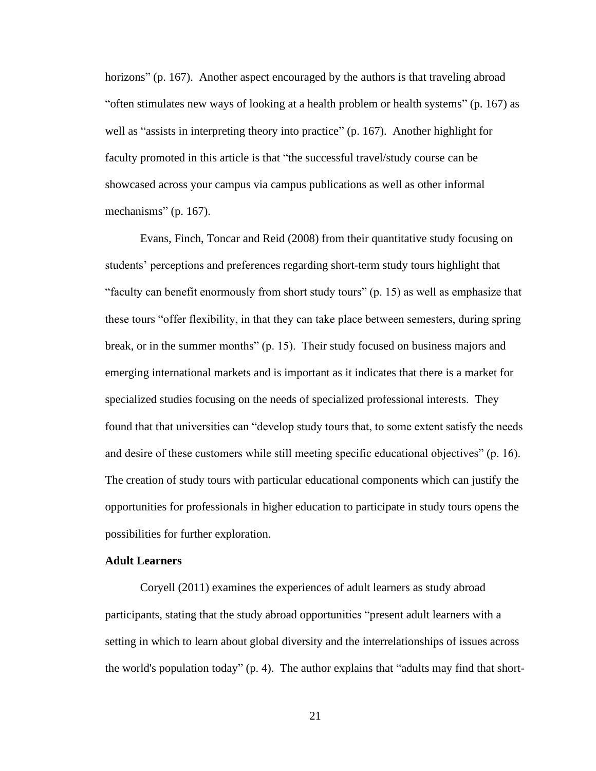horizons" (p. 167). Another aspect encouraged by the authors is that traveling abroad "often stimulates new ways of looking at a health problem or health systems" (p. 167) as well as "assists in interpreting theory into practice" (p. 167). Another highlight for faculty promoted in this article is that "the successful travel/study course can be showcased across your campus via campus publications as well as other informal mechanisms" (p. 167).

Evans, Finch, Toncar and Reid (2008) from their quantitative study focusing on students' perceptions and preferences regarding short-term study tours highlight that "faculty can benefit enormously from short study tours" (p. 15) as well as emphasize that these tours "offer flexibility, in that they can take place between semesters, during spring break, or in the summer months" (p. 15). Their study focused on business majors and emerging international markets and is important as it indicates that there is a market for specialized studies focusing on the needs of specialized professional interests. They found that that universities can "develop study tours that, to some extent satisfy the needs and desire of these customers while still meeting specific educational objectives" (p. 16). The creation of study tours with particular educational components which can justify the opportunities for professionals in higher education to participate in study tours opens the possibilities for further exploration.

**Adult Learners**

Coryell (2011) examines the experiences of adult learners as study abroad participants, stating that the study abroad opportunities "present adult learners with a setting in which to learn about global diversity and the interrelationships of issues across the world's population today" (p. 4). The author explains that "adults may find that short-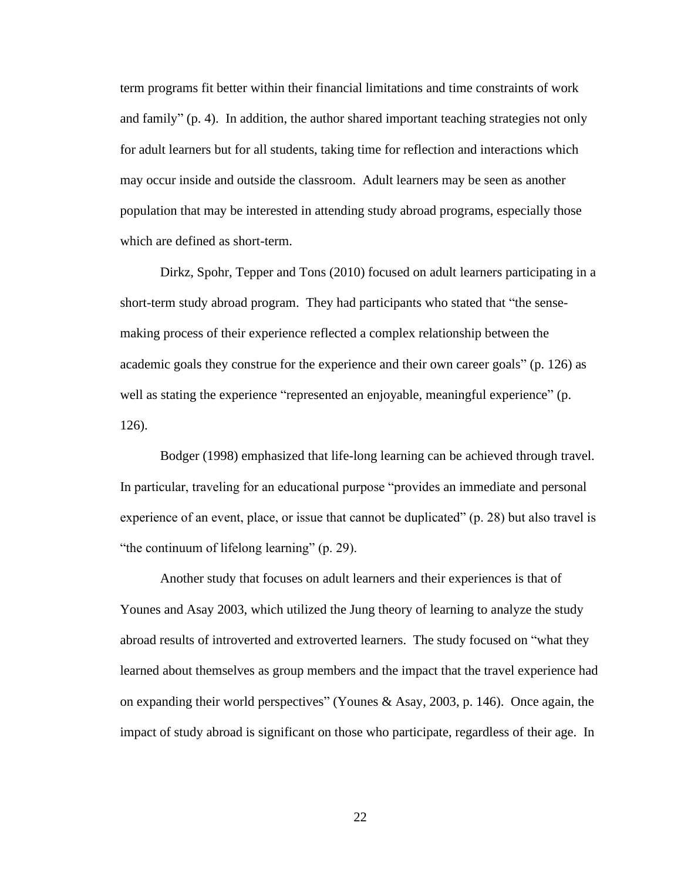term programs fit better within their financial limitations and time constraints of work and family" (p. 4). In addition, the author shared important teaching strategies not only for adult learners but for all students, taking time for reflection and interactions which may occur inside and outside the classroom. Adult learners may be seen as another population that may be interested in attending study abroad programs, especially those which are defined as short-term.

Dirkz, Spohr, Tepper and Tons (2010) focused on adult learners participating in a short-term study abroad program. They had participants who stated that "the sense-making process of their experience reflected a complex relationship between the academic goals they construe for the experience and their own career goals" (p. 126) as well as stating the experience "represented an enjoyable, meaningful experience" (p. 126).

Bodger (1998) emphasized that life-long learning can be achieved through travel. In particular, traveling for an educational purpose "provides an immediate and personal experience of an event, place, or issue that cannot be duplicated" (p. 28) but also travel is "the continuum of lifelong learning" (p. 29).

Another study that focuses on adult learners and their experiences is that of Younes and Asay 2003, which utilized the Jung theory of learning to analyze the study abroad results of introverted and extroverted learners. The study focused on "what they learned about themselves as group members and the impact that the travel experience had on expanding their world perspectives" (Younes & Asay, 2003, p. 146). Once again, the impact of study abroad is significant on those who participate, regardless of their age. In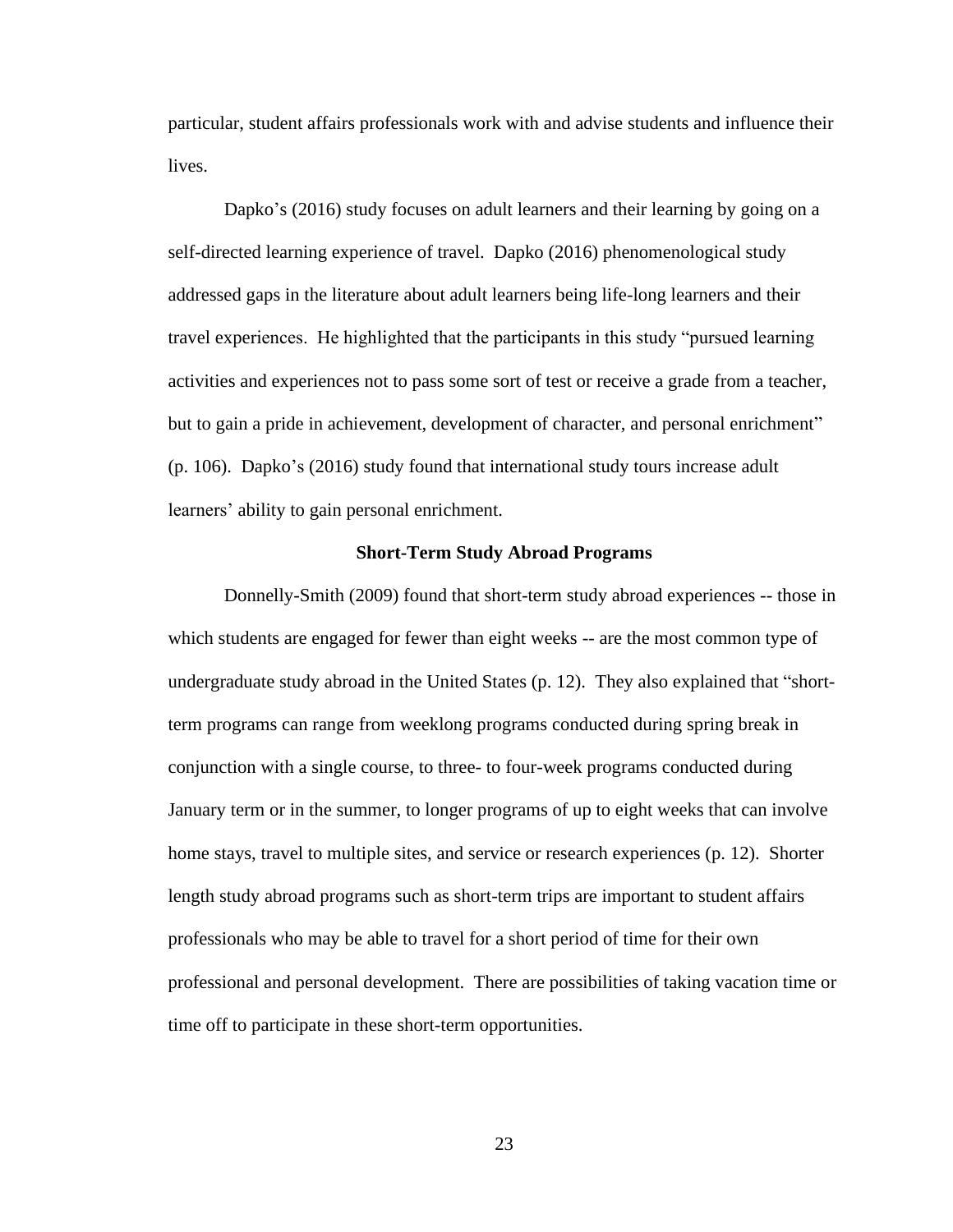particular, student affairs professionals work with and advise students and influence their lives.

Dapko's (2016) study focuses on adult learners and their learning by going on a self-directed learning experience of travel. Dapko (2016) phenomenological study addressed gaps in the literature about adult learners being life-long learners and their travel experiences. He highlighted that the participants in this study "pursued learning activities and experiences not to pass some sort of test or receive a grade from a teacher, but to gain a pride in achievement, development of character, and personal enrichment" (p. 106). Dapko's (2016) study found that international study tours increase adult learners' ability to gain personal enrichment.

## Short-Term Study Abroad Programs

Donnelly-Smith (2009) found that short-term study abroad experiences -- those in which students are engaged for fewer than eight weeks -- are the most common type of undergraduate study abroad in the United States (p. 12). They also explained that "short-term programs can range from weeklong programs conducted during spring break in conjunction with a single course, to three- to four-week programs conducted during January term or in the summer, to longer programs of up to eight weeks that can involve home stays, travel to multiple sites, and service or research experiences (p. 12). Shorter length study abroad programs such as short-term trips are important to student affairs professionals who may be able to travel for a short period of time for their own professional and personal development. There are possibilities of taking vacation time or time off to participate in these short-term opportunities.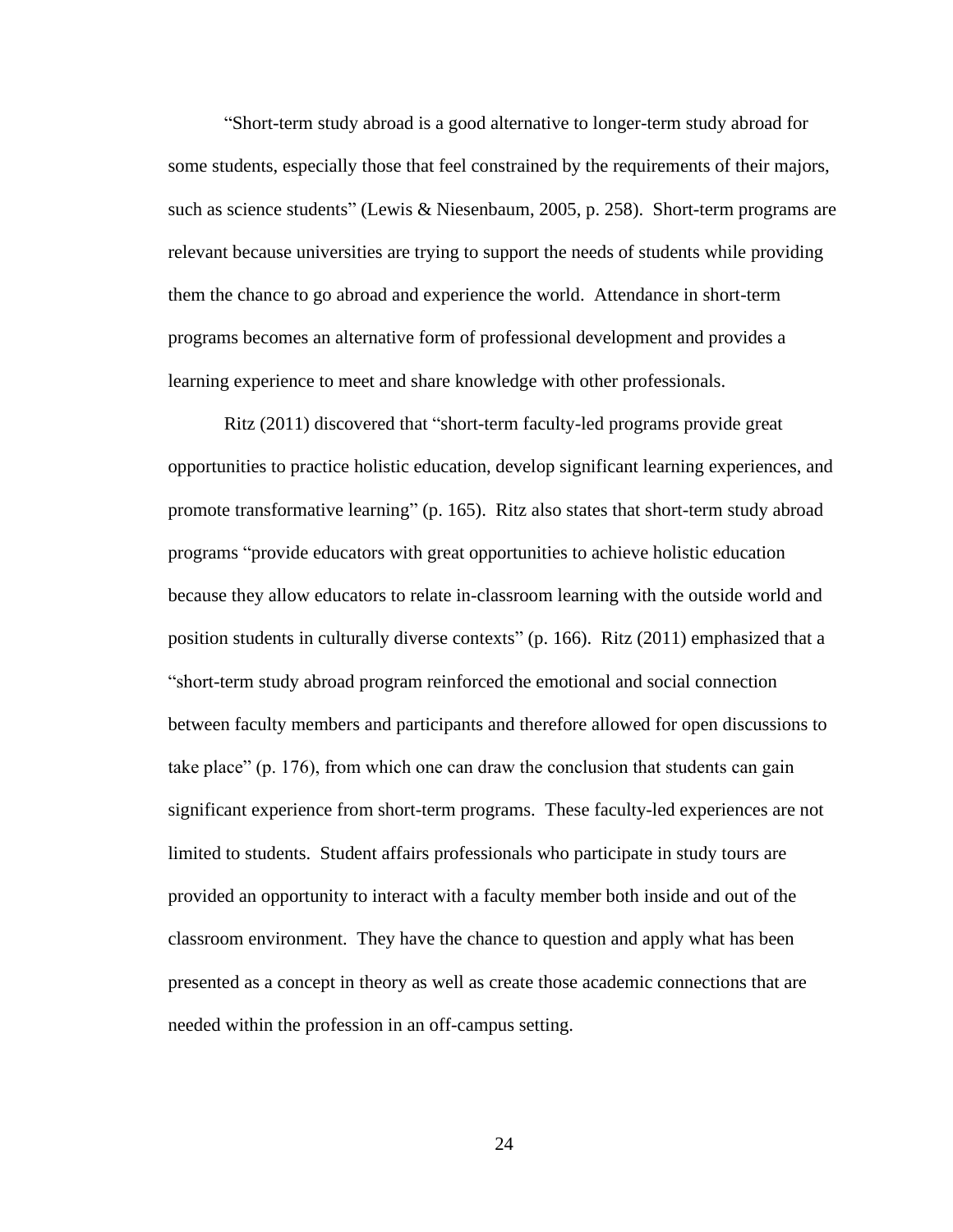"Short-term study abroad is a good alternative to longer-term study abroad for some students, especially those that feel constrained by the requirements of their majors, such as science students" (Lewis & Niesenbaum, 2005, p. 258). Short-term programs are relevant because universities are trying to support the needs of students while providing them the chance to go abroad and experience the world. Attendance in short-term programs becomes an alternative form of professional development and provides a learning experience to meet and share knowledge with other professionals.

Ritz (2011) discovered that "short-term faculty-led programs provide great opportunities to practice holistic education, develop significant learning experiences, and promote transformative learning" (p. 165). Ritz also states that short-term study abroad programs "provide educators with great opportunities to achieve holistic education because they allow educators to relate in-classroom learning with the outside world and position students in culturally diverse contexts" (p. 166). Ritz (2011) emphasized that a "short-term study abroad program reinforced the emotional and social connection between faculty members and participants and therefore allowed for open discussions to take place" (p. 176), from which one can draw the conclusion that students can gain significant experience from short-term programs. These faculty-led experiences are not limited to students. Student affairs professionals who participate in study tours are provided an opportunity to interact with a faculty member both inside and out of the classroom environment. They have the chance to question and apply what has been presented as a concept in theory as well as create those academic connections that are needed within the profession in an off-campus setting.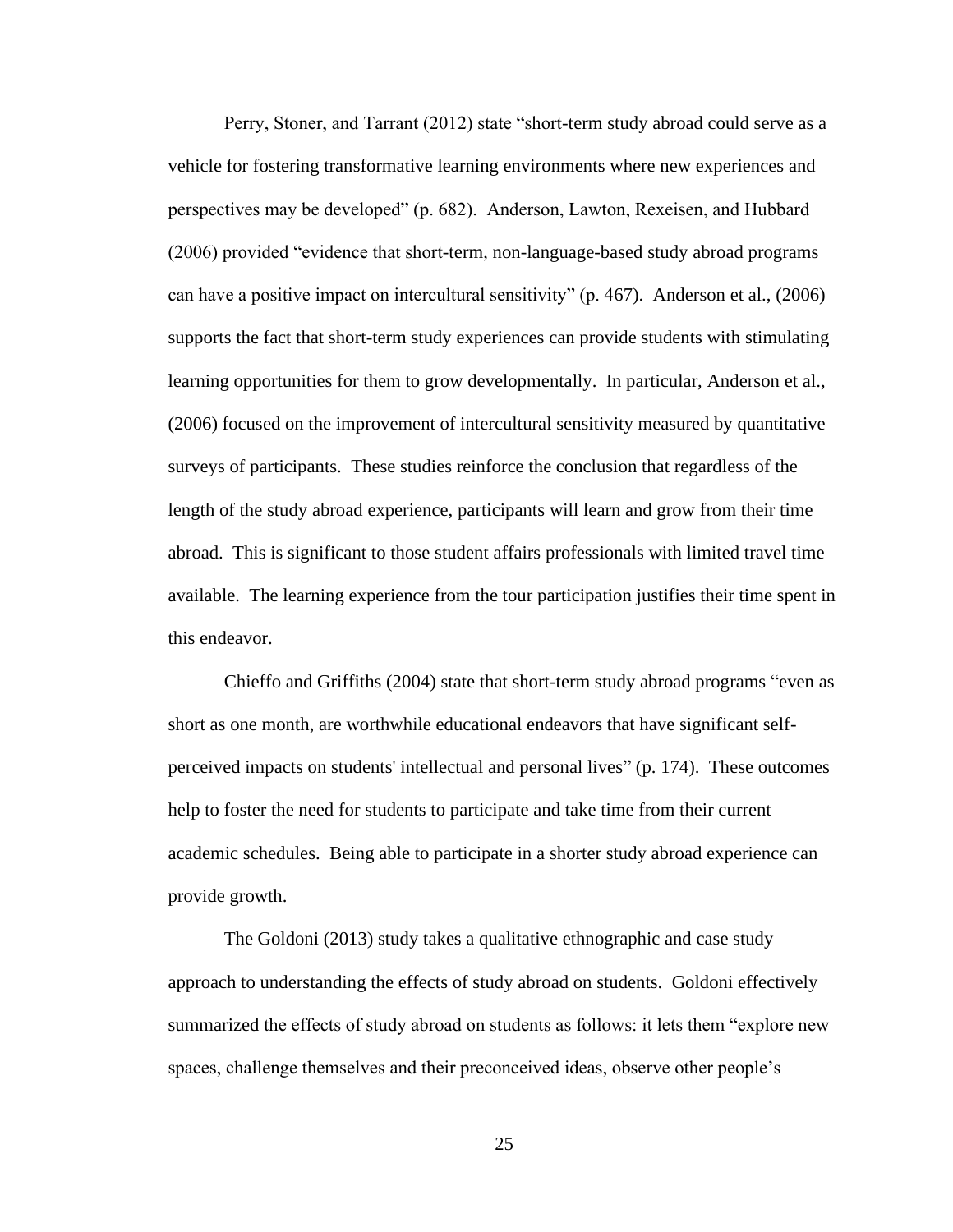Perry, Stoner, and Tarrant (2012) state "short-term study abroad could serve as a vehicle for fostering transformative learning environments where new experiences and perspectives may be developed" (p. 682). Anderson, Lawton, Rexeisen, and Hubbard (2006) provided "evidence that short-term, non-language-based study abroad programs can have a positive impact on intercultural sensitivity" (p. 467). Anderson et al., (2006) supports the fact that short-term study experiences can provide students with stimulating learning opportunities for them to grow developmentally. In particular, Anderson et al., (2006) focused on the improvement of intercultural sensitivity measured by quantitative surveys of participants. These studies reinforce the conclusion that regardless of the length of the study abroad experience, participants will learn and grow from their time abroad. This is significant to those student affairs professionals with limited travel time available. The learning experience from the tour participation justifies their time spent in this endeavor.

Chieffo and Griffiths (2004) state that short-term study abroad programs "even as short as one month, are worthwhile educational endeavors that have significant self-perceived impacts on students' intellectual and personal lives" (p. 174). These outcomes help to foster the need for students to participate and take time from their current academic schedules. Being able to participate in a shorter study abroad experience can provide growth.

The Goldoni (2013) study takes a qualitative ethnographic and case study approach to understanding the effects of study abroad on students. Goldoni effectively summarized the effects of study abroad on students as follows: it lets them "explore new spaces, challenge themselves and their preconceived ideas, observe other people's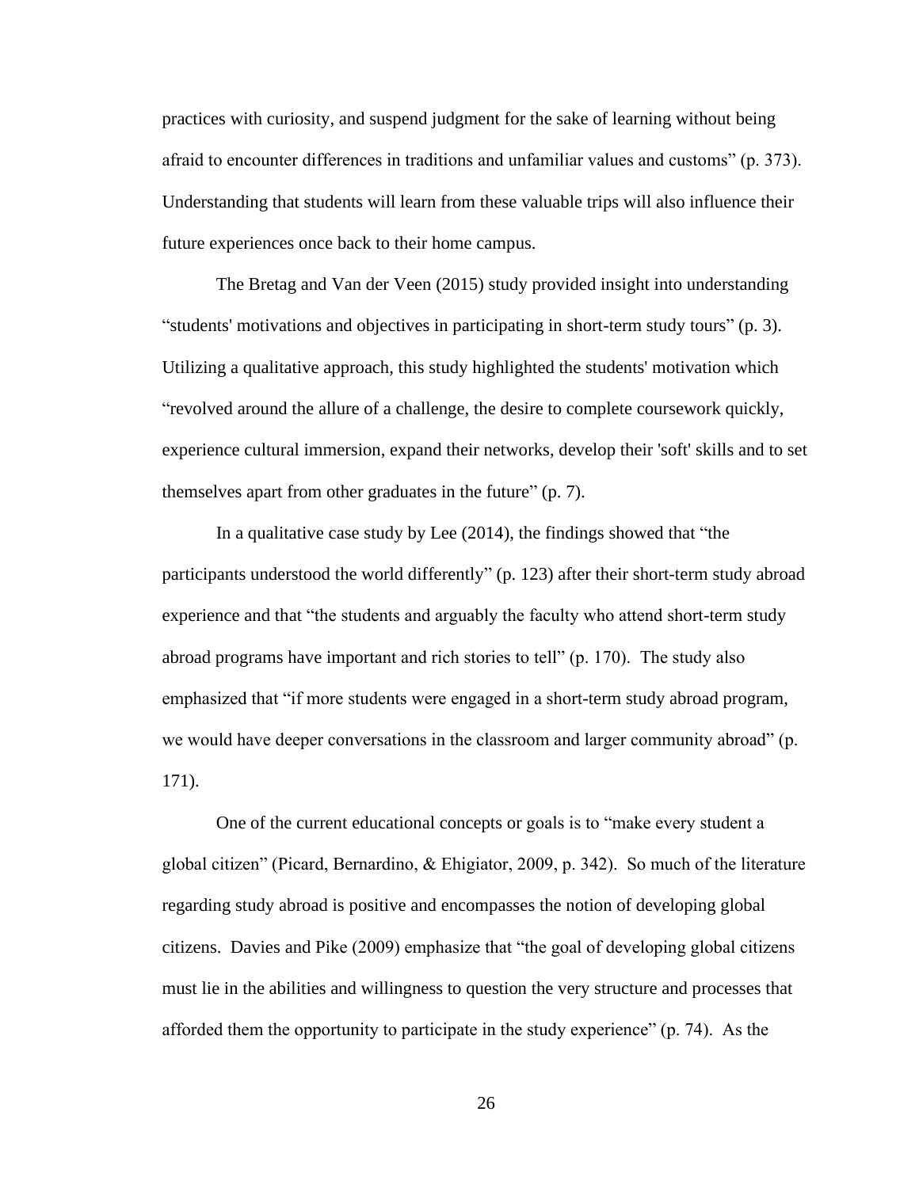practices with curiosity, and suspend judgment for the sake of learning without being afraid to encounter differences in traditions and unfamiliar values and customs" (p. 373). Understanding that students will learn from these valuable trips will also influence their future experiences once back to their home campus.

The Bretag and Van der Veen (2015) study provided insight into understanding "students' motivations and objectives in participating in short-term study tours" (p. 3). Utilizing a qualitative approach, this study highlighted the students' motivation which "revolved around the allure of a challenge, the desire to complete coursework quickly, experience cultural immersion, expand their networks, develop their 'soft' skills and to set themselves apart from other graduates in the future" (p. 7).

In a qualitative case study by Lee (2014), the findings showed that "the participants understood the world differently" (p. 123) after their short-term study abroad experience and that "the students and arguably the faculty who attend short-term study abroad programs have important and rich stories to tell" (p. 170). The study also emphasized that "if more students were engaged in a short-term study abroad program, we would have deeper conversations in the classroom and larger community abroad" (p. 171).

One of the current educational concepts or goals is to "make every student a global citizen" (Picard, Bernardino, & Ehigiator, 2009, p. 342). So much of the literature regarding study abroad is positive and encompasses the notion of developing global citizens. Davies and Pike (2009) emphasize that "the goal of developing global citizens must lie in the abilities and willingness to question the very structure and processes that afforded them the opportunity to participate in the study experience" (p. 74). As the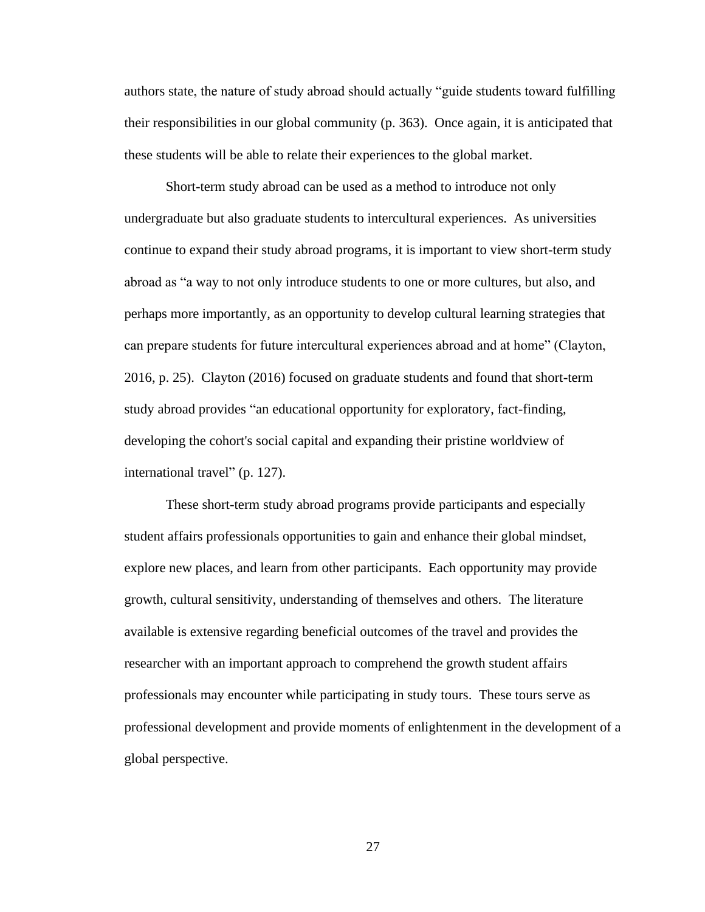authors state, the nature of study abroad should actually "guide students toward fulfilling their responsibilities in our global community (p. 363). Once again, it is anticipated that these students will be able to relate their experiences to the global market.

Short-term study abroad can be used as a method to introduce not only undergraduate but also graduate students to intercultural experiences. As universities continue to expand their study abroad programs, it is important to view short-term study abroad as "a way to not only introduce students to one or more cultures, but also, and perhaps more importantly, as an opportunity to develop cultural learning strategies that can prepare students for future intercultural experiences abroad and at home" (Clayton, 2016, p. 25). Clayton (2016) focused on graduate students and found that short-term study abroad provides "an educational opportunity for exploratory, fact-finding, developing the cohort's social capital and expanding their pristine worldview of international travel" (p. 127).

These short-term study abroad programs provide participants and especially student affairs professionals opportunities to gain and enhance their global mindset, explore new places, and learn from other participants. Each opportunity may provide growth, cultural sensitivity, understanding of themselves and others. The literature available is extensive regarding beneficial outcomes of the travel and provides the researcher with an important approach to comprehend the growth student affairs professionals may encounter while participating in study tours. These tours serve as professional development and provide moments of enlightenment in the development of a global perspective.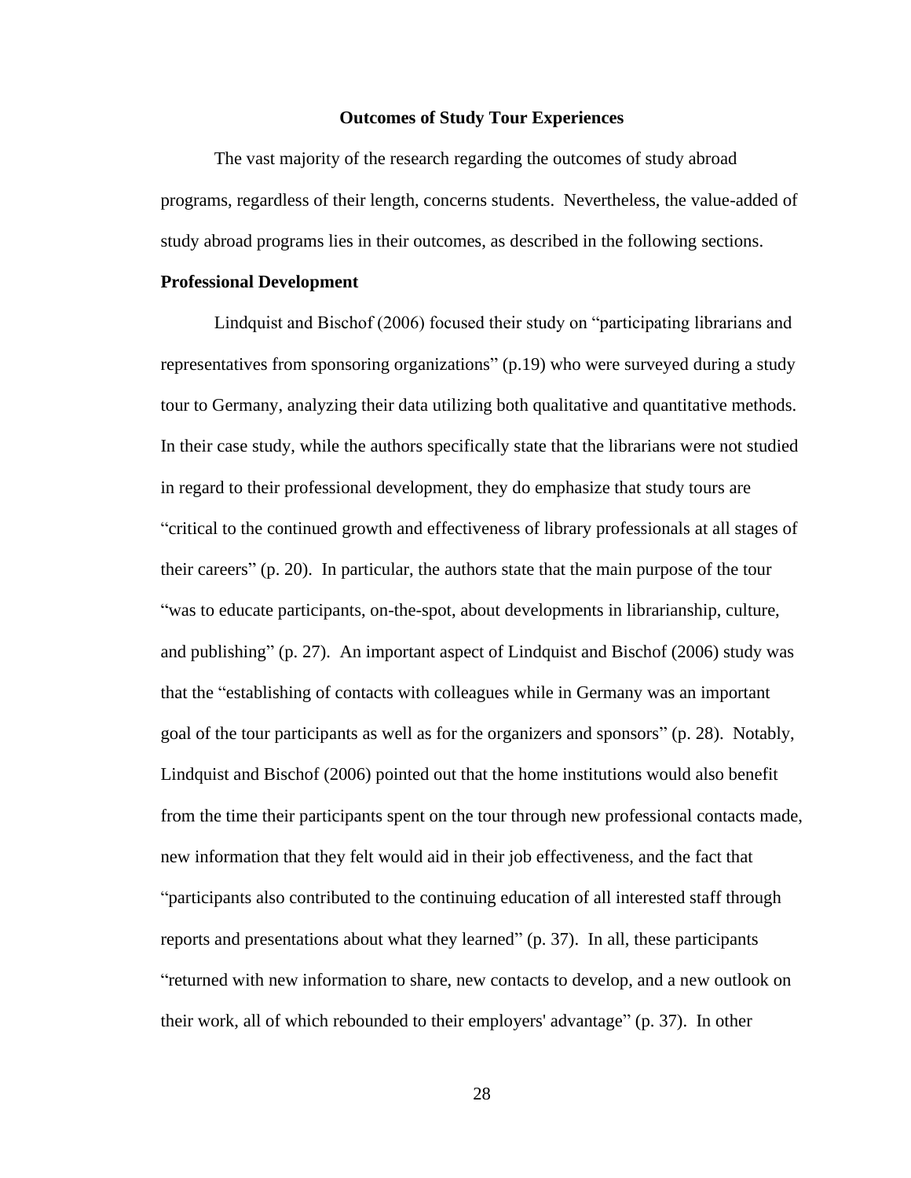## Outcomes of Study Tour Experiences

The vast majority of the research regarding the outcomes of study abroad programs, regardless of their length, concerns students. Nevertheless, the value-added of study abroad programs lies in their outcomes, as described in the following sections.

### Professional Development

Lindquist and Bischof (2006) focused their study on "participating librarians and representatives from sponsoring organizations" (p.19) who were surveyed during a study tour to Germany, analyzing their data utilizing both qualitative and quantitative methods. In their case study, while the authors specifically state that the librarians were not studied in regard to their professional development, they do emphasize that study tours are "critical to the continued growth and effectiveness of library professionals at all stages of their careers" (p. 20). In particular, the authors state that the main purpose of the tour "was to educate participants, on-the-spot, about developments in librarianship, culture, and publishing" (p. 27). An important aspect of Lindquist and Bischof (2006) study was that the "establishing of contacts with colleagues while in Germany was an important goal of the tour participants as well as for the organizers and sponsors" (p. 28). Notably, Lindquist and Bischof (2006) pointed out that the home institutions would also benefit from the time their participants spent on the tour through new professional contacts made, new information that they felt would aid in their job effectiveness, and the fact that "participants also contributed to the continuing education of all interested staff through reports and presentations about what they learned" (p. 37). In all, these participants "returned with new information to share, new contacts to develop, and a new outlook on their work, all of which rebounded to their employers' advantage" (p. 37). In other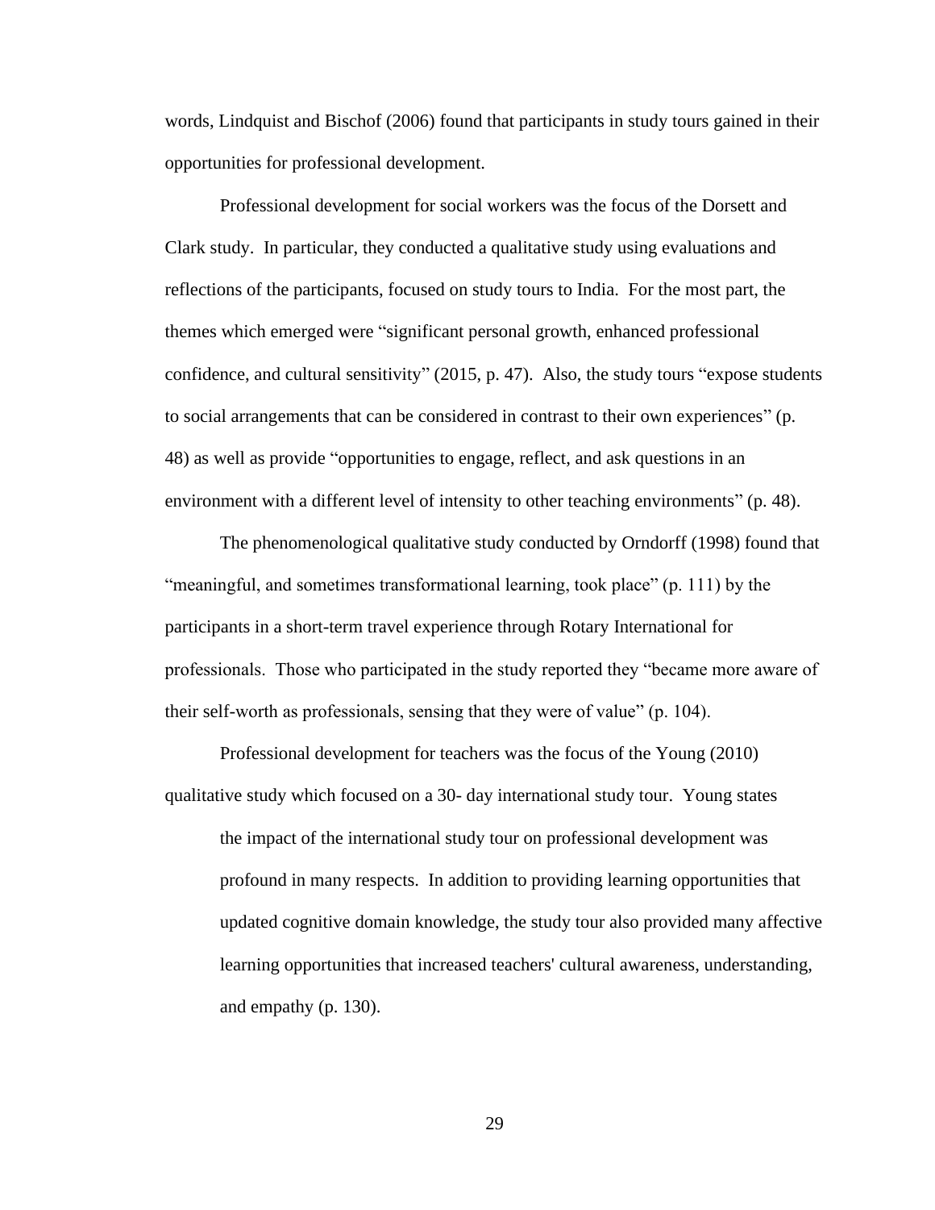words, Lindquist and Bischof (2006) found that participants in study tours gained in their opportunities for professional development.

Professional development for social workers was the focus of the Dorsett and Clark study. In particular, they conducted a qualitative study using evaluations and reflections of the participants, focused on study tours to India. For the most part, the themes which emerged were "significant personal growth, enhanced professional confidence, and cultural sensitivity" (2015, p. 47). Also, the study tours "expose students to social arrangements that can be considered in contrast to their own experiences" (p. 48) as well as provide "opportunities to engage, reflect, and ask questions in an environment with a different level of intensity to other teaching environments" (p. 48).

The phenomenological qualitative study conducted by Orndorff (1998) found that "meaningful, and sometimes transformational learning, took place" (p. 111) by the participants in a short-term travel experience through Rotary International for professionals. Those who participated in the study reported they "became more aware of their self-worth as professionals, sensing that they were of value" (p. 104).

Professional development for teachers was the focus of the Young (2010) qualitative study which focused on a 30- day international study tour. Young states

> the impact of the international study tour on professional development was profound in many respects. In addition to providing learning opportunities that updated cognitive domain knowledge, the study tour also provided many affective learning opportunities that increased teachers' cultural awareness, understanding, and empathy (p. 130).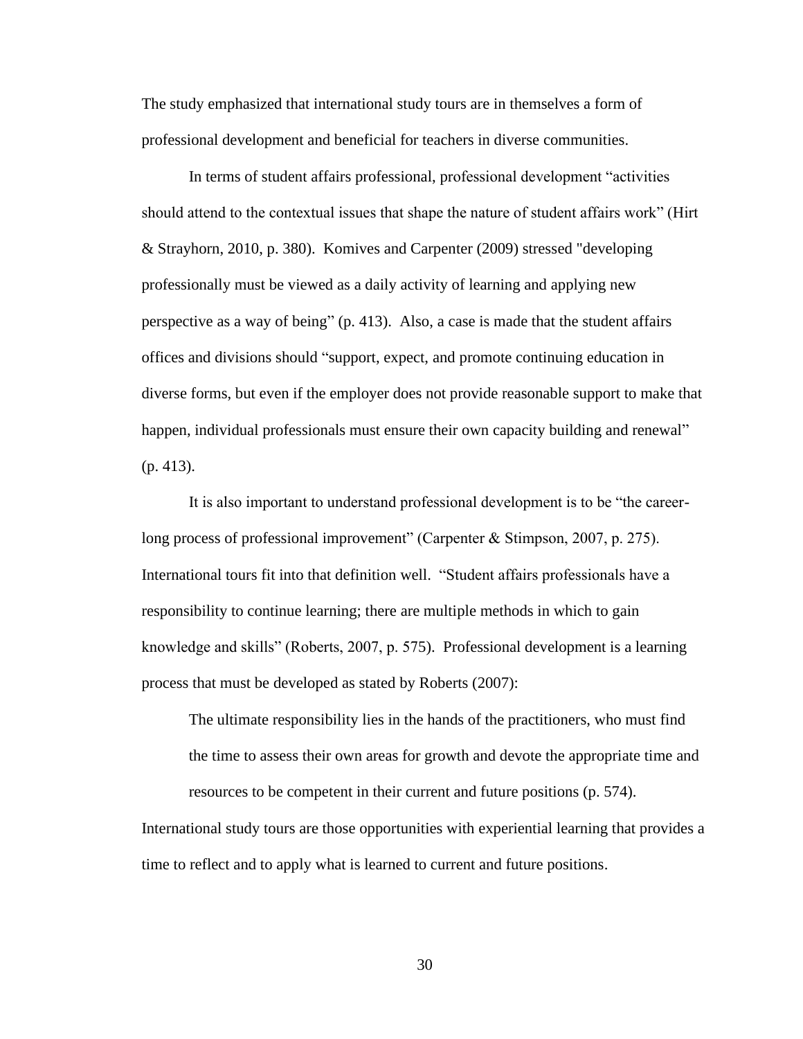The study emphasized that international study tours are in themselves a form of professional development and beneficial for teachers in diverse communities.

In terms of student affairs professional, professional development "activities should attend to the contextual issues that shape the nature of student affairs work" (Hirt & Strayhorn, 2010, p. 380). Komives and Carpenter (2009) stressed "developing professionally must be viewed as a daily activity of learning and applying new perspective as a way of being" (p. 413). Also, a case is made that the student affairs offices and divisions should "support, expect, and promote continuing education in diverse forms, but even if the employer does not provide reasonable support to make that happen, individual professionals must ensure their own capacity building and renewal" (p. 413).

It is also important to understand professional development is to be "the career-long process of professional improvement" (Carpenter & Stimpson, 2007, p. 275). International tours fit into that definition well. "Student affairs professionals have a responsibility to continue learning; there are multiple methods in which to gain knowledge and skills" (Roberts, 2007, p. 575). Professional development is a learning process that must be developed as stated by Roberts (2007):

> The ultimate responsibility lies in the hands of the practitioners, who must find the time to assess their own areas for growth and devote the appropriate time and resources to be competent in their current and future positions (p. 574).

International study tours are those opportunities with experiential learning that provides a time to reflect and to apply what is learned to current and future positions.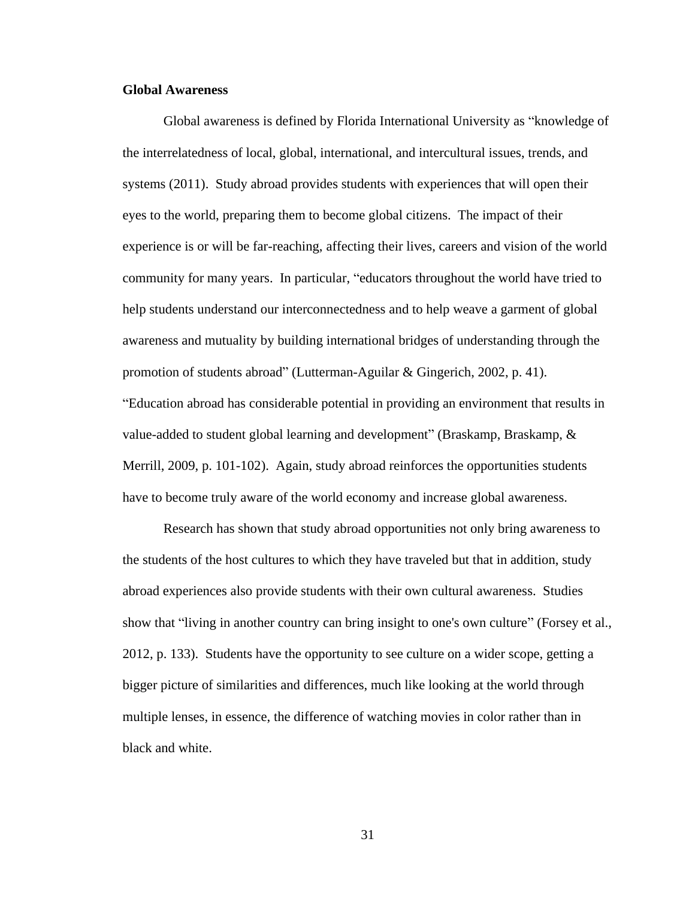**Global Awareness**

Global awareness is defined by Florida International University as "knowledge of the interrelatedness of local, global, international, and intercultural issues, trends, and systems (2011). Study abroad provides students with experiences that will open their eyes to the world, preparing them to become global citizens. The impact of their experience is or will be far-reaching, affecting their lives, careers and vision of the world community for many years. In particular, "educators throughout the world have tried to help students understand our interconnectedness and to help weave a garment of global awareness and mutuality by building international bridges of understanding through the promotion of students abroad" (Lutterman-Aguilar & Gingerich, 2002, p. 41). "Education abroad has considerable potential in providing an environment that results in value-added to student global learning and development" (Braskamp, Braskamp, & Merrill, 2009, p. 101-102). Again, study abroad reinforces the opportunities students have to become truly aware of the world economy and increase global awareness.

Research has shown that study abroad opportunities not only bring awareness to the students of the host cultures to which they have traveled but that in addition, study abroad experiences also provide students with their own cultural awareness. Studies show that "living in another country can bring insight to one's own culture" (Forsey et al., 2012, p. 133). Students have the opportunity to see culture on a wider scope, getting a bigger picture of similarities and differences, much like looking at the world through multiple lenses, in essence, the difference of watching movies in color rather than in black and white.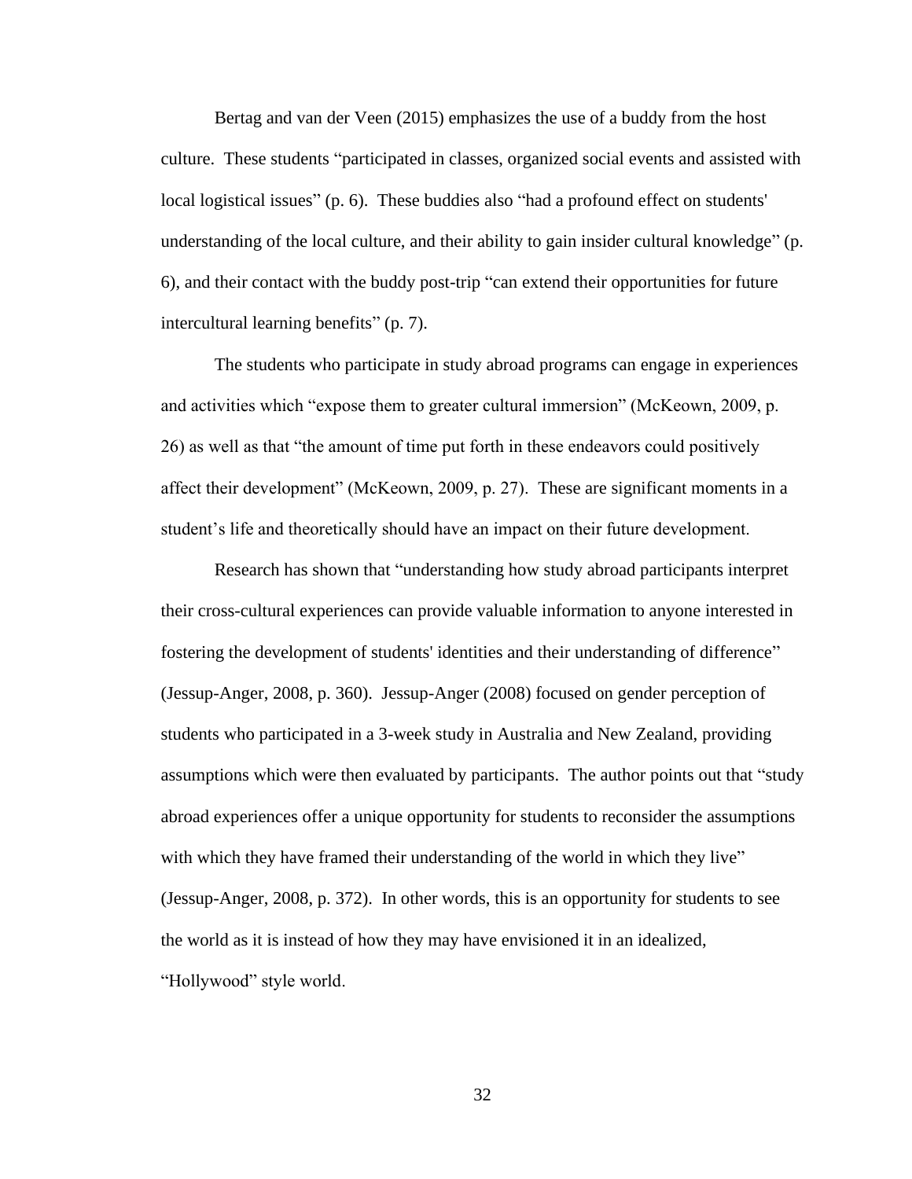Bertag and van der Veen (2015) emphasizes the use of a buddy from the host culture. These students “participated in classes, organized social events and assisted with local logistical issues” (p. 6). These buddies also “had a profound effect on students' understanding of the local culture, and their ability to gain insider cultural knowledge” (p. 6), and their contact with the buddy post-trip “can extend their opportunities for future intercultural learning benefits” (p. 7).

The students who participate in study abroad programs can engage in experiences and activities which “expose them to greater cultural immersion” (McKeown, 2009, p. 26) as well as that “the amount of time put forth in these endeavors could positively affect their development” (McKeown, 2009, p. 27). These are significant moments in a student’s life and theoretically should have an impact on their future development.

Research has shown that “understanding how study abroad participants interpret their cross-cultural experiences can provide valuable information to anyone interested in fostering the development of students' identities and their understanding of difference” (Jessup-Anger, 2008, p. 360). Jessup-Anger (2008) focused on gender perception of students who participated in a 3-week study in Australia and New Zealand, providing assumptions which were then evaluated by participants. The author points out that “study abroad experiences offer a unique opportunity for students to reconsider the assumptions with which they have framed their understanding of the world in which they live” (Jessup-Anger, 2008, p. 372). In other words, this is an opportunity for students to see the world as it is instead of how they may have envisioned it in an idealized, “Hollywood” style world.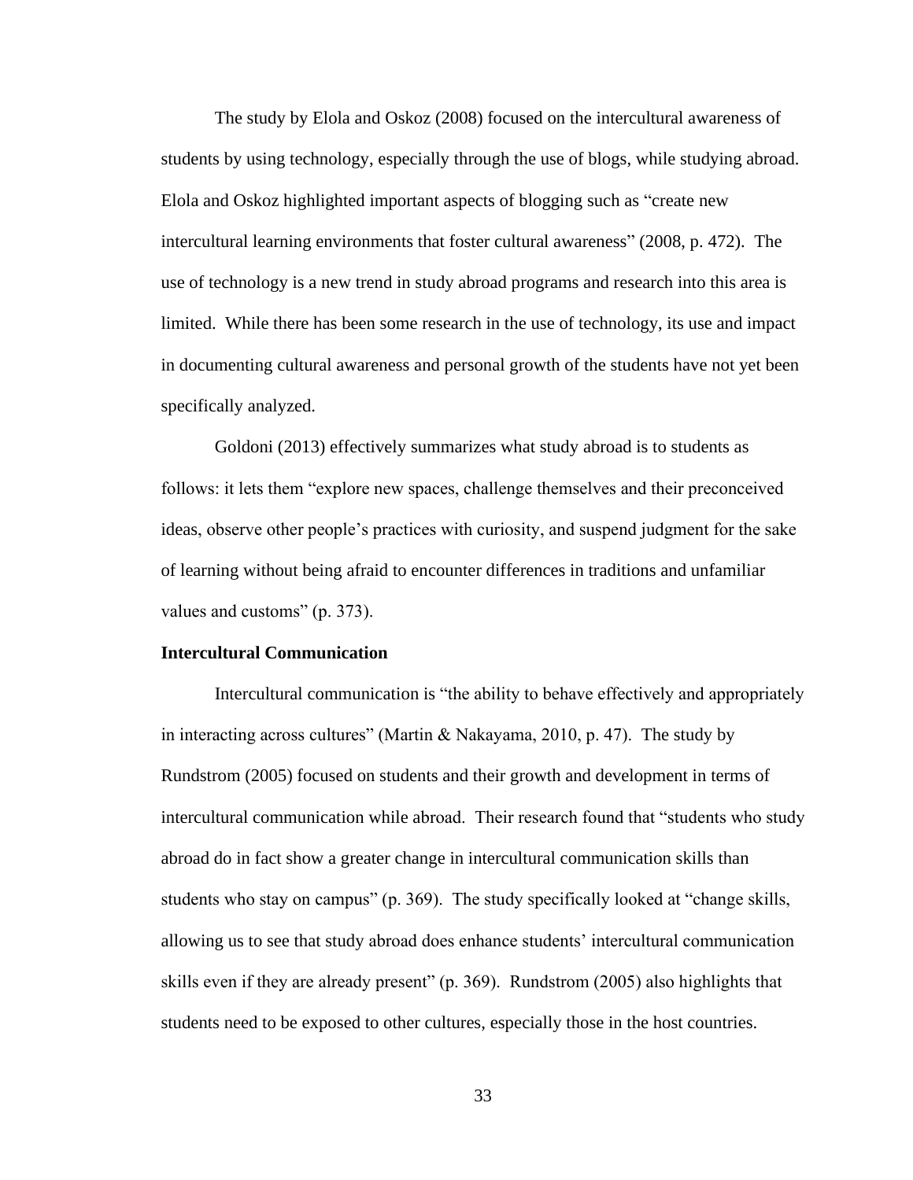The study by Elola and Oskoz (2008) focused on the intercultural awareness of students by using technology, especially through the use of blogs, while studying abroad. Elola and Oskoz highlighted important aspects of blogging such as "create new intercultural learning environments that foster cultural awareness" (2008, p. 472). The use of technology is a new trend in study abroad programs and research into this area is limited. While there has been some research in the use of technology, its use and impact in documenting cultural awareness and personal growth of the students have not yet been specifically analyzed.

Goldoni (2013) effectively summarizes what study abroad is to students as follows: it lets them "explore new spaces, challenge themselves and their preconceived ideas, observe other people's practices with curiosity, and suspend judgment for the sake of learning without being afraid to encounter differences in traditions and unfamiliar values and customs" (p. 373).

**Intercultural Communication**

Intercultural communication is "the ability to behave effectively and appropriately in interacting across cultures" (Martin & Nakayama, 2010, p. 47). The study by Rundstrom (2005) focused on students and their growth and development in terms of intercultural communication while abroad. Their research found that "students who study abroad do in fact show a greater change in intercultural communication skills than students who stay on campus" (p. 369). The study specifically looked at "change skills, allowing us to see that study abroad does enhance students' intercultural communication skills even if they are already present" (p. 369). Rundstrom (2005) also highlights that students need to be exposed to other cultures, especially those in the host countries.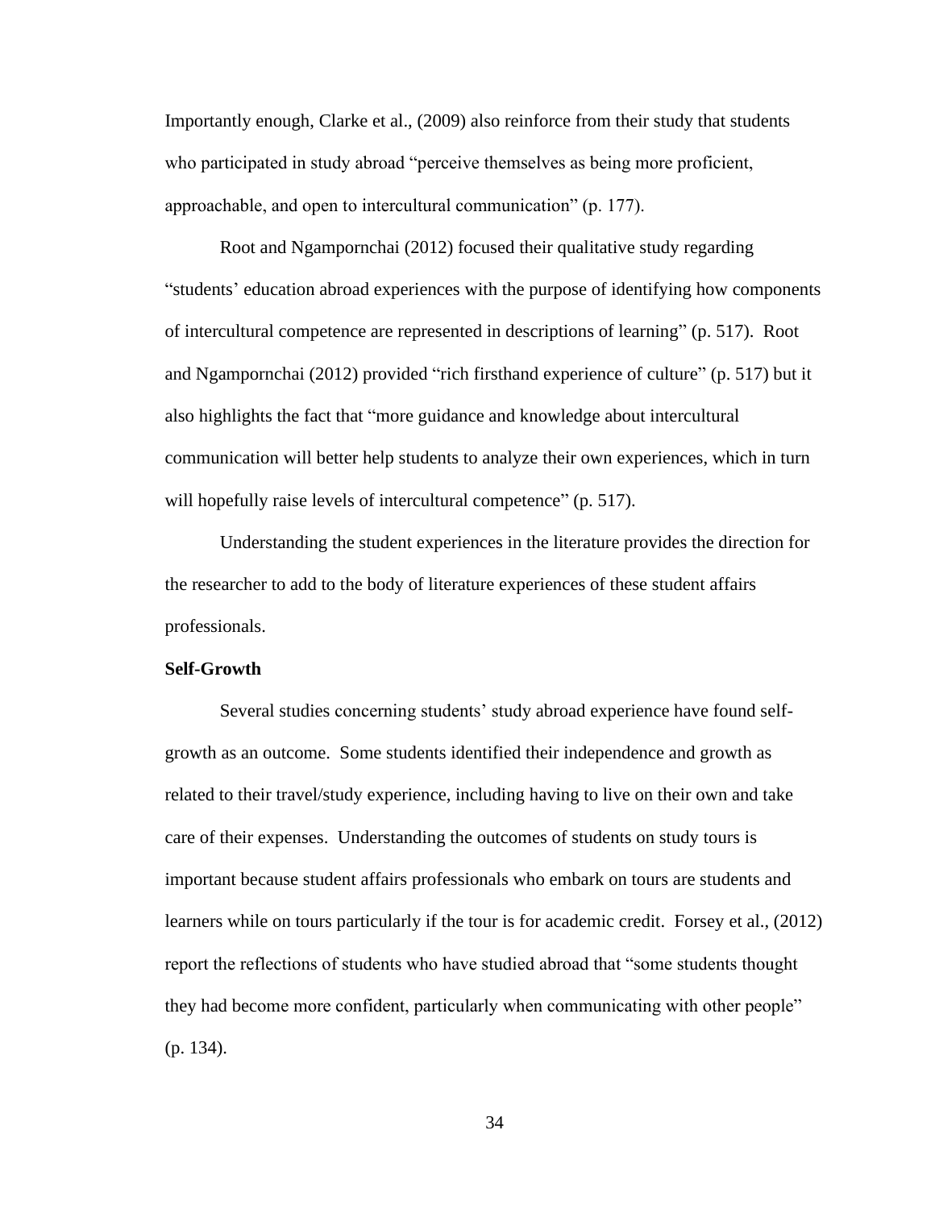Importantly enough, Clarke et al., (2009) also reinforce from their study that students who participated in study abroad "perceive themselves as being more proficient, approachable, and open to intercultural communication" (p. 177).

Root and Ngampornchai (2012) focused their qualitative study regarding "students' education abroad experiences with the purpose of identifying how components of intercultural competence are represented in descriptions of learning" (p. 517). Root and Ngampornchai (2012) provided "rich firsthand experience of culture" (p. 517) but it also highlights the fact that "more guidance and knowledge about intercultural communication will better help students to analyze their own experiences, which in turn will hopefully raise levels of intercultural competence" (p. 517).

Understanding the student experiences in the literature provides the direction for the researcher to add to the body of literature experiences of these student affairs professionals.

**Self-Growth**

Several studies concerning students' study abroad experience have found self-growth as an outcome. Some students identified their independence and growth as related to their travel/study experience, including having to live on their own and take care of their expenses. Understanding the outcomes of students on study tours is important because student affairs professionals who embark on tours are students and learners while on tours particularly if the tour is for academic credit. Forsey et al., (2012) report the reflections of students who have studied abroad that "some students thought they had become more confident, particularly when communicating with other people" (p. 134).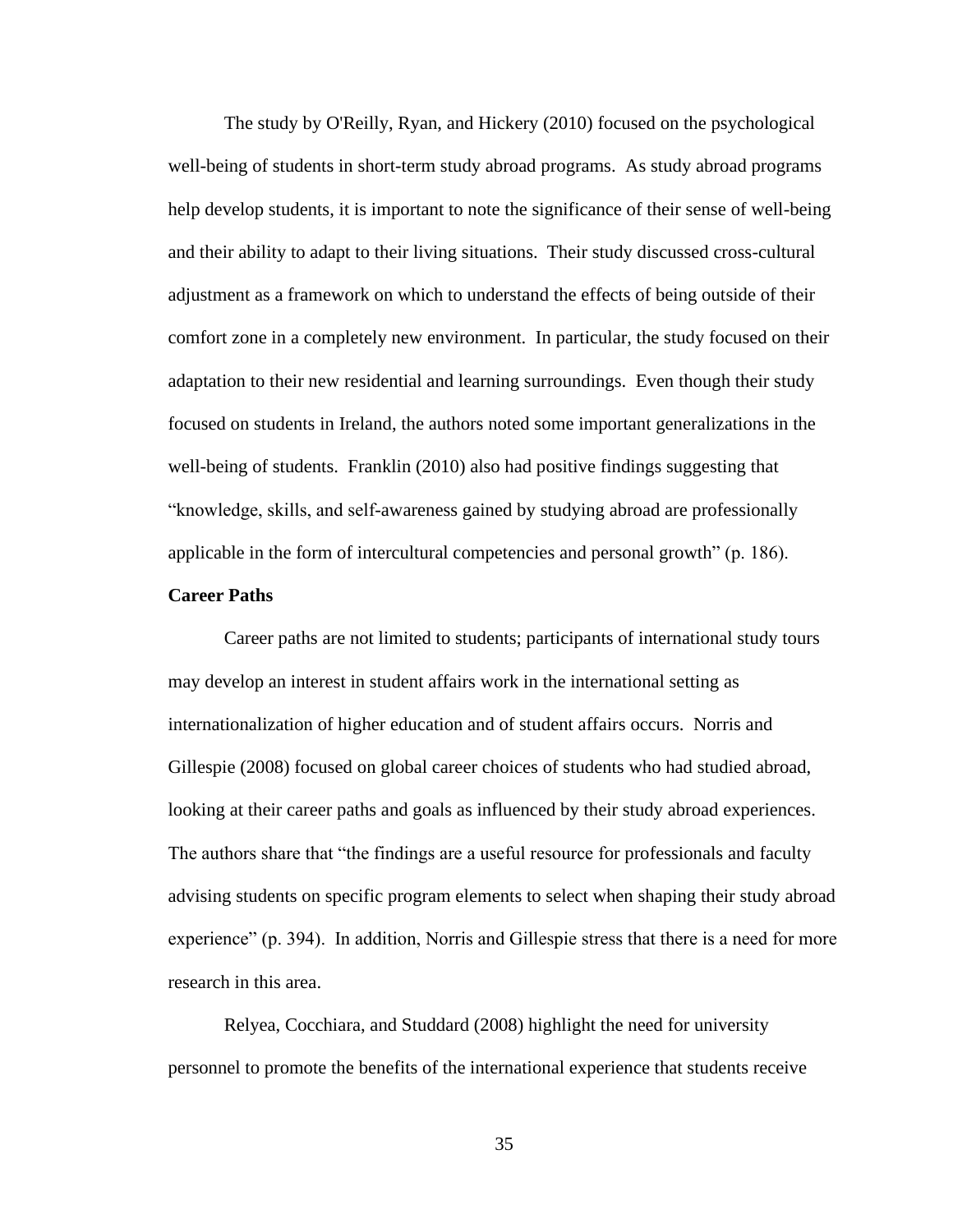The study by O'Reilly, Ryan, and Hickery (2010) focused on the psychological well-being of students in short-term study abroad programs. As study abroad programs help develop students, it is important to note the significance of their sense of well-being and their ability to adapt to their living situations. Their study discussed cross-cultural adjustment as a framework on which to understand the effects of being outside of their comfort zone in a completely new environment. In particular, the study focused on their adaptation to their new residential and learning surroundings. Even though their study focused on students in Ireland, the authors noted some important generalizations in the well-being of students. Franklin (2010) also had positive findings suggesting that "knowledge, skills, and self-awareness gained by studying abroad are professionally applicable in the form of intercultural competencies and personal growth" (p. 186).

**Career Paths**

Career paths are not limited to students; participants of international study tours may develop an interest in student affairs work in the international setting as internationalization of higher education and of student affairs occurs. Norris and Gillespie (2008) focused on global career choices of students who had studied abroad, looking at their career paths and goals as influenced by their study abroad experiences. The authors share that "the findings are a useful resource for professionals and faculty advising students on specific program elements to select when shaping their study abroad experience" (p. 394). In addition, Norris and Gillespie stress that there is a need for more research in this area.

Relyea, Cocchiara, and Studdard (2008) highlight the need for university personnel to promote the benefits of the international experience that students receive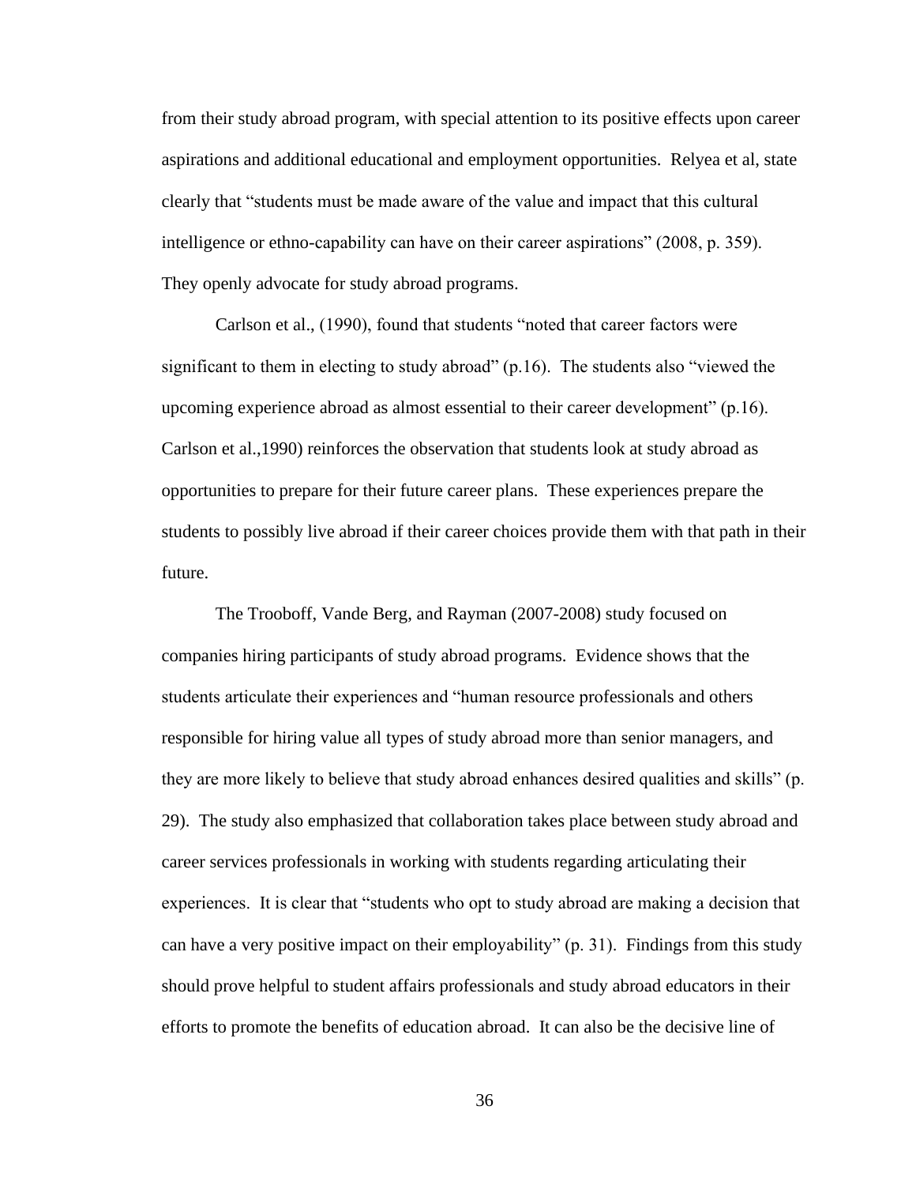from their study abroad program, with special attention to its positive effects upon career aspirations and additional educational and employment opportunities. Relyea et al, state clearly that "students must be made aware of the value and impact that this cultural intelligence or ethno-capability can have on their career aspirations" (2008, p. 359). They openly advocate for study abroad programs.

Carlson et al., (1990), found that students "noted that career factors were significant to them in electing to study abroad" (p.16). The students also "viewed the upcoming experience abroad as almost essential to their career development" (p.16). Carlson et al.,1990) reinforces the observation that students look at study abroad as opportunities to prepare for their future career plans. These experiences prepare the students to possibly live abroad if their career choices provide them with that path in their future.

The Trooboff, Vande Berg, and Rayman (2007-2008) study focused on companies hiring participants of study abroad programs. Evidence shows that the students articulate their experiences and "human resource professionals and others responsible for hiring value all types of study abroad more than senior managers, and they are more likely to believe that study abroad enhances desired qualities and skills" (p. 29). The study also emphasized that collaboration takes place between study abroad and career services professionals in working with students regarding articulating their experiences. It is clear that "students who opt to study abroad are making a decision that can have a very positive impact on their employability" (p. 31). Findings from this study should prove helpful to student affairs professionals and study abroad educators in their efforts to promote the benefits of education abroad. It can also be the decisive line of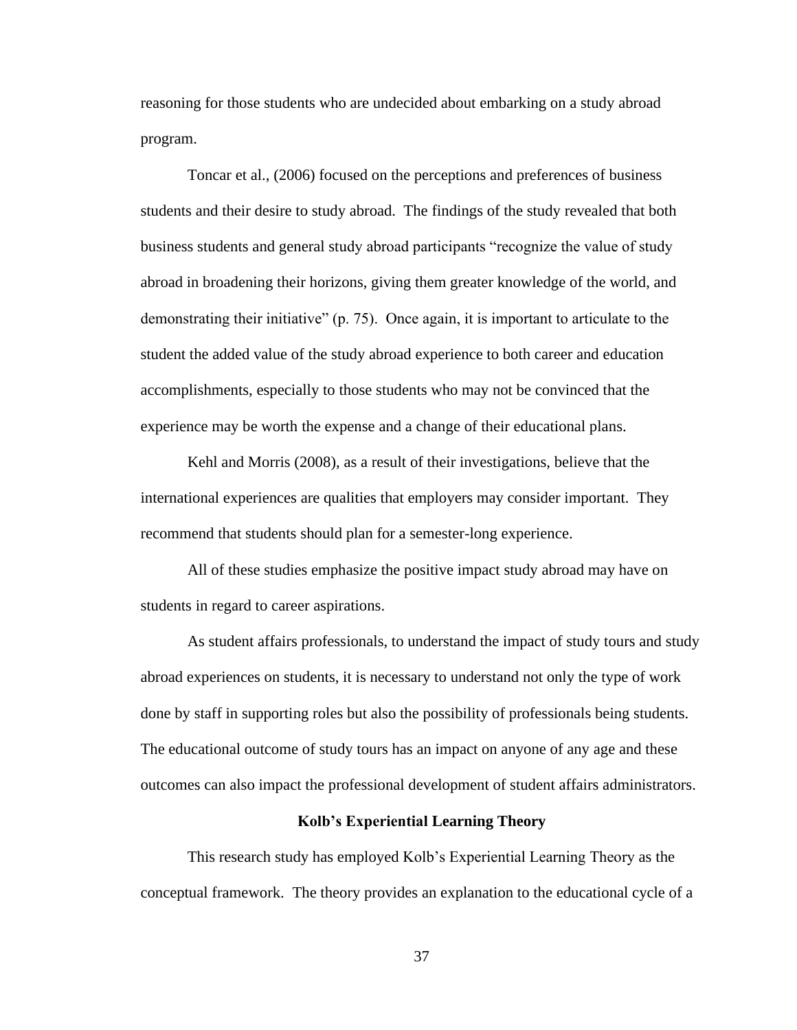reasoning for those students who are undecided about embarking on a study abroad program.

Toncar et al., (2006) focused on the perceptions and preferences of business students and their desire to study abroad. The findings of the study revealed that both business students and general study abroad participants "recognize the value of study abroad in broadening their horizons, giving them greater knowledge of the world, and demonstrating their initiative" (p. 75). Once again, it is important to articulate to the student the added value of the study abroad experience to both career and education accomplishments, especially to those students who may not be convinced that the experience may be worth the expense and a change of their educational plans.

Kehl and Morris (2008), as a result of their investigations, believe that the international experiences are qualities that employers may consider important. They recommend that students should plan for a semester-long experience.

All of these studies emphasize the positive impact study abroad may have on students in regard to career aspirations.

As student affairs professionals, to understand the impact of study tours and study abroad experiences on students, it is necessary to understand not only the type of work done by staff in supporting roles but also the possibility of professionals being students. The educational outcome of study tours has an impact on anyone of any age and these outcomes can also impact the professional development of student affairs administrators.

## Kolb's Experiential Learning Theory

This research study has employed Kolb's Experiential Learning Theory as the conceptual framework. The theory provides an explanation to the educational cycle of a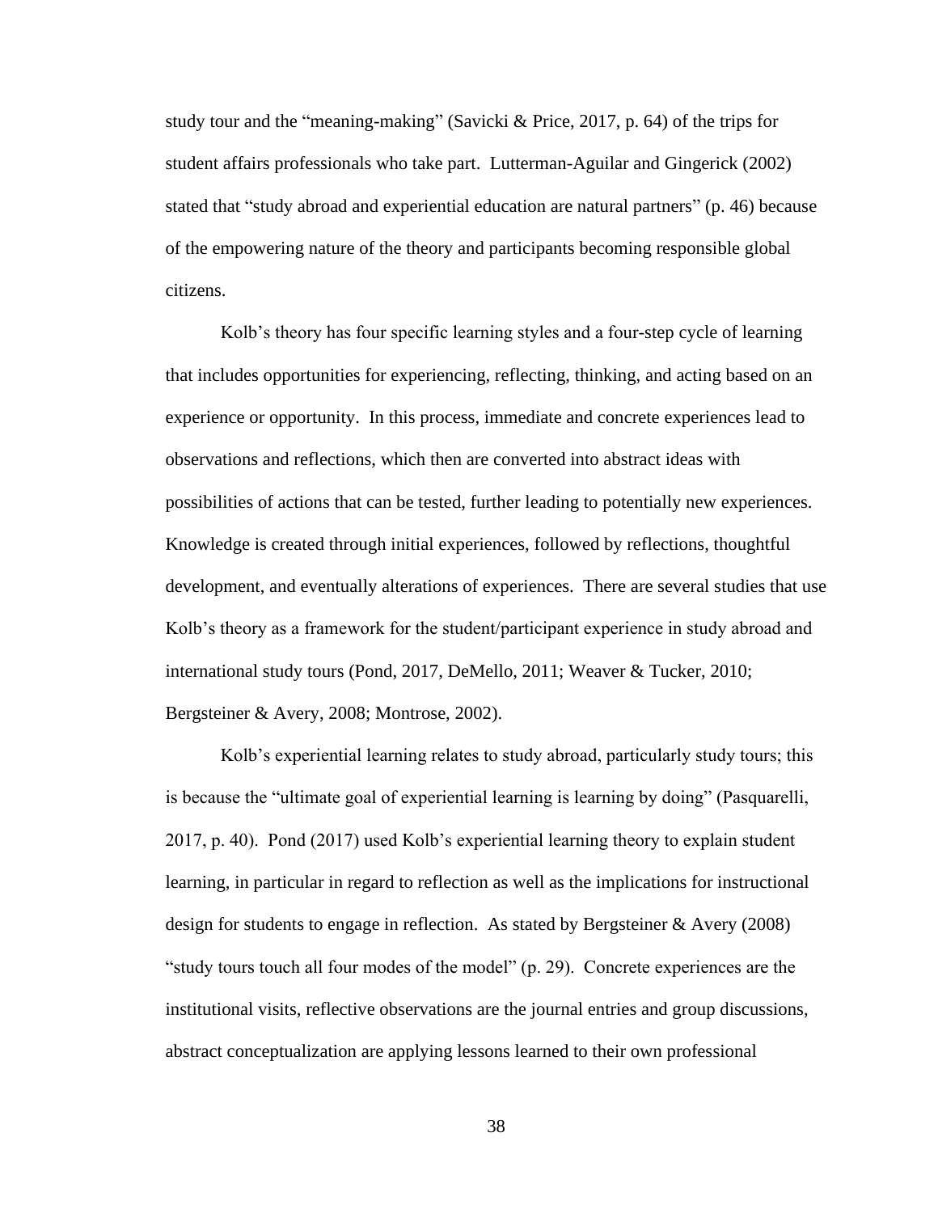study tour and the "meaning-making" (Savicki & Price, 2017, p. 64) of the trips for student affairs professionals who take part. Lutterman-Aguilar and Gingerick (2002) stated that "study abroad and experiential education are natural partners" (p. 46) because of the empowering nature of the theory and participants becoming responsible global citizens.

Kolb's theory has four specific learning styles and a four-step cycle of learning that includes opportunities for experiencing, reflecting, thinking, and acting based on an experience or opportunity. In this process, immediate and concrete experiences lead to observations and reflections, which then are converted into abstract ideas with possibilities of actions that can be tested, further leading to potentially new experiences. Knowledge is created through initial experiences, followed by reflections, thoughtful development, and eventually alterations of experiences. There are several studies that use Kolb's theory as a framework for the student/participant experience in study abroad and international study tours (Pond, 2017, DeMello, 2011; Weaver & Tucker, 2010; Bergsteiner & Avery, 2008; Montrose, 2002).

Kolb's experiential learning relates to study abroad, particularly study tours; this is because the "ultimate goal of experiential learning is learning by doing" (Pasquarelli, 2017, p. 40). Pond (2017) used Kolb's experiential learning theory to explain student learning, in particular in regard to reflection as well as the implications for instructional design for students to engage in reflection. As stated by Bergsteiner & Avery (2008) "study tours touch all four modes of the model" (p. 29). Concrete experiences are the institutional visits, reflective observations are the journal entries and group discussions, abstract conceptualization are applying lessons learned to their own professional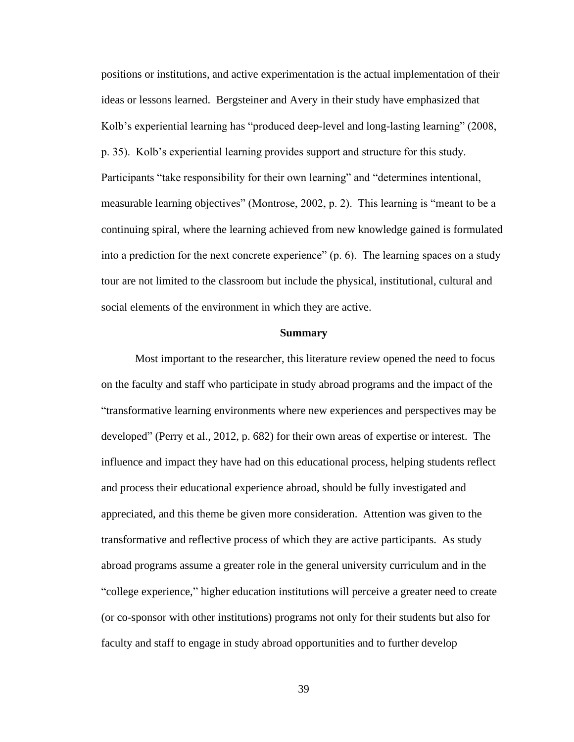positions or institutions, and active experimentation is the actual implementation of their ideas or lessons learned. Bergsteiner and Avery in their study have emphasized that Kolb's experiential learning has "produced deep-level and long-lasting learning" (2008, p. 35). Kolb's experiential learning provides support and structure for this study. Participants "take responsibility for their own learning" and "determines intentional, measurable learning objectives" (Montrose, 2002, p. 2). This learning is "meant to be a continuing spiral, where the learning achieved from new knowledge gained is formulated into a prediction for the next concrete experience" (p. 6). The learning spaces on a study tour are not limited to the classroom but include the physical, institutional, cultural and social elements of the environment in which they are active.

## Summary

Most important to the researcher, this literature review opened the need to focus on the faculty and staff who participate in study abroad programs and the impact of the "transformative learning environments where new experiences and perspectives may be developed" (Perry et al., 2012, p. 682) for their own areas of expertise or interest. The influence and impact they have had on this educational process, helping students reflect and process their educational experience abroad, should be fully investigated and appreciated, and this theme be given more consideration. Attention was given to the transformative and reflective process of which they are active participants. As study abroad programs assume a greater role in the general university curriculum and in the "college experience," higher education institutions will perceive a greater need to create (or co-sponsor with other institutions) programs not only for their students but also for faculty and staff to engage in study abroad opportunities and to further develop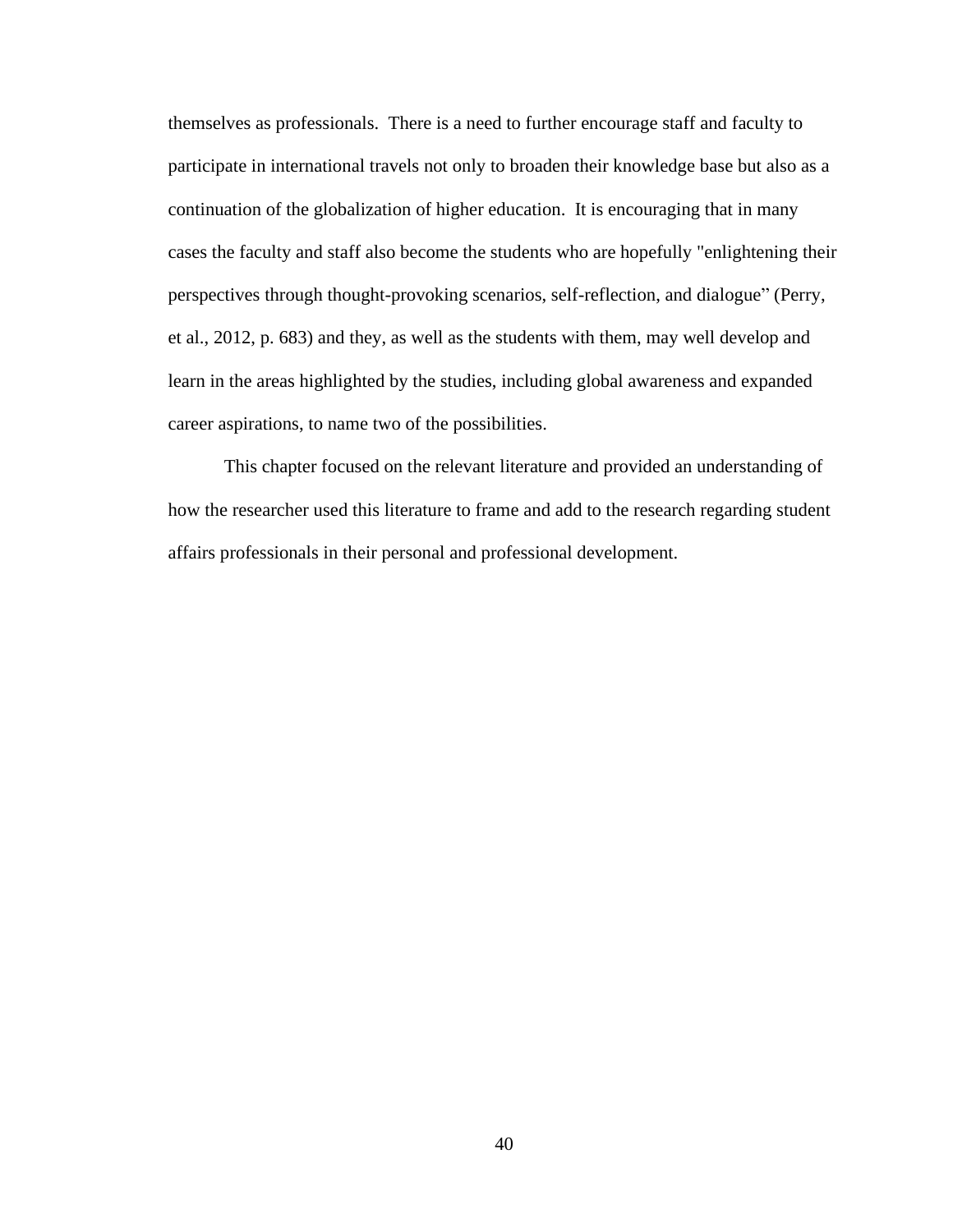themselves as professionals.  There is a need to further encourage staff and faculty to participate in international travels not only to broaden their knowledge base but also as a continuation of the globalization of higher education.  It is encouraging that in many cases the faculty and staff also become the students who are hopefully "enlightening their perspectives through thought-provoking scenarios, self-reflection, and dialogue" (Perry, et al., 2012, p. 683) and they, as well as the students with them, may well develop and learn in the areas highlighted by the studies, including global awareness and expanded career aspirations, to name two of the possibilities.

This chapter focused on the relevant literature and provided an understanding of how the researcher used this literature to frame and add to the research regarding student affairs professionals in their personal and professional development.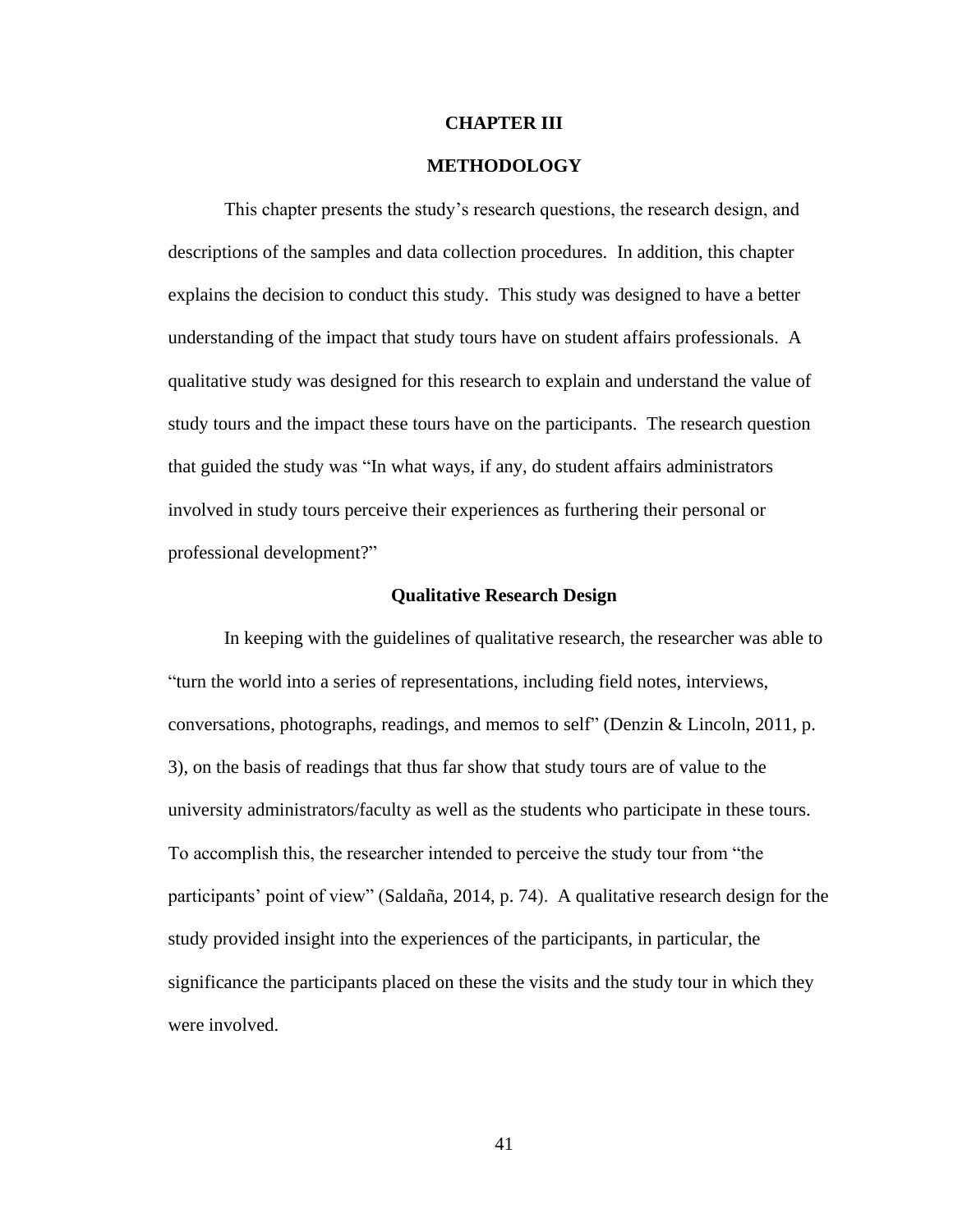# CHAPTER III

# METHODOLOGY

This chapter presents the study's research questions, the research design, and descriptions of the samples and data collection procedures. In addition, this chapter explains the decision to conduct this study. This study was designed to have a better understanding of the impact that study tours have on student affairs professionals. A qualitative study was designed for this research to explain and understand the value of study tours and the impact these tours have on the participants. The research question that guided the study was "In what ways, if any, do student affairs administrators involved in study tours perceive their experiences as furthering their personal or professional development?"

## Qualitative Research Design

In keeping with the guidelines of qualitative research, the researcher was able to "turn the world into a series of representations, including field notes, interviews, conversations, photographs, readings, and memos to self" (Denzin & Lincoln, 2011, p. 3), on the basis of readings that thus far show that study tours are of value to the university administrators/faculty as well as the students who participate in these tours. To accomplish this, the researcher intended to perceive the study tour from "the participants' point of view" (Saldaña, 2014, p. 74). A qualitative research design for the study provided insight into the experiences of the participants, in particular, the significance the participants placed on these the visits and the study tour in which they were involved.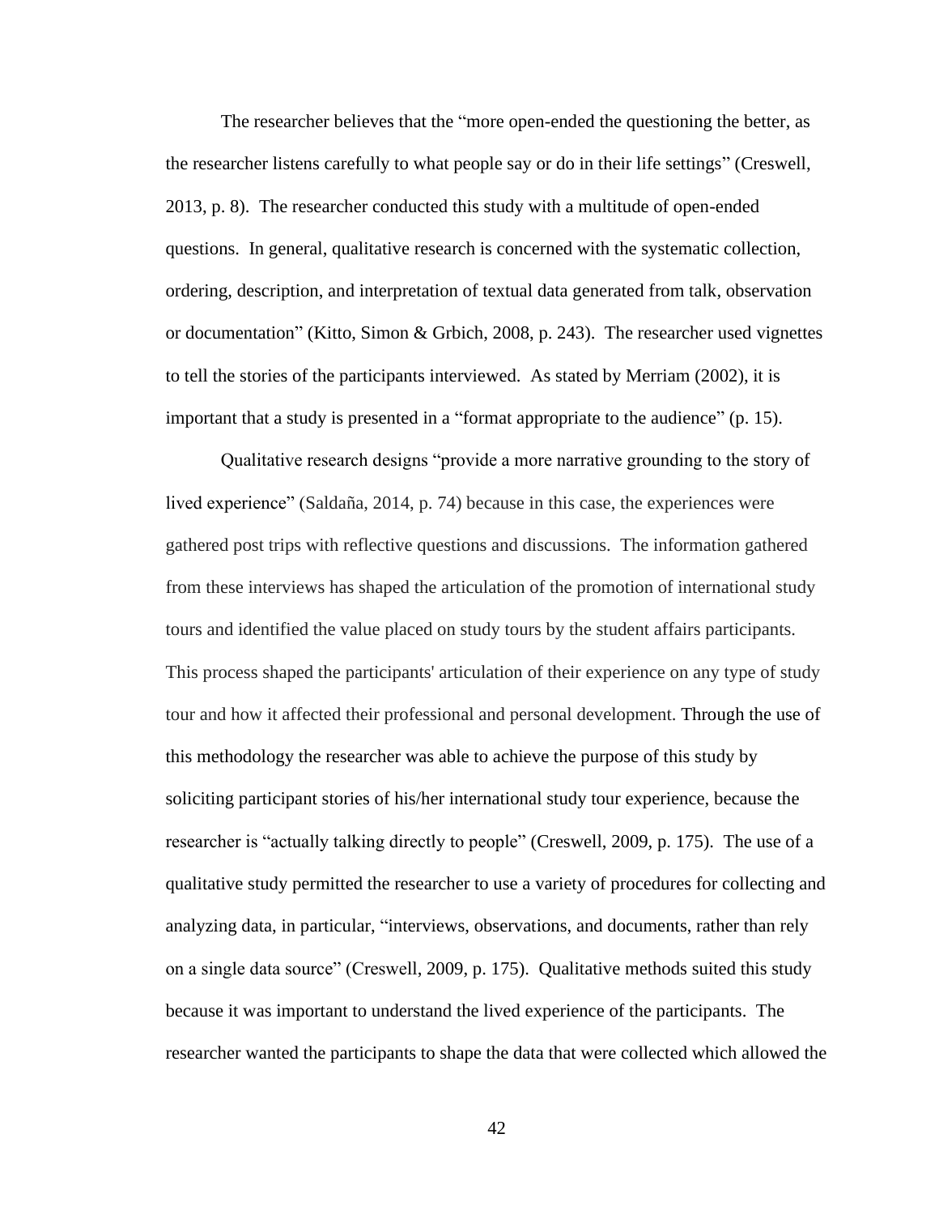The researcher believes that the "more open-ended the questioning the better, as the researcher listens carefully to what people say or do in their life settings" (Creswell, 2013, p. 8). The researcher conducted this study with a multitude of open-ended questions. In general, qualitative research is concerned with the systematic collection, ordering, description, and interpretation of textual data generated from talk, observation or documentation" (Kitto, Simon & Grbich, 2008, p. 243). The researcher used vignettes to tell the stories of the participants interviewed. As stated by Merriam (2002), it is important that a study is presented in a "format appropriate to the audience" (p. 15).

Qualitative research designs "provide a more narrative grounding to the story of lived experience" (Saldaña, 2014, p. 74) because in this case, the experiences were gathered post trips with reflective questions and discussions. The information gathered from these interviews has shaped the articulation of the promotion of international study tours and identified the value placed on study tours by the student affairs participants. This process shaped the participants' articulation of their experience on any type of study tour and how it affected their professional and personal development. Through the use of this methodology the researcher was able to achieve the purpose of this study by soliciting participant stories of his/her international study tour experience, because the researcher is "actually talking directly to people" (Creswell, 2009, p. 175). The use of a qualitative study permitted the researcher to use a variety of procedures for collecting and analyzing data, in particular, "interviews, observations, and documents, rather than rely on a single data source" (Creswell, 2009, p. 175). Qualitative methods suited this study because it was important to understand the lived experience of the participants. The researcher wanted the participants to shape the data that were collected which allowed the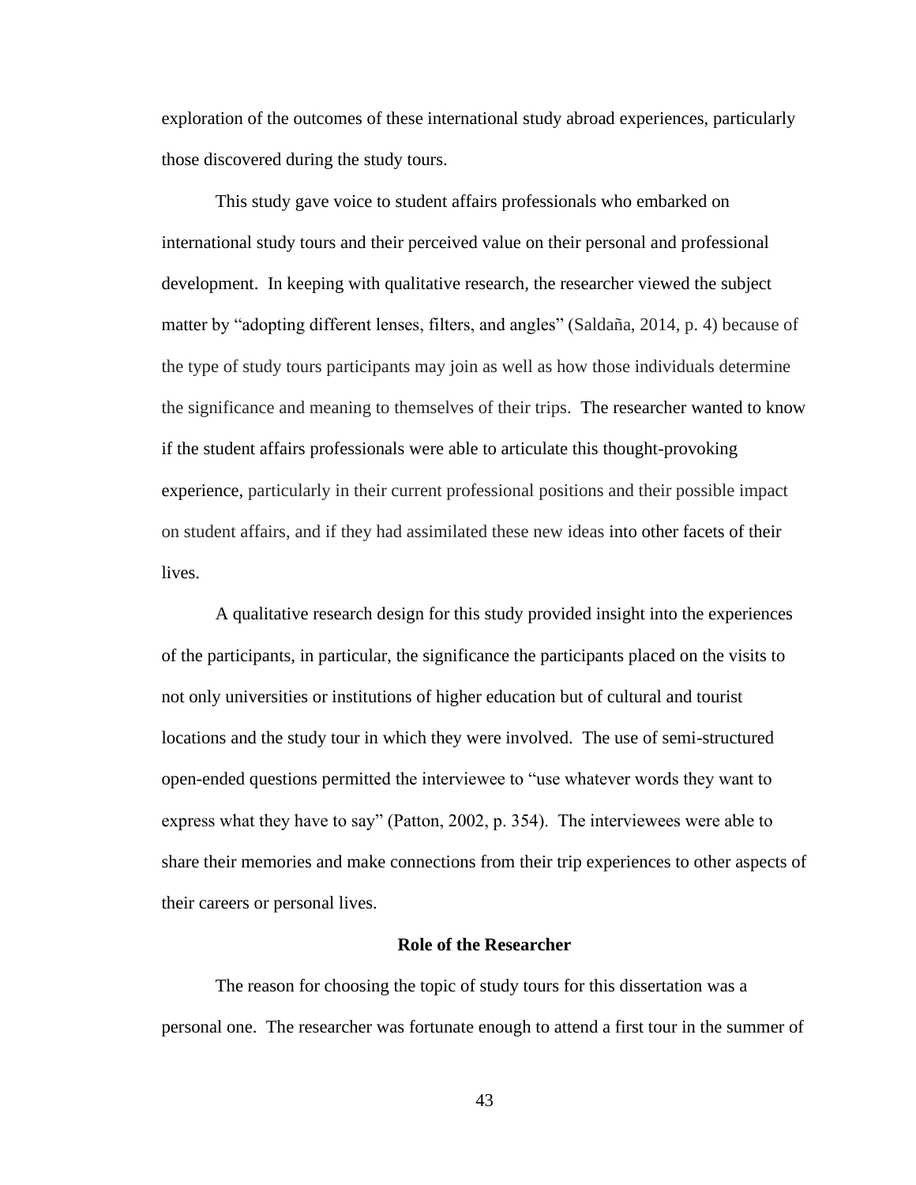exploration of the outcomes of these international study abroad experiences, particularly those discovered during the study tours.

This study gave voice to student affairs professionals who embarked on international study tours and their perceived value on their personal and professional development. In keeping with qualitative research, the researcher viewed the subject matter by "adopting different lenses, filters, and angles" (Saldaña, 2014, p. 4) because of the type of study tours participants may join as well as how those individuals determine the significance and meaning to themselves of their trips. The researcher wanted to know if the student affairs professionals were able to articulate this thought-provoking experience, particularly in their current professional positions and their possible impact on student affairs, and if they had assimilated these new ideas into other facets of their lives.

A qualitative research design for this study provided insight into the experiences of the participants, in particular, the significance the participants placed on the visits to not only universities or institutions of higher education but of cultural and tourist locations and the study tour in which they were involved. The use of semi-structured open-ended questions permitted the interviewee to "use whatever words they want to express what they have to say" (Patton, 2002, p. 354). The interviewees were able to share their memories and make connections from their trip experiences to other aspects of their careers or personal lives.

## Role of the Researcher

The reason for choosing the topic of study tours for this dissertation was a personal one. The researcher was fortunate enough to attend a first tour in the summer of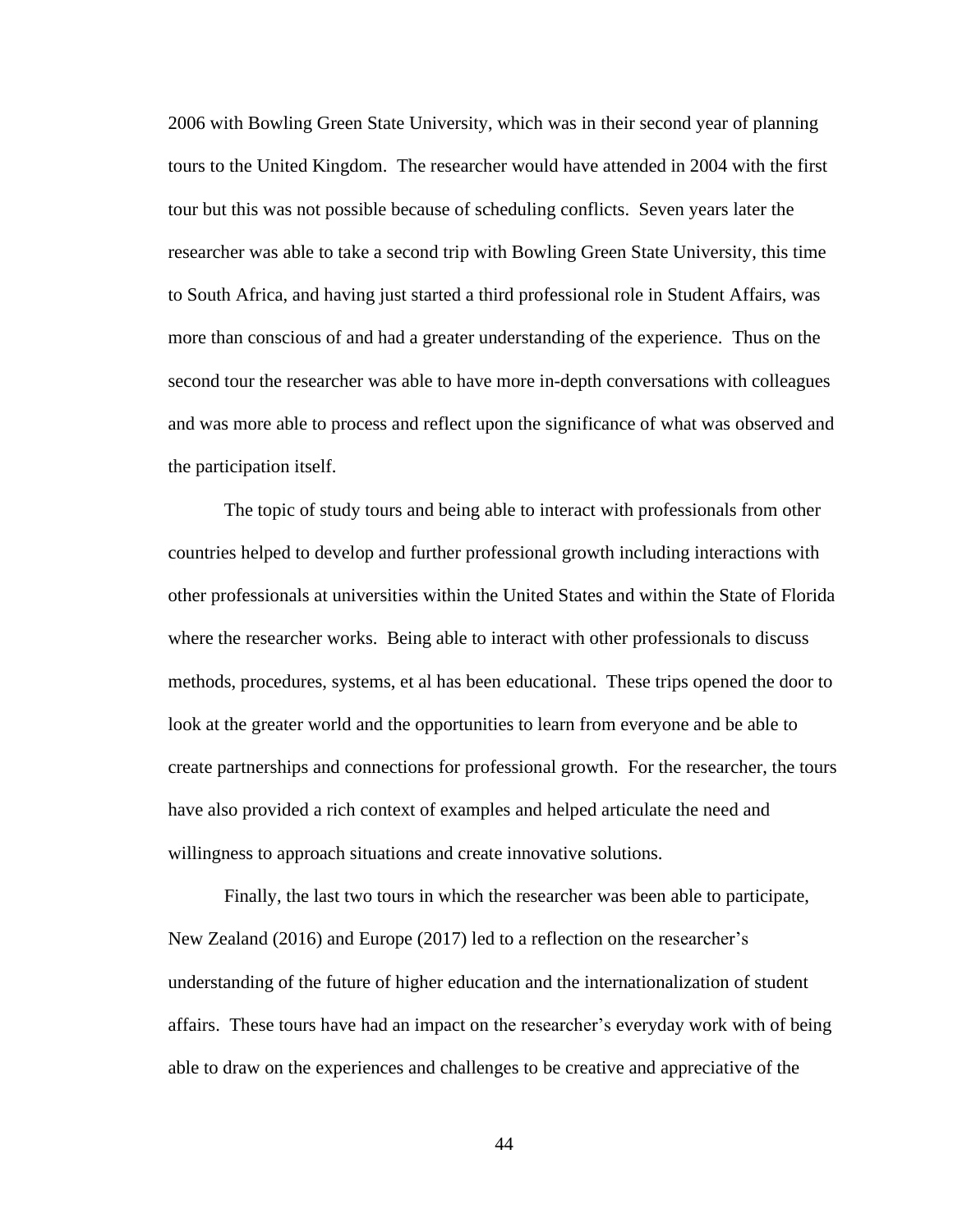2006 with Bowling Green State University, which was in their second year of planning tours to the United Kingdom. The researcher would have attended in 2004 with the first tour but this was not possible because of scheduling conflicts. Seven years later the researcher was able to take a second trip with Bowling Green State University, this time to South Africa, and having just started a third professional role in Student Affairs, was more than conscious of and had a greater understanding of the experience. Thus on the second tour the researcher was able to have more in-depth conversations with colleagues and was more able to process and reflect upon the significance of what was observed and the participation itself.

The topic of study tours and being able to interact with professionals from other countries helped to develop and further professional growth including interactions with other professionals at universities within the United States and within the State of Florida where the researcher works. Being able to interact with other professionals to discuss methods, procedures, systems, et al has been educational. These trips opened the door to look at the greater world and the opportunities to learn from everyone and be able to create partnerships and connections for professional growth. For the researcher, the tours have also provided a rich context of examples and helped articulate the need and willingness to approach situations and create innovative solutions.

Finally, the last two tours in which the researcher was been able to participate, New Zealand (2016) and Europe (2017) led to a reflection on the researcher's understanding of the future of higher education and the internationalization of student affairs. These tours have had an impact on the researcher's everyday work with of being able to draw on the experiences and challenges to be creative and appreciative of the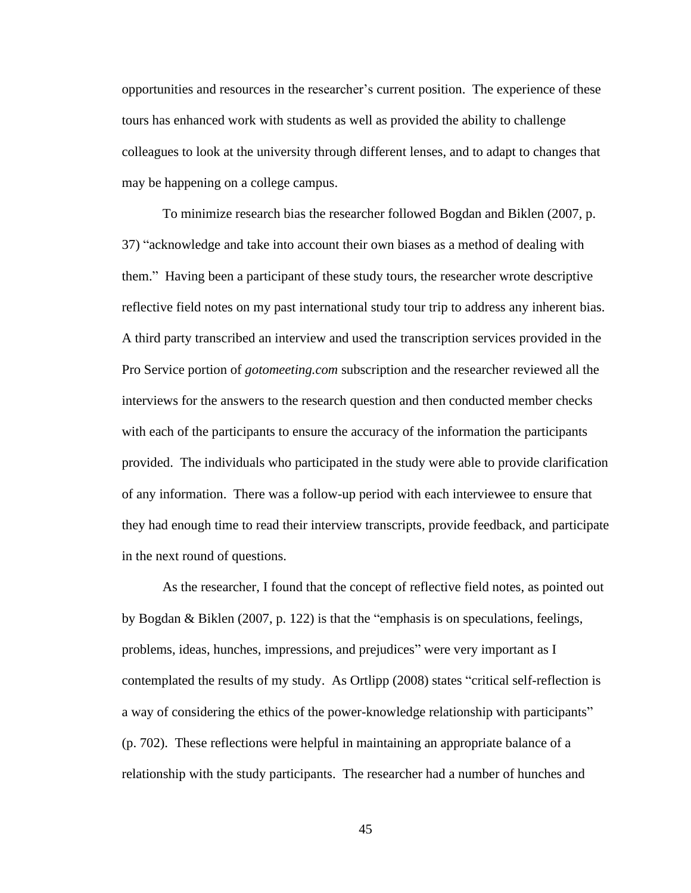opportunities and resources in the researcher's current position. The experience of these tours has enhanced work with students as well as provided the ability to challenge colleagues to look at the university through different lenses, and to adapt to changes that may be happening on a college campus.

To minimize research bias the researcher followed Bogdan and Biklen (2007, p. 37) "acknowledge and take into account their own biases as a method of dealing with them." Having been a participant of these study tours, the researcher wrote descriptive reflective field notes on my past international study tour trip to address any inherent bias. A third party transcribed an interview and used the transcription services provided in the Pro Service portion of *gotomeeting.com* subscription and the researcher reviewed all the interviews for the answers to the research question and then conducted member checks with each of the participants to ensure the accuracy of the information the participants provided. The individuals who participated in the study were able to provide clarification of any information. There was a follow-up period with each interviewee to ensure that they had enough time to read their interview transcripts, provide feedback, and participate in the next round of questions.

As the researcher, I found that the concept of reflective field notes, as pointed out by Bogdan & Biklen (2007, p. 122) is that the "emphasis is on speculations, feelings, problems, ideas, hunches, impressions, and prejudices" were very important as I contemplated the results of my study. As Ortlipp (2008) states "critical self-reflection is a way of considering the ethics of the power-knowledge relationship with participants" (p. 702). These reflections were helpful in maintaining an appropriate balance of a relationship with the study participants. The researcher had a number of hunches and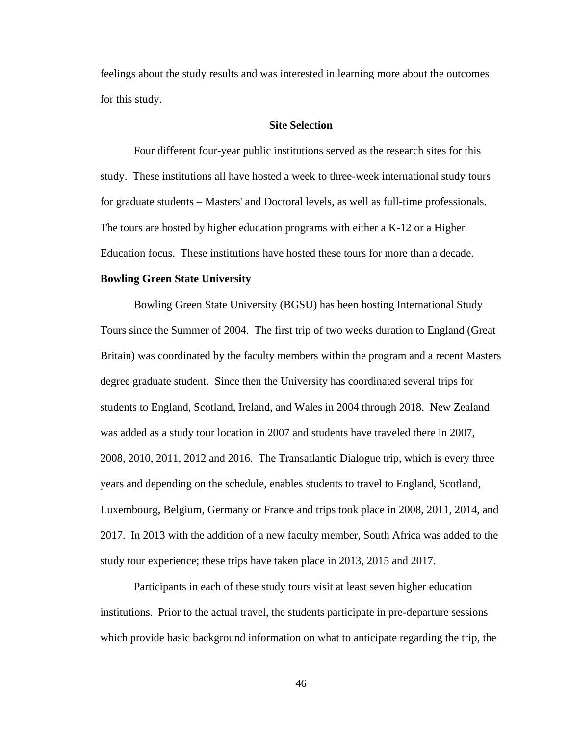feelings about the study results and was interested in learning more about the outcomes for this study.

## Site Selection

Four different four-year public institutions served as the research sites for this study. These institutions all have hosted a week to three-week international study tours for graduate students – Masters' and Doctoral levels, as well as full-time professionals. The tours are hosted by higher education programs with either a K-12 or a Higher Education focus. These institutions have hosted these tours for more than a decade.

### Bowling Green State University

Bowling Green State University (BGSU) has been hosting International Study Tours since the Summer of 2004. The first trip of two weeks duration to England (Great Britain) was coordinated by the faculty members within the program and a recent Masters degree graduate student. Since then the University has coordinated several trips for students to England, Scotland, Ireland, and Wales in 2004 through 2018. New Zealand was added as a study tour location in 2007 and students have traveled there in 2007, 2008, 2010, 2011, 2012 and 2016. The Transatlantic Dialogue trip, which is every three years and depending on the schedule, enables students to travel to England, Scotland, Luxembourg, Belgium, Germany or France and trips took place in 2008, 2011, 2014, and 2017. In 2013 with the addition of a new faculty member, South Africa was added to the study tour experience; these trips have taken place in 2013, 2015 and 2017.

Participants in each of these study tours visit at least seven higher education institutions. Prior to the actual travel, the students participate in pre-departure sessions which provide basic background information on what to anticipate regarding the trip, the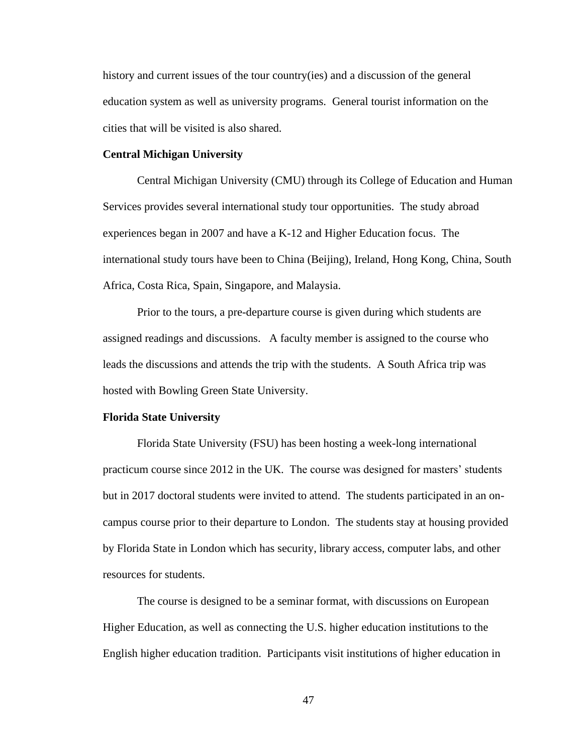history and current issues of the tour country(ies) and a discussion of the general education system as well as university programs. General tourist information on the cities that will be visited is also shared.

**Central Michigan University**

Central Michigan University (CMU) through its College of Education and Human Services provides several international study tour opportunities. The study abroad experiences began in 2007 and have a K-12 and Higher Education focus. The international study tours have been to China (Beijing), Ireland, Hong Kong, China, South Africa, Costa Rica, Spain, Singapore, and Malaysia.

Prior to the tours, a pre-departure course is given during which students are assigned readings and discussions. A faculty member is assigned to the course who leads the discussions and attends the trip with the students. A South Africa trip was hosted with Bowling Green State University.

**Florida State University**

Florida State University (FSU) has been hosting a week-long international practicum course since 2012 in the UK. The course was designed for masters' students but in 2017 doctoral students were invited to attend. The students participated in an on-campus course prior to their departure to London. The students stay at housing provided by Florida State in London which has security, library access, computer labs, and other resources for students.

The course is designed to be a seminar format, with discussions on European Higher Education, as well as connecting the U.S. higher education institutions to the English higher education tradition. Participants visit institutions of higher education in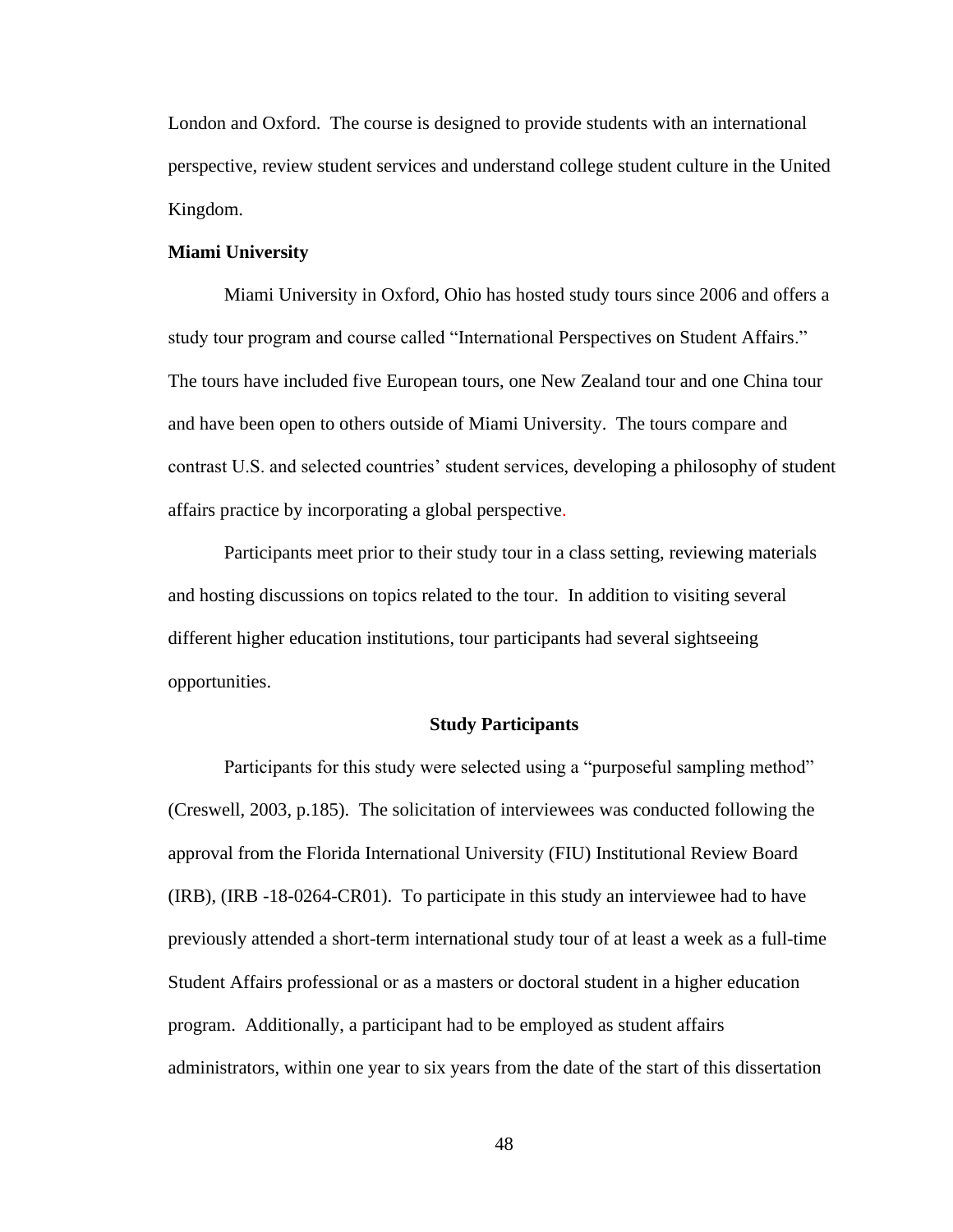London and Oxford.  The course is designed to provide students with an international perspective, review student services and understand college student culture in the United Kingdom.

**Miami University**

Miami University in Oxford, Ohio has hosted study tours since 2006 and offers a study tour program and course called "International Perspectives on Student Affairs." The tours have included five European tours, one New Zealand tour and one China tour and have been open to others outside of Miami University.  The tours compare and contrast U.S. and selected countries' student services, developing a philosophy of student affairs practice by incorporating a global perspective.

Participants meet prior to their study tour in a class setting, reviewing materials and hosting discussions on topics related to the tour.  In addition to visiting several different higher education institutions, tour participants had several sightseeing opportunities.

## Study Participants

Participants for this study were selected using a "purposeful sampling method" (Creswell, 2003, p.185).  The solicitation of interviewees was conducted following the approval from the Florida International University (FIU) Institutional Review Board (IRB), (IRB -18-0264-CR01).  To participate in this study an interviewee had to have previously attended a short-term international study tour of at least a week as a full-time Student Affairs professional or as a masters or doctoral student in a higher education program.  Additionally, a participant had to be employed as student affairs administrators, within one year to six years from the date of the start of this dissertation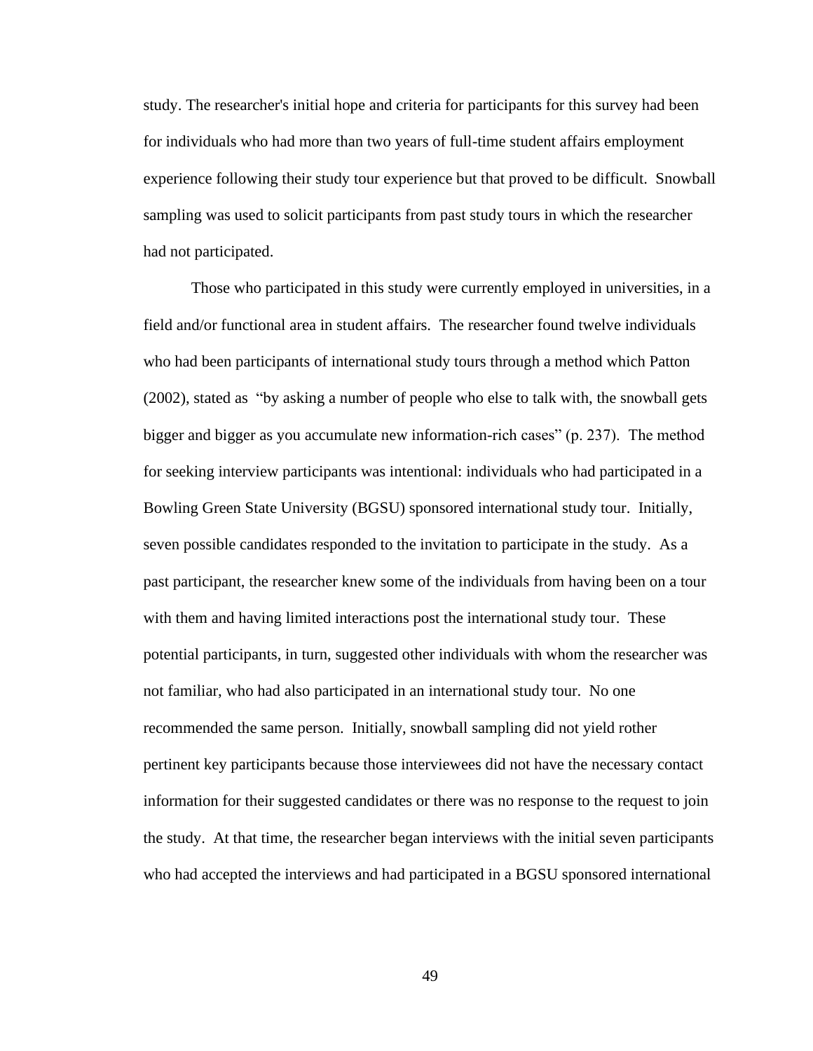study. The researcher's initial hope and criteria for participants for this survey had been for individuals who had more than two years of full-time student affairs employment experience following their study tour experience but that proved to be difficult. Snowball sampling was used to solicit participants from past study tours in which the researcher had not participated.

Those who participated in this study were currently employed in universities, in a field and/or functional area in student affairs. The researcher found twelve individuals who had been participants of international study tours through a method which Patton (2002), stated as "by asking a number of people who else to talk with, the snowball gets bigger and bigger as you accumulate new information-rich cases" (p. 237). The method for seeking interview participants was intentional: individuals who had participated in a Bowling Green State University (BGSU) sponsored international study tour. Initially, seven possible candidates responded to the invitation to participate in the study. As a past participant, the researcher knew some of the individuals from having been on a tour with them and having limited interactions post the international study tour. These potential participants, in turn, suggested other individuals with whom the researcher was not familiar, who had also participated in an international study tour. No one recommended the same person. Initially, snowball sampling did not yield rother pertinent key participants because those interviewees did not have the necessary contact information for their suggested candidates or there was no response to the request to join the study. At that time, the researcher began interviews with the initial seven participants who had accepted the interviews and had participated in a BGSU sponsored international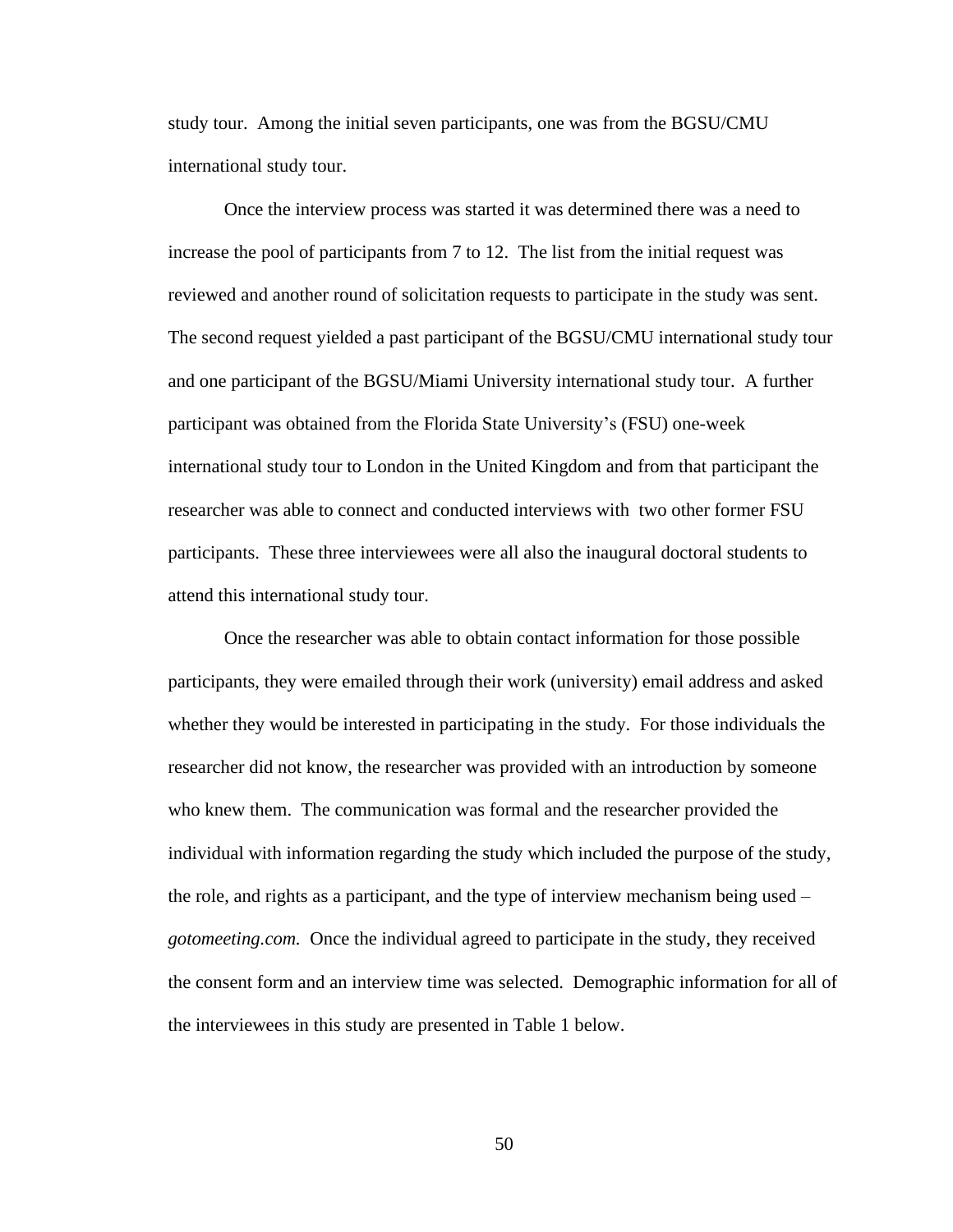study tour. Among the initial seven participants, one was from the BGSU/CMU international study tour.

Once the interview process was started it was determined there was a need to increase the pool of participants from 7 to 12. The list from the initial request was reviewed and another round of solicitation requests to participate in the study was sent. The second request yielded a past participant of the BGSU/CMU international study tour and one participant of the BGSU/Miami University international study tour. A further participant was obtained from the Florida State University's (FSU) one-week international study tour to London in the United Kingdom and from that participant the researcher was able to connect and conducted interviews with two other former FSU participants. These three interviewees were all also the inaugural doctoral students to attend this international study tour.

Once the researcher was able to obtain contact information for those possible participants, they were emailed through their work (university) email address and asked whether they would be interested in participating in the study. For those individuals the researcher did not know, the researcher was provided with an introduction by someone who knew them. The communication was formal and the researcher provided the individual with information regarding the study which included the purpose of the study, the role, and rights as a participant, and the type of interview mechanism being used – *gotomeeting.com.* Once the individual agreed to participate in the study, they received the consent form and an interview time was selected. Demographic information for all of the interviewees in this study are presented in Table 1 below.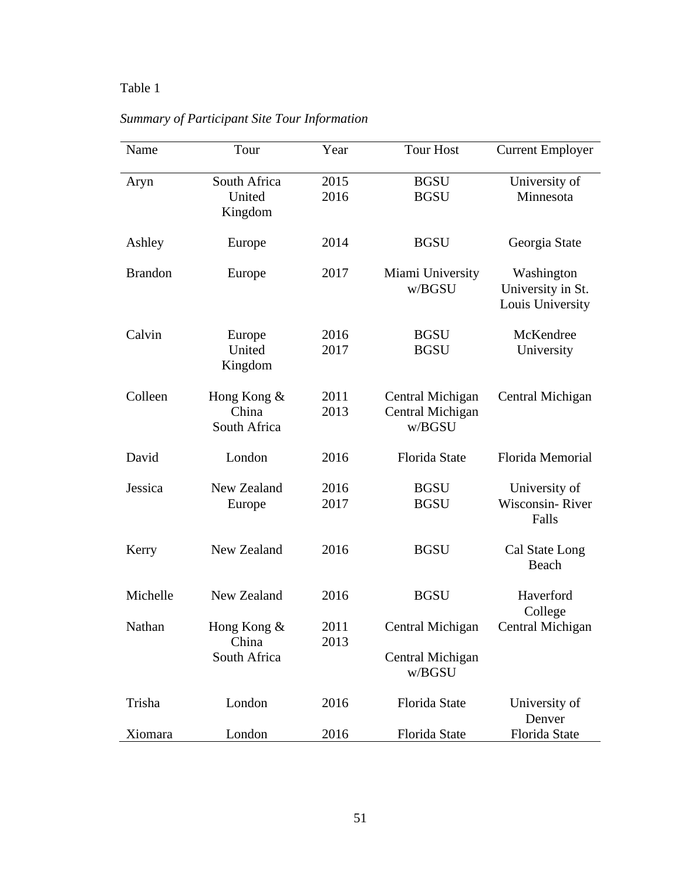Table 1

*Summary of Participant Site Tour Information*

| Name | Tour | Year | Tour Host | Current Employer |
|---|---|---|---|---|
| Aryn | South Africa<br>United Kingdom | 2015<br>2016 | BGSU<br>BGSU | University of Minnesota |
| Ashley | Europe | 2014 | BGSU | Georgia State |
| Brandon | Europe | 2017 | Miami University w/BGSU | Washington University in St. Louis University |
| Calvin | Europe<br>United Kingdom | 2016<br>2017 | BGSU<br>BGSU | McKendree University |
| Colleen | Hong Kong & China<br>South Africa | 2011<br>2013 | Central Michigan<br>Central Michigan w/BGSU | Central Michigan |
| David | London | 2016 | Florida State | Florida Memorial |
| Jessica | New Zealand<br>Europe | 2016<br>2017 | BGSU<br>BGSU | University of Wisconsin- River Falls |
| Kerry | New Zealand | 2016 | BGSU | Cal State Long Beach |
| Michelle | New Zealand | 2016 | BGSU | Haverford College |
| Nathan | Hong Kong & China<br>South Africa | 2011<br>2013 | Central Michigan<br>Central Michigan w/BGSU | Central Michigan |
| Trisha | London | 2016 | Florida State | University of Denver |
| Xiomara | London | 2016 | Florida State | Florida State |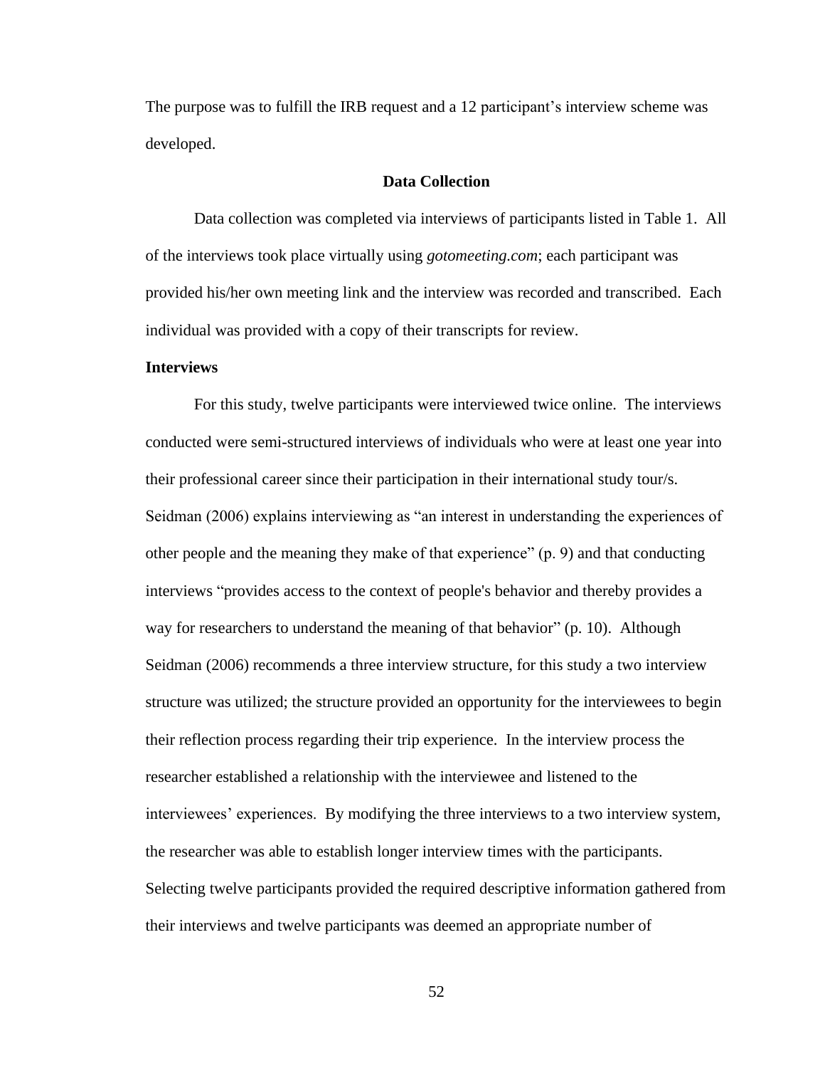The purpose was to fulfill the IRB request and a 12 participant's interview scheme was developed.

## Data Collection

Data collection was completed via interviews of participants listed in Table 1. All of the interviews took place virtually using *gotomeeting.com*; each participant was provided his/her own meeting link and the interview was recorded and transcribed. Each individual was provided with a copy of their transcripts for review.

### Interviews

For this study, twelve participants were interviewed twice online. The interviews conducted were semi-structured interviews of individuals who were at least one year into their professional career since their participation in their international study tour/s. Seidman (2006) explains interviewing as "an interest in understanding the experiences of other people and the meaning they make of that experience" (p. 9) and that conducting interviews "provides access to the context of people's behavior and thereby provides a way for researchers to understand the meaning of that behavior" (p. 10). Although Seidman (2006) recommends a three interview structure, for this study a two interview structure was utilized; the structure provided an opportunity for the interviewees to begin their reflection process regarding their trip experience. In the interview process the researcher established a relationship with the interviewee and listened to the interviewees' experiences. By modifying the three interviews to a two interview system, the researcher was able to establish longer interview times with the participants. Selecting twelve participants provided the required descriptive information gathered from their interviews and twelve participants was deemed an appropriate number of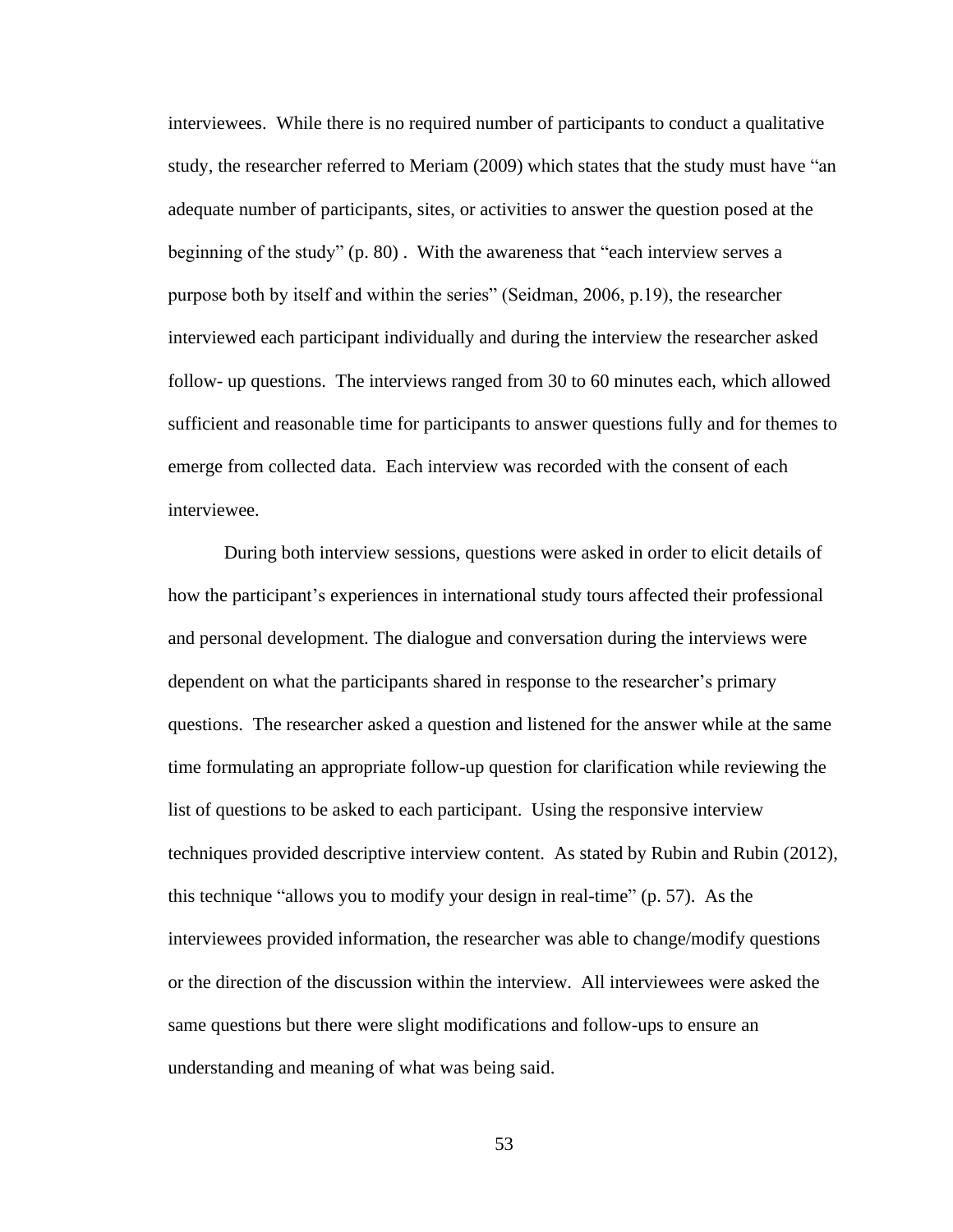interviewees. While there is no required number of participants to conduct a qualitative study, the researcher referred to Meriam (2009) which states that the study must have "an adequate number of participants, sites, or activities to answer the question posed at the beginning of the study" (p. 80) . With the awareness that "each interview serves a purpose both by itself and within the series" (Seidman, 2006, p.19), the researcher interviewed each participant individually and during the interview the researcher asked follow- up questions. The interviews ranged from 30 to 60 minutes each, which allowed sufficient and reasonable time for participants to answer questions fully and for themes to emerge from collected data. Each interview was recorded with the consent of each interviewee.

During both interview sessions, questions were asked in order to elicit details of how the participant's experiences in international study tours affected their professional and personal development. The dialogue and conversation during the interviews were dependent on what the participants shared in response to the researcher's primary questions. The researcher asked a question and listened for the answer while at the same time formulating an appropriate follow-up question for clarification while reviewing the list of questions to be asked to each participant. Using the responsive interview techniques provided descriptive interview content. As stated by Rubin and Rubin (2012), this technique "allows you to modify your design in real-time" (p. 57). As the interviewees provided information, the researcher was able to change/modify questions or the direction of the discussion within the interview. All interviewees were asked the same questions but there were slight modifications and follow-ups to ensure an understanding and meaning of what was being said.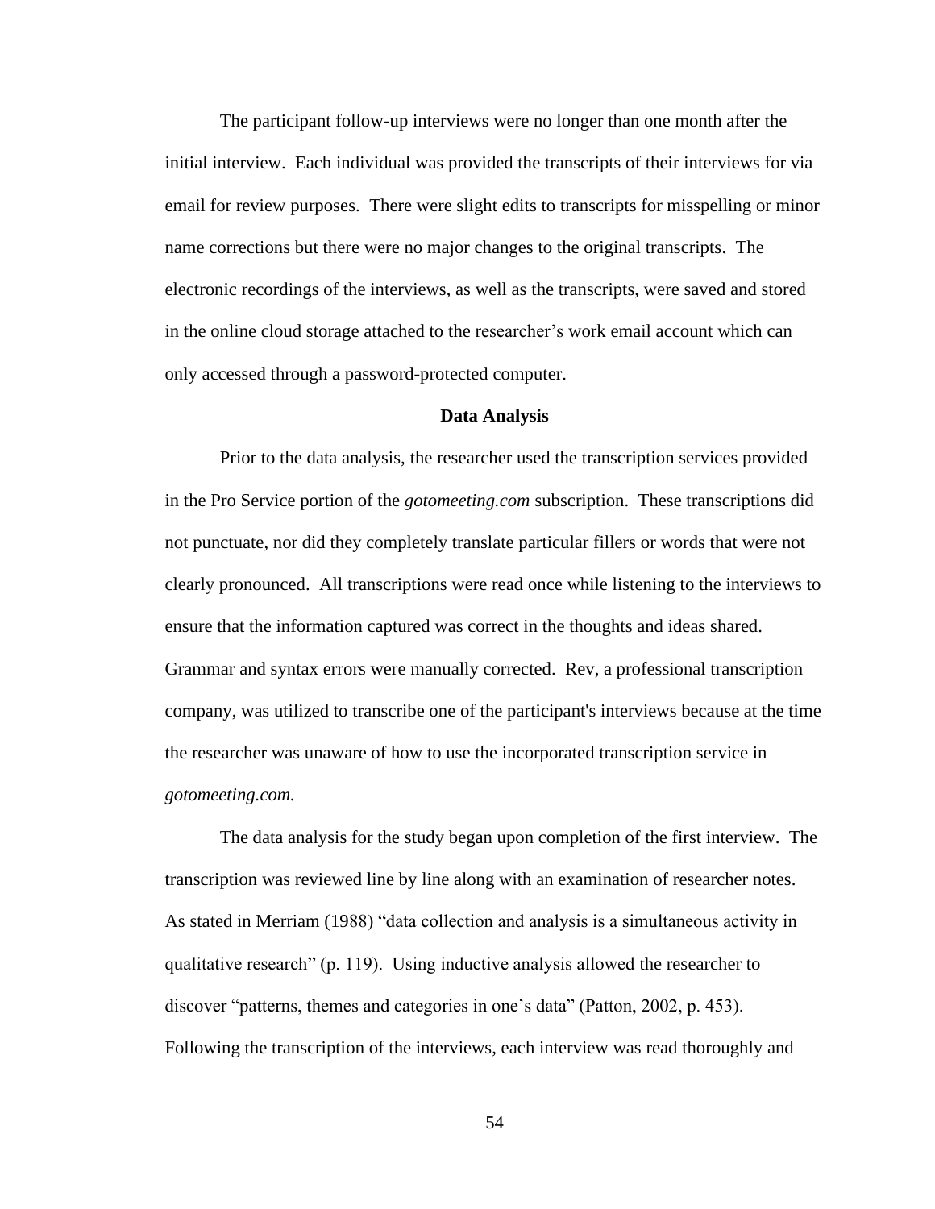The participant follow-up interviews were no longer than one month after the initial interview. Each individual was provided the transcripts of their interviews for via email for review purposes. There were slight edits to transcripts for misspelling or minor name corrections but there were no major changes to the original transcripts. The electronic recordings of the interviews, as well as the transcripts, were saved and stored in the online cloud storage attached to the researcher's work email account which can only accessed through a password-protected computer.

## Data Analysis

Prior to the data analysis, the researcher used the transcription services provided in the Pro Service portion of the *gotomeeting.com* subscription. These transcriptions did not punctuate, nor did they completely translate particular fillers or words that were not clearly pronounced. All transcriptions were read once while listening to the interviews to ensure that the information captured was correct in the thoughts and ideas shared. Grammar and syntax errors were manually corrected. Rev, a professional transcription company, was utilized to transcribe one of the participant's interviews because at the time the researcher was unaware of how to use the incorporated transcription service in *gotomeeting.com.*

The data analysis for the study began upon completion of the first interview. The transcription was reviewed line by line along with an examination of researcher notes. As stated in Merriam (1988) "data collection and analysis is a simultaneous activity in qualitative research" (p. 119). Using inductive analysis allowed the researcher to discover "patterns, themes and categories in one's data" (Patton, 2002, p. 453). Following the transcription of the interviews, each interview was read thoroughly and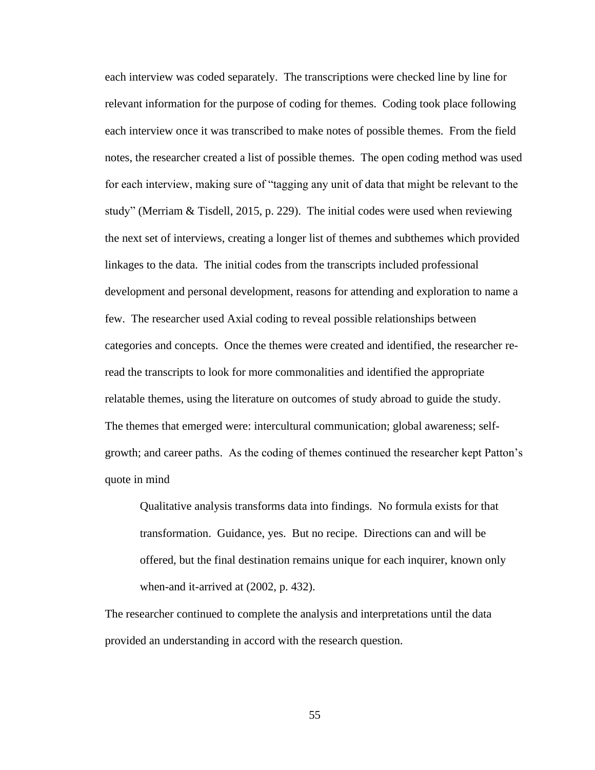each interview was coded separately. The transcriptions were checked line by line for relevant information for the purpose of coding for themes. Coding took place following each interview once it was transcribed to make notes of possible themes. From the field notes, the researcher created a list of possible themes. The open coding method was used for each interview, making sure of "tagging any unit of data that might be relevant to the study" (Merriam & Tisdell, 2015, p. 229). The initial codes were used when reviewing the next set of interviews, creating a longer list of themes and subthemes which provided linkages to the data. The initial codes from the transcripts included professional development and personal development, reasons for attending and exploration to name a few. The researcher used Axial coding to reveal possible relationships between categories and concepts. Once the themes were created and identified, the researcher re-read the transcripts to look for more commonalities and identified the appropriate relatable themes, using the literature on outcomes of study abroad to guide the study. The themes that emerged were: intercultural communication; global awareness; self-growth; and career paths. As the coding of themes continued the researcher kept Patton's quote in mind

> Qualitative analysis transforms data into findings. No formula exists for that transformation. Guidance, yes. But no recipe. Directions can and will be offered, but the final destination remains unique for each inquirer, known only when-and it-arrived at (2002, p. 432).

The researcher continued to complete the analysis and interpretations until the data provided an understanding in accord with the research question.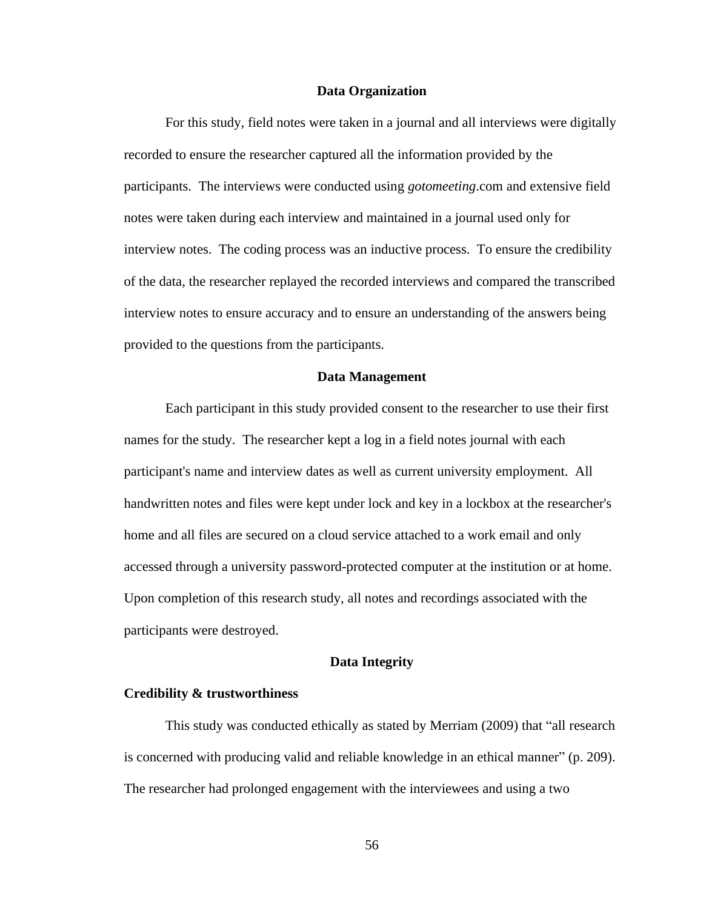## Data Organization

For this study, field notes were taken in a journal and all interviews were digitally recorded to ensure the researcher captured all the information provided by the participants. The interviews were conducted using *gotomeeting*.com and extensive field notes were taken during each interview and maintained in a journal used only for interview notes. The coding process was an inductive process. To ensure the credibility of the data, the researcher replayed the recorded interviews and compared the transcribed interview notes to ensure accuracy and to ensure an understanding of the answers being provided to the questions from the participants.

## Data Management

Each participant in this study provided consent to the researcher to use their first names for the study. The researcher kept a log in a field notes journal with each participant's name and interview dates as well as current university employment. All handwritten notes and files were kept under lock and key in a lockbox at the researcher's home and all files are secured on a cloud service attached to a work email and only accessed through a university password-protected computer at the institution or at home. Upon completion of this research study, all notes and recordings associated with the participants were destroyed.

## Data Integrity

### Credibility & trustworthiness

This study was conducted ethically as stated by Merriam (2009) that "all research is concerned with producing valid and reliable knowledge in an ethical manner" (p. 209). The researcher had prolonged engagement with the interviewees and using a two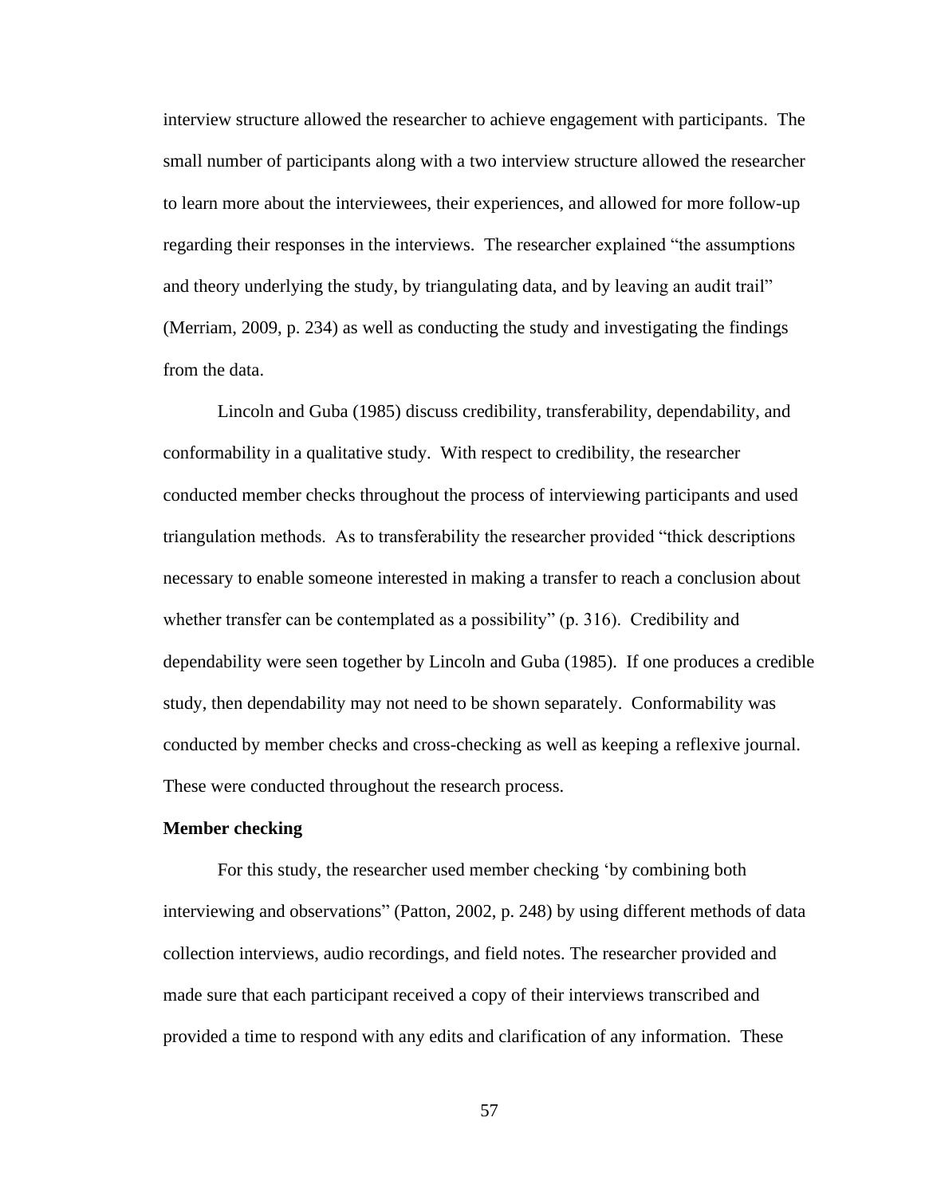interview structure allowed the researcher to achieve engagement with participants. The small number of participants along with a two interview structure allowed the researcher to learn more about the interviewees, their experiences, and allowed for more follow-up regarding their responses in the interviews. The researcher explained "the assumptions and theory underlying the study, by triangulating data, and by leaving an audit trail" (Merriam, 2009, p. 234) as well as conducting the study and investigating the findings from the data.

Lincoln and Guba (1985) discuss credibility, transferability, dependability, and conformability in a qualitative study. With respect to credibility, the researcher conducted member checks throughout the process of interviewing participants and used triangulation methods. As to transferability the researcher provided "thick descriptions necessary to enable someone interested in making a transfer to reach a conclusion about whether transfer can be contemplated as a possibility" (p. 316). Credibility and dependability were seen together by Lincoln and Guba (1985). If one produces a credible study, then dependability may not need to be shown separately. Conformability was conducted by member checks and cross-checking as well as keeping a reflexive journal. These were conducted throughout the research process.

**Member checking**

For this study, the researcher used member checking 'by combining both interviewing and observations" (Patton, 2002, p. 248) by using different methods of data collection interviews, audio recordings, and field notes. The researcher provided and made sure that each participant received a copy of their interviews transcribed and provided a time to respond with any edits and clarification of any information. These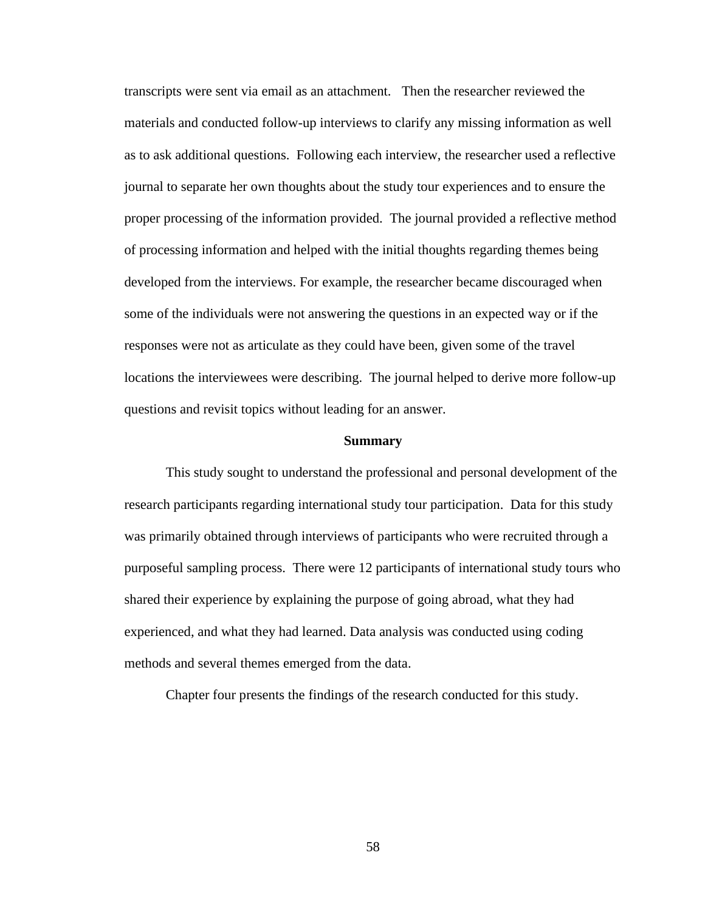transcripts were sent via email as an attachment. Then the researcher reviewed the materials and conducted follow-up interviews to clarify any missing information as well as to ask additional questions. Following each interview, the researcher used a reflective journal to separate her own thoughts about the study tour experiences and to ensure the proper processing of the information provided. The journal provided a reflective method of processing information and helped with the initial thoughts regarding themes being developed from the interviews. For example, the researcher became discouraged when some of the individuals were not answering the questions in an expected way or if the responses were not as articulate as they could have been, given some of the travel locations the interviewees were describing. The journal helped to derive more follow-up questions and revisit topics without leading for an answer.

## Summary

This study sought to understand the professional and personal development of the research participants regarding international study tour participation. Data for this study was primarily obtained through interviews of participants who were recruited through a purposeful sampling process. There were 12 participants of international study tours who shared their experience by explaining the purpose of going abroad, what they had experienced, and what they had learned. Data analysis was conducted using coding methods and several themes emerged from the data.

Chapter four presents the findings of the research conducted for this study.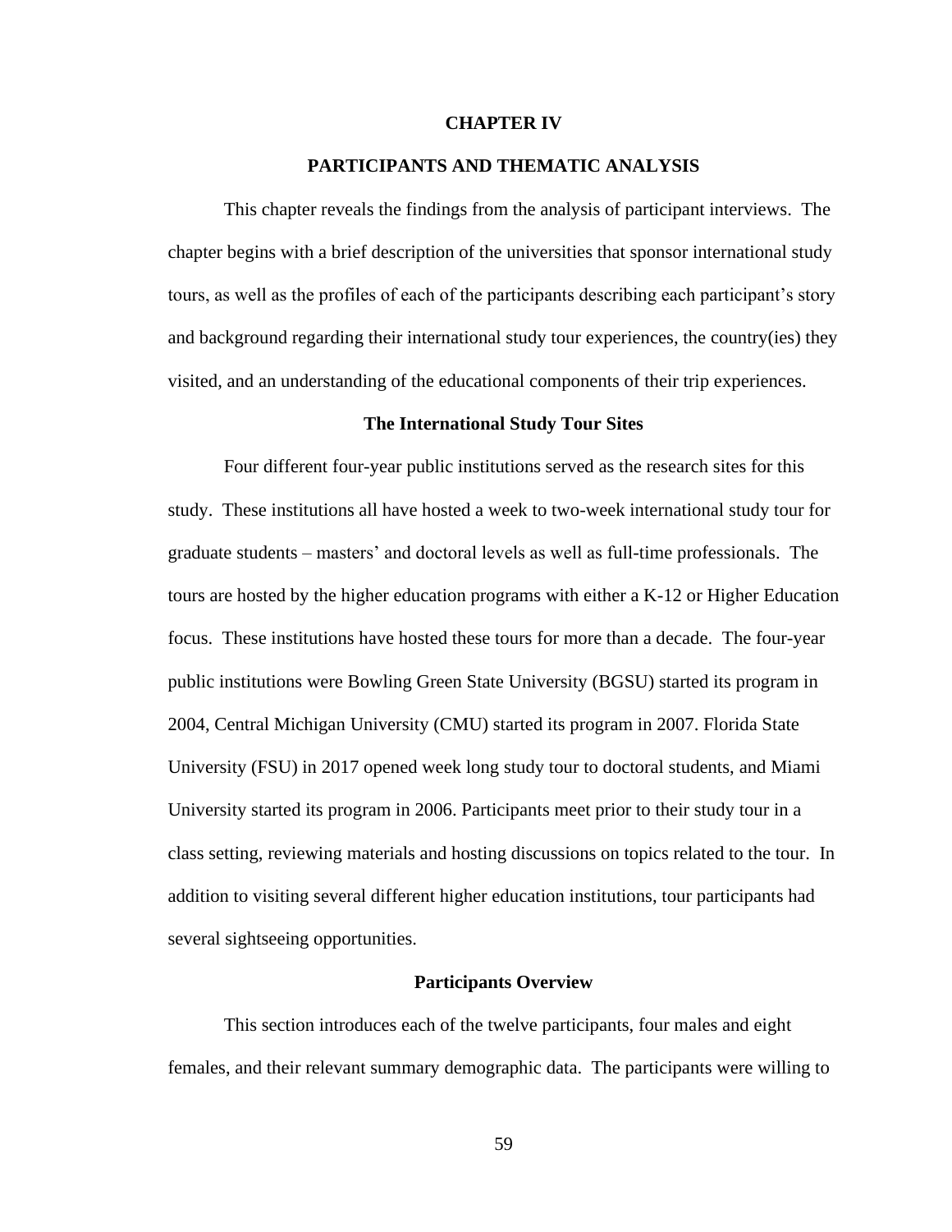# CHAPTER IV

## PARTICIPANTS AND THEMATIC ANALYSIS

This chapter reveals the findings from the analysis of participant interviews. The chapter begins with a brief description of the universities that sponsor international study tours, as well as the profiles of each of the participants describing each participant's story and background regarding their international study tour experiences, the country(ies) they visited, and an understanding of the educational components of their trip experiences.

### The International Study Tour Sites

Four different four-year public institutions served as the research sites for this study. These institutions all have hosted a week to two-week international study tour for graduate students – masters' and doctoral levels as well as full-time professionals. The tours are hosted by the higher education programs with either a K-12 or Higher Education focus. These institutions have hosted these tours for more than a decade. The four-year public institutions were Bowling Green State University (BGSU) started its program in 2004, Central Michigan University (CMU) started its program in 2007. Florida State University (FSU) in 2017 opened week long study tour to doctoral students, and Miami University started its program in 2006. Participants meet prior to their study tour in a class setting, reviewing materials and hosting discussions on topics related to the tour. In addition to visiting several different higher education institutions, tour participants had several sightseeing opportunities.

### Participants Overview

This section introduces each of the twelve participants, four males and eight females, and their relevant summary demographic data. The participants were willing to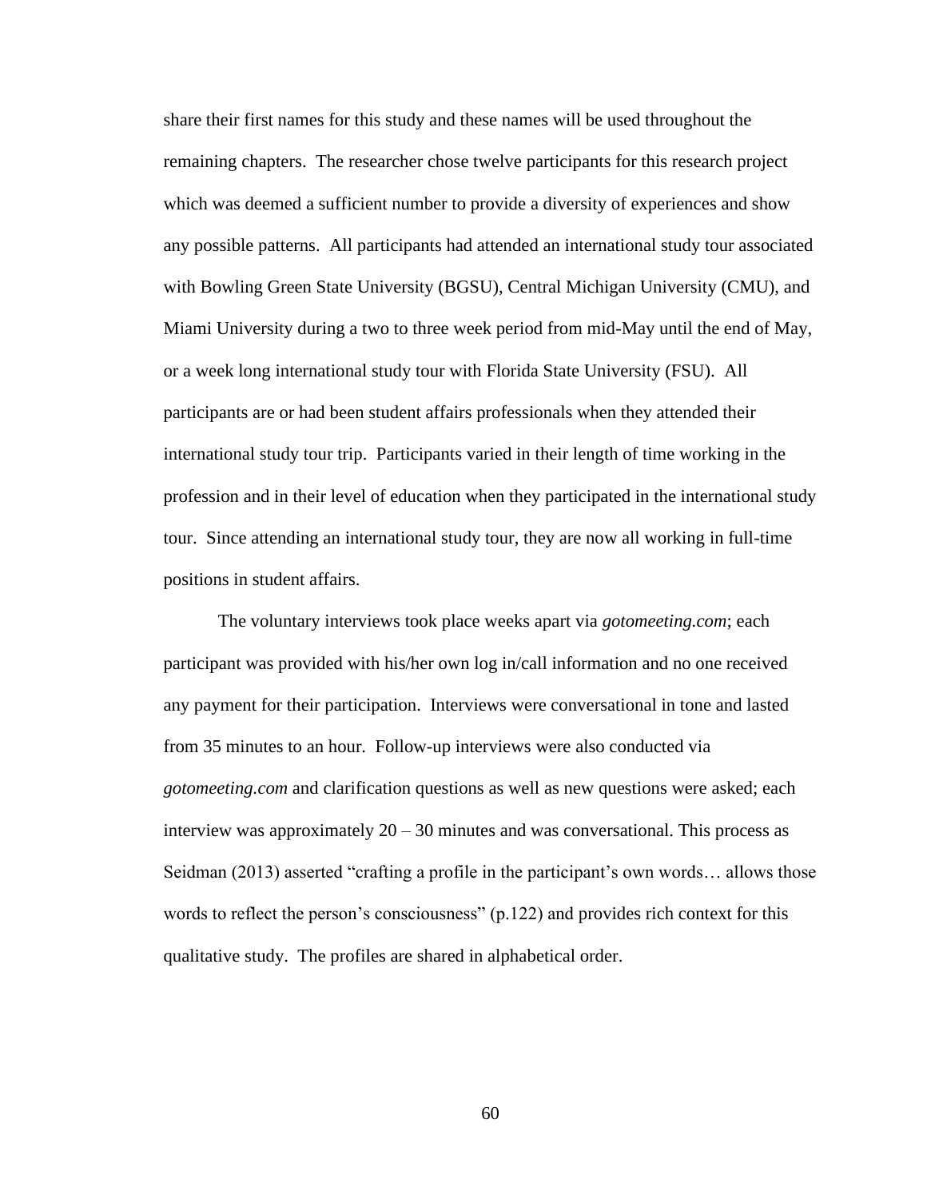share their first names for this study and these names will be used throughout the remaining chapters. The researcher chose twelve participants for this research project which was deemed a sufficient number to provide a diversity of experiences and show any possible patterns. All participants had attended an international study tour associated with Bowling Green State University (BGSU), Central Michigan University (CMU), and Miami University during a two to three week period from mid-May until the end of May, or a week long international study tour with Florida State University (FSU). All participants are or had been student affairs professionals when they attended their international study tour trip. Participants varied in their length of time working in the profession and in their level of education when they participated in the international study tour. Since attending an international study tour, they are now all working in full-time positions in student affairs.

The voluntary interviews took place weeks apart via *gotomeeting.com*; each participant was provided with his/her own log in/call information and no one received any payment for their participation. Interviews were conversational in tone and lasted from 35 minutes to an hour. Follow-up interviews were also conducted via *gotomeeting.com* and clarification questions as well as new questions were asked; each interview was approximately 20 – 30 minutes and was conversational. This process as Seidman (2013) asserted "crafting a profile in the participant's own words… allows those words to reflect the person's consciousness" (p.122) and provides rich context for this qualitative study. The profiles are shared in alphabetical order.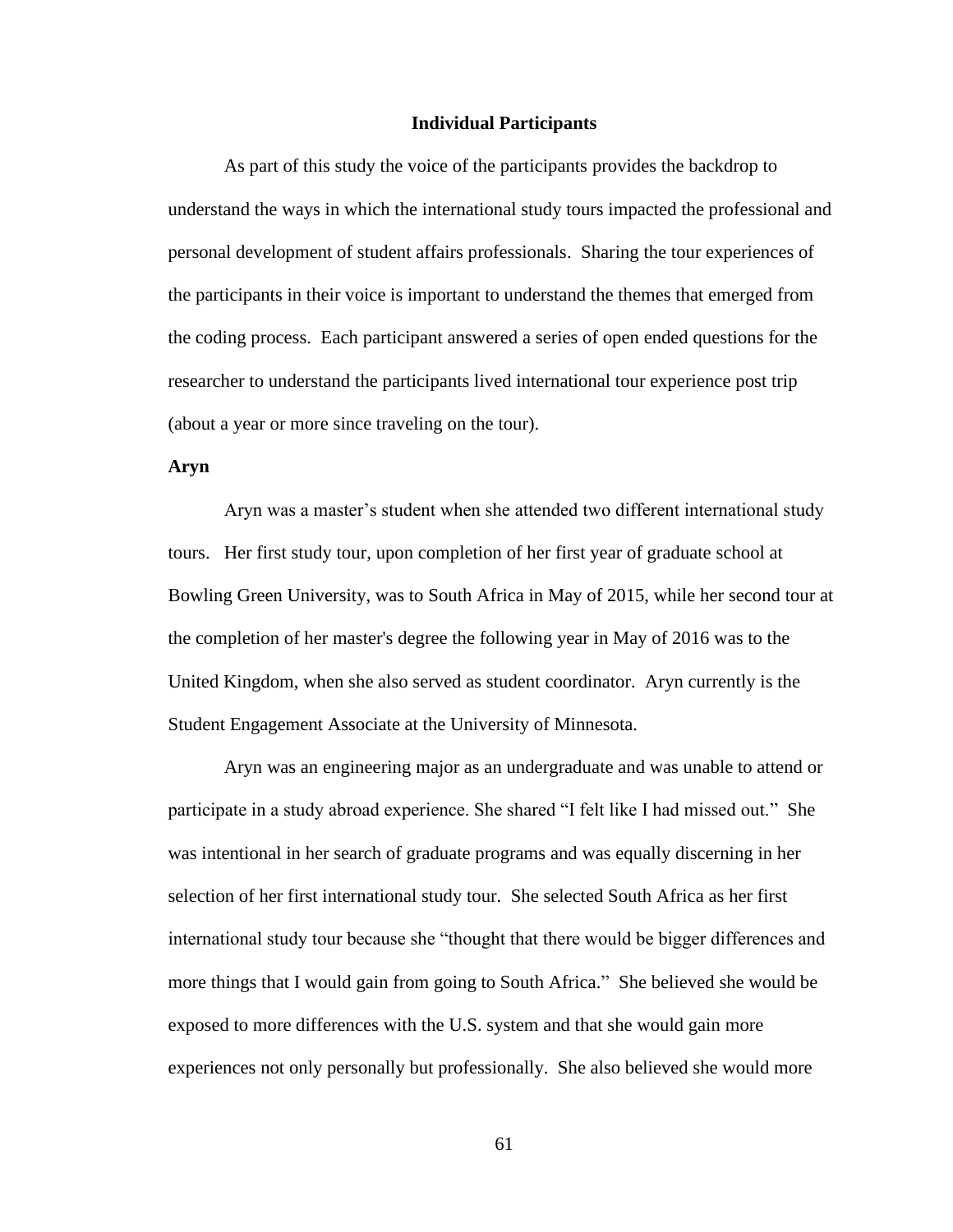## Individual Participants

As part of this study the voice of the participants provides the backdrop to understand the ways in which the international study tours impacted the professional and personal development of student affairs professionals. Sharing the tour experiences of the participants in their voice is important to understand the themes that emerged from the coding process. Each participant answered a series of open ended questions for the researcher to understand the participants lived international tour experience post trip (about a year or more since traveling on the tour).

### Aryn

Aryn was a master's student when she attended two different international study tours. Her first study tour, upon completion of her first year of graduate school at Bowling Green University, was to South Africa in May of 2015, while her second tour at the completion of her master's degree the following year in May of 2016 was to the United Kingdom, when she also served as student coordinator. Aryn currently is the Student Engagement Associate at the University of Minnesota.

Aryn was an engineering major as an undergraduate and was unable to attend or participate in a study abroad experience. She shared "I felt like I had missed out." She was intentional in her search of graduate programs and was equally discerning in her selection of her first international study tour. She selected South Africa as her first international study tour because she "thought that there would be bigger differences and more things that I would gain from going to South Africa." She believed she would be exposed to more differences with the U.S. system and that she would gain more experiences not only personally but professionally. She also believed she would more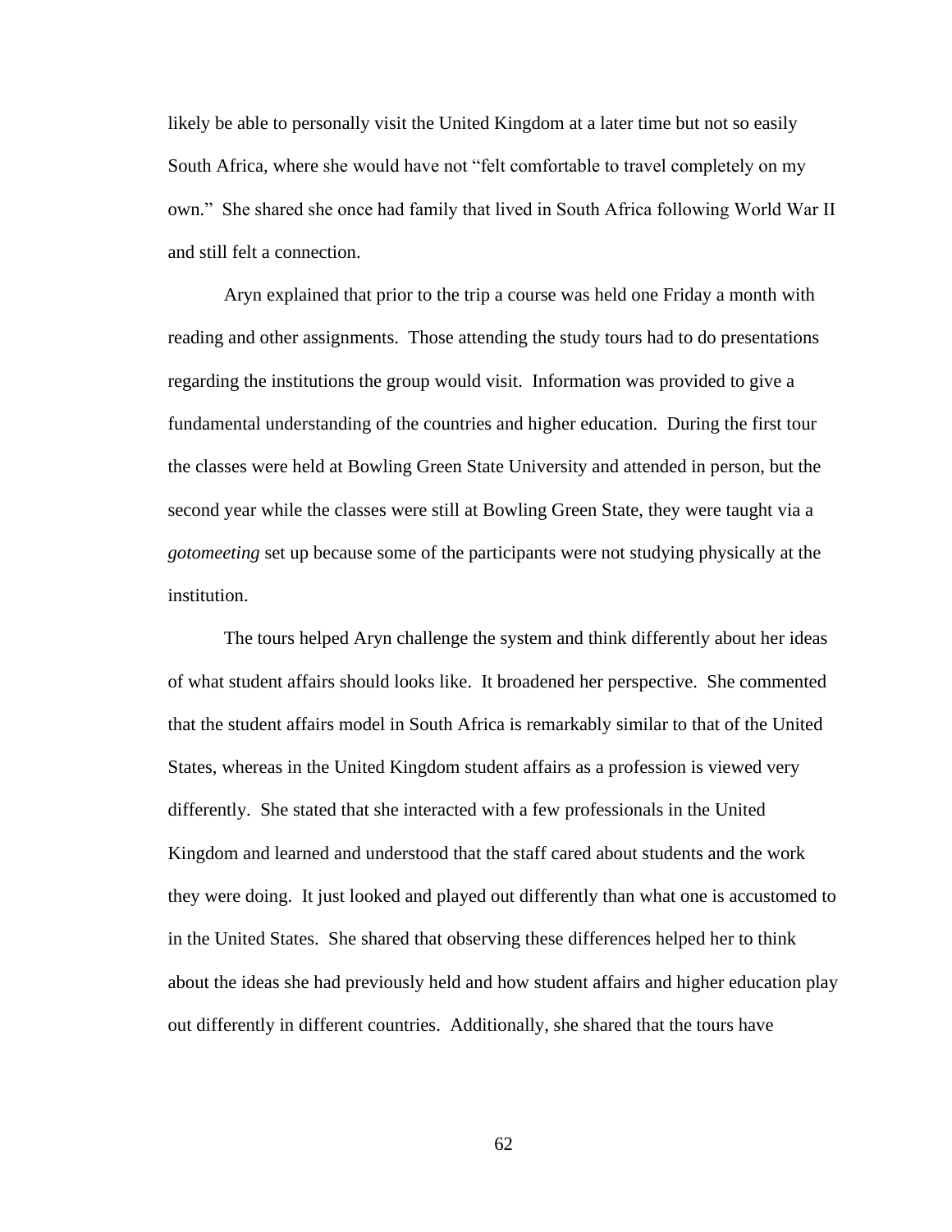likely be able to personally visit the United Kingdom at a later time but not so easily South Africa, where she would have not "felt comfortable to travel completely on my own." She shared she once had family that lived in South Africa following World War II and still felt a connection.

Aryn explained that prior to the trip a course was held one Friday a month with reading and other assignments. Those attending the study tours had to do presentations regarding the institutions the group would visit. Information was provided to give a fundamental understanding of the countries and higher education. During the first tour the classes were held at Bowling Green State University and attended in person, but the second year while the classes were still at Bowling Green State, they were taught via a *gotomeeting* set up because some of the participants were not studying physically at the institution.

The tours helped Aryn challenge the system and think differently about her ideas of what student affairs should looks like. It broadened her perspective. She commented that the student affairs model in South Africa is remarkably similar to that of the United States, whereas in the United Kingdom student affairs as a profession is viewed very differently. She stated that she interacted with a few professionals in the United Kingdom and learned and understood that the staff cared about students and the work they were doing. It just looked and played out differently than what one is accustomed to in the United States. She shared that observing these differences helped her to think about the ideas she had previously held and how student affairs and higher education play out differently in different countries. Additionally, she shared that the tours have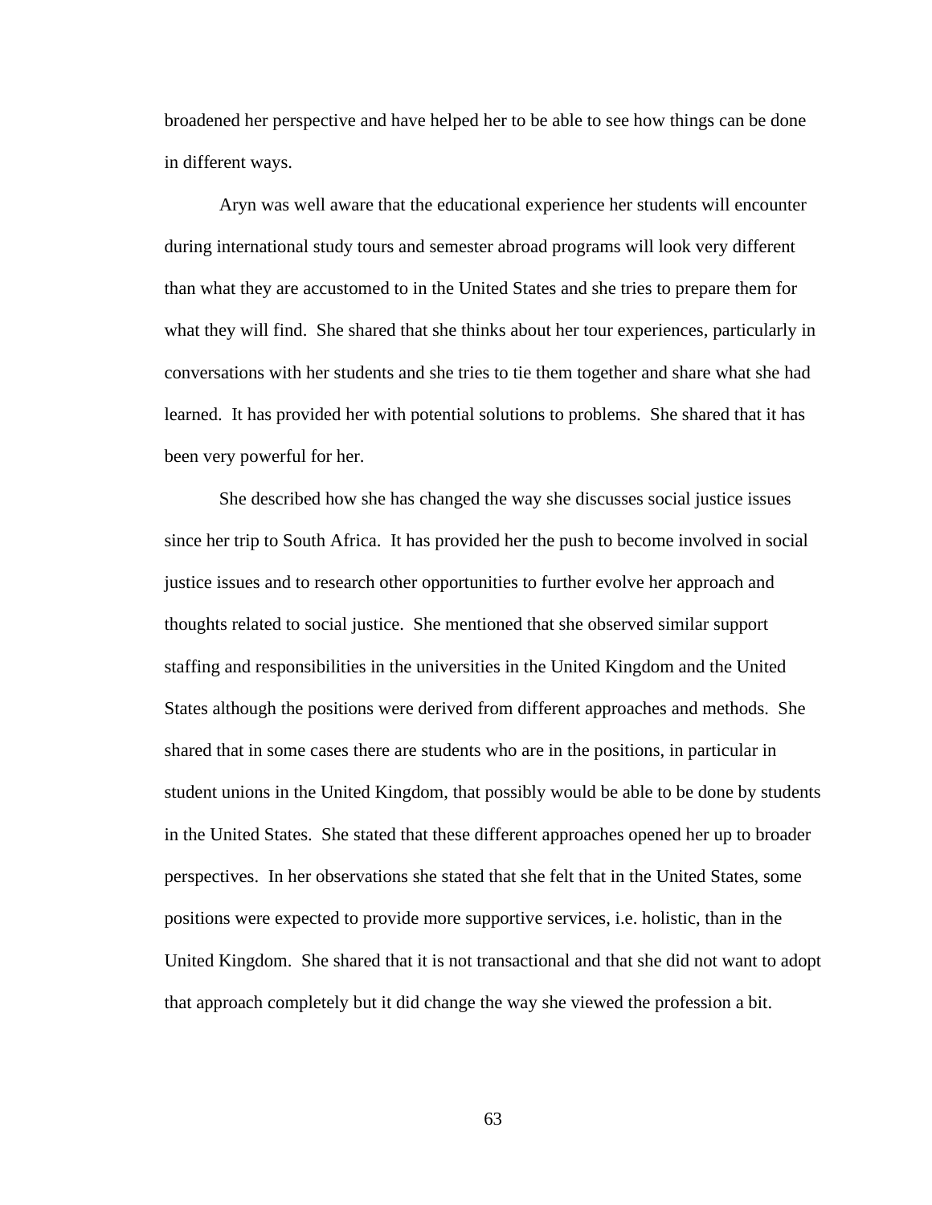broadened her perspective and have helped her to be able to see how things can be done in different ways.

Aryn was well aware that the educational experience her students will encounter during international study tours and semester abroad programs will look very different than what they are accustomed to in the United States and she tries to prepare them for what they will find. She shared that she thinks about her tour experiences, particularly in conversations with her students and she tries to tie them together and share what she had learned. It has provided her with potential solutions to problems. She shared that it has been very powerful for her.

She described how she has changed the way she discusses social justice issues since her trip to South Africa. It has provided her the push to become involved in social justice issues and to research other opportunities to further evolve her approach and thoughts related to social justice. She mentioned that she observed similar support staffing and responsibilities in the universities in the United Kingdom and the United States although the positions were derived from different approaches and methods. She shared that in some cases there are students who are in the positions, in particular in student unions in the United Kingdom, that possibly would be able to be done by students in the United States. She stated that these different approaches opened her up to broader perspectives. In her observations she stated that she felt that in the United States, some positions were expected to provide more supportive services, i.e. holistic, than in the United Kingdom. She shared that it is not transactional and that she did not want to adopt that approach completely but it did change the way she viewed the profession a bit.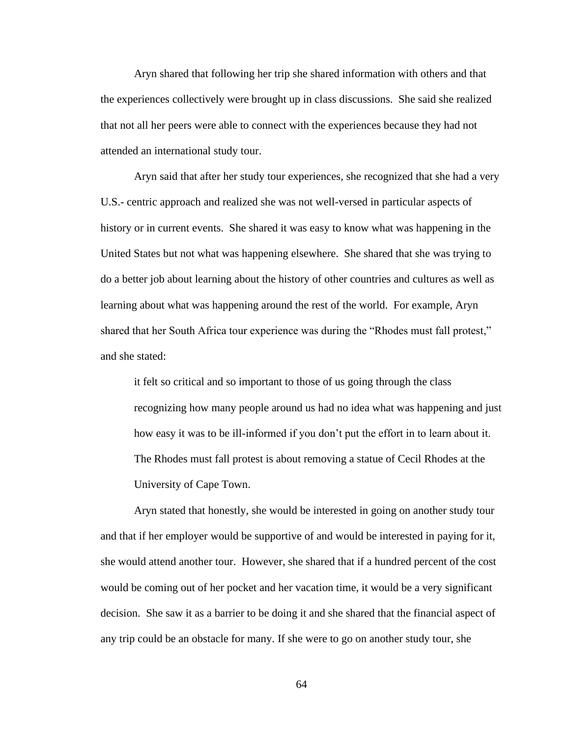Aryn shared that following her trip she shared information with others and that the experiences collectively were brought up in class discussions. She said she realized that not all her peers were able to connect with the experiences because they had not attended an international study tour.

Aryn said that after her study tour experiences, she recognized that she had a very U.S.- centric approach and realized she was not well-versed in particular aspects of history or in current events. She shared it was easy to know what was happening in the United States but not what was happening elsewhere. She shared that she was trying to do a better job about learning about the history of other countries and cultures as well as learning about what was happening around the rest of the world. For example, Aryn shared that her South Africa tour experience was during the "Rhodes must fall protest," and she stated:

> it felt so critical and so important to those of us going through the class recognizing how many people around us had no idea what was happening and just how easy it was to be ill-informed if you don't put the effort in to learn about it. The Rhodes must fall protest is about removing a statue of Cecil Rhodes at the University of Cape Town.

Aryn stated that honestly, she would be interested in going on another study tour and that if her employer would be supportive of and would be interested in paying for it, she would attend another tour. However, she shared that if a hundred percent of the cost would be coming out of her pocket and her vacation time, it would be a very significant decision. She saw it as a barrier to be doing it and she shared that the financial aspect of any trip could be an obstacle for many. If she were to go on another study tour, she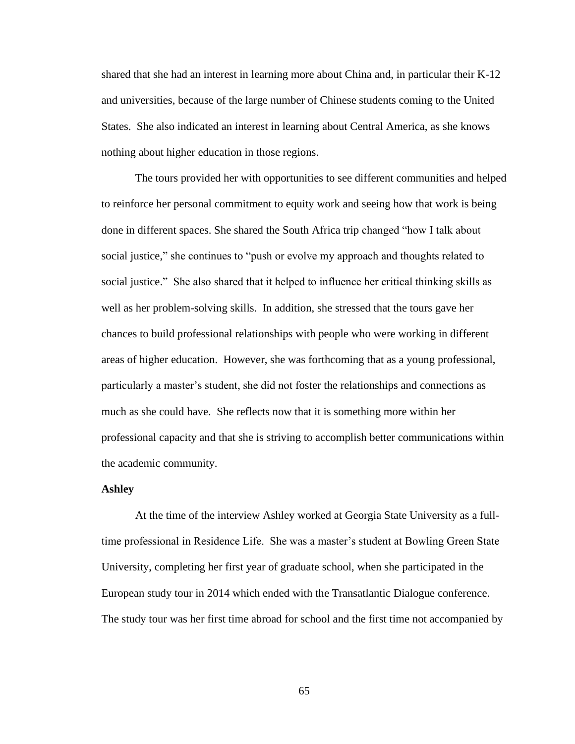shared that she had an interest in learning more about China and, in particular their K-12 and universities, because of the large number of Chinese students coming to the United States. She also indicated an interest in learning about Central America, as she knows nothing about higher education in those regions.

The tours provided her with opportunities to see different communities and helped to reinforce her personal commitment to equity work and seeing how that work is being done in different spaces. She shared the South Africa trip changed "how I talk about social justice," she continues to "push or evolve my approach and thoughts related to social justice." She also shared that it helped to influence her critical thinking skills as well as her problem-solving skills. In addition, she stressed that the tours gave her chances to build professional relationships with people who were working in different areas of higher education. However, she was forthcoming that as a young professional, particularly a master's student, she did not foster the relationships and connections as much as she could have. She reflects now that it is something more within her professional capacity and that she is striving to accomplish better communications within the academic community.

**Ashley**

At the time of the interview Ashley worked at Georgia State University as a full-time professional in Residence Life. She was a master's student at Bowling Green State University, completing her first year of graduate school, when she participated in the European study tour in 2014 which ended with the Transatlantic Dialogue conference. The study tour was her first time abroad for school and the first time not accompanied by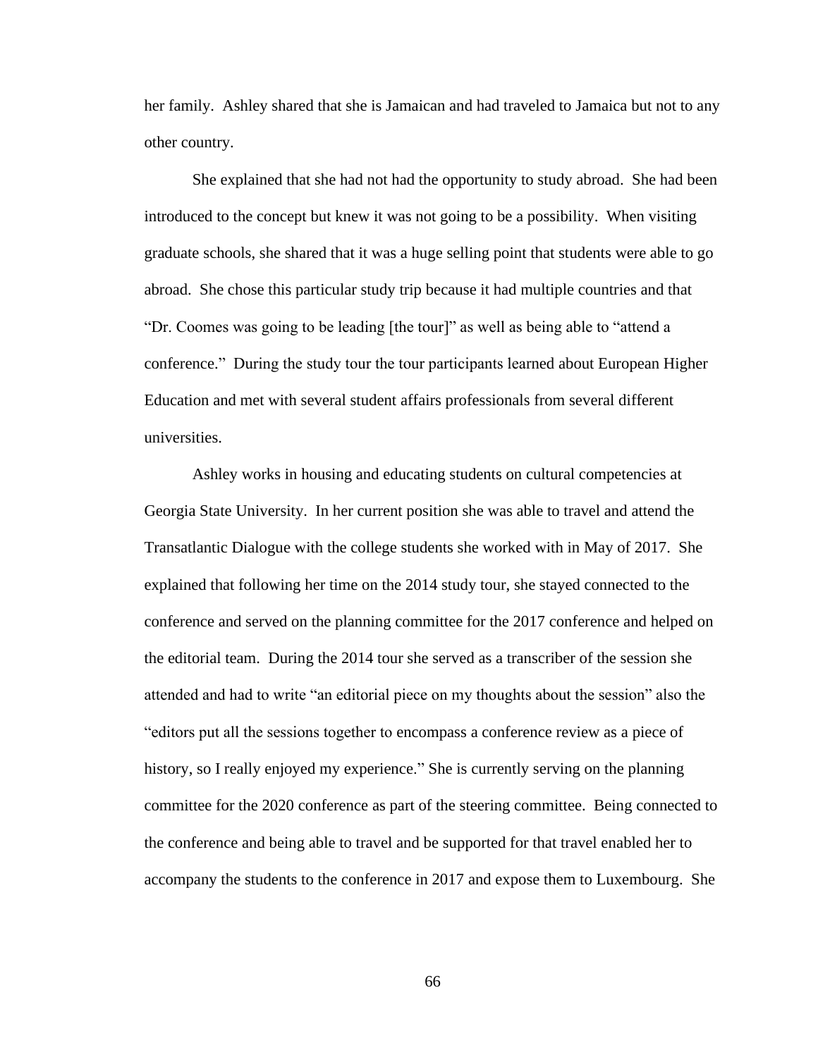her family. Ashley shared that she is Jamaican and had traveled to Jamaica but not to any other country.

She explained that she had not had the opportunity to study abroad. She had been introduced to the concept but knew it was not going to be a possibility. When visiting graduate schools, she shared that it was a huge selling point that students were able to go abroad. She chose this particular study trip because it had multiple countries and that "Dr. Coomes was going to be leading [the tour]" as well as being able to "attend a conference." During the study tour the tour participants learned about European Higher Education and met with several student affairs professionals from several different universities.

Ashley works in housing and educating students on cultural competencies at Georgia State University. In her current position she was able to travel and attend the Transatlantic Dialogue with the college students she worked with in May of 2017. She explained that following her time on the 2014 study tour, she stayed connected to the conference and served on the planning committee for the 2017 conference and helped on the editorial team. During the 2014 tour she served as a transcriber of the session she attended and had to write "an editorial piece on my thoughts about the session" also the "editors put all the sessions together to encompass a conference review as a piece of history, so I really enjoyed my experience." She is currently serving on the planning committee for the 2020 conference as part of the steering committee. Being connected to the conference and being able to travel and be supported for that travel enabled her to accompany the students to the conference in 2017 and expose them to Luxembourg. She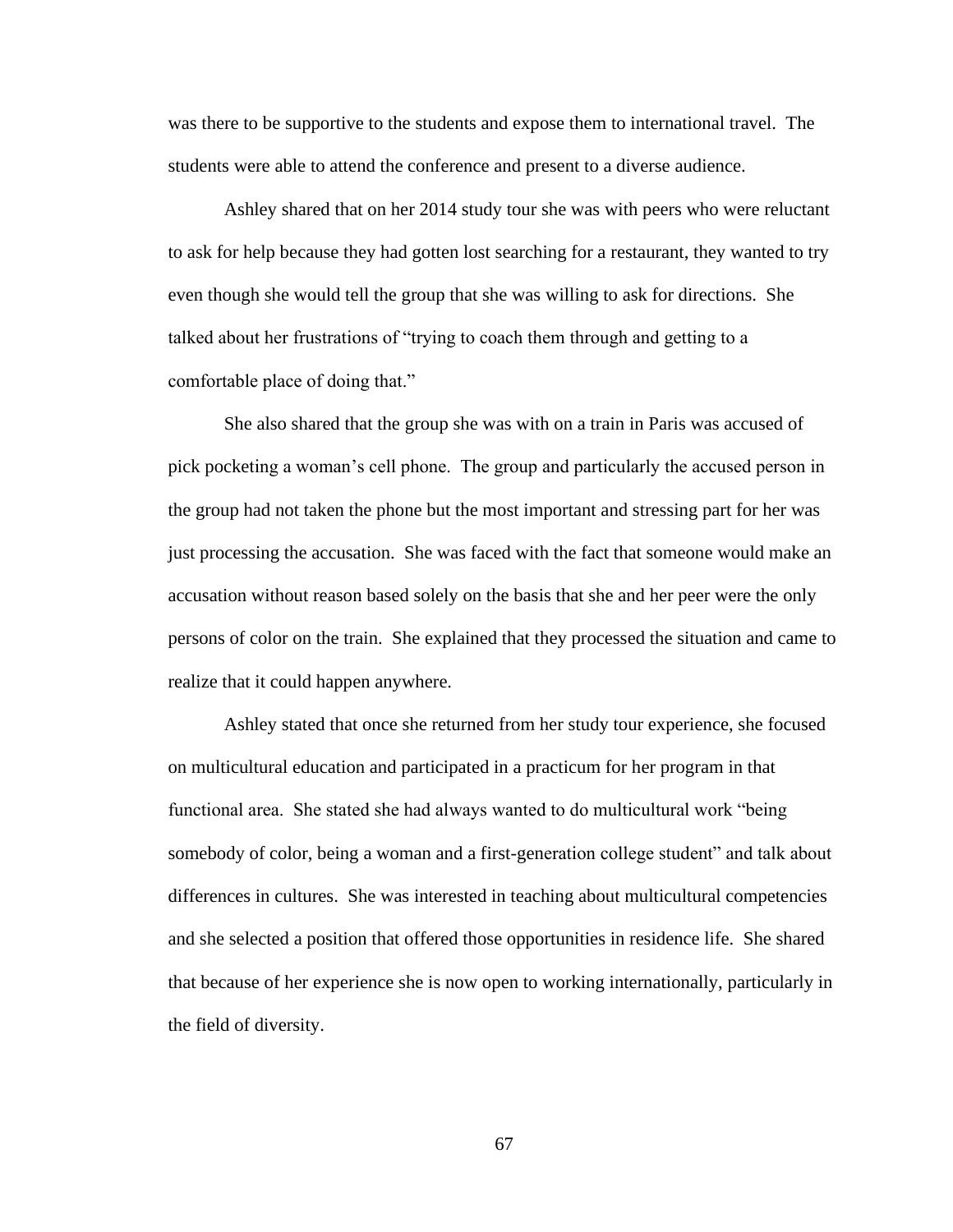was there to be supportive to the students and expose them to international travel. The students were able to attend the conference and present to a diverse audience.

Ashley shared that on her 2014 study tour she was with peers who were reluctant to ask for help because they had gotten lost searching for a restaurant, they wanted to try even though she would tell the group that she was willing to ask for directions. She talked about her frustrations of "trying to coach them through and getting to a comfortable place of doing that."

She also shared that the group she was with on a train in Paris was accused of pick pocketing a woman's cell phone. The group and particularly the accused person in the group had not taken the phone but the most important and stressing part for her was just processing the accusation. She was faced with the fact that someone would make an accusation without reason based solely on the basis that she and her peer were the only persons of color on the train. She explained that they processed the situation and came to realize that it could happen anywhere.

Ashley stated that once she returned from her study tour experience, she focused on multicultural education and participated in a practicum for her program in that functional area. She stated she had always wanted to do multicultural work "being somebody of color, being a woman and a first-generation college student" and talk about differences in cultures. She was interested in teaching about multicultural competencies and she selected a position that offered those opportunities in residence life. She shared that because of her experience she is now open to working internationally, particularly in the field of diversity.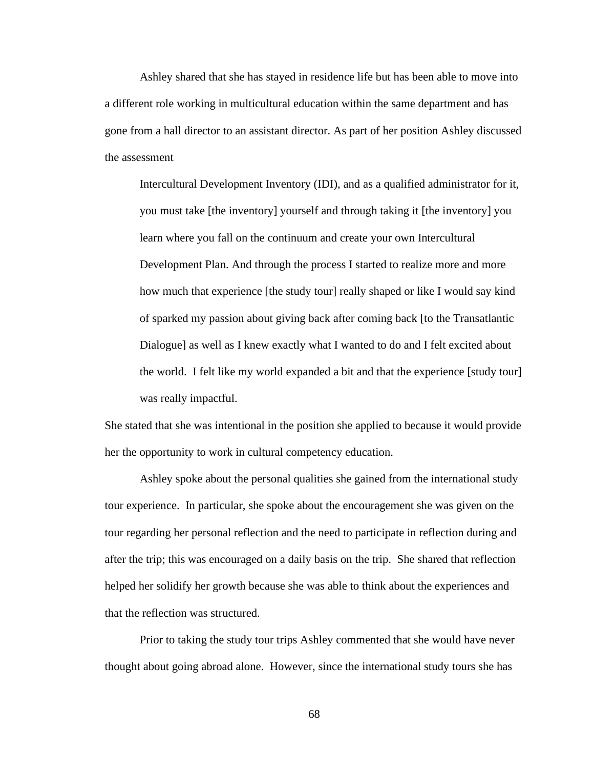Ashley shared that she has stayed in residence life but has been able to move into a different role working in multicultural education within the same department and has gone from a hall director to an assistant director. As part of her position Ashley discussed the assessment

> Intercultural Development Inventory (IDI), and as a qualified administrator for it, you must take [the inventory] yourself and through taking it [the inventory] you learn where you fall on the continuum and create your own Intercultural Development Plan. And through the process I started to realize more and more how much that experience [the study tour] really shaped or like I would say kind of sparked my passion about giving back after coming back [to the Transatlantic Dialogue] as well as I knew exactly what I wanted to do and I felt excited about the world. I felt like my world expanded a bit and that the experience [study tour] was really impactful.

She stated that she was intentional in the position she applied to because it would provide her the opportunity to work in cultural competency education.

Ashley spoke about the personal qualities she gained from the international study tour experience. In particular, she spoke about the encouragement she was given on the tour regarding her personal reflection and the need to participate in reflection during and after the trip; this was encouraged on a daily basis on the trip. She shared that reflection helped her solidify her growth because she was able to think about the experiences and that the reflection was structured.

Prior to taking the study tour trips Ashley commented that she would have never thought about going abroad alone. However, since the international study tours she has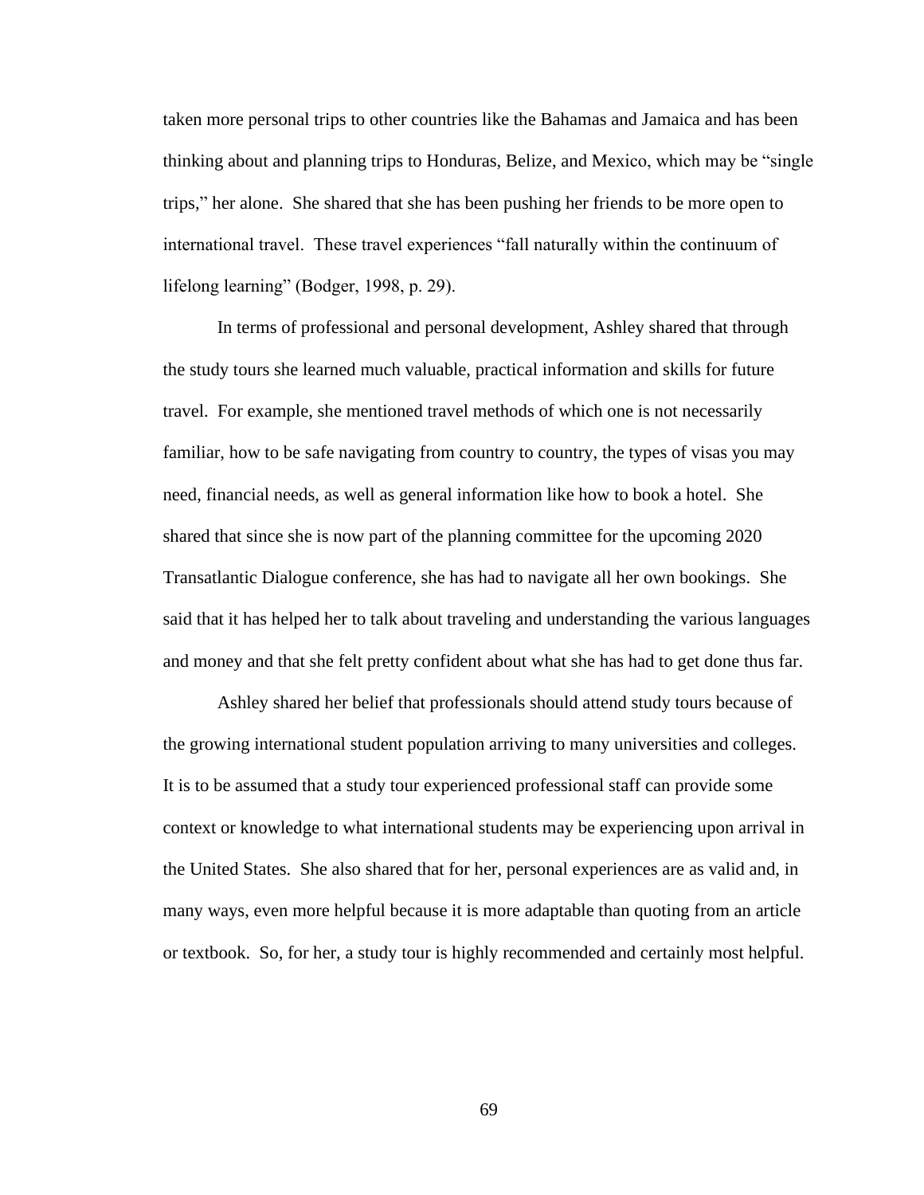taken more personal trips to other countries like the Bahamas and Jamaica and has been thinking about and planning trips to Honduras, Belize, and Mexico, which may be "single trips," her alone. She shared that she has been pushing her friends to be more open to international travel. These travel experiences "fall naturally within the continuum of lifelong learning" (Bodger, 1998, p. 29).

In terms of professional and personal development, Ashley shared that through the study tours she learned much valuable, practical information and skills for future travel. For example, she mentioned travel methods of which one is not necessarily familiar, how to be safe navigating from country to country, the types of visas you may need, financial needs, as well as general information like how to book a hotel. She shared that since she is now part of the planning committee for the upcoming 2020 Transatlantic Dialogue conference, she has had to navigate all her own bookings. She said that it has helped her to talk about traveling and understanding the various languages and money and that she felt pretty confident about what she has had to get done thus far.

Ashley shared her belief that professionals should attend study tours because of the growing international student population arriving to many universities and colleges. It is to be assumed that a study tour experienced professional staff can provide some context or knowledge to what international students may be experiencing upon arrival in the United States. She also shared that for her, personal experiences are as valid and, in many ways, even more helpful because it is more adaptable than quoting from an article or textbook. So, for her, a study tour is highly recommended and certainly most helpful.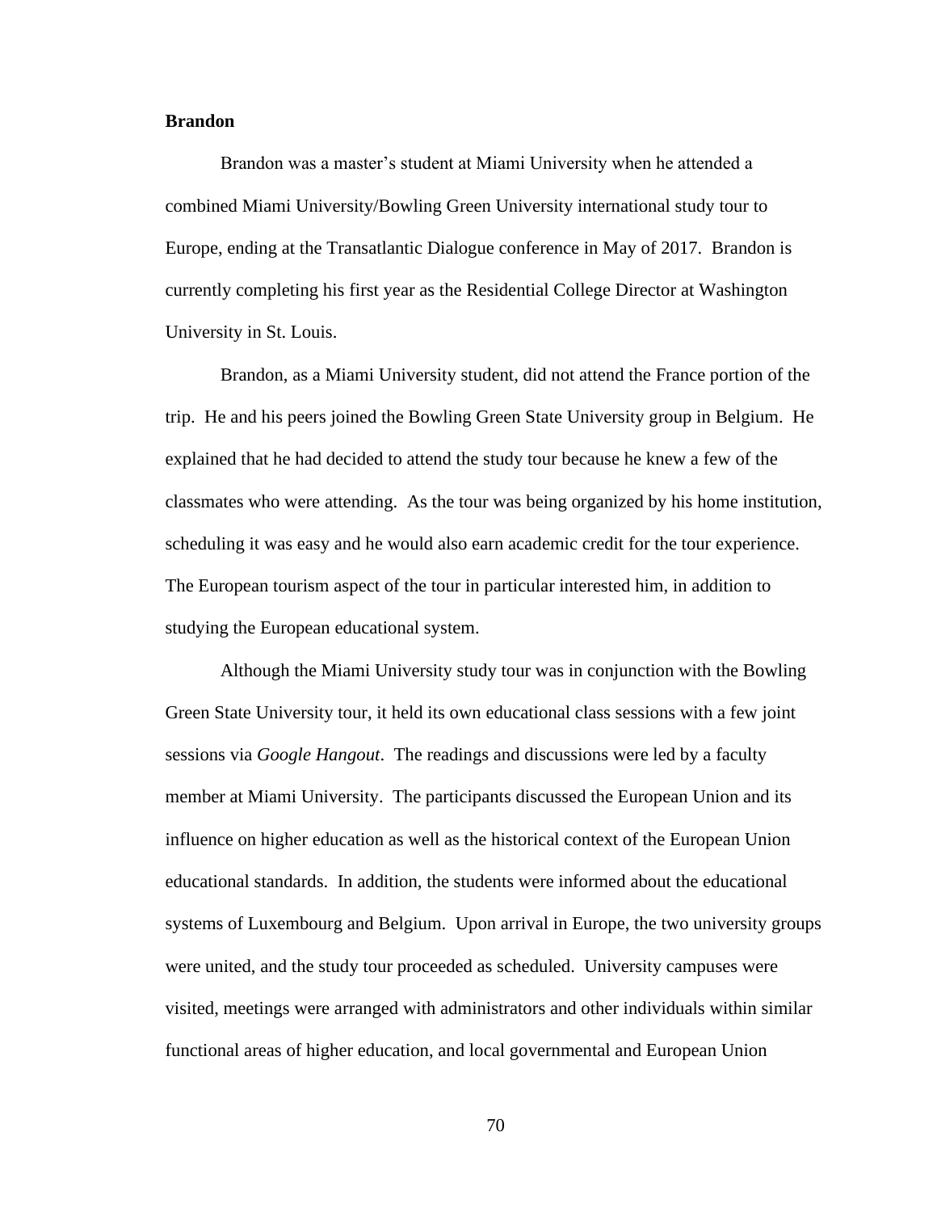**Brandon**

Brandon was a master's student at Miami University when he attended a combined Miami University/Bowling Green University international study tour to Europe, ending at the Transatlantic Dialogue conference in May of 2017. Brandon is currently completing his first year as the Residential College Director at Washington University in St. Louis.

Brandon, as a Miami University student, did not attend the France portion of the trip. He and his peers joined the Bowling Green State University group in Belgium. He explained that he had decided to attend the study tour because he knew a few of the classmates who were attending. As the tour was being organized by his home institution, scheduling it was easy and he would also earn academic credit for the tour experience. The European tourism aspect of the tour in particular interested him, in addition to studying the European educational system.

Although the Miami University study tour was in conjunction with the Bowling Green State University tour, it held its own educational class sessions with a few joint sessions via *Google Hangout*. The readings and discussions were led by a faculty member at Miami University. The participants discussed the European Union and its influence on higher education as well as the historical context of the European Union educational standards. In addition, the students were informed about the educational systems of Luxembourg and Belgium. Upon arrival in Europe, the two university groups were united, and the study tour proceeded as scheduled. University campuses were visited, meetings were arranged with administrators and other individuals within similar functional areas of higher education, and local governmental and European Union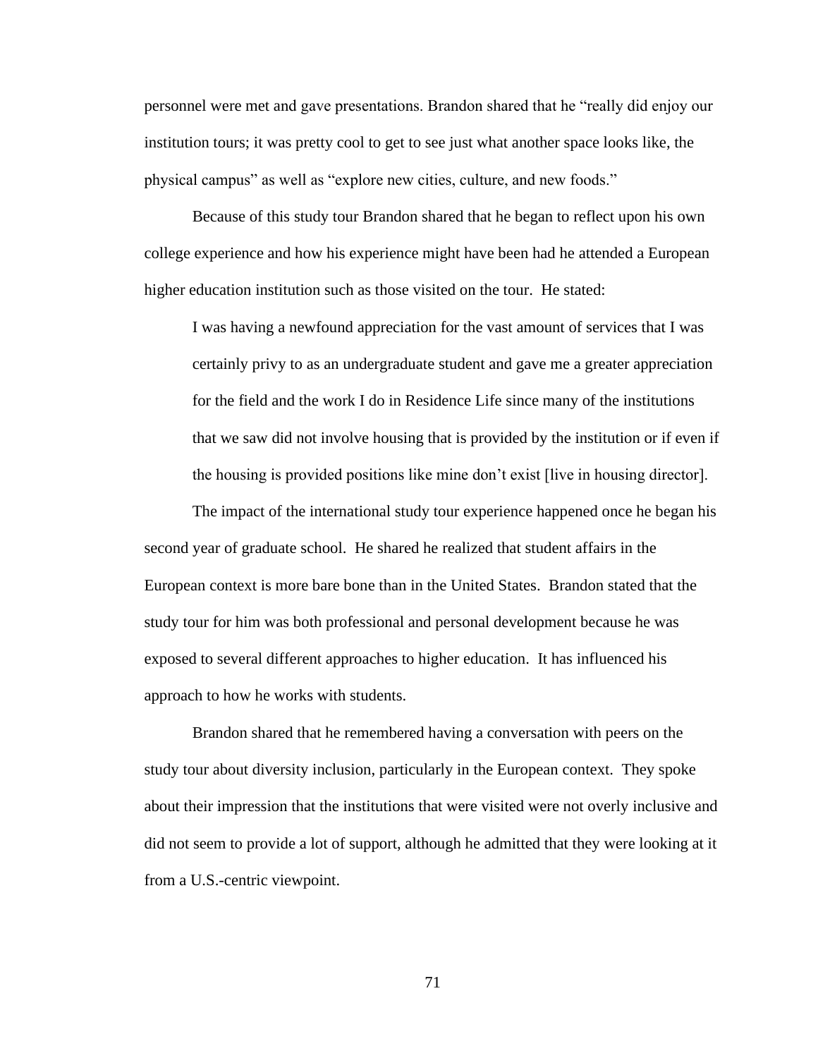personnel were met and gave presentations. Brandon shared that he "really did enjoy our institution tours; it was pretty cool to get to see just what another space looks like, the physical campus" as well as "explore new cities, culture, and new foods."

Because of this study tour Brandon shared that he began to reflect upon his own college experience and how his experience might have been had he attended a European higher education institution such as those visited on the tour. He stated:

> I was having a newfound appreciation for the vast amount of services that I was certainly privy to as an undergraduate student and gave me a greater appreciation for the field and the work I do in Residence Life since many of the institutions that we saw did not involve housing that is provided by the institution or if even if the housing is provided positions like mine don't exist [live in housing director].

The impact of the international study tour experience happened once he began his second year of graduate school. He shared he realized that student affairs in the European context is more bare bone than in the United States. Brandon stated that the study tour for him was both professional and personal development because he was exposed to several different approaches to higher education. It has influenced his approach to how he works with students.

Brandon shared that he remembered having a conversation with peers on the study tour about diversity inclusion, particularly in the European context. They spoke about their impression that the institutions that were visited were not overly inclusive and did not seem to provide a lot of support, although he admitted that they were looking at it from a U.S.-centric viewpoint.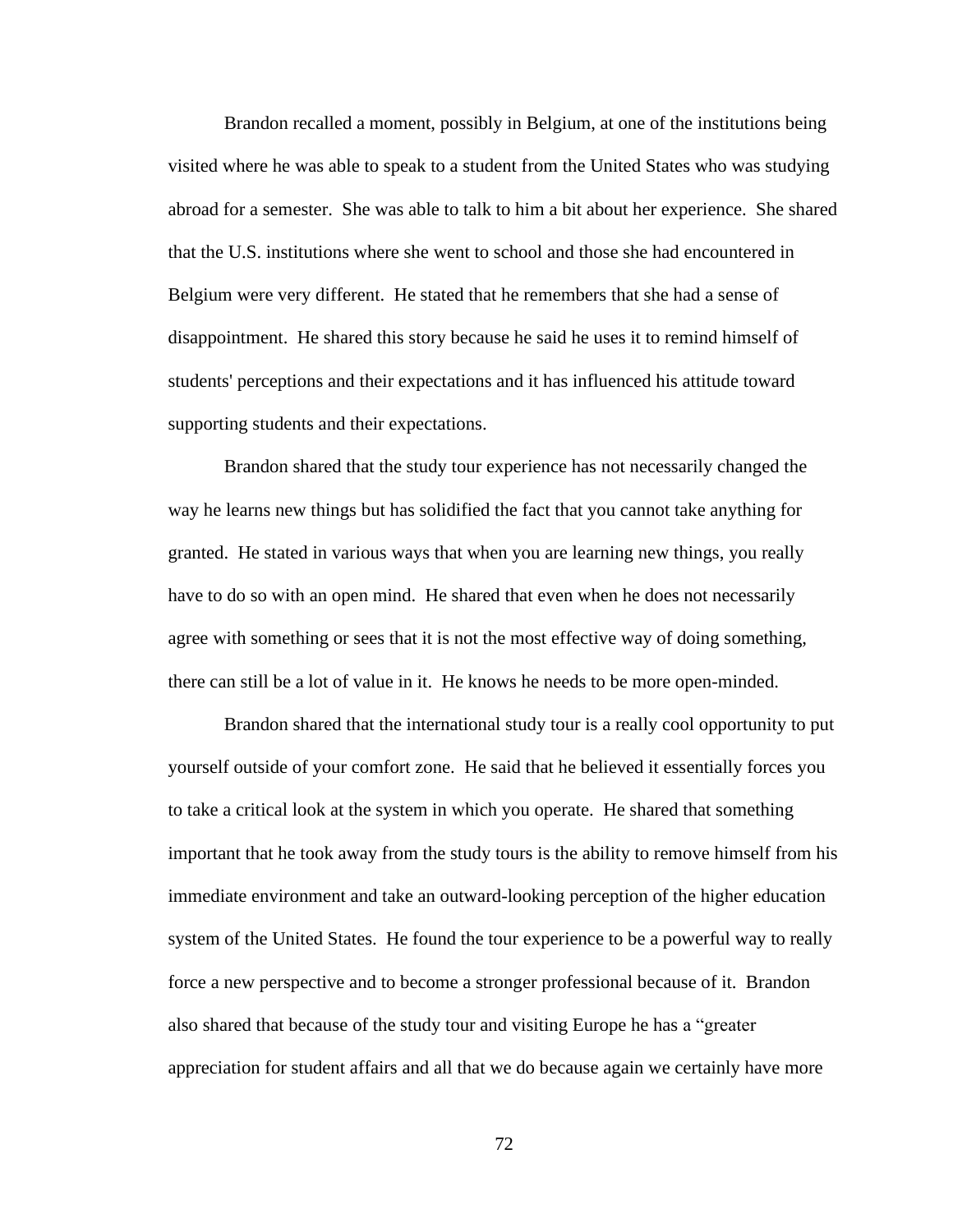Brandon recalled a moment, possibly in Belgium, at one of the institutions being visited where he was able to speak to a student from the United States who was studying abroad for a semester. She was able to talk to him a bit about her experience. She shared that the U.S. institutions where she went to school and those she had encountered in Belgium were very different. He stated that he remembers that she had a sense of disappointment. He shared this story because he said he uses it to remind himself of students' perceptions and their expectations and it has influenced his attitude toward supporting students and their expectations.

Brandon shared that the study tour experience has not necessarily changed the way he learns new things but has solidified the fact that you cannot take anything for granted. He stated in various ways that when you are learning new things, you really have to do so with an open mind. He shared that even when he does not necessarily agree with something or sees that it is not the most effective way of doing something, there can still be a lot of value in it. He knows he needs to be more open-minded.

Brandon shared that the international study tour is a really cool opportunity to put yourself outside of your comfort zone. He said that he believed it essentially forces you to take a critical look at the system in which you operate. He shared that something important that he took away from the study tours is the ability to remove himself from his immediate environment and take an outward-looking perception of the higher education system of the United States. He found the tour experience to be a powerful way to really force a new perspective and to become a stronger professional because of it. Brandon also shared that because of the study tour and visiting Europe he has a "greater appreciation for student affairs and all that we do because again we certainly have more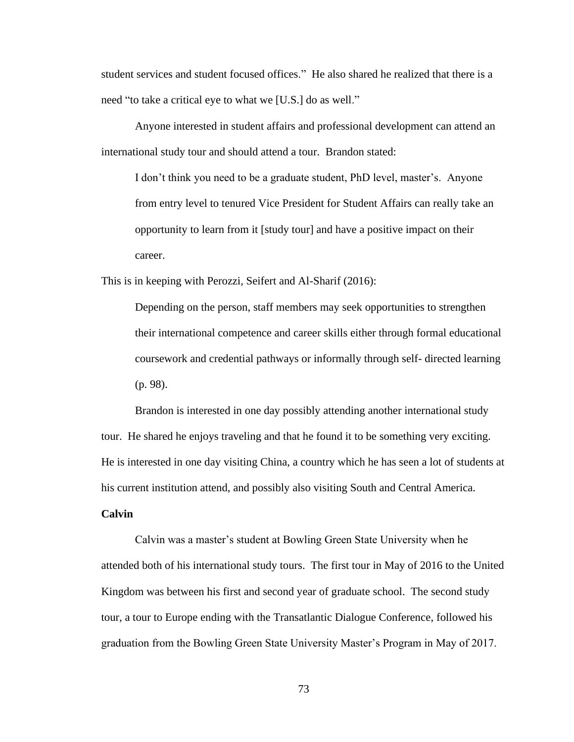student services and student focused offices." He also shared he realized that there is a need "to take a critical eye to what we [U.S.] do as well."

Anyone interested in student affairs and professional development can attend an international study tour and should attend a tour. Brandon stated:

> I don't think you need to be a graduate student, PhD level, master's. Anyone from entry level to tenured Vice President for Student Affairs can really take an opportunity to learn from it [study tour] and have a positive impact on their career.

This is in keeping with Perozzi, Seifert and Al-Sharif (2016):

> Depending on the person, staff members may seek opportunities to strengthen their international competence and career skills either through formal educational coursework and credential pathways or informally through self- directed learning (p. 98).

Brandon is interested in one day possibly attending another international study tour. He shared he enjoys traveling and that he found it to be something very exciting. He is interested in one day visiting China, a country which he has seen a lot of students at his current institution attend, and possibly also visiting South and Central America.

**Calvin**

Calvin was a master's student at Bowling Green State University when he attended both of his international study tours. The first tour in May of 2016 to the United Kingdom was between his first and second year of graduate school. The second study tour, a tour to Europe ending with the Transatlantic Dialogue Conference, followed his graduation from the Bowling Green State University Master's Program in May of 2017.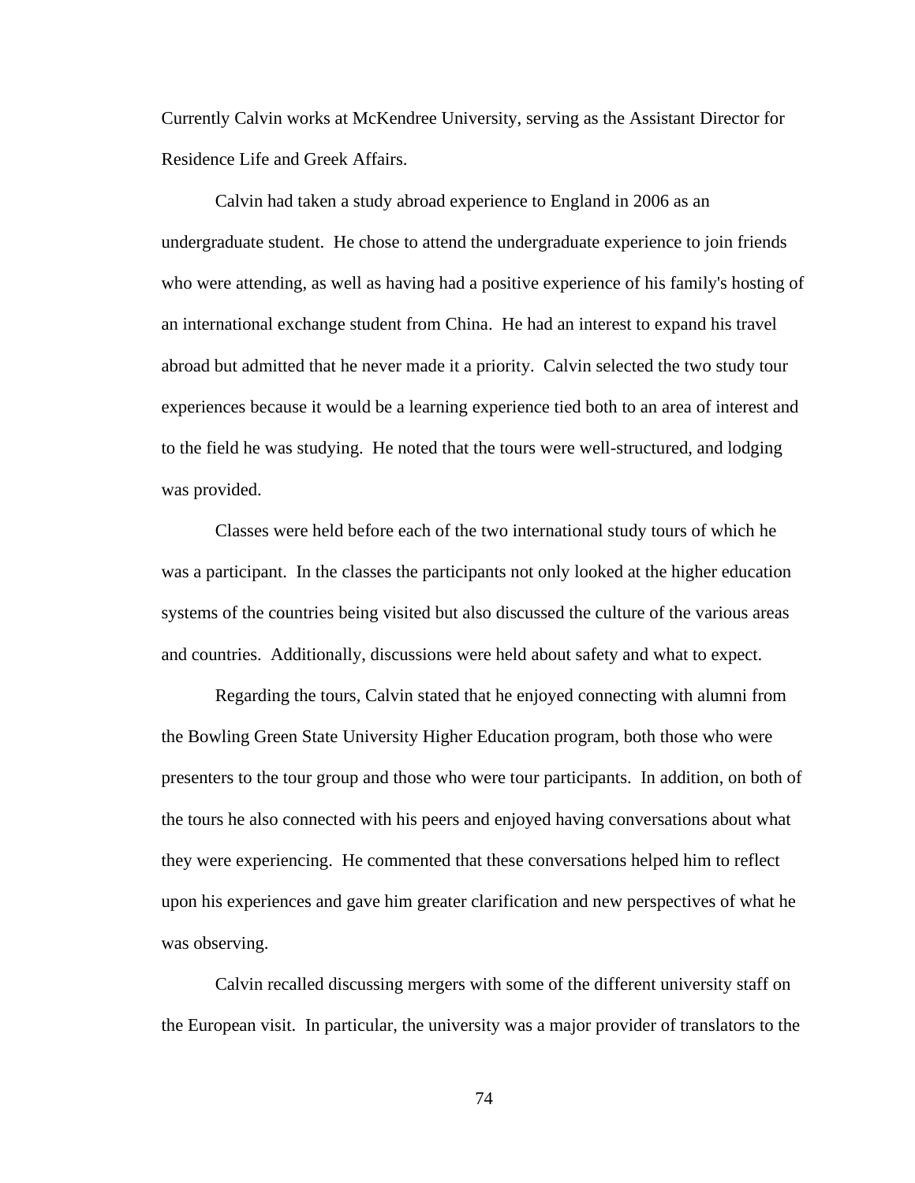Currently Calvin works at McKendree University, serving as the Assistant Director for Residence Life and Greek Affairs.

Calvin had taken a study abroad experience to England in 2006 as an undergraduate student. He chose to attend the undergraduate experience to join friends who were attending, as well as having had a positive experience of his family's hosting of an international exchange student from China. He had an interest to expand his travel abroad but admitted that he never made it a priority. Calvin selected the two study tour experiences because it would be a learning experience tied both to an area of interest and to the field he was studying. He noted that the tours were well-structured, and lodging was provided.

Classes were held before each of the two international study tours of which he was a participant. In the classes the participants not only looked at the higher education systems of the countries being visited but also discussed the culture of the various areas and countries. Additionally, discussions were held about safety and what to expect.

Regarding the tours, Calvin stated that he enjoyed connecting with alumni from the Bowling Green State University Higher Education program, both those who were presenters to the tour group and those who were tour participants. In addition, on both of the tours he also connected with his peers and enjoyed having conversations about what they were experiencing. He commented that these conversations helped him to reflect upon his experiences and gave him greater clarification and new perspectives of what he was observing.

Calvin recalled discussing mergers with some of the different university staff on the European visit. In particular, the university was a major provider of translators to the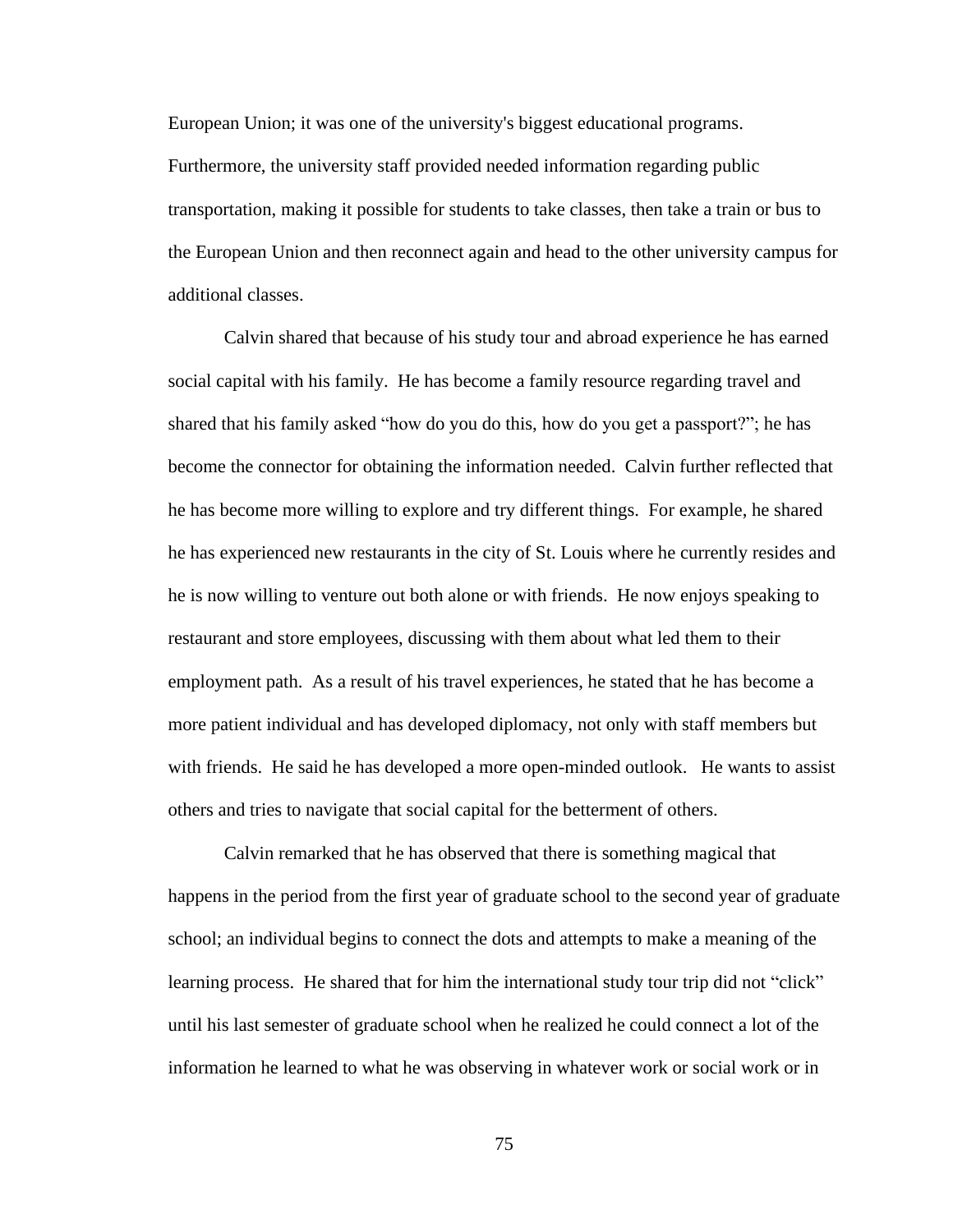European Union; it was one of the university's biggest educational programs. Furthermore, the university staff provided needed information regarding public transportation, making it possible for students to take classes, then take a train or bus to the European Union and then reconnect again and head to the other university campus for additional classes.

Calvin shared that because of his study tour and abroad experience he has earned social capital with his family. He has become a family resource regarding travel and shared that his family asked "how do you do this, how do you get a passport?"; he has become the connector for obtaining the information needed. Calvin further reflected that he has become more willing to explore and try different things. For example, he shared he has experienced new restaurants in the city of St. Louis where he currently resides and he is now willing to venture out both alone or with friends. He now enjoys speaking to restaurant and store employees, discussing with them about what led them to their employment path. As a result of his travel experiences, he stated that he has become a more patient individual and has developed diplomacy, not only with staff members but with friends. He said he has developed a more open-minded outlook. He wants to assist others and tries to navigate that social capital for the betterment of others.

Calvin remarked that he has observed that there is something magical that happens in the period from the first year of graduate school to the second year of graduate school; an individual begins to connect the dots and attempts to make a meaning of the learning process. He shared that for him the international study tour trip did not "click" until his last semester of graduate school when he realized he could connect a lot of the information he learned to what he was observing in whatever work or social work or in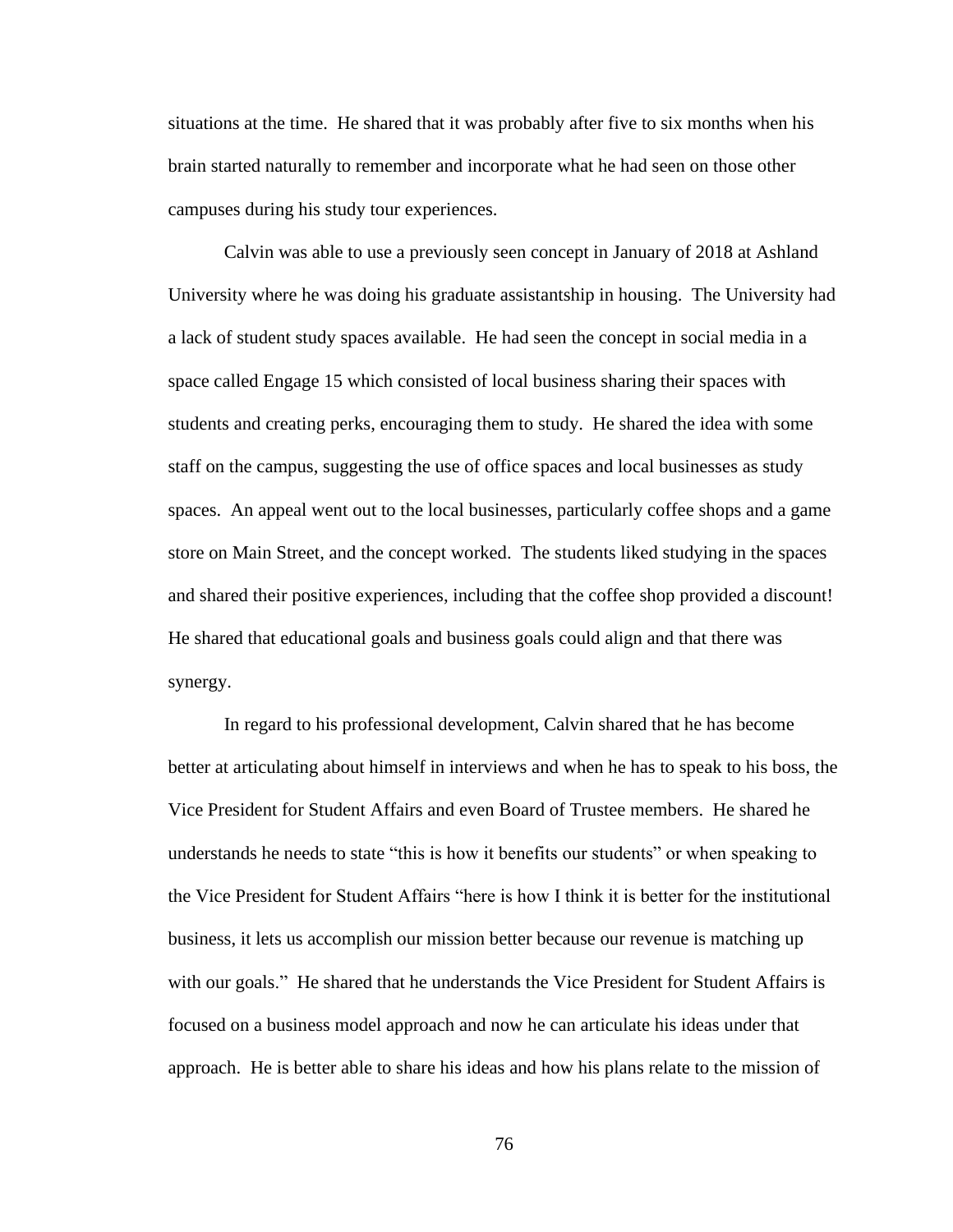situations at the time. He shared that it was probably after five to six months when his brain started naturally to remember and incorporate what he had seen on those other campuses during his study tour experiences.

Calvin was able to use a previously seen concept in January of 2018 at Ashland University where he was doing his graduate assistantship in housing. The University had a lack of student study spaces available. He had seen the concept in social media in a space called Engage 15 which consisted of local business sharing their spaces with students and creating perks, encouraging them to study. He shared the idea with some staff on the campus, suggesting the use of office spaces and local businesses as study spaces. An appeal went out to the local businesses, particularly coffee shops and a game store on Main Street, and the concept worked. The students liked studying in the spaces and shared their positive experiences, including that the coffee shop provided a discount! He shared that educational goals and business goals could align and that there was synergy.

In regard to his professional development, Calvin shared that he has become better at articulating about himself in interviews and when he has to speak to his boss, the Vice President for Student Affairs and even Board of Trustee members. He shared he understands he needs to state "this is how it benefits our students" or when speaking to the Vice President for Student Affairs "here is how I think it is better for the institutional business, it lets us accomplish our mission better because our revenue is matching up with our goals." He shared that he understands the Vice President for Student Affairs is focused on a business model approach and now he can articulate his ideas under that approach. He is better able to share his ideas and how his plans relate to the mission of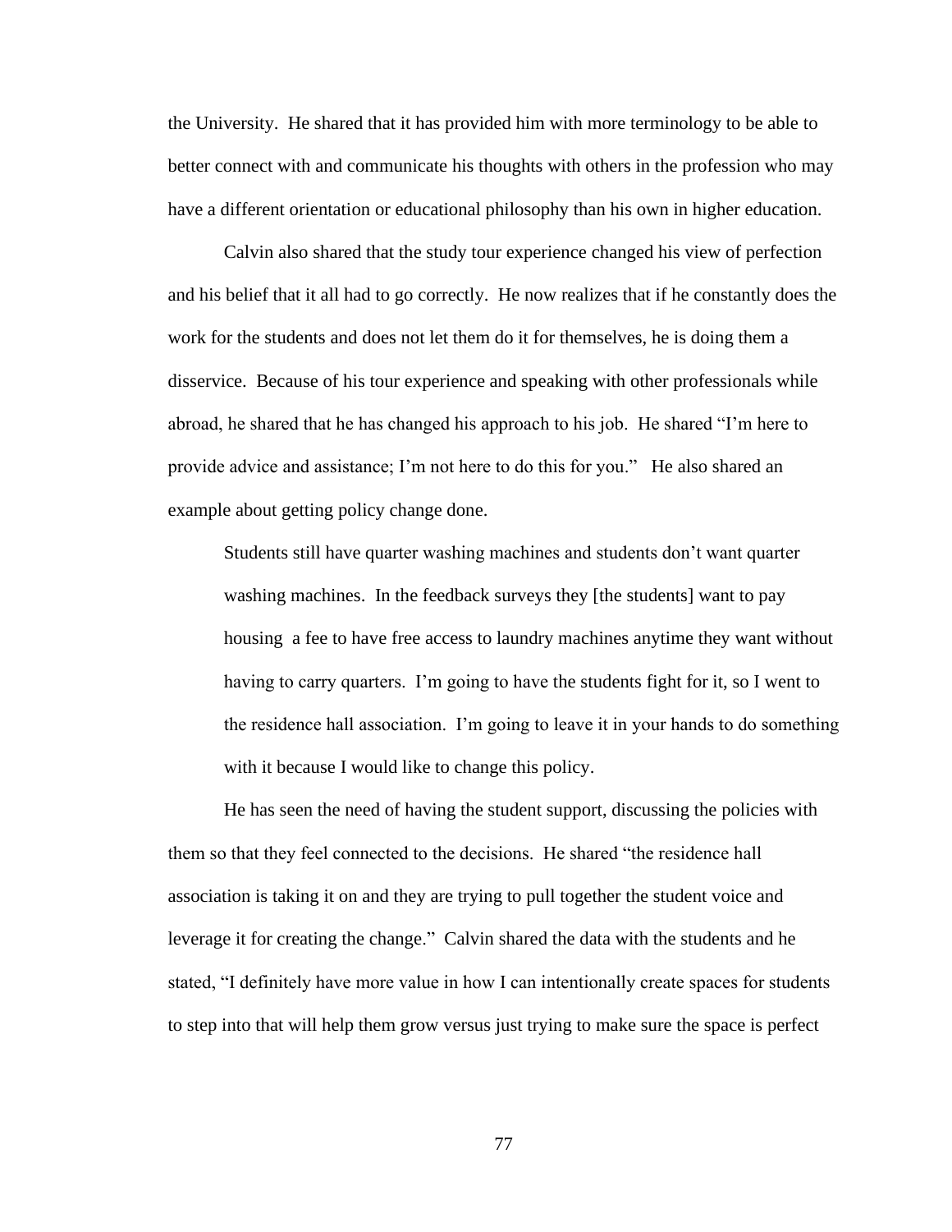the University. He shared that it has provided him with more terminology to be able to better connect with and communicate his thoughts with others in the profession who may have a different orientation or educational philosophy than his own in higher education.

Calvin also shared that the study tour experience changed his view of perfection and his belief that it all had to go correctly. He now realizes that if he constantly does the work for the students and does not let them do it for themselves, he is doing them a disservice. Because of his tour experience and speaking with other professionals while abroad, he shared that he has changed his approach to his job. He shared "I'm here to provide advice and assistance; I'm not here to do this for you." He also shared an example about getting policy change done.

> Students still have quarter washing machines and students don't want quarter washing machines. In the feedback surveys they [the students] want to pay housing a fee to have free access to laundry machines anytime they want without having to carry quarters. I'm going to have the students fight for it, so I went to the residence hall association. I'm going to leave it in your hands to do something with it because I would like to change this policy.

He has seen the need of having the student support, discussing the policies with them so that they feel connected to the decisions. He shared "the residence hall association is taking it on and they are trying to pull together the student voice and leverage it for creating the change." Calvin shared the data with the students and he stated, "I definitely have more value in how I can intentionally create spaces for students to step into that will help them grow versus just trying to make sure the space is perfect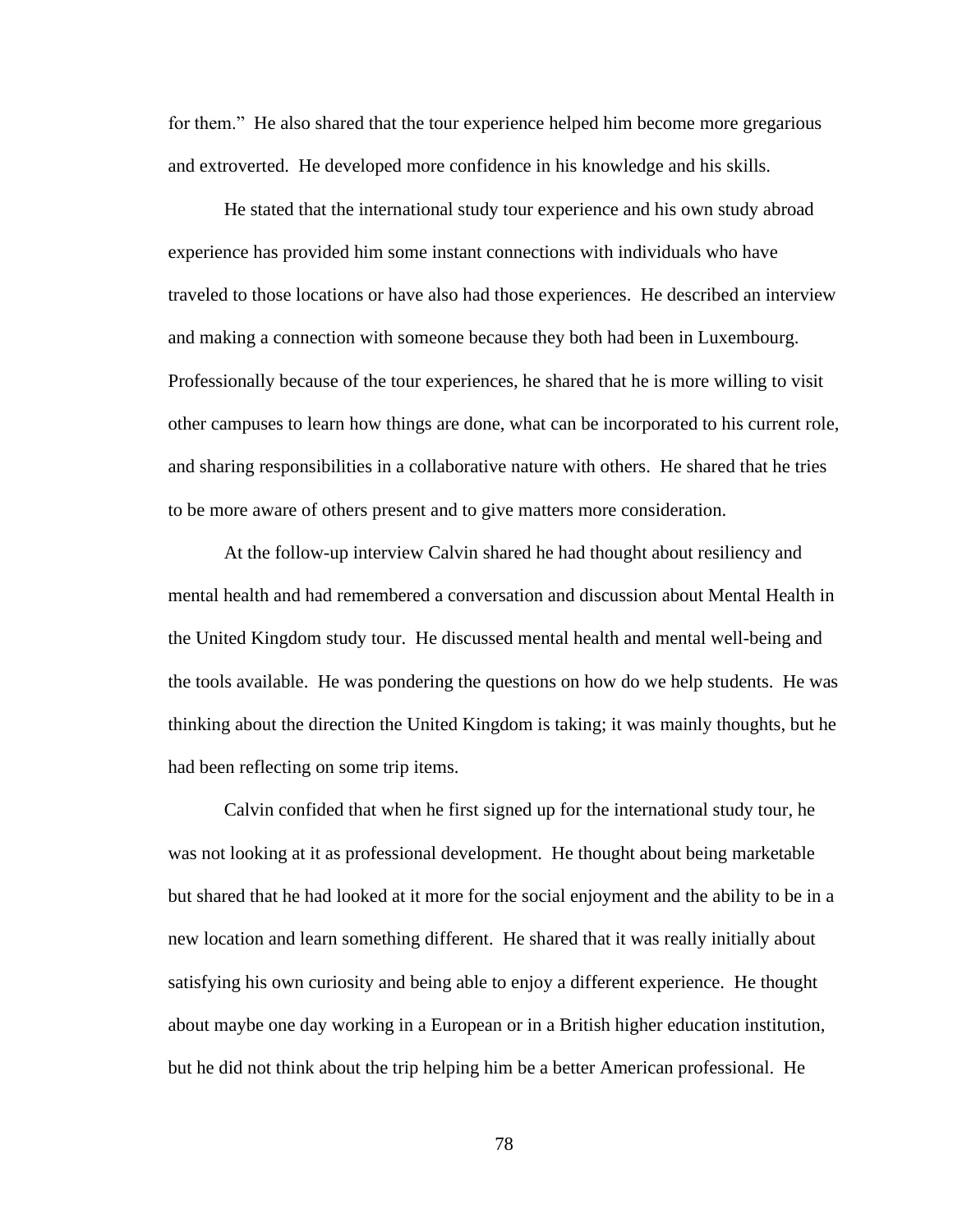for them." He also shared that the tour experience helped him become more gregarious and extroverted. He developed more confidence in his knowledge and his skills.

He stated that the international study tour experience and his own study abroad experience has provided him some instant connections with individuals who have traveled to those locations or have also had those experiences. He described an interview and making a connection with someone because they both had been in Luxembourg. Professionally because of the tour experiences, he shared that he is more willing to visit other campuses to learn how things are done, what can be incorporated to his current role, and sharing responsibilities in a collaborative nature with others. He shared that he tries to be more aware of others present and to give matters more consideration.

At the follow-up interview Calvin shared he had thought about resiliency and mental health and had remembered a conversation and discussion about Mental Health in the United Kingdom study tour. He discussed mental health and mental well-being and the tools available. He was pondering the questions on how do we help students. He was thinking about the direction the United Kingdom is taking; it was mainly thoughts, but he had been reflecting on some trip items.

Calvin confided that when he first signed up for the international study tour, he was not looking at it as professional development. He thought about being marketable but shared that he had looked at it more for the social enjoyment and the ability to be in a new location and learn something different. He shared that it was really initially about satisfying his own curiosity and being able to enjoy a different experience. He thought about maybe one day working in a European or in a British higher education institution, but he did not think about the trip helping him be a better American professional. He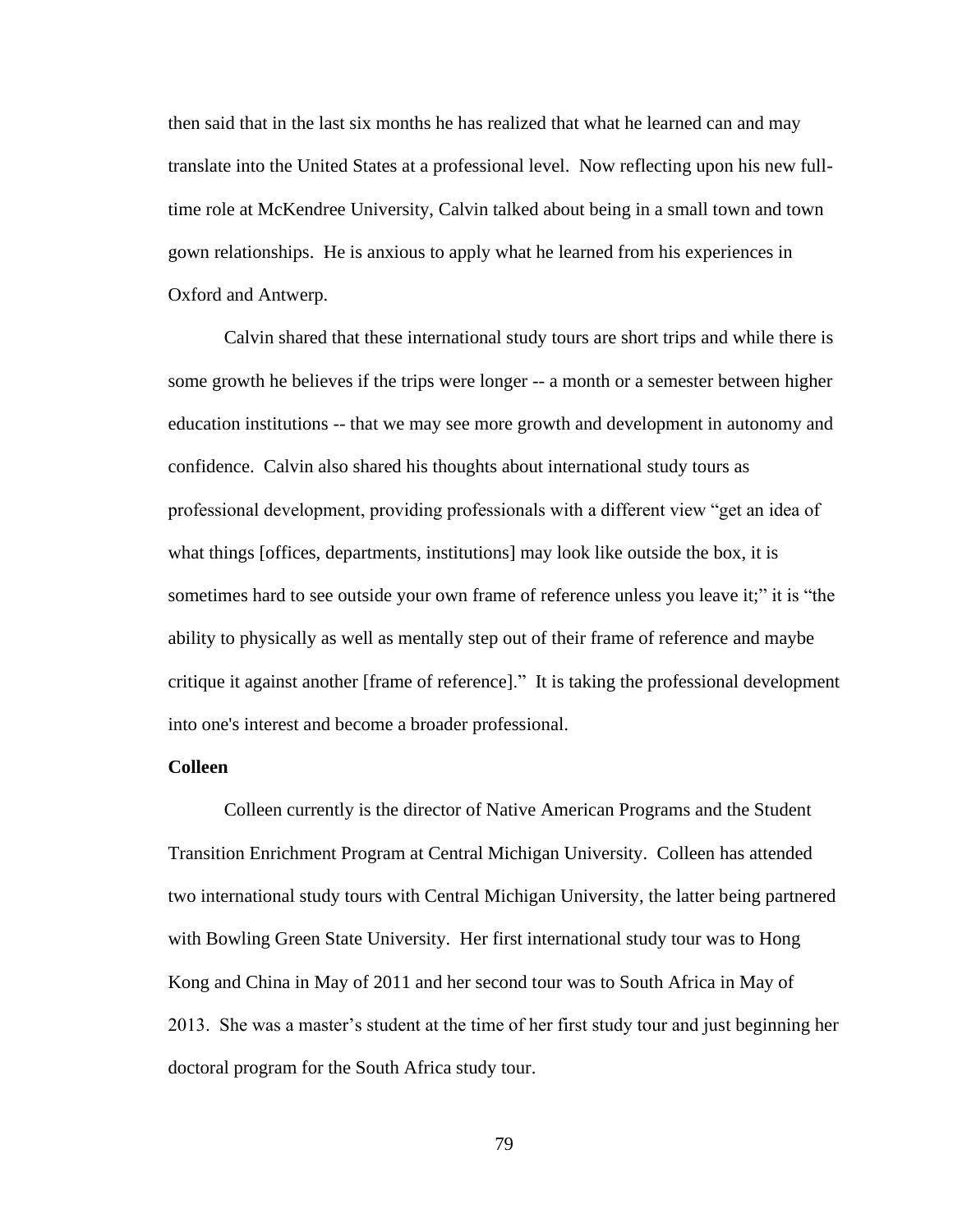then said that in the last six months he has realized that what he learned can and may translate into the United States at a professional level. Now reflecting upon his new full-time role at McKendree University, Calvin talked about being in a small town and town gown relationships. He is anxious to apply what he learned from his experiences in Oxford and Antwerp.

Calvin shared that these international study tours are short trips and while there is some growth he believes if the trips were longer -- a month or a semester between higher education institutions -- that we may see more growth and development in autonomy and confidence. Calvin also shared his thoughts about international study tours as professional development, providing professionals with a different view "get an idea of what things [offices, departments, institutions] may look like outside the box, it is sometimes hard to see outside your own frame of reference unless you leave it;" it is "the ability to physically as well as mentally step out of their frame of reference and maybe critique it against another [frame of reference]." It is taking the professional development into one's interest and become a broader professional.

**Colleen**

Colleen currently is the director of Native American Programs and the Student Transition Enrichment Program at Central Michigan University. Colleen has attended two international study tours with Central Michigan University, the latter being partnered with Bowling Green State University. Her first international study tour was to Hong Kong and China in May of 2011 and her second tour was to South Africa in May of 2013. She was a master's student at the time of her first study tour and just beginning her doctoral program for the South Africa study tour.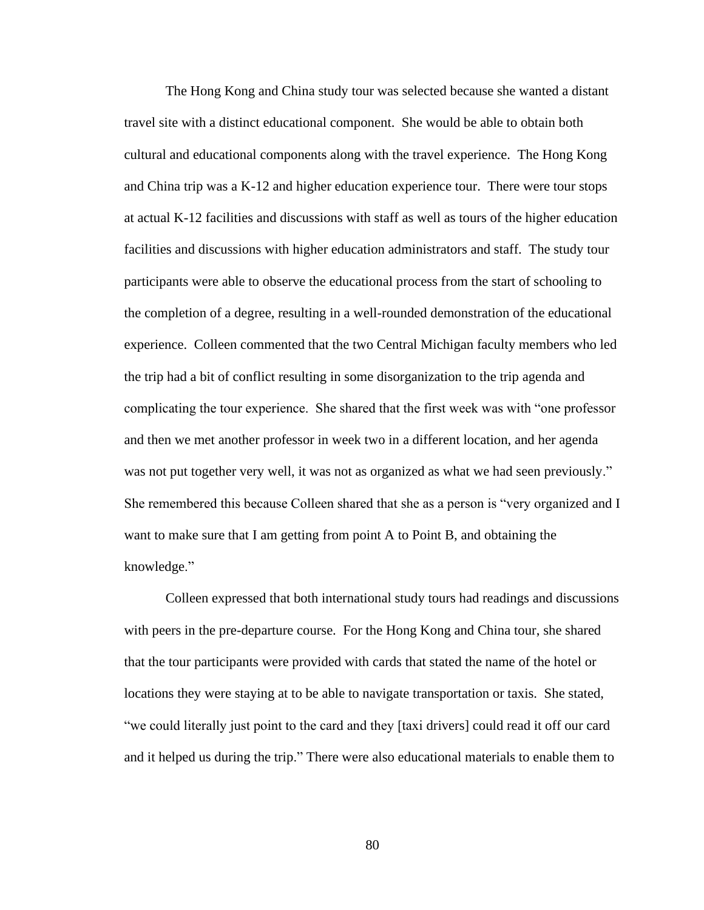The Hong Kong and China study tour was selected because she wanted a distant travel site with a distinct educational component. She would be able to obtain both cultural and educational components along with the travel experience. The Hong Kong and China trip was a K-12 and higher education experience tour. There were tour stops at actual K-12 facilities and discussions with staff as well as tours of the higher education facilities and discussions with higher education administrators and staff. The study tour participants were able to observe the educational process from the start of schooling to the completion of a degree, resulting in a well-rounded demonstration of the educational experience. Colleen commented that the two Central Michigan faculty members who led the trip had a bit of conflict resulting in some disorganization to the trip agenda and complicating the tour experience. She shared that the first week was with "one professor and then we met another professor in week two in a different location, and her agenda was not put together very well, it was not as organized as what we had seen previously." She remembered this because Colleen shared that she as a person is "very organized and I want to make sure that I am getting from point A to Point B, and obtaining the knowledge."

Colleen expressed that both international study tours had readings and discussions with peers in the pre-departure course. For the Hong Kong and China tour, she shared that the tour participants were provided with cards that stated the name of the hotel or locations they were staying at to be able to navigate transportation or taxis. She stated, "we could literally just point to the card and they [taxi drivers] could read it off our card and it helped us during the trip." There were also educational materials to enable them to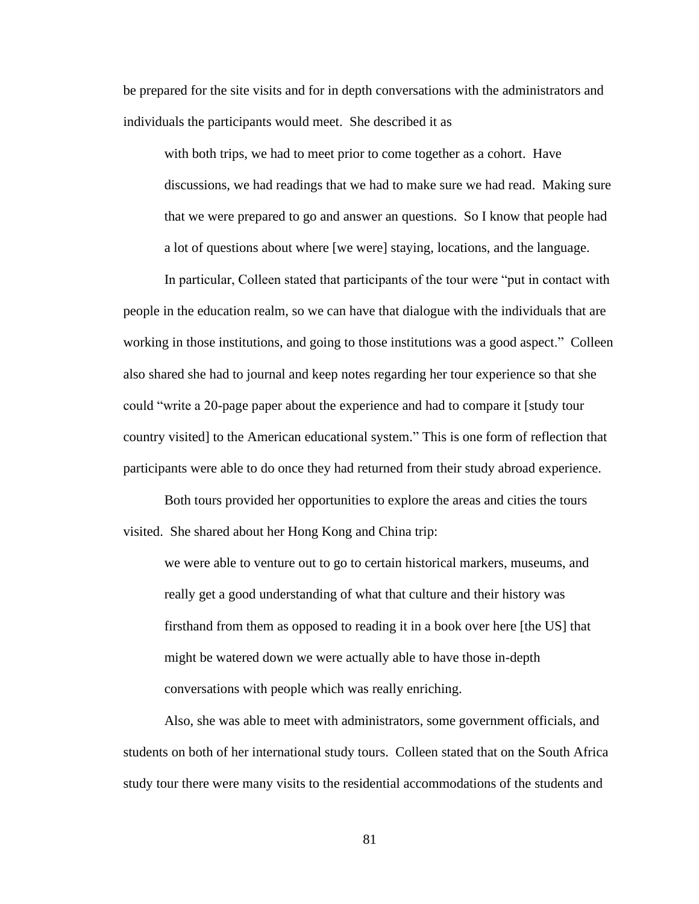be prepared for the site visits and for in depth conversations with the administrators and individuals the participants would meet. She described it as

> with both trips, we had to meet prior to come together as a cohort. Have discussions, we had readings that we had to make sure we had read. Making sure that we were prepared to go and answer an questions. So I know that people had a lot of questions about where [we were] staying, locations, and the language.

In particular, Colleen stated that participants of the tour were "put in contact with people in the education realm, so we can have that dialogue with the individuals that are working in those institutions, and going to those institutions was a good aspect." Colleen also shared she had to journal and keep notes regarding her tour experience so that she could "write a 20-page paper about the experience and had to compare it [study tour country visited] to the American educational system." This is one form of reflection that participants were able to do once they had returned from their study abroad experience.

Both tours provided her opportunities to explore the areas and cities the tours visited. She shared about her Hong Kong and China trip:

> we were able to venture out to go to certain historical markers, museums, and really get a good understanding of what that culture and their history was firsthand from them as opposed to reading it in a book over here [the US] that might be watered down we were actually able to have those in-depth conversations with people which was really enriching.

Also, she was able to meet with administrators, some government officials, and students on both of her international study tours. Colleen stated that on the South Africa study tour there were many visits to the residential accommodations of the students and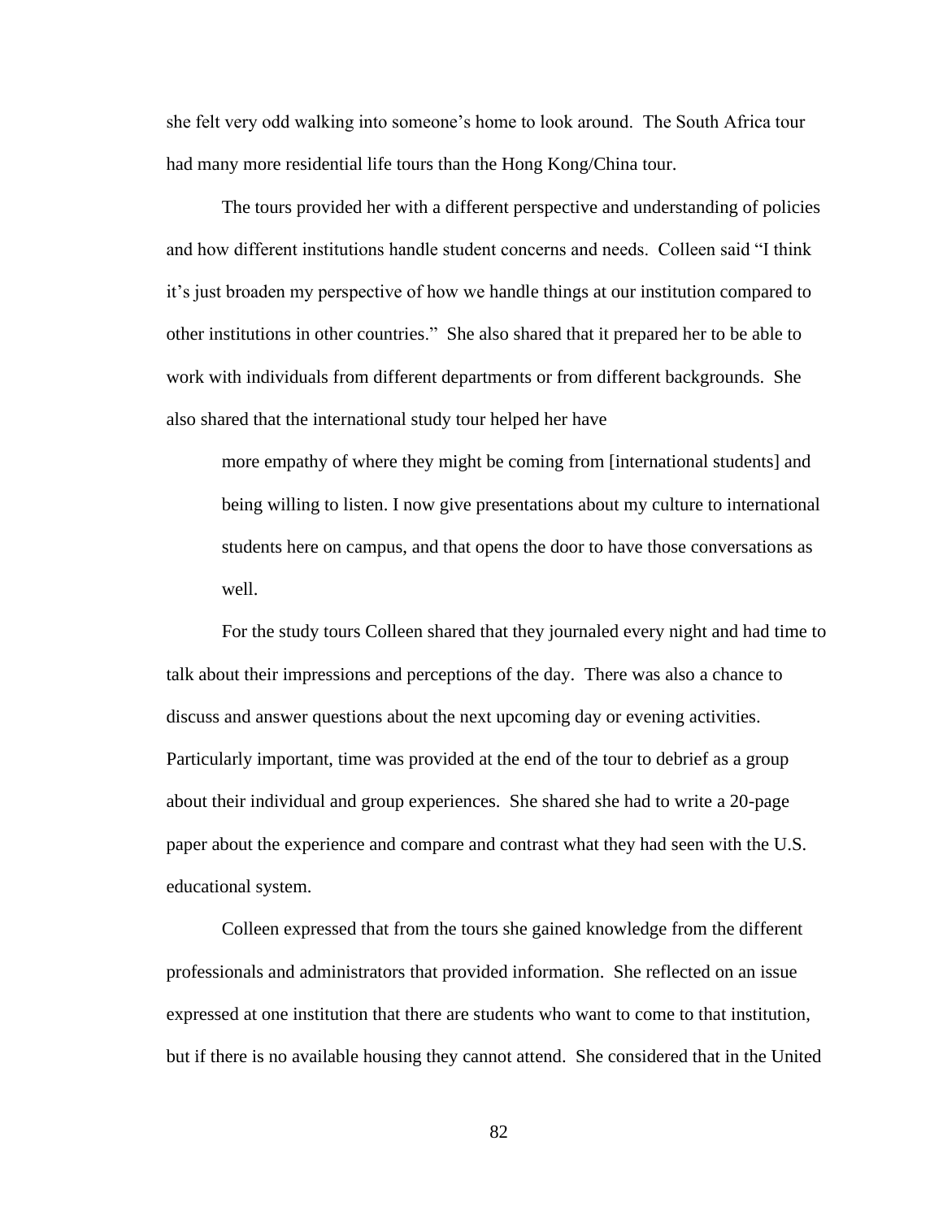she felt very odd walking into someone's home to look around. The South Africa tour had many more residential life tours than the Hong Kong/China tour.

The tours provided her with a different perspective and understanding of policies and how different institutions handle student concerns and needs. Colleen said "I think it's just broaden my perspective of how we handle things at our institution compared to other institutions in other countries." She also shared that it prepared her to be able to work with individuals from different departments or from different backgrounds. She also shared that the international study tour helped her have

> more empathy of where they might be coming from [international students] and being willing to listen. I now give presentations about my culture to international students here on campus, and that opens the door to have those conversations as well.

For the study tours Colleen shared that they journaled every night and had time to talk about their impressions and perceptions of the day. There was also a chance to discuss and answer questions about the next upcoming day or evening activities. Particularly important, time was provided at the end of the tour to debrief as a group about their individual and group experiences. She shared she had to write a 20-page paper about the experience and compare and contrast what they had seen with the U.S. educational system.

Colleen expressed that from the tours she gained knowledge from the different professionals and administrators that provided information. She reflected on an issue expressed at one institution that there are students who want to come to that institution, but if there is no available housing they cannot attend. She considered that in the United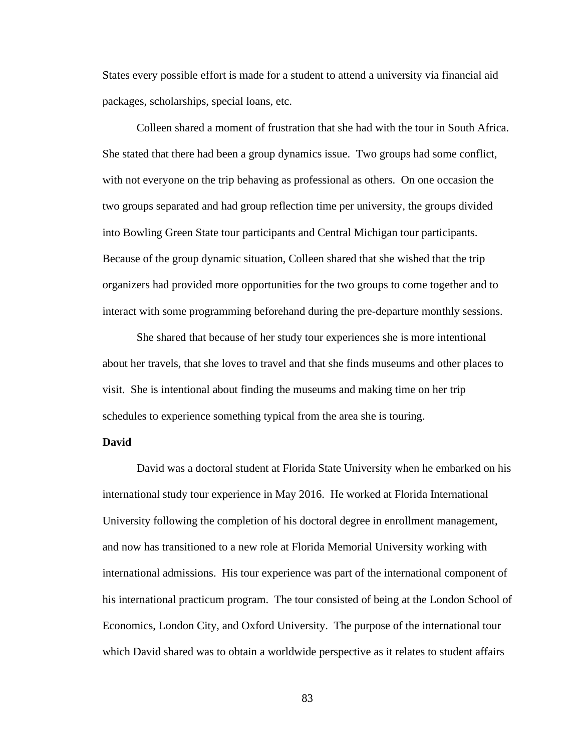States every possible effort is made for a student to attend a university via financial aid packages, scholarships, special loans, etc.

Colleen shared a moment of frustration that she had with the tour in South Africa. She stated that there had been a group dynamics issue. Two groups had some conflict, with not everyone on the trip behaving as professional as others. On one occasion the two groups separated and had group reflection time per university, the groups divided into Bowling Green State tour participants and Central Michigan tour participants. Because of the group dynamic situation, Colleen shared that she wished that the trip organizers had provided more opportunities for the two groups to come together and to interact with some programming beforehand during the pre-departure monthly sessions.

She shared that because of her study tour experiences she is more intentional about her travels, that she loves to travel and that she finds museums and other places to visit. She is intentional about finding the museums and making time on her trip schedules to experience something typical from the area she is touring.

**David**

David was a doctoral student at Florida State University when he embarked on his international study tour experience in May 2016. He worked at Florida International University following the completion of his doctoral degree in enrollment management, and now has transitioned to a new role at Florida Memorial University working with international admissions. His tour experience was part of the international component of his international practicum program. The tour consisted of being at the London School of Economics, London City, and Oxford University. The purpose of the international tour which David shared was to obtain a worldwide perspective as it relates to student affairs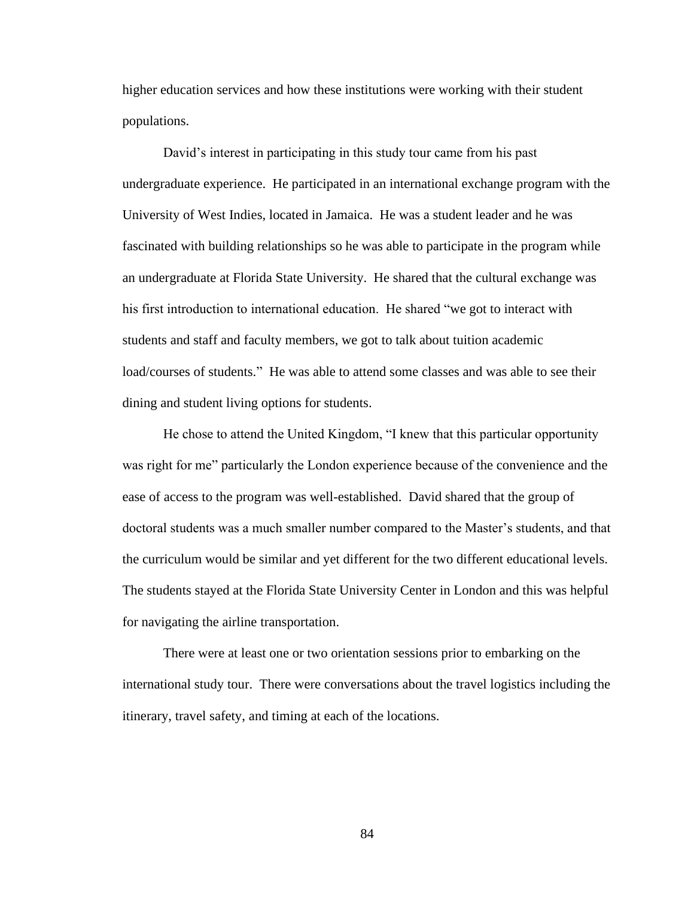higher education services and how these institutions were working with their student populations.

David's interest in participating in this study tour came from his past undergraduate experience. He participated in an international exchange program with the University of West Indies, located in Jamaica. He was a student leader and he was fascinated with building relationships so he was able to participate in the program while an undergraduate at Florida State University. He shared that the cultural exchange was his first introduction to international education. He shared "we got to interact with students and staff and faculty members, we got to talk about tuition academic load/courses of students." He was able to attend some classes and was able to see their dining and student living options for students.

He chose to attend the United Kingdom, "I knew that this particular opportunity was right for me" particularly the London experience because of the convenience and the ease of access to the program was well-established. David shared that the group of doctoral students was a much smaller number compared to the Master's students, and that the curriculum would be similar and yet different for the two different educational levels. The students stayed at the Florida State University Center in London and this was helpful for navigating the airline transportation.

There were at least one or two orientation sessions prior to embarking on the international study tour. There were conversations about the travel logistics including the itinerary, travel safety, and timing at each of the locations.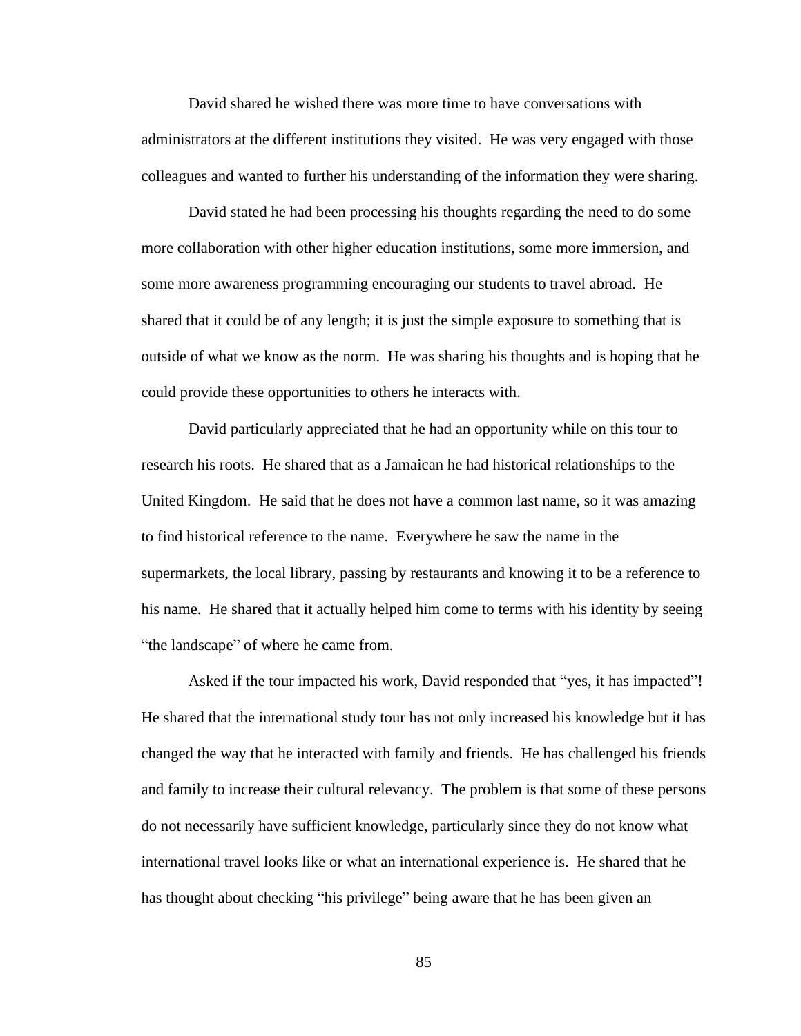David shared he wished there was more time to have conversations with administrators at the different institutions they visited. He was very engaged with those colleagues and wanted to further his understanding of the information they were sharing.

David stated he had been processing his thoughts regarding the need to do some more collaboration with other higher education institutions, some more immersion, and some more awareness programming encouraging our students to travel abroad. He shared that it could be of any length; it is just the simple exposure to something that is outside of what we know as the norm. He was sharing his thoughts and is hoping that he could provide these opportunities to others he interacts with.

David particularly appreciated that he had an opportunity while on this tour to research his roots. He shared that as a Jamaican he had historical relationships to the United Kingdom. He said that he does not have a common last name, so it was amazing to find historical reference to the name. Everywhere he saw the name in the supermarkets, the local library, passing by restaurants and knowing it to be a reference to his name. He shared that it actually helped him come to terms with his identity by seeing "the landscape" of where he came from.

Asked if the tour impacted his work, David responded that "yes, it has impacted"! He shared that the international study tour has not only increased his knowledge but it has changed the way that he interacted with family and friends. He has challenged his friends and family to increase their cultural relevancy. The problem is that some of these persons do not necessarily have sufficient knowledge, particularly since they do not know what international travel looks like or what an international experience is. He shared that he has thought about checking "his privilege" being aware that he has been given an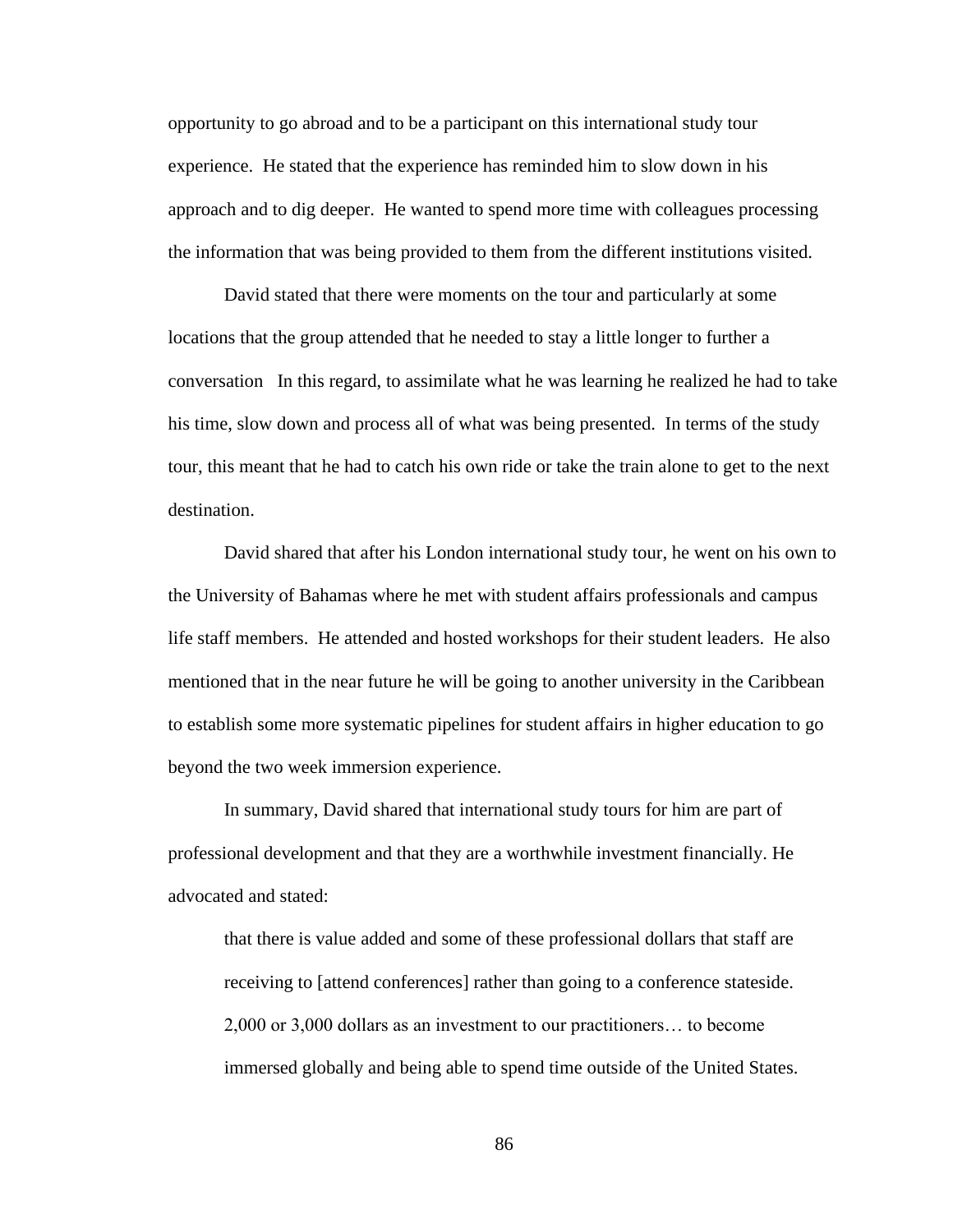opportunity to go abroad and to be a participant on this international study tour experience. He stated that the experience has reminded him to slow down in his approach and to dig deeper. He wanted to spend more time with colleagues processing the information that was being provided to them from the different institutions visited.

David stated that there were moments on the tour and particularly at some locations that the group attended that he needed to stay a little longer to further a conversation In this regard, to assimilate what he was learning he realized he had to take his time, slow down and process all of what was being presented. In terms of the study tour, this meant that he had to catch his own ride or take the train alone to get to the next destination.

David shared that after his London international study tour, he went on his own to the University of Bahamas where he met with student affairs professionals and campus life staff members. He attended and hosted workshops for their student leaders. He also mentioned that in the near future he will be going to another university in the Caribbean to establish some more systematic pipelines for student affairs in higher education to go beyond the two week immersion experience.

In summary, David shared that international study tours for him are part of professional development and that they are a worthwhile investment financially. He advocated and stated:

> that there is value added and some of these professional dollars that staff are receiving to [attend conferences] rather than going to a conference stateside. 2,000 or 3,000 dollars as an investment to our practitioners… to become immersed globally and being able to spend time outside of the United States.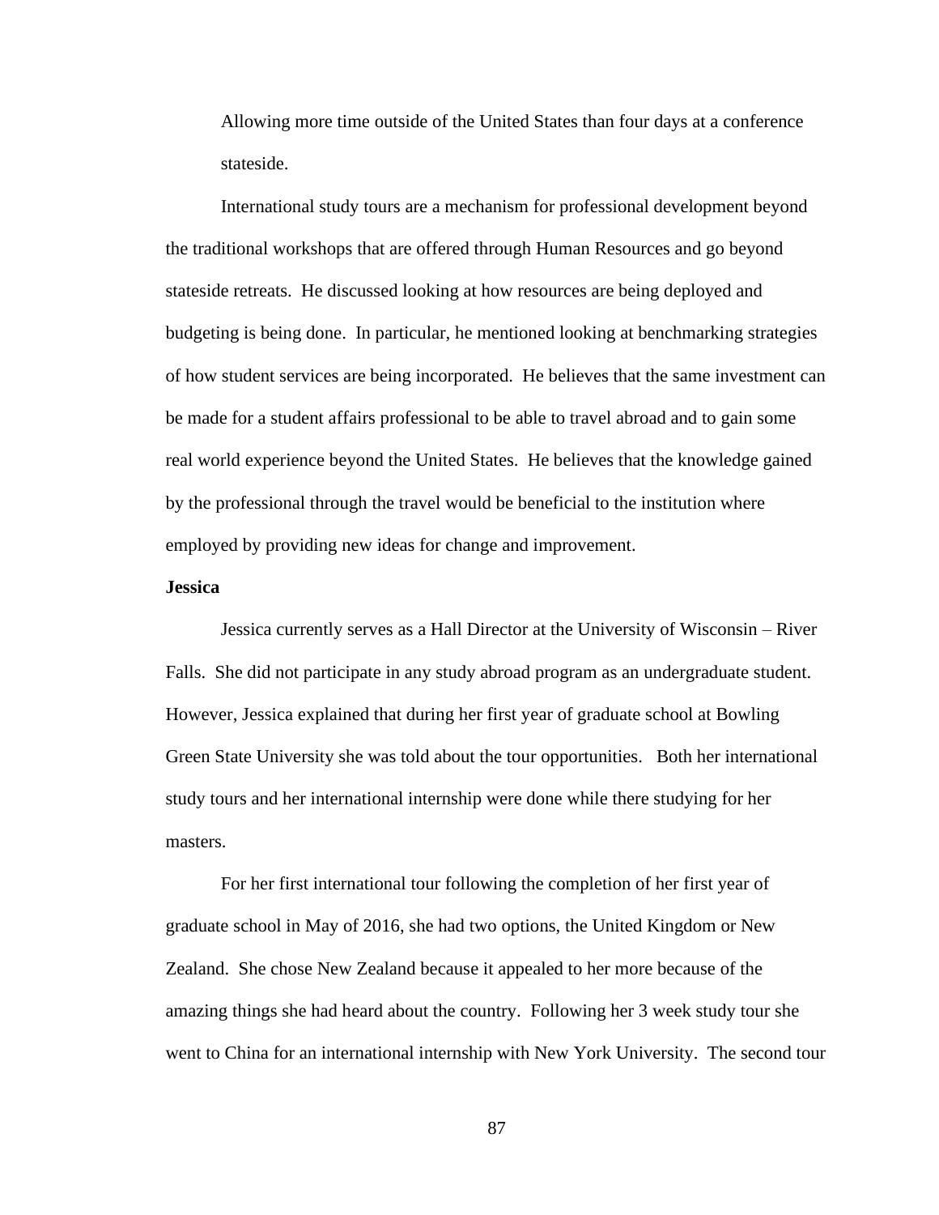Allowing more time outside of the United States than four days at a conference stateside.

International study tours are a mechanism for professional development beyond the traditional workshops that are offered through Human Resources and go beyond stateside retreats. He discussed looking at how resources are being deployed and budgeting is being done. In particular, he mentioned looking at benchmarking strategies of how student services are being incorporated. He believes that the same investment can be made for a student affairs professional to be able to travel abroad and to gain some real world experience beyond the United States. He believes that the knowledge gained by the professional through the travel would be beneficial to the institution where employed by providing new ideas for change and improvement.

**Jessica**

Jessica currently serves as a Hall Director at the University of Wisconsin – River Falls. She did not participate in any study abroad program as an undergraduate student. However, Jessica explained that during her first year of graduate school at Bowling Green State University she was told about the tour opportunities. Both her international study tours and her international internship were done while there studying for her masters.

For her first international tour following the completion of her first year of graduate school in May of 2016, she had two options, the United Kingdom or New Zealand. She chose New Zealand because it appealed to her more because of the amazing things she had heard about the country. Following her 3 week study tour she went to China for an international internship with New York University. The second tour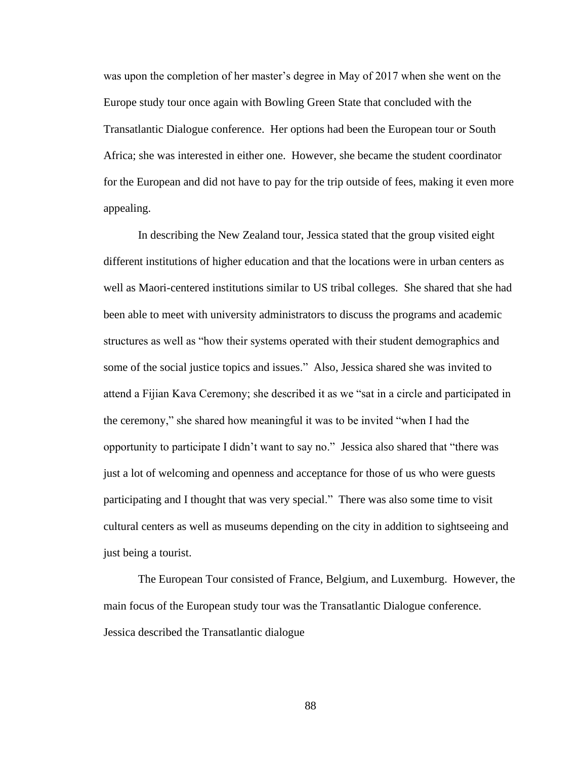was upon the completion of her master's degree in May of 2017 when she went on the Europe study tour once again with Bowling Green State that concluded with the Transatlantic Dialogue conference. Her options had been the European tour or South Africa; she was interested in either one. However, she became the student coordinator for the European and did not have to pay for the trip outside of fees, making it even more appealing.

In describing the New Zealand tour, Jessica stated that the group visited eight different institutions of higher education and that the locations were in urban centers as well as Maori-centered institutions similar to US tribal colleges. She shared that she had been able to meet with university administrators to discuss the programs and academic structures as well as "how their systems operated with their student demographics and some of the social justice topics and issues." Also, Jessica shared she was invited to attend a Fijian Kava Ceremony; she described it as we "sat in a circle and participated in the ceremony," she shared how meaningful it was to be invited "when I had the opportunity to participate I didn't want to say no." Jessica also shared that "there was just a lot of welcoming and openness and acceptance for those of us who were guests participating and I thought that was very special." There was also some time to visit cultural centers as well as museums depending on the city in addition to sightseeing and just being a tourist.

The European Tour consisted of France, Belgium, and Luxemburg. However, the main focus of the European study tour was the Transatlantic Dialogue conference. Jessica described the Transatlantic dialogue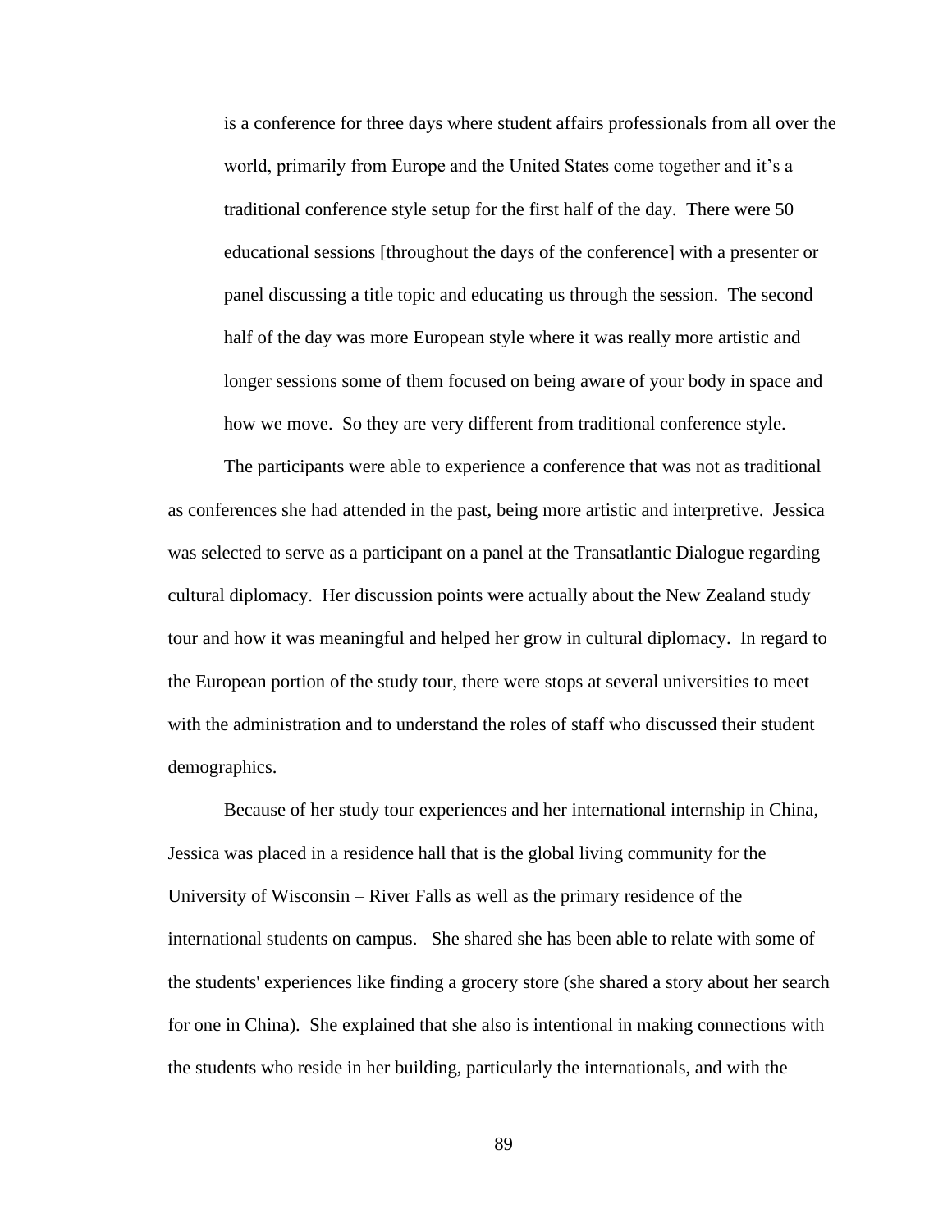> is a conference for three days where student affairs professionals from all over the world, primarily from Europe and the United States come together and it's a traditional conference style setup for the first half of the day. There were 50 educational sessions [throughout the days of the conference] with a presenter or panel discussing a title topic and educating us through the session. The second half of the day was more European style where it was really more artistic and longer sessions some of them focused on being aware of your body in space and how we move. So they are very different from traditional conference style.

The participants were able to experience a conference that was not as traditional as conferences she had attended in the past, being more artistic and interpretive. Jessica was selected to serve as a participant on a panel at the Transatlantic Dialogue regarding cultural diplomacy. Her discussion points were actually about the New Zealand study tour and how it was meaningful and helped her grow in cultural diplomacy. In regard to the European portion of the study tour, there were stops at several universities to meet with the administration and to understand the roles of staff who discussed their student demographics.

Because of her study tour experiences and her international internship in China, Jessica was placed in a residence hall that is the global living community for the University of Wisconsin – River Falls as well as the primary residence of the international students on campus. She shared she has been able to relate with some of the students' experiences like finding a grocery store (she shared a story about her search for one in China). She explained that she also is intentional in making connections with the students who reside in her building, particularly the internationals, and with the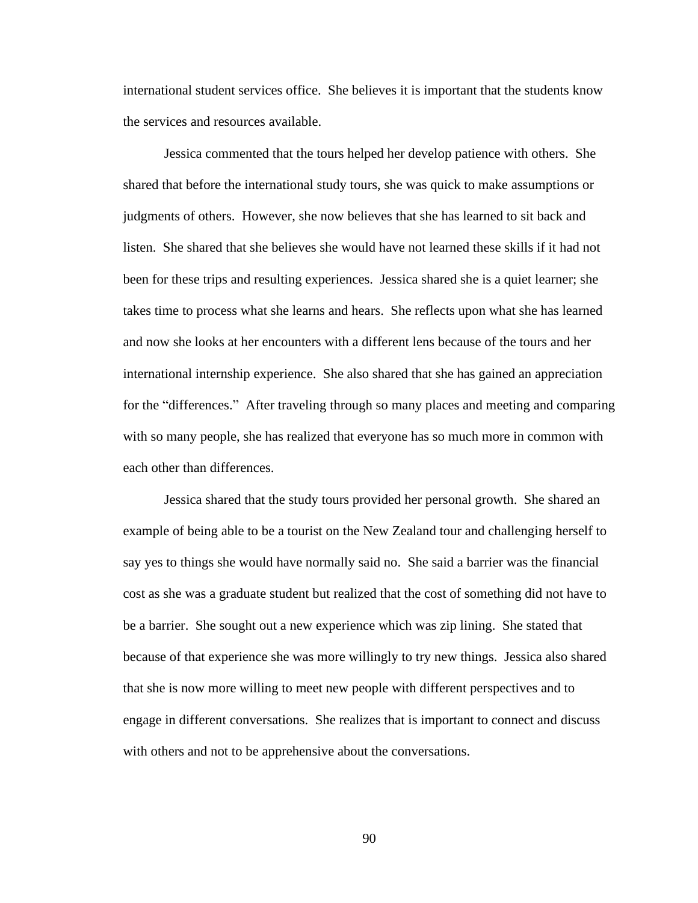international student services office. She believes it is important that the students know the services and resources available.

Jessica commented that the tours helped her develop patience with others. She shared that before the international study tours, she was quick to make assumptions or judgments of others. However, she now believes that she has learned to sit back and listen. She shared that she believes she would have not learned these skills if it had not been for these trips and resulting experiences. Jessica shared she is a quiet learner; she takes time to process what she learns and hears. She reflects upon what she has learned and now she looks at her encounters with a different lens because of the tours and her international internship experience. She also shared that she has gained an appreciation for the "differences." After traveling through so many places and meeting and comparing with so many people, she has realized that everyone has so much more in common with each other than differences.

Jessica shared that the study tours provided her personal growth. She shared an example of being able to be a tourist on the New Zealand tour and challenging herself to say yes to things she would have normally said no. She said a barrier was the financial cost as she was a graduate student but realized that the cost of something did not have to be a barrier. She sought out a new experience which was zip lining. She stated that because of that experience she was more willingly to try new things. Jessica also shared that she is now more willing to meet new people with different perspectives and to engage in different conversations. She realizes that is important to connect and discuss with others and not to be apprehensive about the conversations.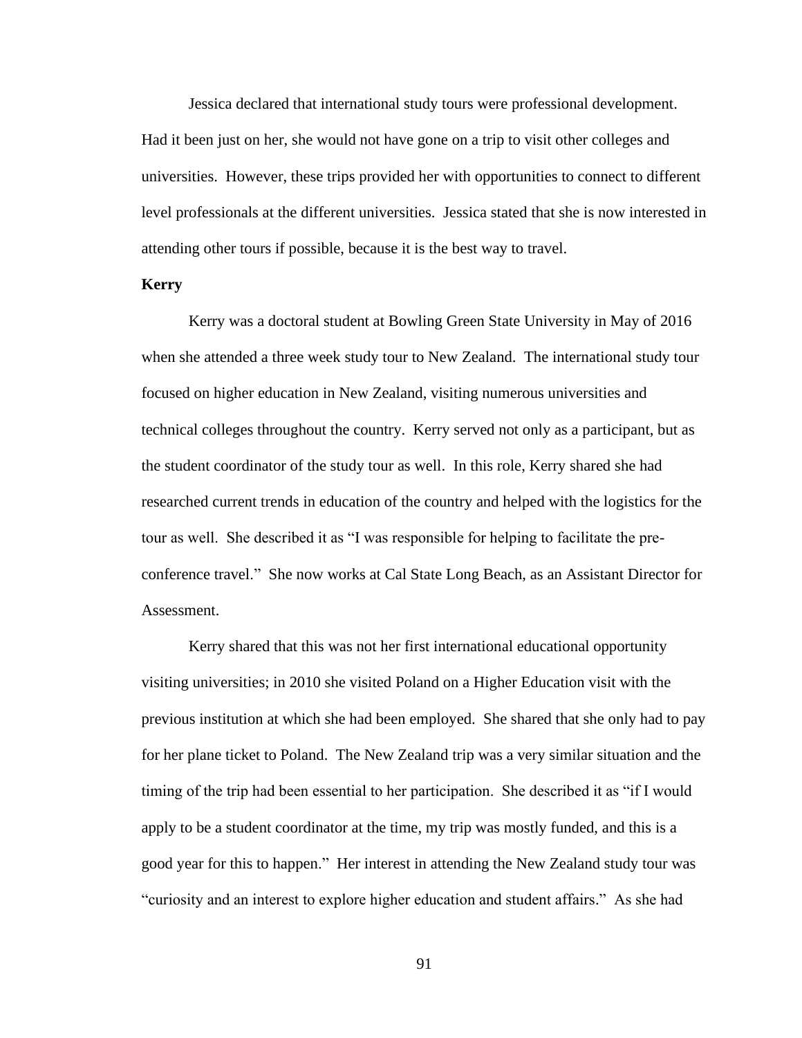Jessica declared that international study tours were professional development. Had it been just on her, she would not have gone on a trip to visit other colleges and universities. However, these trips provided her with opportunities to connect to different level professionals at the different universities. Jessica stated that she is now interested in attending other tours if possible, because it is the best way to travel.

**Kerry**

Kerry was a doctoral student at Bowling Green State University in May of 2016 when she attended a three week study tour to New Zealand. The international study tour focused on higher education in New Zealand, visiting numerous universities and technical colleges throughout the country. Kerry served not only as a participant, but as the student coordinator of the study tour as well. In this role, Kerry shared she had researched current trends in education of the country and helped with the logistics for the tour as well. She described it as "I was responsible for helping to facilitate the pre-conference travel." She now works at Cal State Long Beach, as an Assistant Director for Assessment.

Kerry shared that this was not her first international educational opportunity visiting universities; in 2010 she visited Poland on a Higher Education visit with the previous institution at which she had been employed. She shared that she only had to pay for her plane ticket to Poland. The New Zealand trip was a very similar situation and the timing of the trip had been essential to her participation. She described it as "if I would apply to be a student coordinator at the time, my trip was mostly funded, and this is a good year for this to happen." Her interest in attending the New Zealand study tour was "curiosity and an interest to explore higher education and student affairs." As she had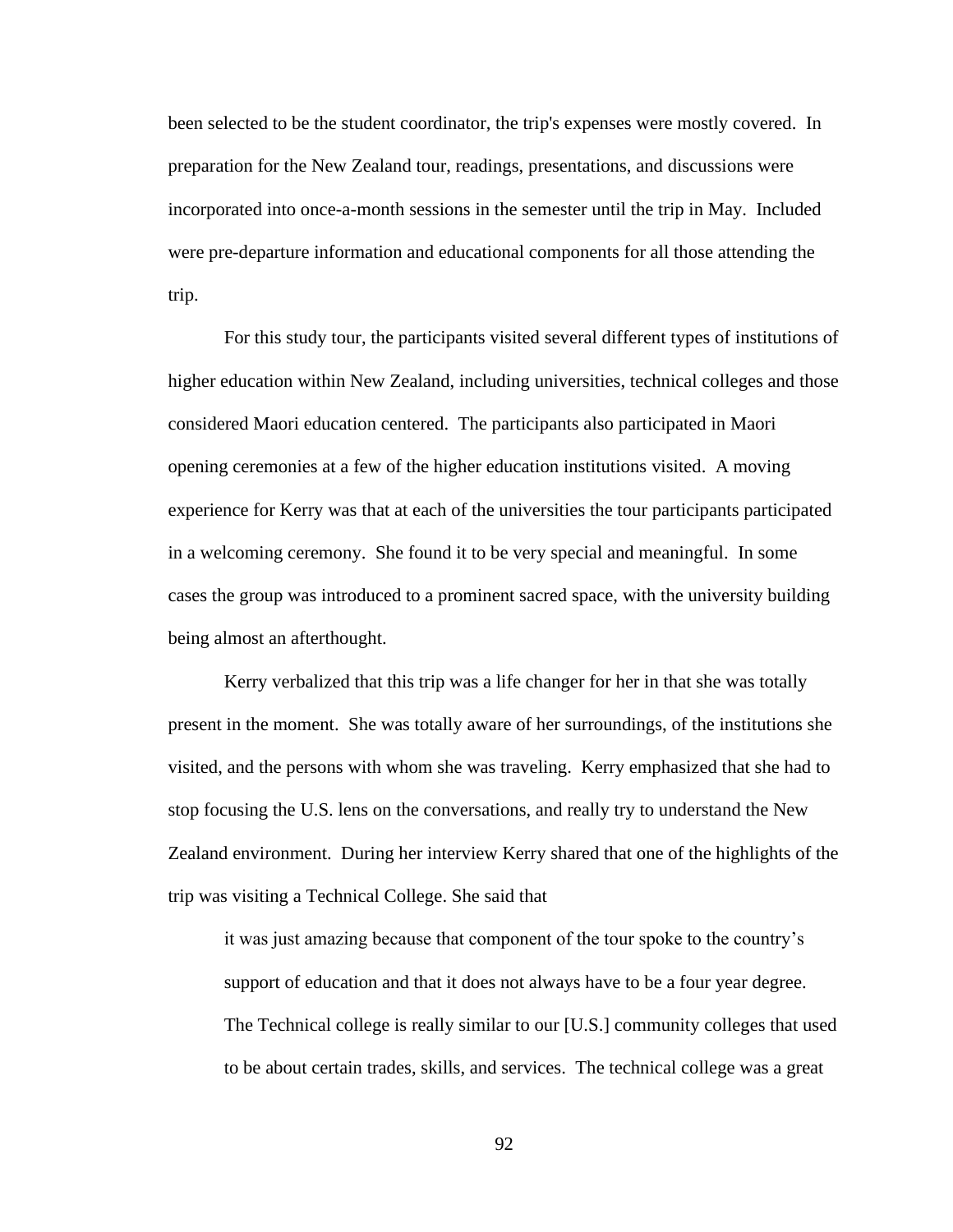been selected to be the student coordinator, the trip's expenses were mostly covered. In preparation for the New Zealand tour, readings, presentations, and discussions were incorporated into once-a-month sessions in the semester until the trip in May. Included were pre-departure information and educational components for all those attending the trip.

For this study tour, the participants visited several different types of institutions of higher education within New Zealand, including universities, technical colleges and those considered Maori education centered. The participants also participated in Maori opening ceremonies at a few of the higher education institutions visited. A moving experience for Kerry was that at each of the universities the tour participants participated in a welcoming ceremony. She found it to be very special and meaningful. In some cases the group was introduced to a prominent sacred space, with the university building being almost an afterthought.

Kerry verbalized that this trip was a life changer for her in that she was totally present in the moment. She was totally aware of her surroundings, of the institutions she visited, and the persons with whom she was traveling. Kerry emphasized that she had to stop focusing the U.S. lens on the conversations, and really try to understand the New Zealand environment. During her interview Kerry shared that one of the highlights of the trip was visiting a Technical College. She said that

> it was just amazing because that component of the tour spoke to the country's support of education and that it does not always have to be a four year degree. The Technical college is really similar to our [U.S.] community colleges that used to be about certain trades, skills, and services. The technical college was a great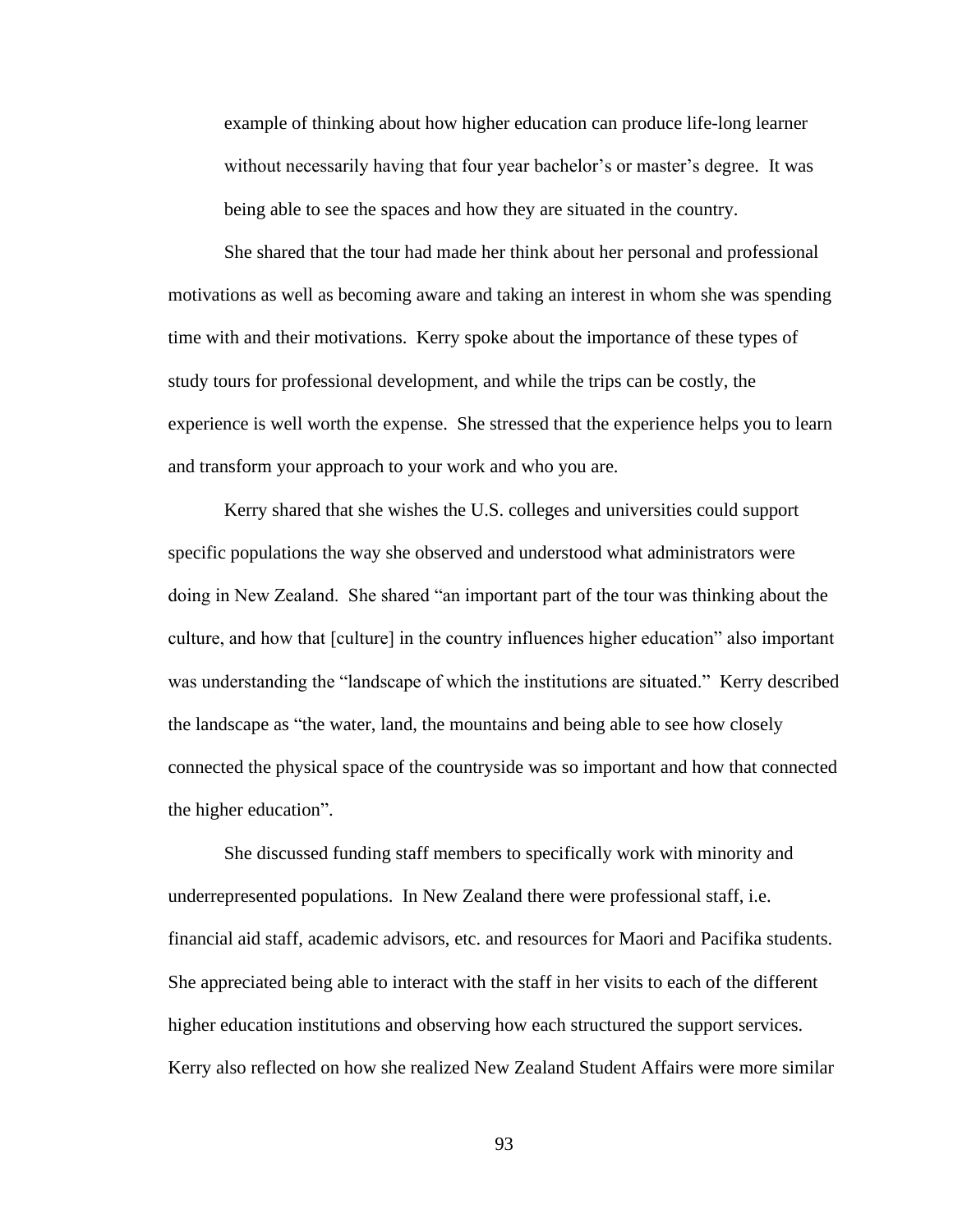> example of thinking about how higher education can produce life-long learner without necessarily having that four year bachelor's or master's degree. It was being able to see the spaces and how they are situated in the country.

She shared that the tour had made her think about her personal and professional motivations as well as becoming aware and taking an interest in whom she was spending time with and their motivations. Kerry spoke about the importance of these types of study tours for professional development, and while the trips can be costly, the experience is well worth the expense. She stressed that the experience helps you to learn and transform your approach to your work and who you are.

Kerry shared that she wishes the U.S. colleges and universities could support specific populations the way she observed and understood what administrators were doing in New Zealand. She shared "an important part of the tour was thinking about the culture, and how that [culture] in the country influences higher education" also important was understanding the "landscape of which the institutions are situated." Kerry described the landscape as "the water, land, the mountains and being able to see how closely connected the physical space of the countryside was so important and how that connected the higher education".

She discussed funding staff members to specifically work with minority and underrepresented populations. In New Zealand there were professional staff, i.e. financial aid staff, academic advisors, etc. and resources for Maori and Pacifika students. She appreciated being able to interact with the staff in her visits to each of the different higher education institutions and observing how each structured the support services. Kerry also reflected on how she realized New Zealand Student Affairs were more similar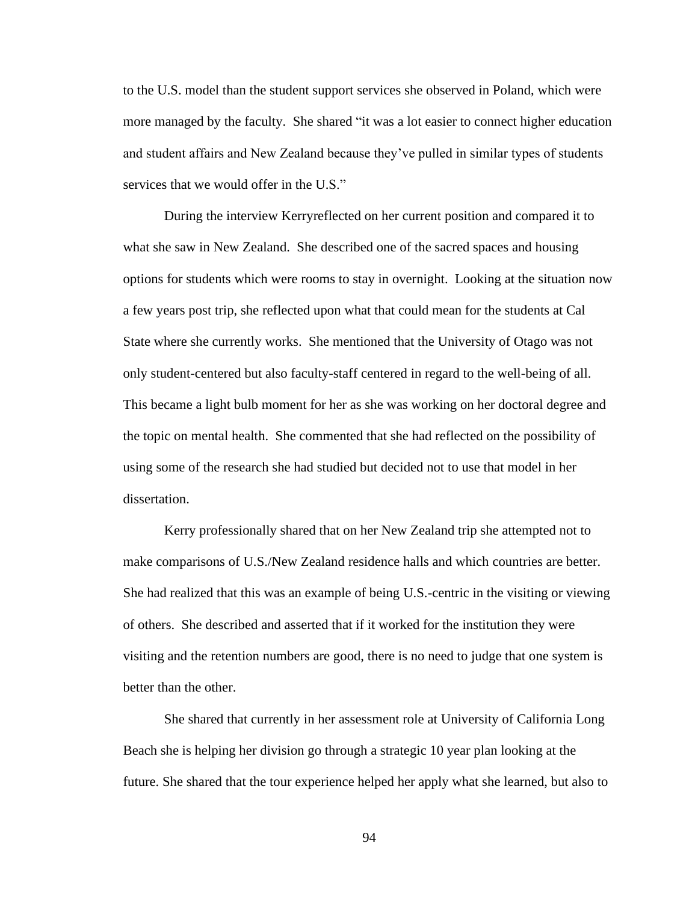to the U.S. model than the student support services she observed in Poland, which were more managed by the faculty. She shared "it was a lot easier to connect higher education and student affairs and New Zealand because they've pulled in similar types of students services that we would offer in the U.S."

During the interview Kerryreflected on her current position and compared it to what she saw in New Zealand. She described one of the sacred spaces and housing options for students which were rooms to stay in overnight. Looking at the situation now a few years post trip, she reflected upon what that could mean for the students at Cal State where she currently works. She mentioned that the University of Otago was not only student-centered but also faculty-staff centered in regard to the well-being of all. This became a light bulb moment for her as she was working on her doctoral degree and the topic on mental health. She commented that she had reflected on the possibility of using some of the research she had studied but decided not to use that model in her dissertation.

Kerry professionally shared that on her New Zealand trip she attempted not to make comparisons of U.S./New Zealand residence halls and which countries are better. She had realized that this was an example of being U.S.-centric in the visiting or viewing of others. She described and asserted that if it worked for the institution they were visiting and the retention numbers are good, there is no need to judge that one system is better than the other.

She shared that currently in her assessment role at University of California Long Beach she is helping her division go through a strategic 10 year plan looking at the future. She shared that the tour experience helped her apply what she learned, but also to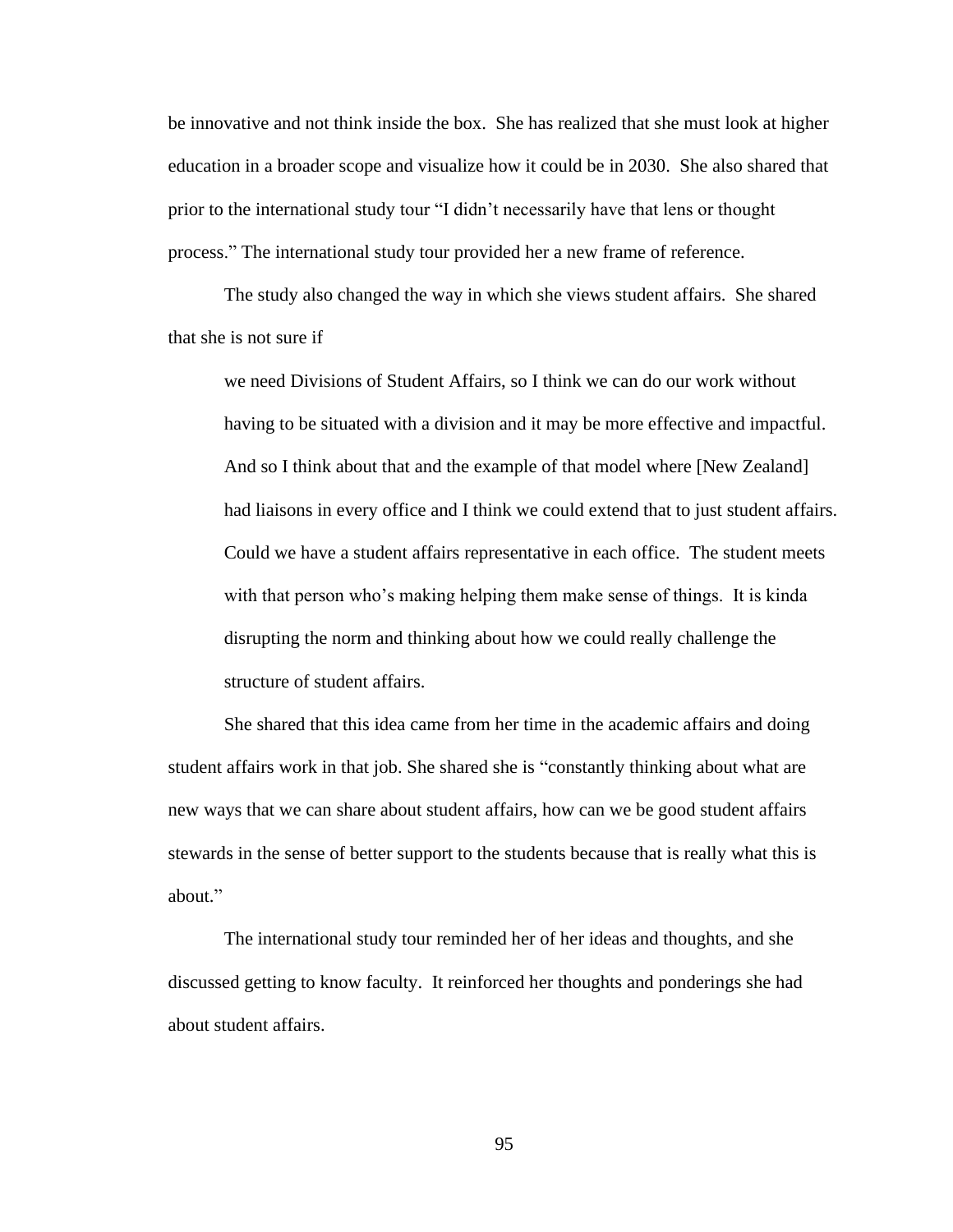be innovative and not think inside the box. She has realized that she must look at higher education in a broader scope and visualize how it could be in 2030. She also shared that prior to the international study tour "I didn't necessarily have that lens or thought process." The international study tour provided her a new frame of reference.

The study also changed the way in which she views student affairs. She shared that she is not sure if

> we need Divisions of Student Affairs, so I think we can do our work without having to be situated with a division and it may be more effective and impactful. And so I think about that and the example of that model where [New Zealand] had liaisons in every office and I think we could extend that to just student affairs. Could we have a student affairs representative in each office. The student meets with that person who's making helping them make sense of things. It is kinda disrupting the norm and thinking about how we could really challenge the structure of student affairs.

She shared that this idea came from her time in the academic affairs and doing student affairs work in that job. She shared she is "constantly thinking about what are new ways that we can share about student affairs, how can we be good student affairs stewards in the sense of better support to the students because that is really what this is about."

The international study tour reminded her of her ideas and thoughts, and she discussed getting to know faculty. It reinforced her thoughts and ponderings she had about student affairs.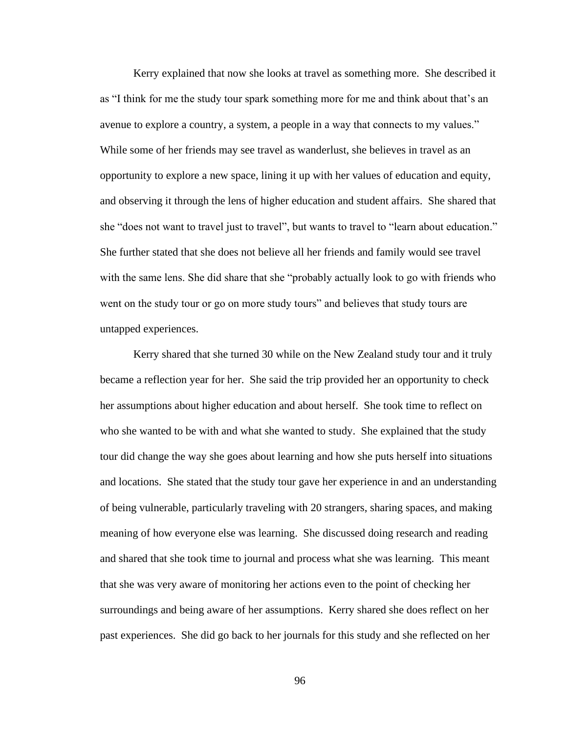Kerry explained that now she looks at travel as something more. She described it as "I think for me the study tour spark something more for me and think about that's an avenue to explore a country, a system, a people in a way that connects to my values." While some of her friends may see travel as wanderlust, she believes in travel as an opportunity to explore a new space, lining it up with her values of education and equity, and observing it through the lens of higher education and student affairs. She shared that she "does not want to travel just to travel", but wants to travel to "learn about education." She further stated that she does not believe all her friends and family would see travel with the same lens. She did share that she "probably actually look to go with friends who went on the study tour or go on more study tours" and believes that study tours are untapped experiences.

Kerry shared that she turned 30 while on the New Zealand study tour and it truly became a reflection year for her. She said the trip provided her an opportunity to check her assumptions about higher education and about herself. She took time to reflect on who she wanted to be with and what she wanted to study. She explained that the study tour did change the way she goes about learning and how she puts herself into situations and locations. She stated that the study tour gave her experience in and an understanding of being vulnerable, particularly traveling with 20 strangers, sharing spaces, and making meaning of how everyone else was learning. She discussed doing research and reading and shared that she took time to journal and process what she was learning. This meant that she was very aware of monitoring her actions even to the point of checking her surroundings and being aware of her assumptions. Kerry shared she does reflect on her past experiences. She did go back to her journals for this study and she reflected on her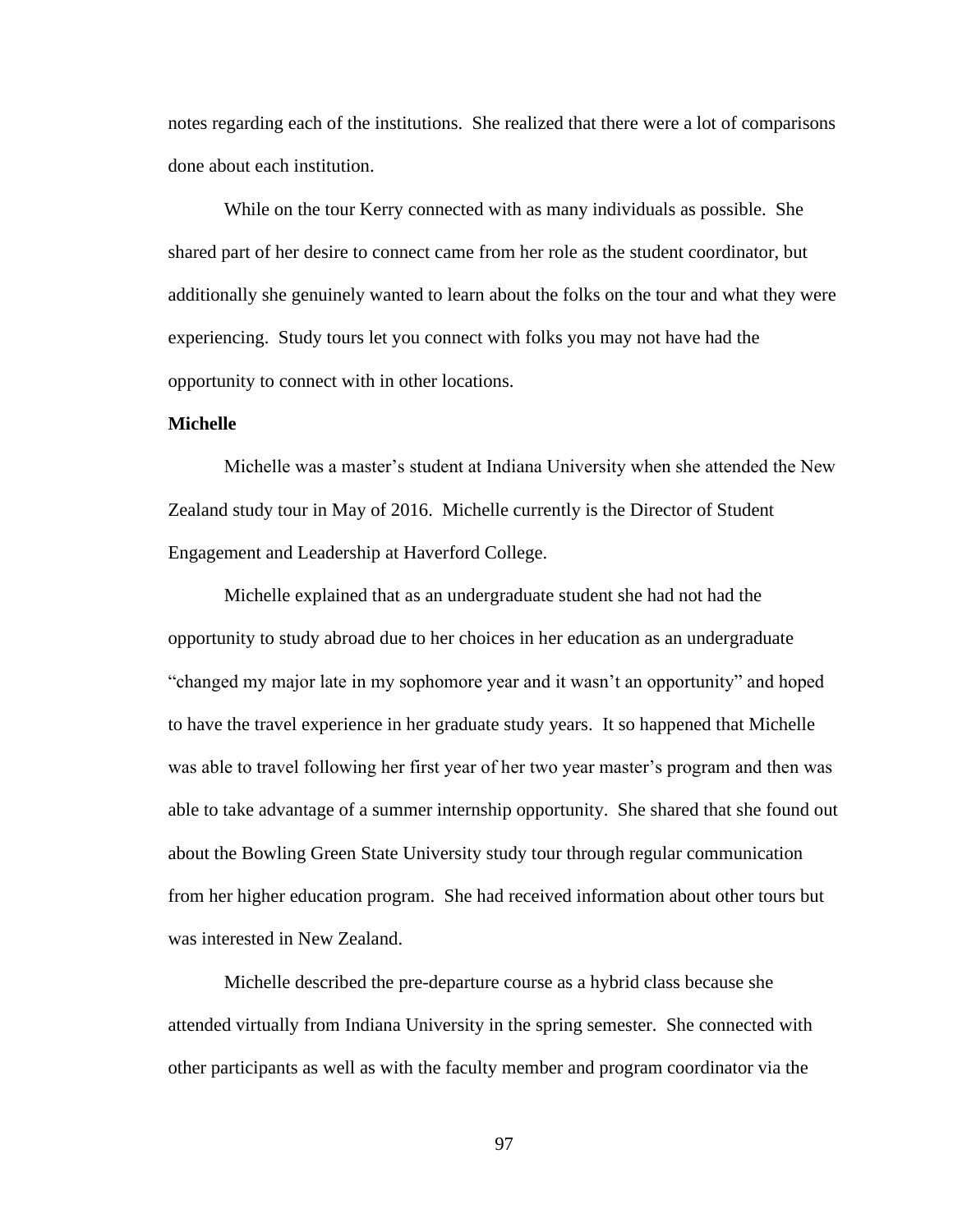notes regarding each of the institutions. She realized that there were a lot of comparisons done about each institution.

While on the tour Kerry connected with as many individuals as possible. She shared part of her desire to connect came from her role as the student coordinator, but additionally she genuinely wanted to learn about the folks on the tour and what they were experiencing. Study tours let you connect with folks you may not have had the opportunity to connect with in other locations.

**Michelle**

Michelle was a master's student at Indiana University when she attended the New Zealand study tour in May of 2016. Michelle currently is the Director of Student Engagement and Leadership at Haverford College.

Michelle explained that as an undergraduate student she had not had the opportunity to study abroad due to her choices in her education as an undergraduate "changed my major late in my sophomore year and it wasn't an opportunity" and hoped to have the travel experience in her graduate study years. It so happened that Michelle was able to travel following her first year of her two year master's program and then was able to take advantage of a summer internship opportunity. She shared that she found out about the Bowling Green State University study tour through regular communication from her higher education program. She had received information about other tours but was interested in New Zealand.

Michelle described the pre-departure course as a hybrid class because she attended virtually from Indiana University in the spring semester. She connected with other participants as well as with the faculty member and program coordinator via the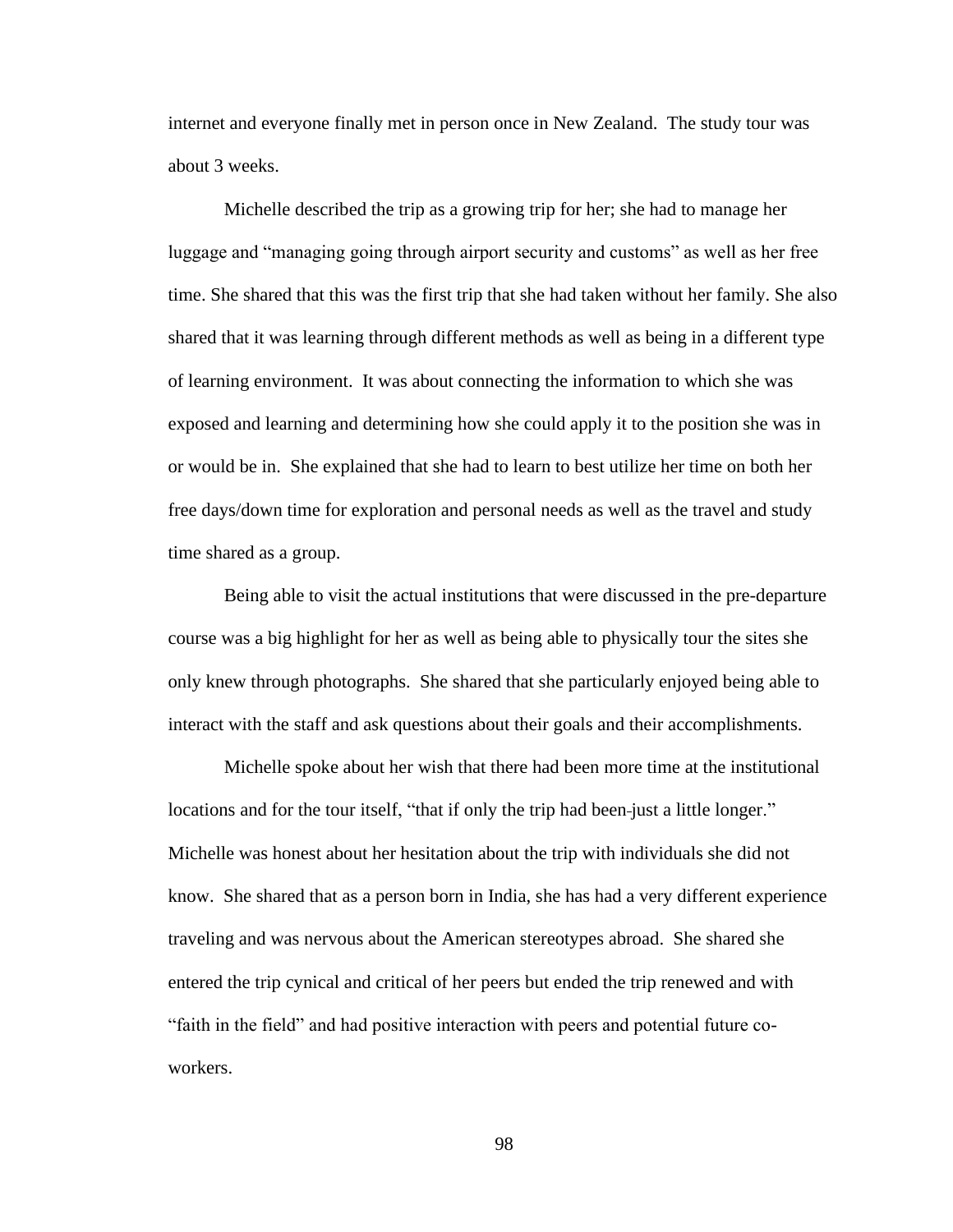internet and everyone finally met in person once in New Zealand. The study tour was about 3 weeks.

Michelle described the trip as a growing trip for her; she had to manage her luggage and "managing going through airport security and customs" as well as her free time. She shared that this was the first trip that she had taken without her family. She also shared that it was learning through different methods as well as being in a different type of learning environment. It was about connecting the information to which she was exposed and learning and determining how she could apply it to the position she was in or would be in. She explained that she had to learn to best utilize her time on both her free days/down time for exploration and personal needs as well as the travel and study time shared as a group.

Being able to visit the actual institutions that were discussed in the pre-departure course was a big highlight for her as well as being able to physically tour the sites she only knew through photographs. She shared that she particularly enjoyed being able to interact with the staff and ask questions about their goals and their accomplishments.

Michelle spoke about her wish that there had been more time at the institutional locations and for the tour itself, "that if only the trip had been just a little longer." Michelle was honest about her hesitation about the trip with individuals she did not know. She shared that as a person born in India, she has had a very different experience traveling and was nervous about the American stereotypes abroad. She shared she entered the trip cynical and critical of her peers but ended the trip renewed and with "faith in the field" and had positive interaction with peers and potential future co-workers.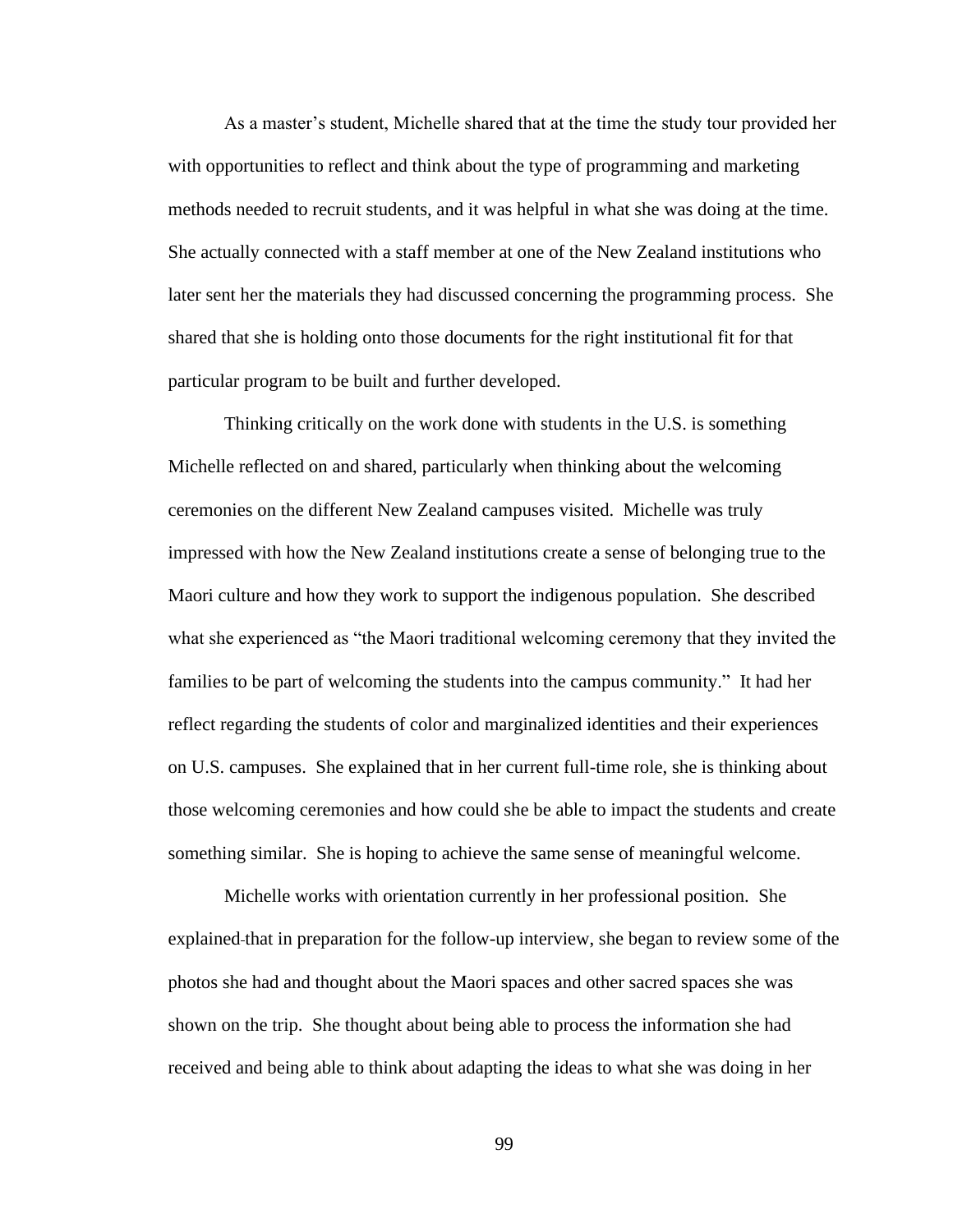As a master's student, Michelle shared that at the time the study tour provided her with opportunities to reflect and think about the type of programming and marketing methods needed to recruit students, and it was helpful in what she was doing at the time. She actually connected with a staff member at one of the New Zealand institutions who later sent her the materials they had discussed concerning the programming process. She shared that she is holding onto those documents for the right institutional fit for that particular program to be built and further developed.

Thinking critically on the work done with students in the U.S. is something Michelle reflected on and shared, particularly when thinking about the welcoming ceremonies on the different New Zealand campuses visited. Michelle was truly impressed with how the New Zealand institutions create a sense of belonging true to the Maori culture and how they work to support the indigenous population. She described what she experienced as "the Maori traditional welcoming ceremony that they invited the families to be part of welcoming the students into the campus community." It had her reflect regarding the students of color and marginalized identities and their experiences on U.S. campuses. She explained that in her current full-time role, she is thinking about those welcoming ceremonies and how could she be able to impact the students and create something similar. She is hoping to achieve the same sense of meaningful welcome.

Michelle works with orientation currently in her professional position. She explained that in preparation for the follow-up interview, she began to review some of the photos she had and thought about the Maori spaces and other sacred spaces she was shown on the trip. She thought about being able to process the information she had received and being able to think about adapting the ideas to what she was doing in her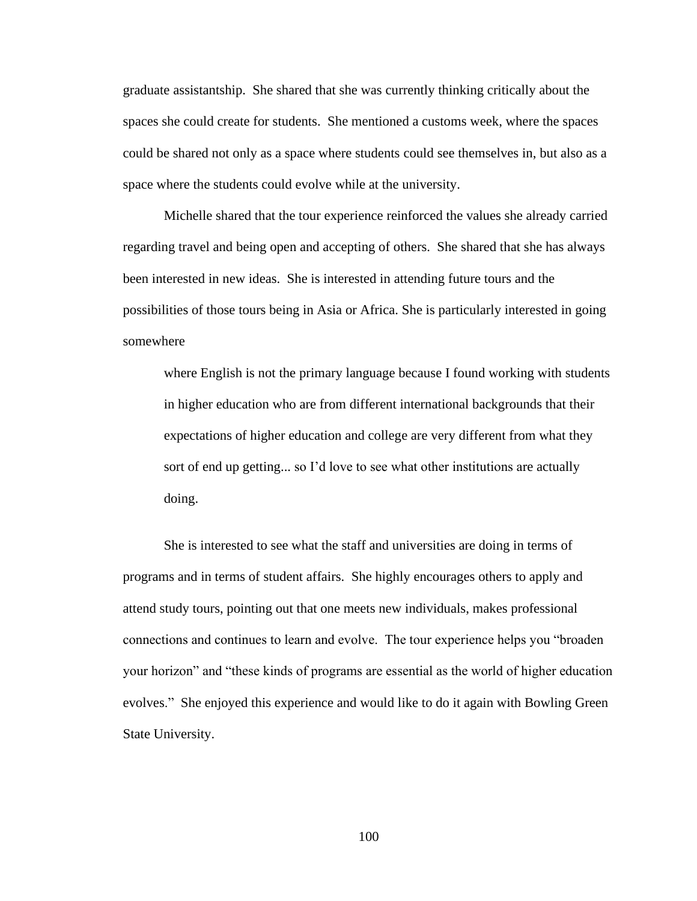graduate assistantship. She shared that she was currently thinking critically about the spaces she could create for students. She mentioned a customs week, where the spaces could be shared not only as a space where students could see themselves in, but also as a space where the students could evolve while at the university.

Michelle shared that the tour experience reinforced the values she already carried regarding travel and being open and accepting of others. She shared that she has always been interested in new ideas. She is interested in attending future tours and the possibilities of those tours being in Asia or Africa. She is particularly interested in going somewhere

> where English is not the primary language because I found working with students in higher education who are from different international backgrounds that their expectations of higher education and college are very different from what they sort of end up getting... so I'd love to see what other institutions are actually doing.

She is interested to see what the staff and universities are doing in terms of programs and in terms of student affairs. She highly encourages others to apply and attend study tours, pointing out that one meets new individuals, makes professional connections and continues to learn and evolve. The tour experience helps you "broaden your horizon" and "these kinds of programs are essential as the world of higher education evolves." She enjoyed this experience and would like to do it again with Bowling Green State University.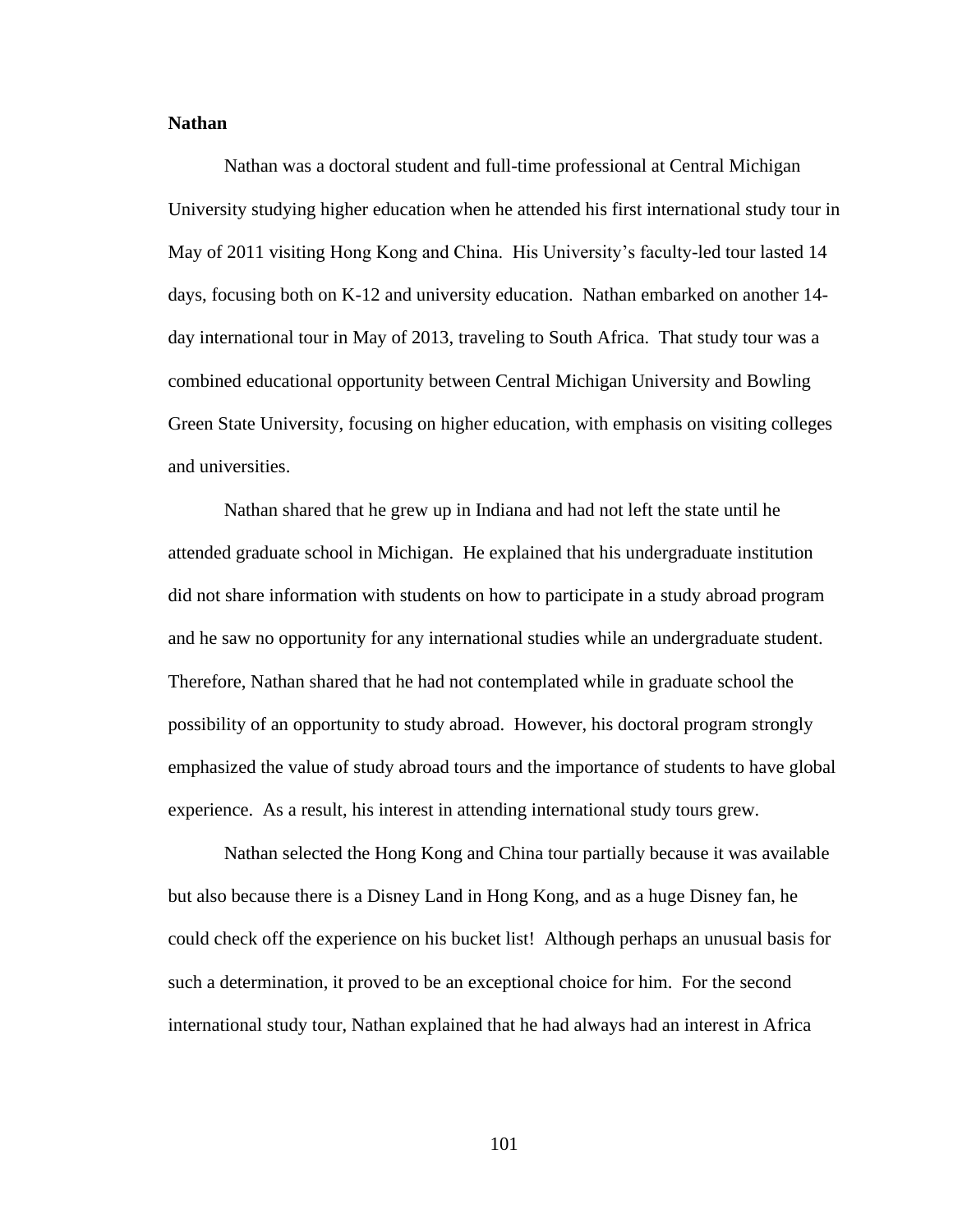**Nathan**

Nathan was a doctoral student and full-time professional at Central Michigan University studying higher education when he attended his first international study tour in May of 2011 visiting Hong Kong and China. His University's faculty-led tour lasted 14 days, focusing both on K-12 and university education. Nathan embarked on another 14-day international tour in May of 2013, traveling to South Africa. That study tour was a combined educational opportunity between Central Michigan University and Bowling Green State University, focusing on higher education, with emphasis on visiting colleges and universities.

Nathan shared that he grew up in Indiana and had not left the state until he attended graduate school in Michigan. He explained that his undergraduate institution did not share information with students on how to participate in a study abroad program and he saw no opportunity for any international studies while an undergraduate student. Therefore, Nathan shared that he had not contemplated while in graduate school the possibility of an opportunity to study abroad. However, his doctoral program strongly emphasized the value of study abroad tours and the importance of students to have global experience. As a result, his interest in attending international study tours grew.

Nathan selected the Hong Kong and China tour partially because it was available but also because there is a Disney Land in Hong Kong, and as a huge Disney fan, he could check off the experience on his bucket list! Although perhaps an unusual basis for such a determination, it proved to be an exceptional choice for him. For the second international study tour, Nathan explained that he had always had an interest in Africa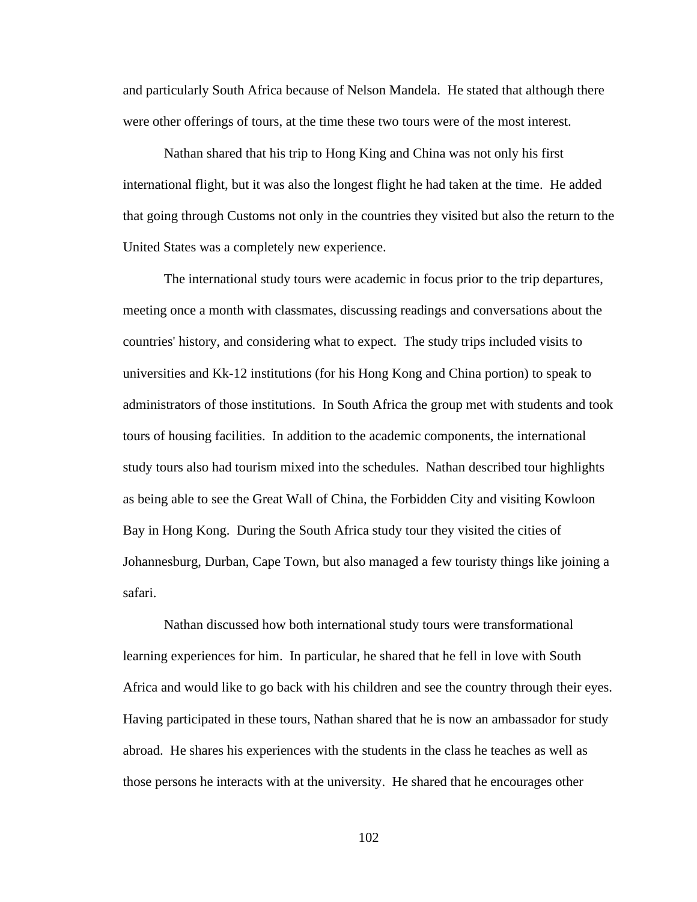and particularly South Africa because of Nelson Mandela. He stated that although there were other offerings of tours, at the time these two tours were of the most interest.

Nathan shared that his trip to Hong King and China was not only his first international flight, but it was also the longest flight he had taken at the time. He added that going through Customs not only in the countries they visited but also the return to the United States was a completely new experience.

The international study tours were academic in focus prior to the trip departures, meeting once a month with classmates, discussing readings and conversations about the countries' history, and considering what to expect. The study trips included visits to universities and Kk-12 institutions (for his Hong Kong and China portion) to speak to administrators of those institutions. In South Africa the group met with students and took tours of housing facilities. In addition to the academic components, the international study tours also had tourism mixed into the schedules. Nathan described tour highlights as being able to see the Great Wall of China, the Forbidden City and visiting Kowloon Bay in Hong Kong. During the South Africa study tour they visited the cities of Johannesburg, Durban, Cape Town, but also managed a few touristy things like joining a safari.

Nathan discussed how both international study tours were transformational learning experiences for him. In particular, he shared that he fell in love with South Africa and would like to go back with his children and see the country through their eyes. Having participated in these tours, Nathan shared that he is now an ambassador for study abroad. He shares his experiences with the students in the class he teaches as well as those persons he interacts with at the university. He shared that he encourages other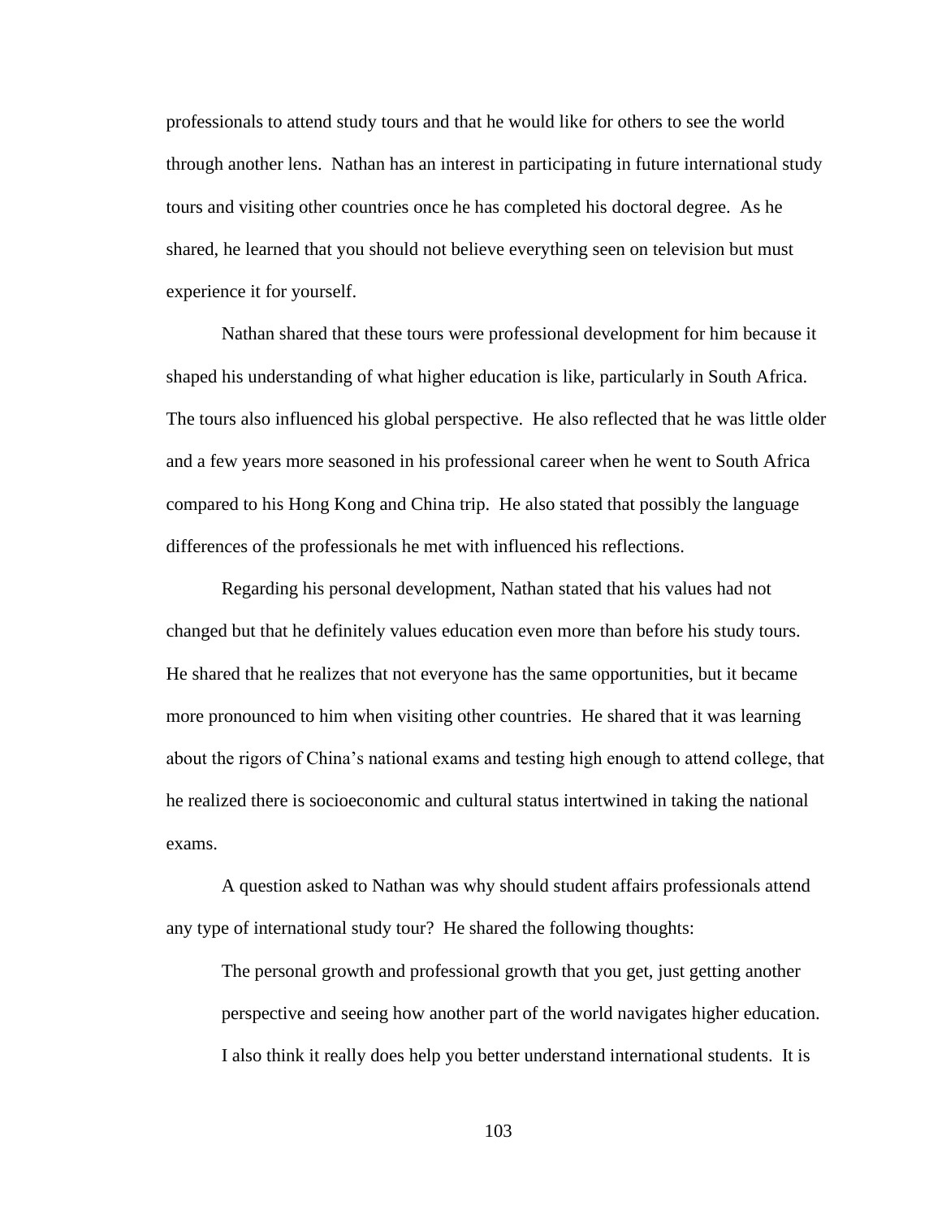professionals to attend study tours and that he would like for others to see the world through another lens. Nathan has an interest in participating in future international study tours and visiting other countries once he has completed his doctoral degree. As he shared, he learned that you should not believe everything seen on television but must experience it for yourself.

Nathan shared that these tours were professional development for him because it shaped his understanding of what higher education is like, particularly in South Africa. The tours also influenced his global perspective. He also reflected that he was little older and a few years more seasoned in his professional career when he went to South Africa compared to his Hong Kong and China trip. He also stated that possibly the language differences of the professionals he met with influenced his reflections.

Regarding his personal development, Nathan stated that his values had not changed but that he definitely values education even more than before his study tours. He shared that he realizes that not everyone has the same opportunities, but it became more pronounced to him when visiting other countries. He shared that it was learning about the rigors of China's national exams and testing high enough to attend college, that he realized there is socioeconomic and cultural status intertwined in taking the national exams.

A question asked to Nathan was why should student affairs professionals attend any type of international study tour? He shared the following thoughts:

> The personal growth and professional growth that you get, just getting another perspective and seeing how another part of the world navigates higher education. I also think it really does help you better understand international students. It is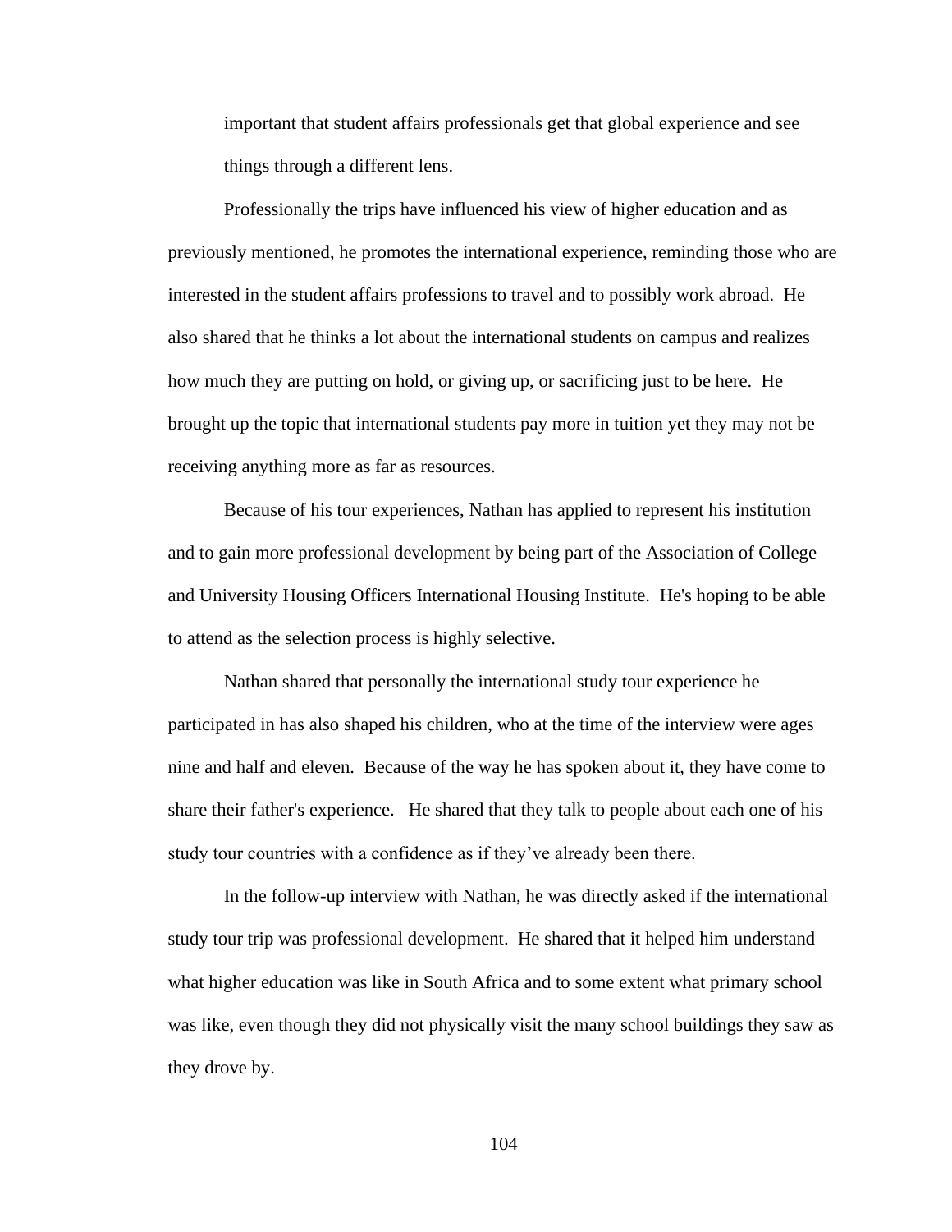important that student affairs professionals get that global experience and see things through a different lens.

Professionally the trips have influenced his view of higher education and as previously mentioned, he promotes the international experience, reminding those who are interested in the student affairs professions to travel and to possibly work abroad. He also shared that he thinks a lot about the international students on campus and realizes how much they are putting on hold, or giving up, or sacrificing just to be here. He brought up the topic that international students pay more in tuition yet they may not be receiving anything more as far as resources.

Because of his tour experiences, Nathan has applied to represent his institution and to gain more professional development by being part of the Association of College and University Housing Officers International Housing Institute. He's hoping to be able to attend as the selection process is highly selective.

Nathan shared that personally the international study tour experience he participated in has also shaped his children, who at the time of the interview were ages nine and half and eleven. Because of the way he has spoken about it, they have come to share their father's experience. He shared that they talk to people about each one of his study tour countries with a confidence as if they've already been there.

In the follow-up interview with Nathan, he was directly asked if the international study tour trip was professional development. He shared that it helped him understand what higher education was like in South Africa and to some extent what primary school was like, even though they did not physically visit the many school buildings they saw as they drove by.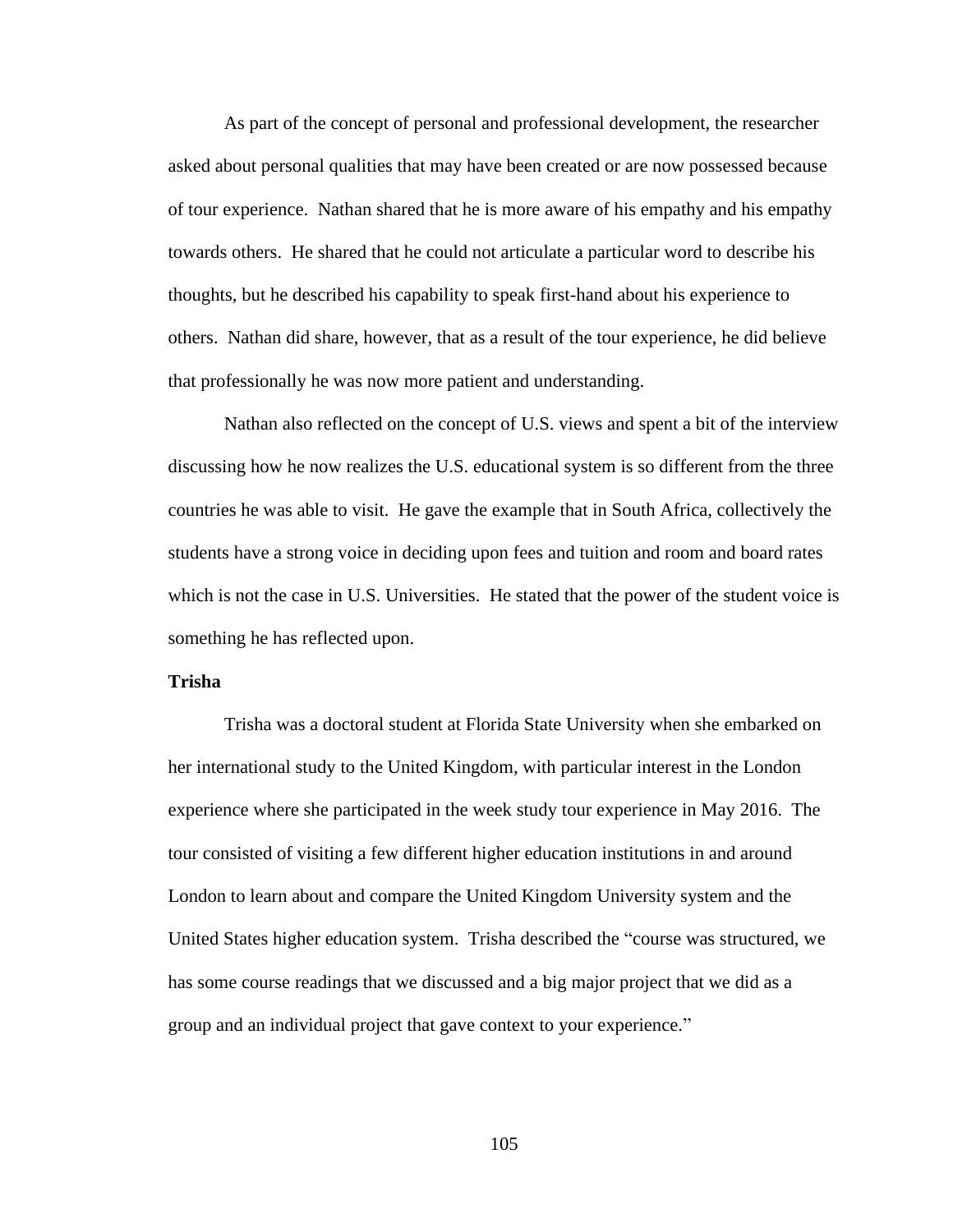As part of the concept of personal and professional development, the researcher asked about personal qualities that may have been created or are now possessed because of tour experience. Nathan shared that he is more aware of his empathy and his empathy towards others. He shared that he could not articulate a particular word to describe his thoughts, but he described his capability to speak first-hand about his experience to others. Nathan did share, however, that as a result of the tour experience, he did believe that professionally he was now more patient and understanding.

Nathan also reflected on the concept of U.S. views and spent a bit of the interview discussing how he now realizes the U.S. educational system is so different from the three countries he was able to visit. He gave the example that in South Africa, collectively the students have a strong voice in deciding upon fees and tuition and room and board rates which is not the case in U.S. Universities. He stated that the power of the student voice is something he has reflected upon.

**Trisha**

Trisha was a doctoral student at Florida State University when she embarked on her international study to the United Kingdom, with particular interest in the London experience where she participated in the week study tour experience in May 2016. The tour consisted of visiting a few different higher education institutions in and around London to learn about and compare the United Kingdom University system and the United States higher education system. Trisha described the "course was structured, we has some course readings that we discussed and a big major project that we did as a group and an individual project that gave context to your experience."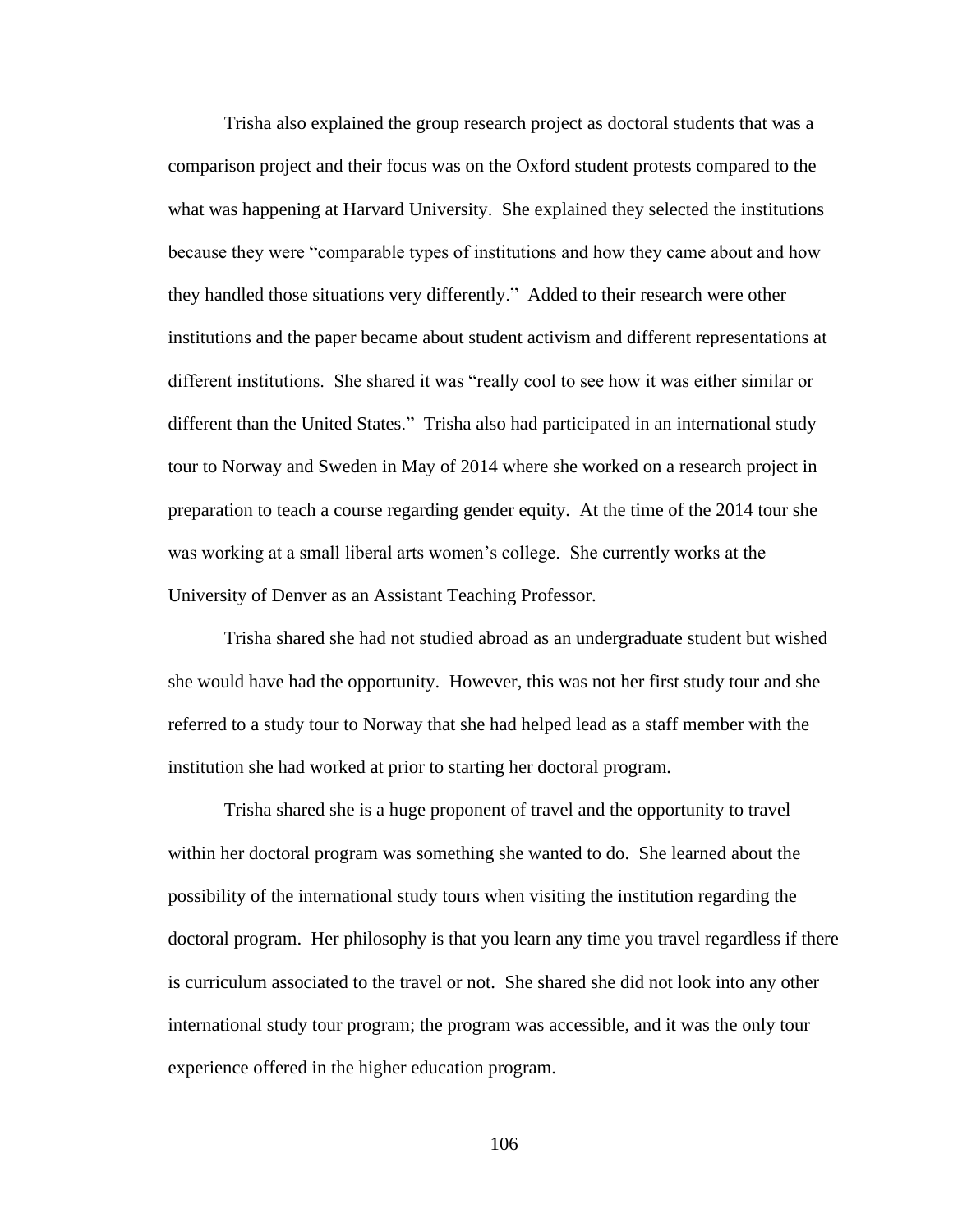Trisha also explained the group research project as doctoral students that was a comparison project and their focus was on the Oxford student protests compared to the what was happening at Harvard University. She explained they selected the institutions because they were "comparable types of institutions and how they came about and how they handled those situations very differently." Added to their research were other institutions and the paper became about student activism and different representations at different institutions. She shared it was "really cool to see how it was either similar or different than the United States." Trisha also had participated in an international study tour to Norway and Sweden in May of 2014 where she worked on a research project in preparation to teach a course regarding gender equity. At the time of the 2014 tour she was working at a small liberal arts women's college. She currently works at the University of Denver as an Assistant Teaching Professor.

Trisha shared she had not studied abroad as an undergraduate student but wished she would have had the opportunity. However, this was not her first study tour and she referred to a study tour to Norway that she had helped lead as a staff member with the institution she had worked at prior to starting her doctoral program.

Trisha shared she is a huge proponent of travel and the opportunity to travel within her doctoral program was something she wanted to do. She learned about the possibility of the international study tours when visiting the institution regarding the doctoral program. Her philosophy is that you learn any time you travel regardless if there is curriculum associated to the travel or not. She shared she did not look into any other international study tour program; the program was accessible, and it was the only tour experience offered in the higher education program.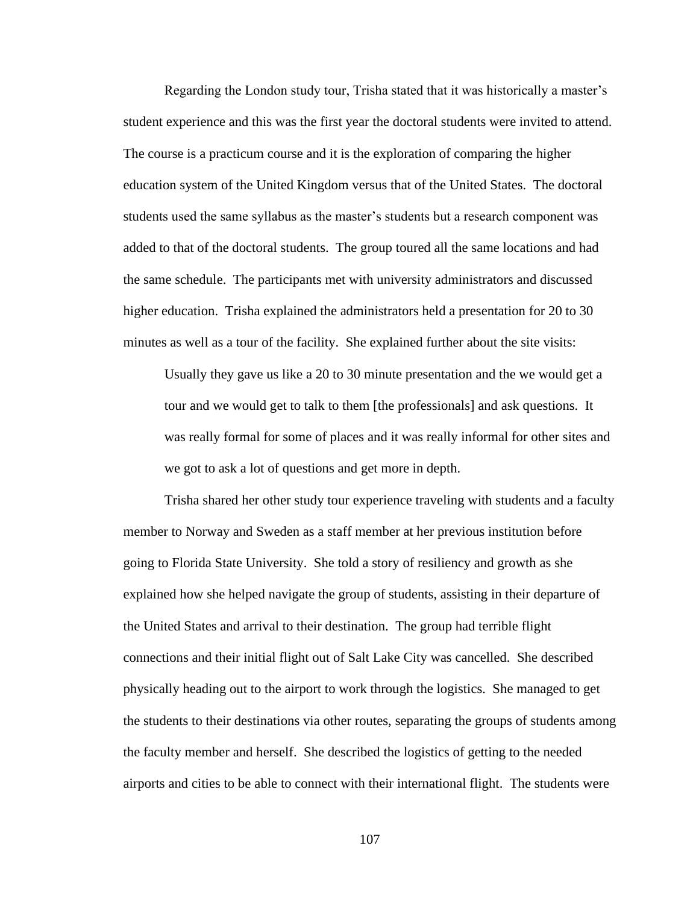Regarding the London study tour, Trisha stated that it was historically a master's student experience and this was the first year the doctoral students were invited to attend. The course is a practicum course and it is the exploration of comparing the higher education system of the United Kingdom versus that of the United States. The doctoral students used the same syllabus as the master's students but a research component was added to that of the doctoral students. The group toured all the same locations and had the same schedule. The participants met with university administrators and discussed higher education. Trisha explained the administrators held a presentation for 20 to 30 minutes as well as a tour of the facility. She explained further about the site visits:

> Usually they gave us like a 20 to 30 minute presentation and the we would get a tour and we would get to talk to them [the professionals] and ask questions. It was really formal for some of places and it was really informal for other sites and we got to ask a lot of questions and get more in depth.

Trisha shared her other study tour experience traveling with students and a faculty member to Norway and Sweden as a staff member at her previous institution before going to Florida State University. She told a story of resiliency and growth as she explained how she helped navigate the group of students, assisting in their departure of the United States and arrival to their destination. The group had terrible flight connections and their initial flight out of Salt Lake City was cancelled. She described physically heading out to the airport to work through the logistics. She managed to get the students to their destinations via other routes, separating the groups of students among the faculty member and herself. She described the logistics of getting to the needed airports and cities to be able to connect with their international flight. The students were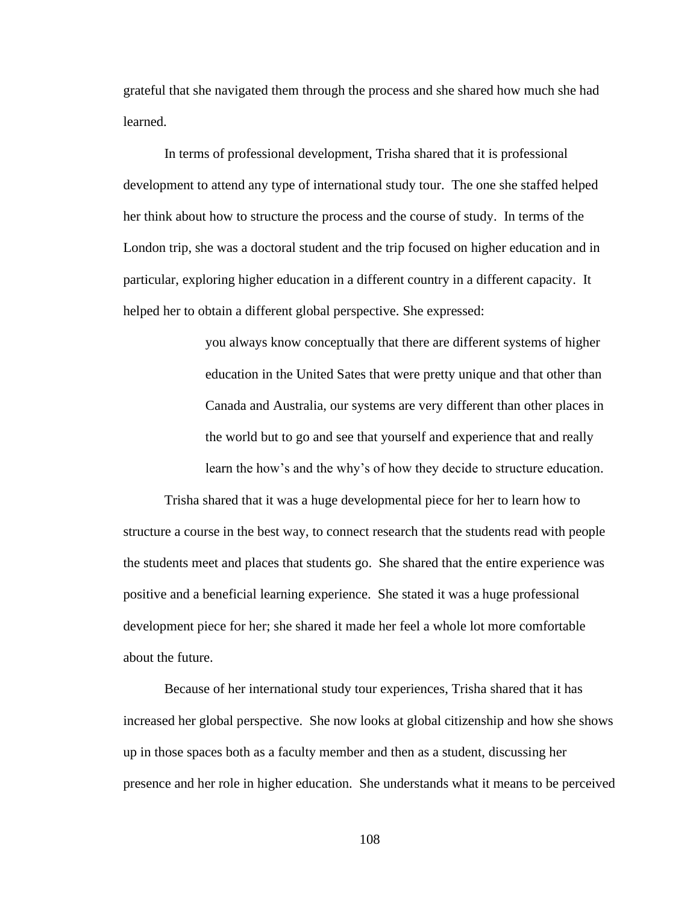grateful that she navigated them through the process and she shared how much she had learned.

In terms of professional development, Trisha shared that it is professional development to attend any type of international study tour. The one she staffed helped her think about how to structure the process and the course of study. In terms of the London trip, she was a doctoral student and the trip focused on higher education and in particular, exploring higher education in a different country in a different capacity. It helped her to obtain a different global perspective. She expressed:

> you always know conceptually that there are different systems of higher education in the United Sates that were pretty unique and that other than Canada and Australia, our systems are very different than other places in the world but to go and see that yourself and experience that and really learn the how's and the why's of how they decide to structure education.

Trisha shared that it was a huge developmental piece for her to learn how to structure a course in the best way, to connect research that the students read with people the students meet and places that students go. She shared that the entire experience was positive and a beneficial learning experience. She stated it was a huge professional development piece for her; she shared it made her feel a whole lot more comfortable about the future.

Because of her international study tour experiences, Trisha shared that it has increased her global perspective. She now looks at global citizenship and how she shows up in those spaces both as a faculty member and then as a student, discussing her presence and her role in higher education. She understands what it means to be perceived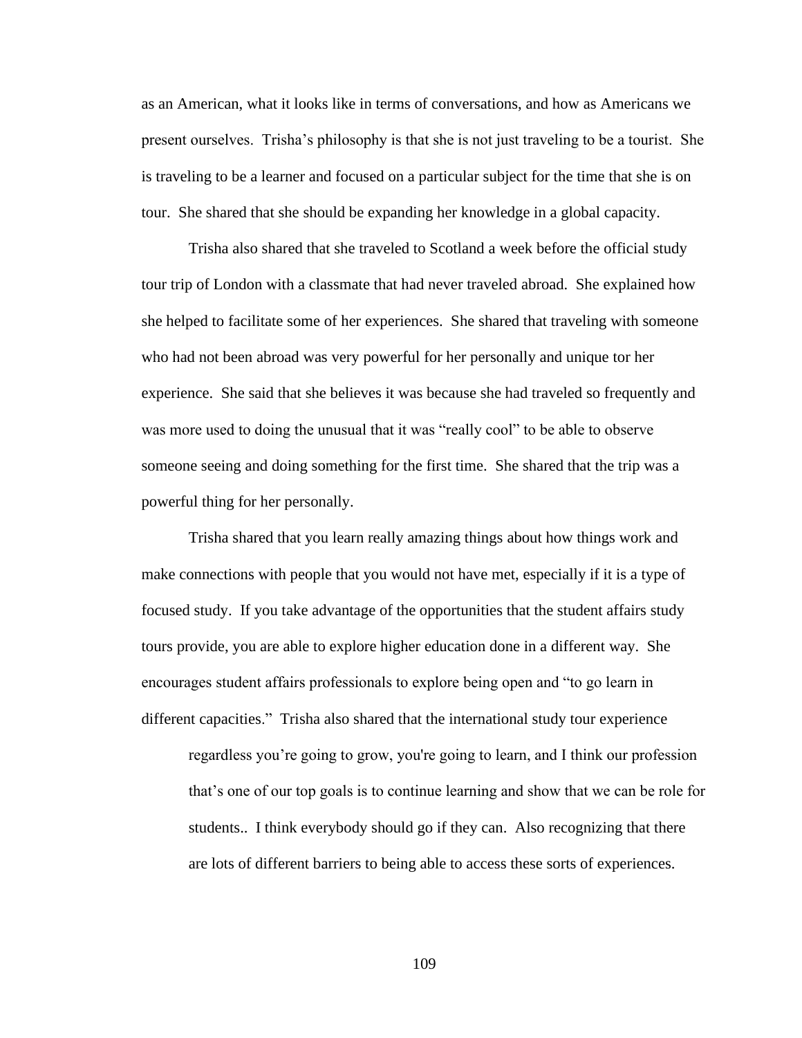as an American, what it looks like in terms of conversations, and how as Americans we present ourselves. Trisha's philosophy is that she is not just traveling to be a tourist. She is traveling to be a learner and focused on a particular subject for the time that she is on tour. She shared that she should be expanding her knowledge in a global capacity.

Trisha also shared that she traveled to Scotland a week before the official study tour trip of London with a classmate that had never traveled abroad. She explained how she helped to facilitate some of her experiences. She shared that traveling with someone who had not been abroad was very powerful for her personally and unique tor her experience. She said that she believes it was because she had traveled so frequently and was more used to doing the unusual that it was "really cool" to be able to observe someone seeing and doing something for the first time. She shared that the trip was a powerful thing for her personally.

Trisha shared that you learn really amazing things about how things work and make connections with people that you would not have met, especially if it is a type of focused study. If you take advantage of the opportunities that the student affairs study tours provide, you are able to explore higher education done in a different way. She encourages student affairs professionals to explore being open and "to go learn in different capacities." Trisha also shared that the international study tour experience

> regardless you're going to grow, you're going to learn, and I think our profession that's one of our top goals is to continue learning and show that we can be role for students.. I think everybody should go if they can. Also recognizing that there are lots of different barriers to being able to access these sorts of experiences.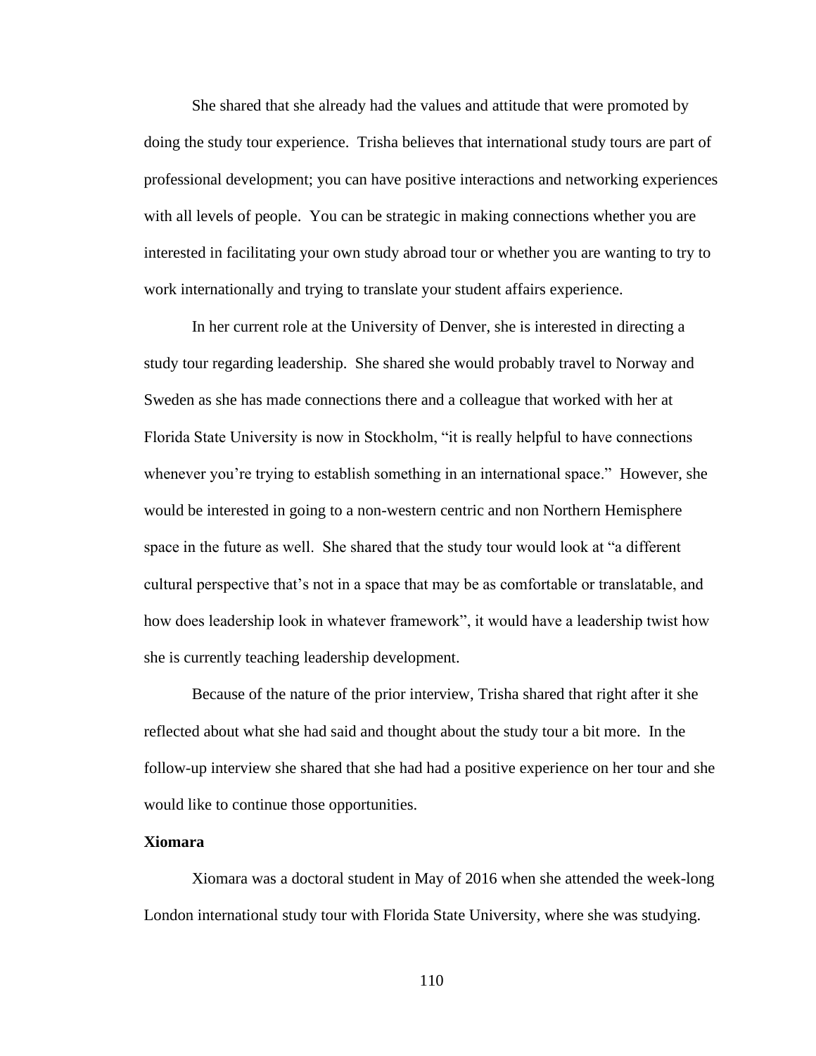She shared that she already had the values and attitude that were promoted by doing the study tour experience. Trisha believes that international study tours are part of professional development; you can have positive interactions and networking experiences with all levels of people. You can be strategic in making connections whether you are interested in facilitating your own study abroad tour or whether you are wanting to try to work internationally and trying to translate your student affairs experience.

In her current role at the University of Denver, she is interested in directing a study tour regarding leadership. She shared she would probably travel to Norway and Sweden as she has made connections there and a colleague that worked with her at Florida State University is now in Stockholm, "it is really helpful to have connections whenever you're trying to establish something in an international space." However, she would be interested in going to a non-western centric and non Northern Hemisphere space in the future as well. She shared that the study tour would look at "a different cultural perspective that's not in a space that may be as comfortable or translatable, and how does leadership look in whatever framework", it would have a leadership twist how she is currently teaching leadership development.

Because of the nature of the prior interview, Trisha shared that right after it she reflected about what she had said and thought about the study tour a bit more. In the follow-up interview she shared that she had had a positive experience on her tour and she would like to continue those opportunities.

**Xiomara**

Xiomara was a doctoral student in May of 2016 when she attended the week-long London international study tour with Florida State University, where she was studying.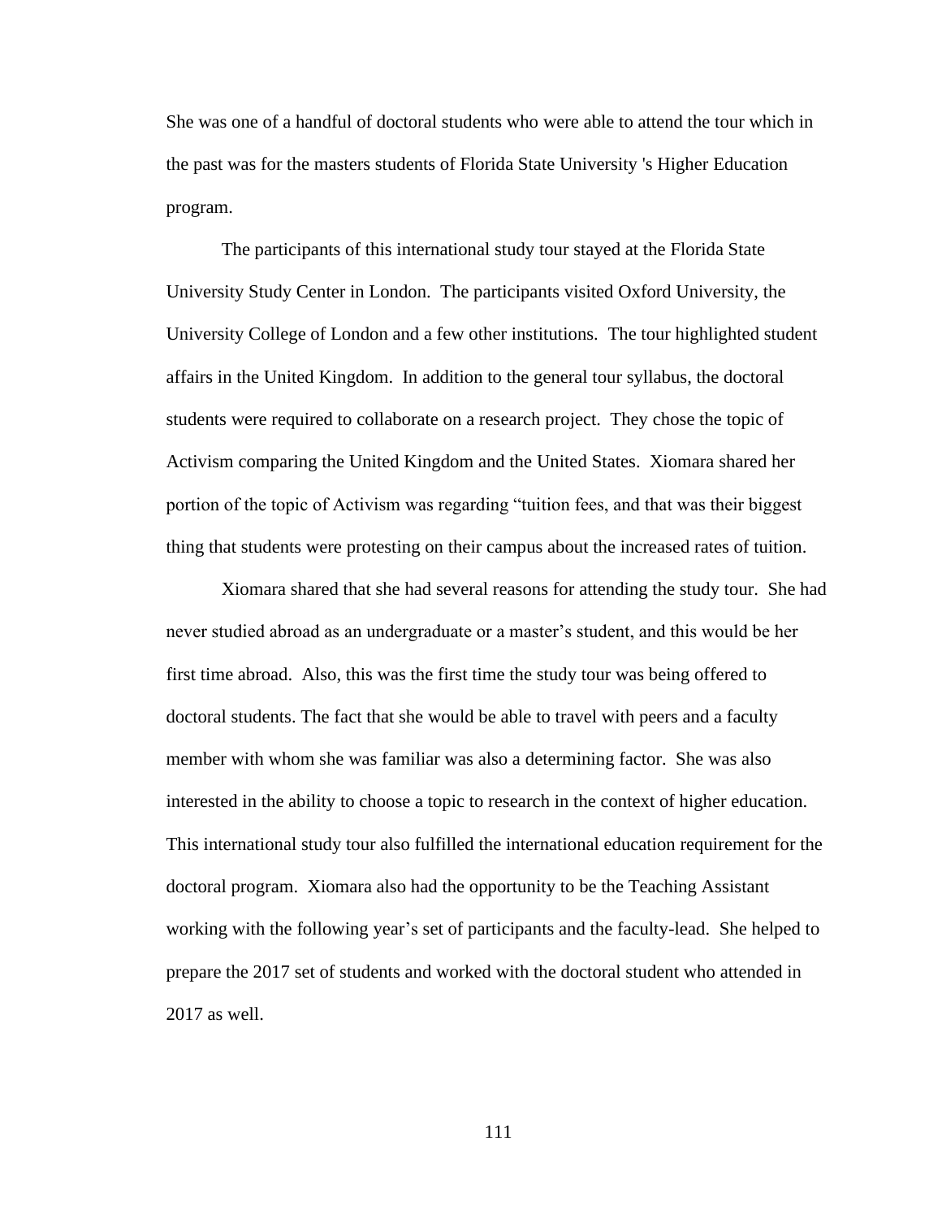She was one of a handful of doctoral students who were able to attend the tour which in the past was for the masters students of Florida State University 's Higher Education program.

The participants of this international study tour stayed at the Florida State University Study Center in London.  The participants visited Oxford University, the University College of London and a few other institutions.  The tour highlighted student affairs in the United Kingdom.  In addition to the general tour syllabus, the doctoral students were required to collaborate on a research project.  They chose the topic of Activism comparing the United Kingdom and the United States.  Xiomara shared her portion of the topic of Activism was regarding “tuition fees, and that was their biggest thing that students were protesting on their campus about the increased rates of tuition.

Xiomara shared that she had several reasons for attending the study tour.  She had never studied abroad as an undergraduate or a master’s student, and this would be her first time abroad.  Also, this was the first time the study tour was being offered to doctoral students. The fact that she would be able to travel with peers and a faculty member with whom she was familiar was also a determining factor.  She was also interested in the ability to choose a topic to research in the context of higher education.  This international study tour also fulfilled the international education requirement for the doctoral program.  Xiomara also had the opportunity to be the Teaching Assistant working with the following year’s set of participants and the faculty-lead.  She helped to prepare the 2017 set of students and worked with the doctoral student who attended in 2017 as well.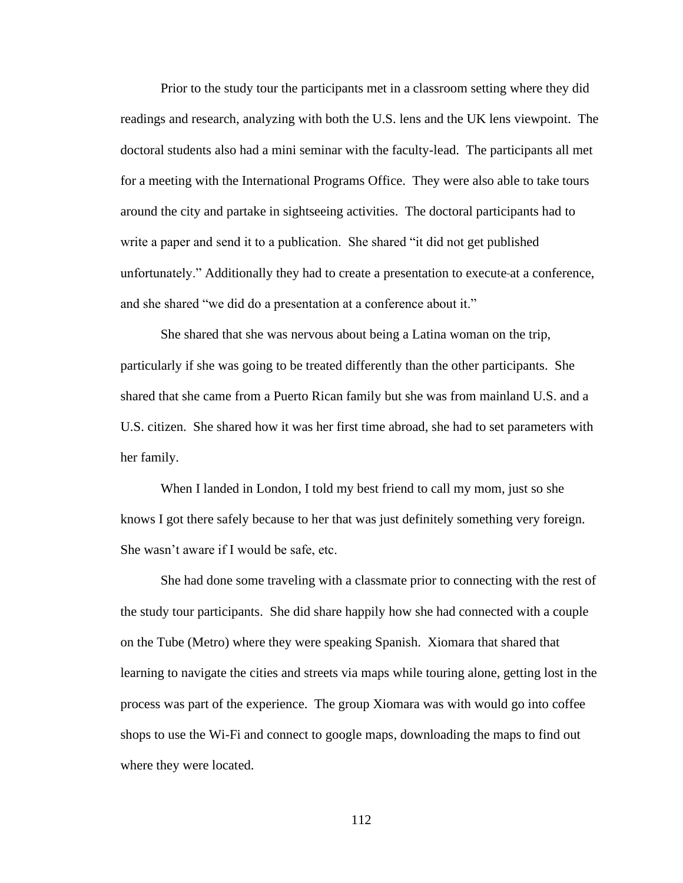Prior to the study tour the participants met in a classroom setting where they did readings and research, analyzing with both the U.S. lens and the UK lens viewpoint. The doctoral students also had a mini seminar with the faculty-lead. The participants all met for a meeting with the International Programs Office. They were also able to take tours around the city and partake in sightseeing activities. The doctoral participants had to write a paper and send it to a publication. She shared "it did not get published unfortunately." Additionally they had to create a presentation to execute at a conference, and she shared "we did do a presentation at a conference about it."

She shared that she was nervous about being a Latina woman on the trip, particularly if she was going to be treated differently than the other participants. She shared that she came from a Puerto Rican family but she was from mainland U.S. and a U.S. citizen. She shared how it was her first time abroad, she had to set parameters with her family.

> When I landed in London, I told my best friend to call my mom, just so she knows I got there safely because to her that was just definitely something very foreign. She wasn't aware if I would be safe, etc.

She had done some traveling with a classmate prior to connecting with the rest of the study tour participants. She did share happily how she had connected with a couple on the Tube (Metro) where they were speaking Spanish. Xiomara that shared that learning to navigate the cities and streets via maps while touring alone, getting lost in the process was part of the experience. The group Xiomara was with would go into coffee shops to use the Wi-Fi and connect to google maps, downloading the maps to find out where they were located.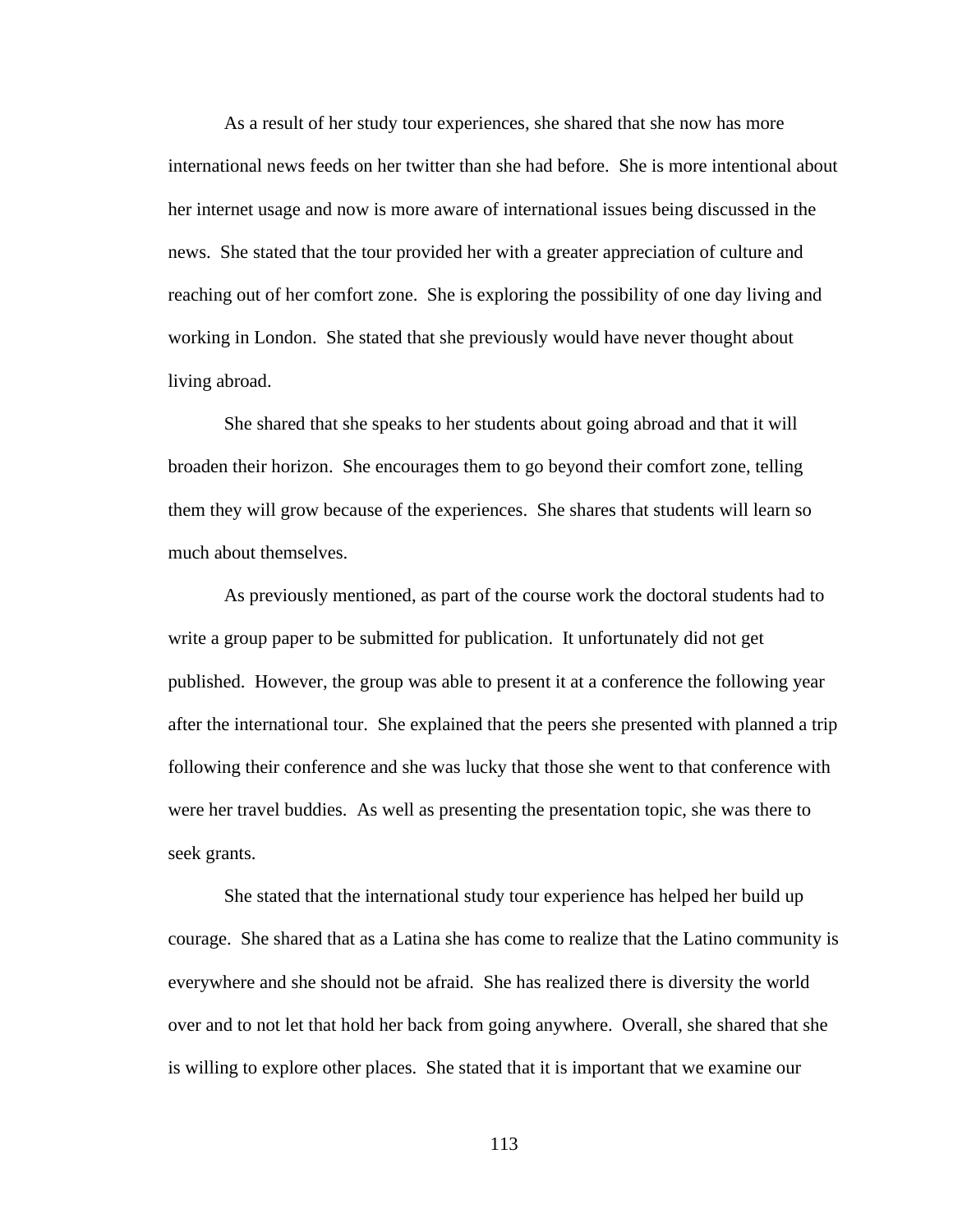As a result of her study tour experiences, she shared that she now has more international news feeds on her twitter than she had before. She is more intentional about her internet usage and now is more aware of international issues being discussed in the news. She stated that the tour provided her with a greater appreciation of culture and reaching out of her comfort zone. She is exploring the possibility of one day living and working in London. She stated that she previously would have never thought about living abroad.

She shared that she speaks to her students about going abroad and that it will broaden their horizon. She encourages them to go beyond their comfort zone, telling them they will grow because of the experiences. She shares that students will learn so much about themselves.

As previously mentioned, as part of the course work the doctoral students had to write a group paper to be submitted for publication. It unfortunately did not get published. However, the group was able to present it at a conference the following year after the international tour. She explained that the peers she presented with planned a trip following their conference and she was lucky that those she went to that conference with were her travel buddies. As well as presenting the presentation topic, she was there to seek grants.

She stated that the international study tour experience has helped her build up courage. She shared that as a Latina she has come to realize that the Latino community is everywhere and she should not be afraid. She has realized there is diversity the world over and to not let that hold her back from going anywhere. Overall, she shared that she is willing to explore other places. She stated that it is important that we examine our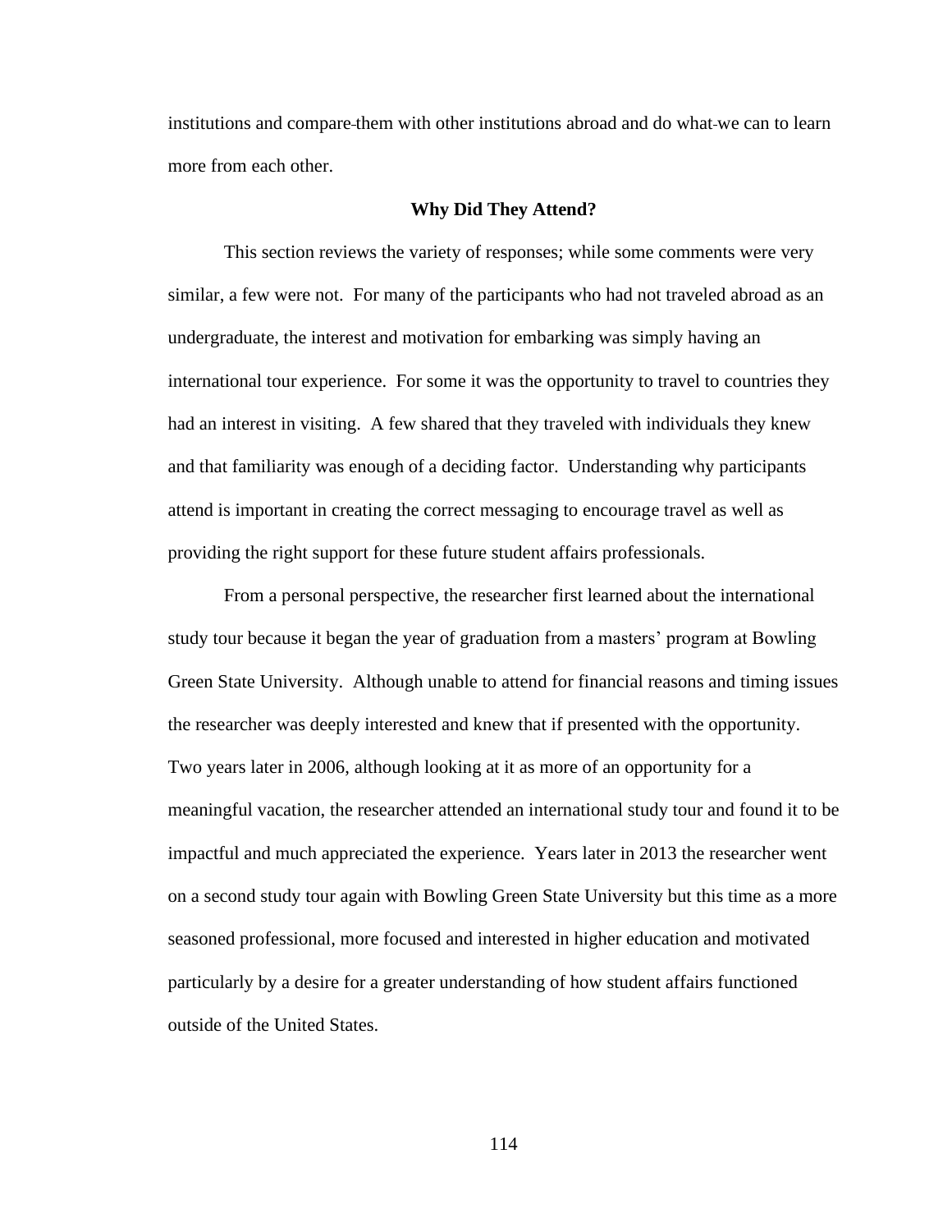institutions and compare them with other institutions abroad and do what we can to learn more from each other.

## Why Did They Attend?

This section reviews the variety of responses; while some comments were very similar, a few were not. For many of the participants who had not traveled abroad as an undergraduate, the interest and motivation for embarking was simply having an international tour experience. For some it was the opportunity to travel to countries they had an interest in visiting. A few shared that they traveled with individuals they knew and that familiarity was enough of a deciding factor. Understanding why participants attend is important in creating the correct messaging to encourage travel as well as providing the right support for these future student affairs professionals.

From a personal perspective, the researcher first learned about the international study tour because it began the year of graduation from a masters' program at Bowling Green State University. Although unable to attend for financial reasons and timing issues the researcher was deeply interested and knew that if presented with the opportunity. Two years later in 2006, although looking at it as more of an opportunity for a meaningful vacation, the researcher attended an international study tour and found it to be impactful and much appreciated the experience. Years later in 2013 the researcher went on a second study tour again with Bowling Green State University but this time as a more seasoned professional, more focused and interested in higher education and motivated particularly by a desire for a greater understanding of how student affairs functioned outside of the United States.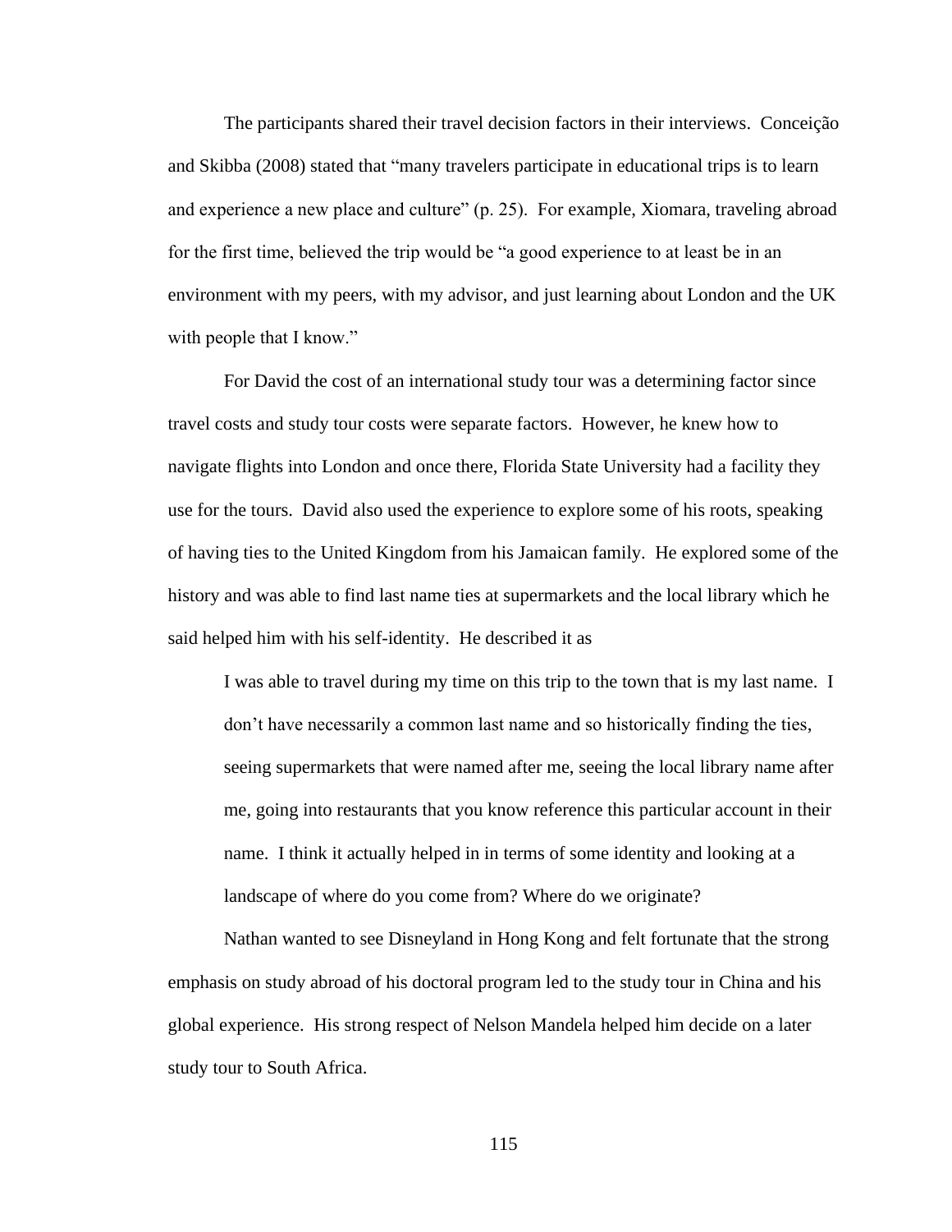The participants shared their travel decision factors in their interviews. Conceição and Skibba (2008) stated that "many travelers participate in educational trips is to learn and experience a new place and culture" (p. 25). For example, Xiomara, traveling abroad for the first time, believed the trip would be "a good experience to at least be in an environment with my peers, with my advisor, and just learning about London and the UK with people that I know."

For David the cost of an international study tour was a determining factor since travel costs and study tour costs were separate factors. However, he knew how to navigate flights into London and once there, Florida State University had a facility they use for the tours. David also used the experience to explore some of his roots, speaking of having ties to the United Kingdom from his Jamaican family. He explored some of the history and was able to find last name ties at supermarkets and the local library which he said helped him with his self-identity. He described it as

> I was able to travel during my time on this trip to the town that is my last name. I don't have necessarily a common last name and so historically finding the ties, seeing supermarkets that were named after me, seeing the local library name after me, going into restaurants that you know reference this particular account in their name. I think it actually helped in in terms of some identity and looking at a landscape of where do you come from? Where do we originate?

Nathan wanted to see Disneyland in Hong Kong and felt fortunate that the strong emphasis on study abroad of his doctoral program led to the study tour in China and his global experience. His strong respect of Nelson Mandela helped him decide on a later study tour to South Africa.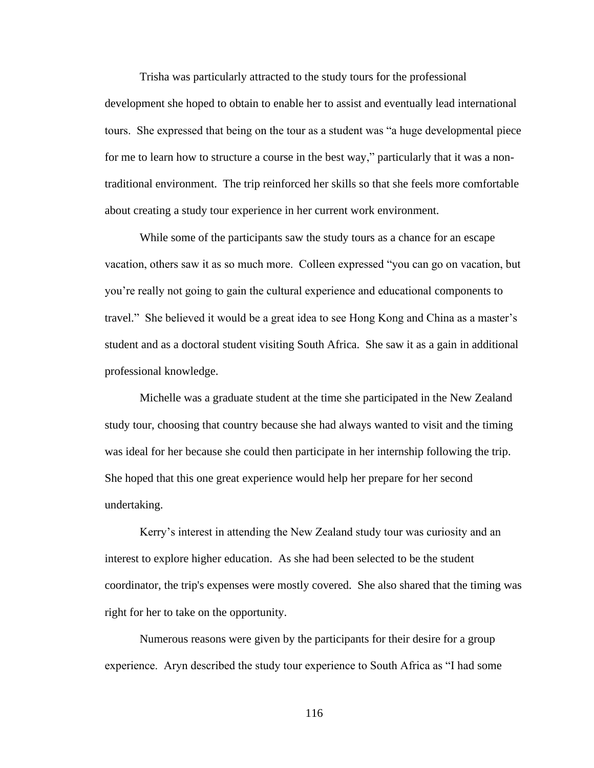Trisha was particularly attracted to the study tours for the professional development she hoped to obtain to enable her to assist and eventually lead international tours. She expressed that being on the tour as a student was "a huge developmental piece for me to learn how to structure a course in the best way," particularly that it was a non-traditional environment. The trip reinforced her skills so that she feels more comfortable about creating a study tour experience in her current work environment.

While some of the participants saw the study tours as a chance for an escape vacation, others saw it as so much more. Colleen expressed "you can go on vacation, but you're really not going to gain the cultural experience and educational components to travel." She believed it would be a great idea to see Hong Kong and China as a master's student and as a doctoral student visiting South Africa. She saw it as a gain in additional professional knowledge.

Michelle was a graduate student at the time she participated in the New Zealand study tour, choosing that country because she had always wanted to visit and the timing was ideal for her because she could then participate in her internship following the trip. She hoped that this one great experience would help her prepare for her second undertaking.

Kerry's interest in attending the New Zealand study tour was curiosity and an interest to explore higher education. As she had been selected to be the student coordinator, the trip's expenses were mostly covered. She also shared that the timing was right for her to take on the opportunity.

Numerous reasons were given by the participants for their desire for a group experience. Aryn described the study tour experience to South Africa as "I had some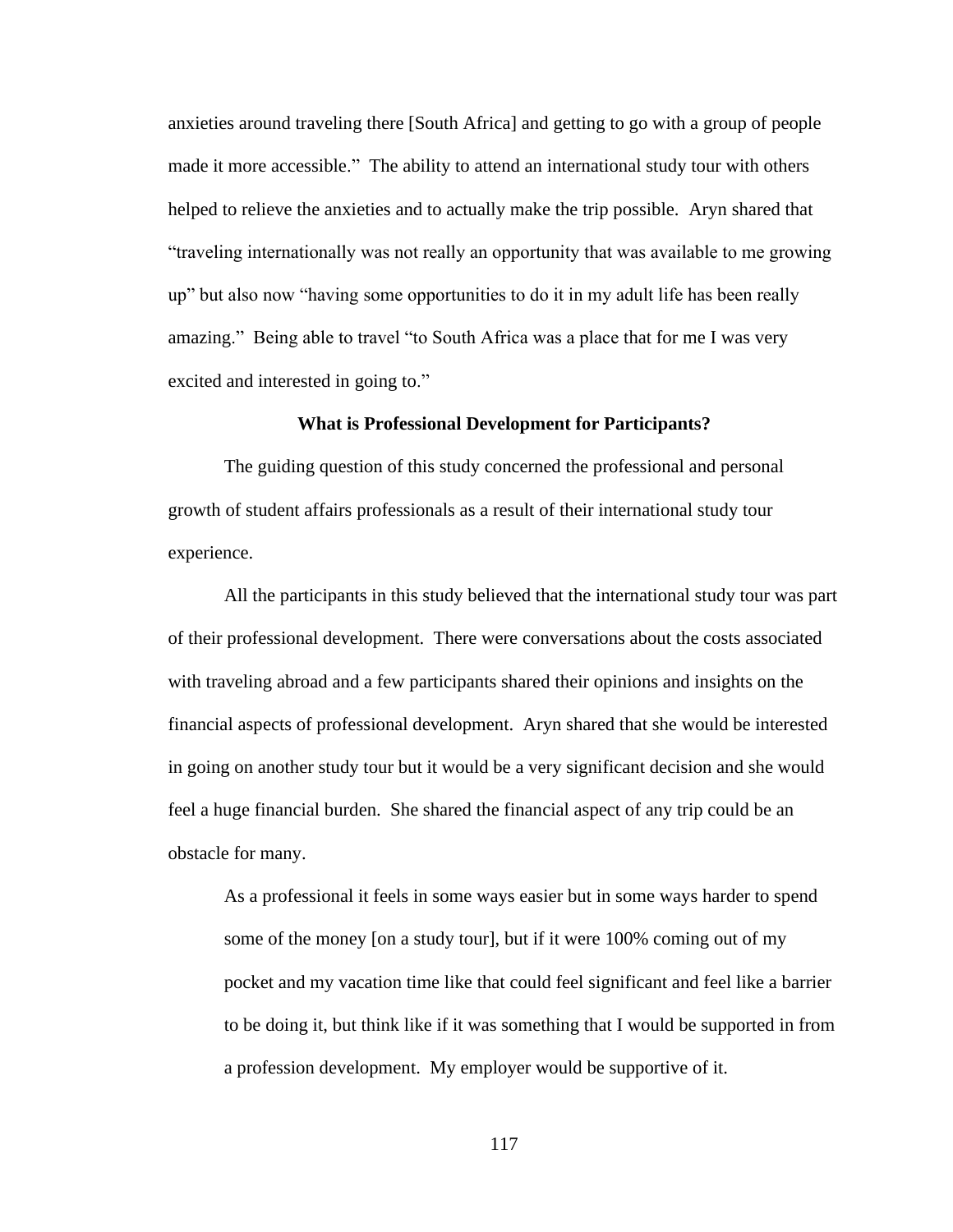anxieties around traveling there [South Africa] and getting to go with a group of people made it more accessible."  The ability to attend an international study tour with others helped to relieve the anxieties and to actually make the trip possible.  Aryn shared that "traveling internationally was not really an opportunity that was available to me growing up" but also now "having some opportunities to do it in my adult life has been really amazing."  Being able to travel "to South Africa was a place that for me I was very excited and interested in going to."

## What is Professional Development for Participants?

The guiding question of this study concerned the professional and personal growth of student affairs professionals as a result of their international study tour experience.

All the participants in this study believed that the international study tour was part of their professional development.  There were conversations about the costs associated with traveling abroad and a few participants shared their opinions and insights on the financial aspects of professional development.  Aryn shared that she would be interested in going on another study tour but it would be a very significant decision and she would feel a huge financial burden.  She shared the financial aspect of any trip could be an obstacle for many.

> As a professional it feels in some ways easier but in some ways harder to spend some of the money [on a study tour], but if it were 100% coming out of my pocket and my vacation time like that could feel significant and feel like a barrier to be doing it, but think like if it was something that I would be supported in from a profession development.  My employer would be supportive of it.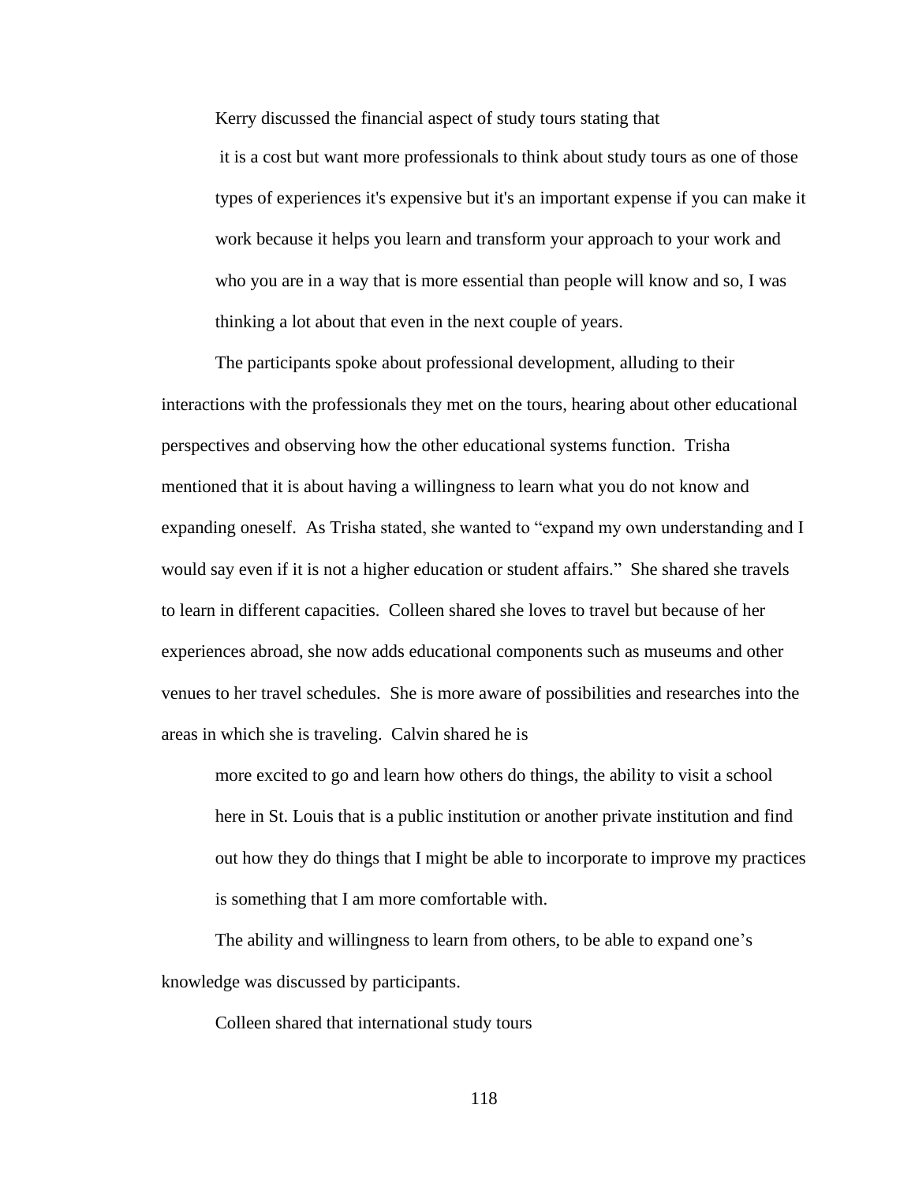Kerry discussed the financial aspect of study tours stating that

> it is a cost but want more professionals to think about study tours as one of those types of experiences it's expensive but it's an important expense if you can make it work because it helps you learn and transform your approach to your work and who you are in a way that is more essential than people will know and so, I was thinking a lot about that even in the next couple of years.

The participants spoke about professional development, alluding to their interactions with the professionals they met on the tours, hearing about other educational perspectives and observing how the other educational systems function. Trisha mentioned that it is about having a willingness to learn what you do not know and expanding oneself. As Trisha stated, she wanted to "expand my own understanding and I would say even if it is not a higher education or student affairs." She shared she travels to learn in different capacities. Colleen shared she loves to travel but because of her experiences abroad, she now adds educational components such as museums and other venues to her travel schedules. She is more aware of possibilities and researches into the areas in which she is traveling. Calvin shared he is

> more excited to go and learn how others do things, the ability to visit a school here in St. Louis that is a public institution or another private institution and find out how they do things that I might be able to incorporate to improve my practices is something that I am more comfortable with.

The ability and willingness to learn from others, to be able to expand one's knowledge was discussed by participants.

Colleen shared that international study tours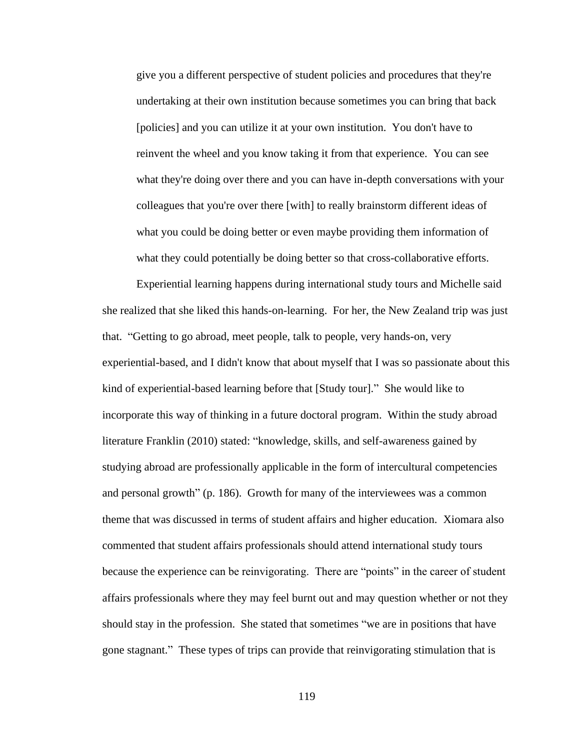> give you a different perspective of student policies and procedures that they're undertaking at their own institution because sometimes you can bring that back [policies] and you can utilize it at your own institution. You don't have to reinvent the wheel and you know taking it from that experience. You can see what they're doing over there and you can have in-depth conversations with your colleagues that you're over there [with] to really brainstorm different ideas of what you could be doing better or even maybe providing them information of what they could potentially be doing better so that cross-collaborative efforts.

Experiential learning happens during international study tours and Michelle said she realized that she liked this hands-on-learning. For her, the New Zealand trip was just that. "Getting to go abroad, meet people, talk to people, very hands-on, very experiential-based, and I didn't know that about myself that I was so passionate about this kind of experiential-based learning before that [Study tour]." She would like to incorporate this way of thinking in a future doctoral program. Within the study abroad literature Franklin (2010) stated: "knowledge, skills, and self-awareness gained by studying abroad are professionally applicable in the form of intercultural competencies and personal growth" (p. 186). Growth for many of the interviewees was a common theme that was discussed in terms of student affairs and higher education. Xiomara also commented that student affairs professionals should attend international study tours because the experience can be reinvigorating. There are "points" in the career of student affairs professionals where they may feel burnt out and may question whether or not they should stay in the profession. She stated that sometimes "we are in positions that have gone stagnant." These types of trips can provide that reinvigorating stimulation that is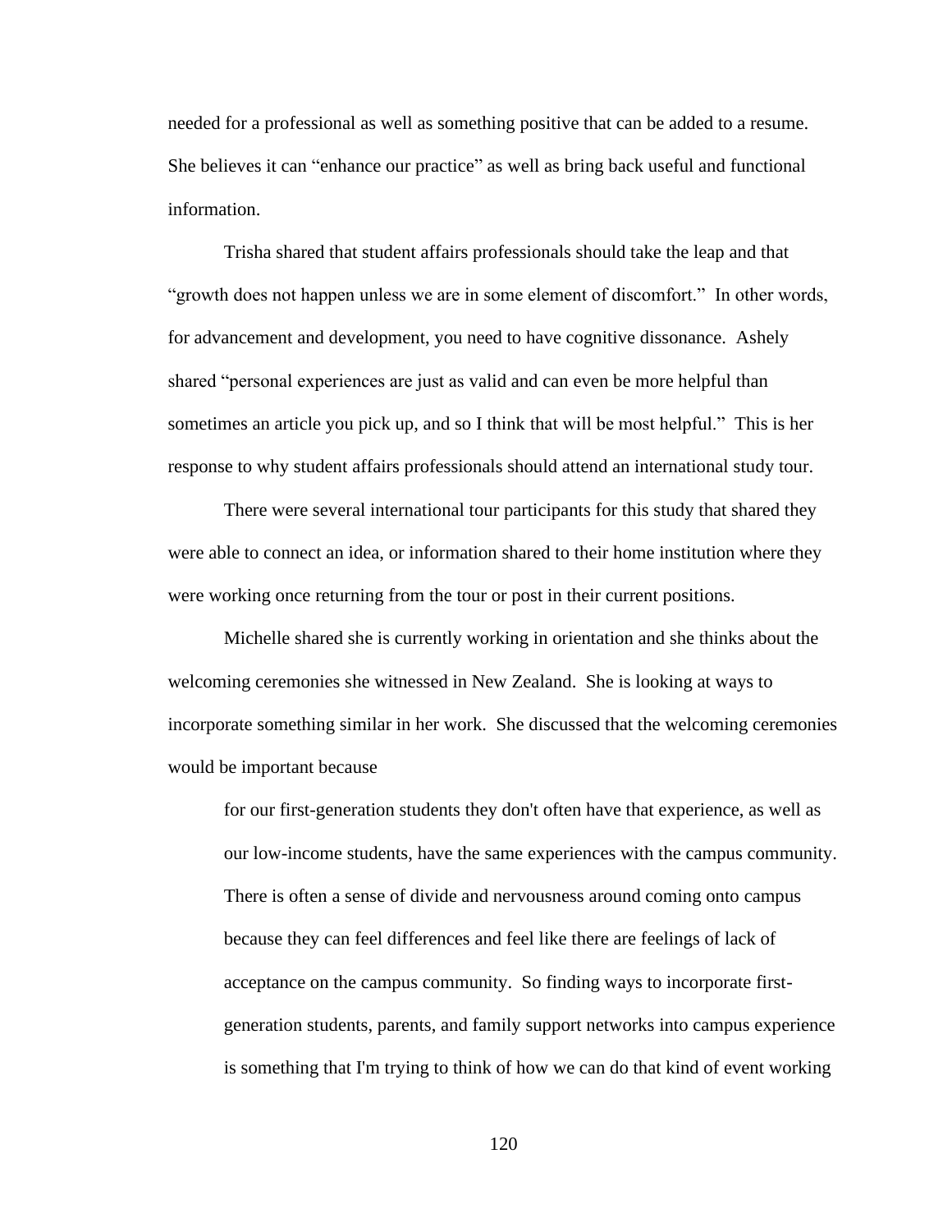needed for a professional as well as something positive that can be added to a resume. She believes it can "enhance our practice" as well as bring back useful and functional information.

Trisha shared that student affairs professionals should take the leap and that "growth does not happen unless we are in some element of discomfort." In other words, for advancement and development, you need to have cognitive dissonance. Ashely shared "personal experiences are just as valid and can even be more helpful than sometimes an article you pick up, and so I think that will be most helpful." This is her response to why student affairs professionals should attend an international study tour.

There were several international tour participants for this study that shared they were able to connect an idea, or information shared to their home institution where they were working once returning from the tour or post in their current positions.

Michelle shared she is currently working in orientation and she thinks about the welcoming ceremonies she witnessed in New Zealand. She is looking at ways to incorporate something similar in her work. She discussed that the welcoming ceremonies would be important because

> for our first-generation students they don't often have that experience, as well as our low-income students, have the same experiences with the campus community. There is often a sense of divide and nervousness around coming onto campus because they can feel differences and feel like there are feelings of lack of acceptance on the campus community. So finding ways to incorporate first-generation students, parents, and family support networks into campus experience is something that I'm trying to think of how we can do that kind of event working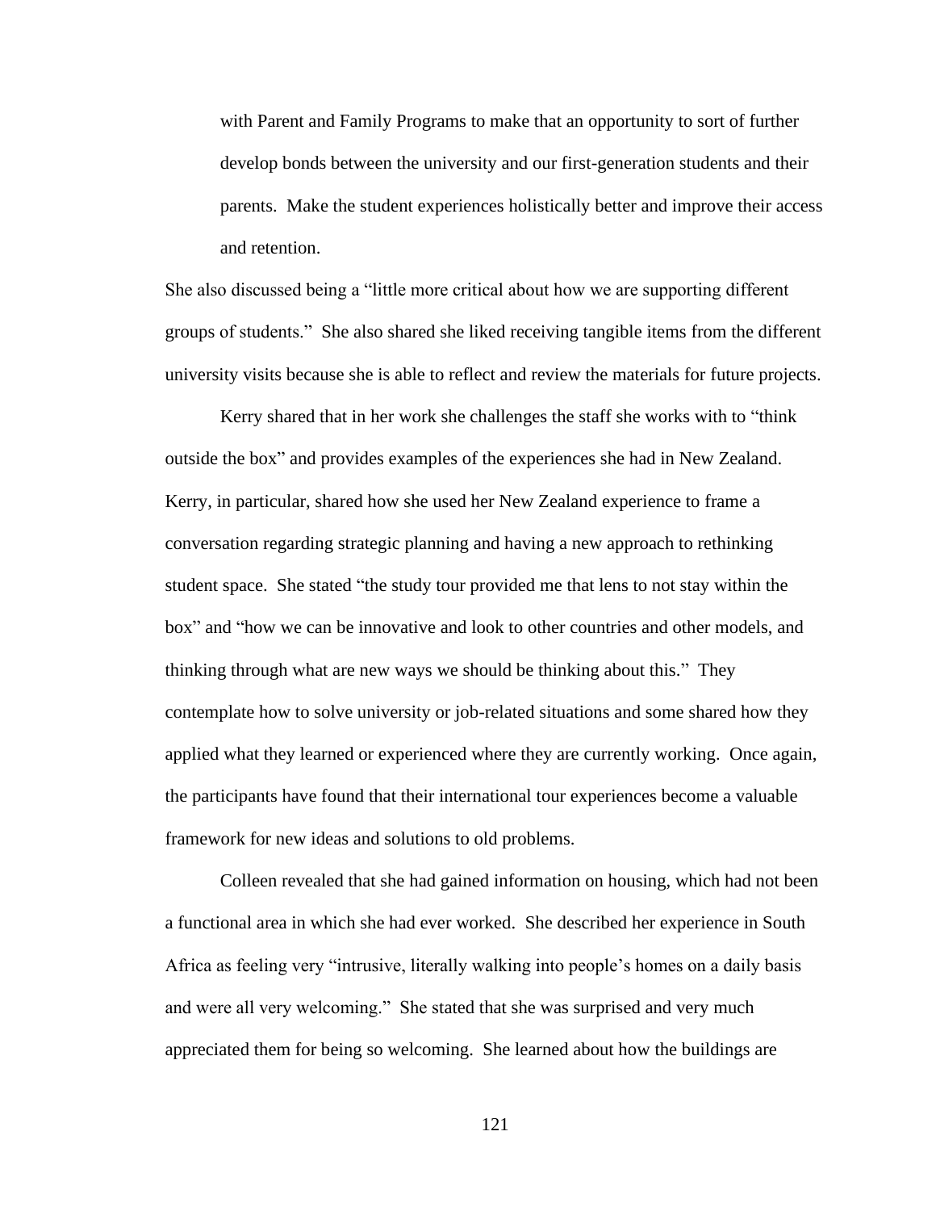> with Parent and Family Programs to make that an opportunity to sort of further develop bonds between the university and our first-generation students and their parents. Make the student experiences holistically better and improve their access and retention.

She also discussed being a "little more critical about how we are supporting different groups of students." She also shared she liked receiving tangible items from the different university visits because she is able to reflect and review the materials for future projects.

Kerry shared that in her work she challenges the staff she works with to "think outside the box" and provides examples of the experiences she had in New Zealand. Kerry, in particular, shared how she used her New Zealand experience to frame a conversation regarding strategic planning and having a new approach to rethinking student space. She stated "the study tour provided me that lens to not stay within the box" and "how we can be innovative and look to other countries and other models, and thinking through what are new ways we should be thinking about this." They contemplate how to solve university or job-related situations and some shared how they applied what they learned or experienced where they are currently working. Once again, the participants have found that their international tour experiences become a valuable framework for new ideas and solutions to old problems.

Colleen revealed that she had gained information on housing, which had not been a functional area in which she had ever worked. She described her experience in South Africa as feeling very "intrusive, literally walking into people's homes on a daily basis and were all very welcoming." She stated that she was surprised and very much appreciated them for being so welcoming. She learned about how the buildings are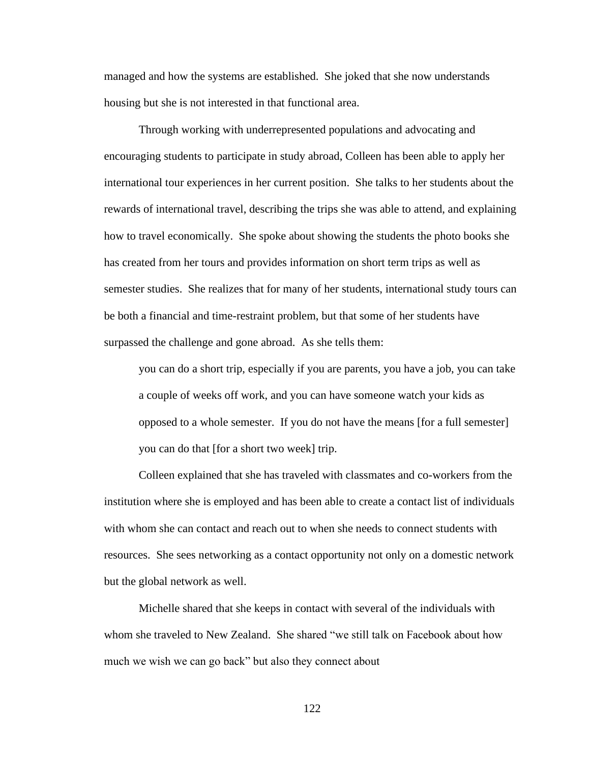managed and how the systems are established. She joked that she now understands housing but she is not interested in that functional area.

Through working with underrepresented populations and advocating and encouraging students to participate in study abroad, Colleen has been able to apply her international tour experiences in her current position. She talks to her students about the rewards of international travel, describing the trips she was able to attend, and explaining how to travel economically. She spoke about showing the students the photo books she has created from her tours and provides information on short term trips as well as semester studies. She realizes that for many of her students, international study tours can be both a financial and time-restraint problem, but that some of her students have surpassed the challenge and gone abroad. As she tells them:

> you can do a short trip, especially if you are parents, you have a job, you can take a couple of weeks off work, and you can have someone watch your kids as opposed to a whole semester. If you do not have the means [for a full semester] you can do that [for a short two week] trip.

Colleen explained that she has traveled with classmates and co-workers from the institution where she is employed and has been able to create a contact list of individuals with whom she can contact and reach out to when she needs to connect students with resources. She sees networking as a contact opportunity not only on a domestic network but the global network as well.

Michelle shared that she keeps in contact with several of the individuals with whom she traveled to New Zealand. She shared "we still talk on Facebook about how much we wish we can go back" but also they connect about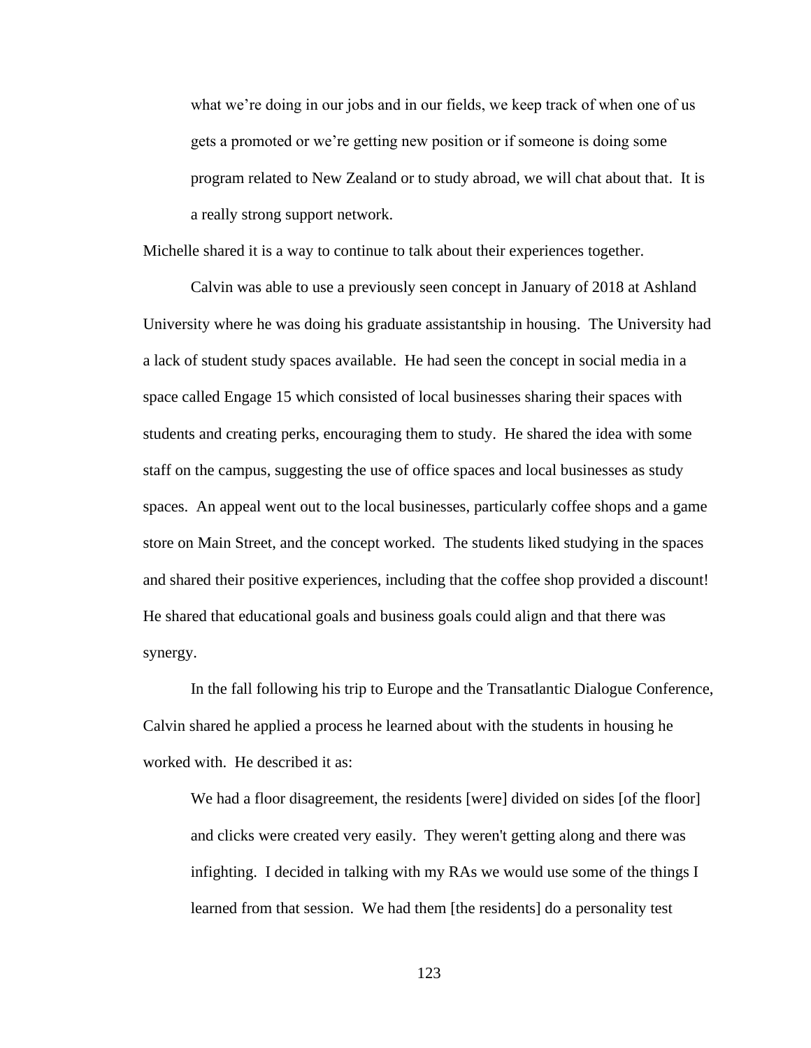> what we're doing in our jobs and in our fields, we keep track of when one of us gets a promoted or we're getting new position or if someone is doing some program related to New Zealand or to study abroad, we will chat about that. It is a really strong support network.

Michelle shared it is a way to continue to talk about their experiences together.

Calvin was able to use a previously seen concept in January of 2018 at Ashland University where he was doing his graduate assistantship in housing. The University had a lack of student study spaces available. He had seen the concept in social media in a space called Engage 15 which consisted of local businesses sharing their spaces with students and creating perks, encouraging them to study. He shared the idea with some staff on the campus, suggesting the use of office spaces and local businesses as study spaces. An appeal went out to the local businesses, particularly coffee shops and a game store on Main Street, and the concept worked. The students liked studying in the spaces and shared their positive experiences, including that the coffee shop provided a discount! He shared that educational goals and business goals could align and that there was synergy.

In the fall following his trip to Europe and the Transatlantic Dialogue Conference, Calvin shared he applied a process he learned about with the students in housing he worked with. He described it as:

> We had a floor disagreement, the residents [were] divided on sides [of the floor] and clicks were created very easily. They weren't getting along and there was infighting. I decided in talking with my RAs we would use some of the things I learned from that session. We had them [the residents] do a personality test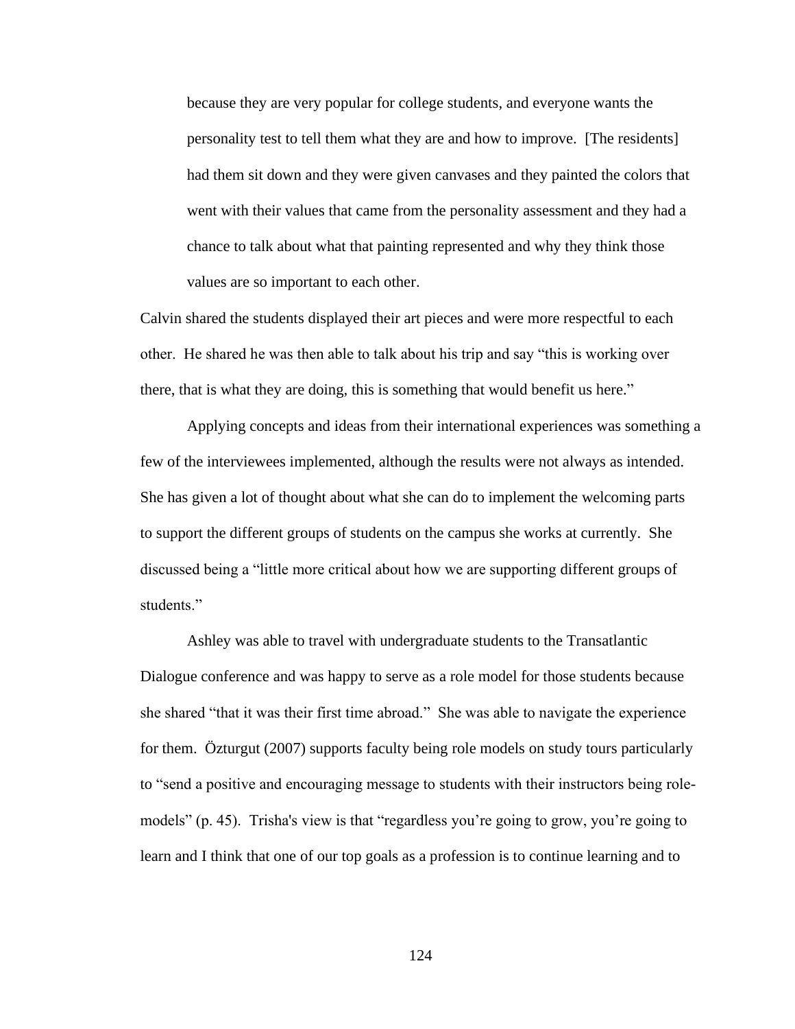> because they are very popular for college students, and everyone wants the personality test to tell them what they are and how to improve. [The residents] had them sit down and they were given canvases and they painted the colors that went with their values that came from the personality assessment and they had a chance to talk about what that painting represented and why they think those values are so important to each other.

Calvin shared the students displayed their art pieces and were more respectful to each other. He shared he was then able to talk about his trip and say "this is working over there, that is what they are doing, this is something that would benefit us here."

Applying concepts and ideas from their international experiences was something a few of the interviewees implemented, although the results were not always as intended. She has given a lot of thought about what she can do to implement the welcoming parts to support the different groups of students on the campus she works at currently. She discussed being a "little more critical about how we are supporting different groups of students."

Ashley was able to travel with undergraduate students to the Transatlantic Dialogue conference and was happy to serve as a role model for those students because she shared "that it was their first time abroad." She was able to navigate the experience for them. Özturgut (2007) supports faculty being role models on study tours particularly to "send a positive and encouraging message to students with their instructors being role-models" (p. 45). Trisha's view is that "regardless you're going to grow, you're going to learn and I think that one of our top goals as a profession is to continue learning and to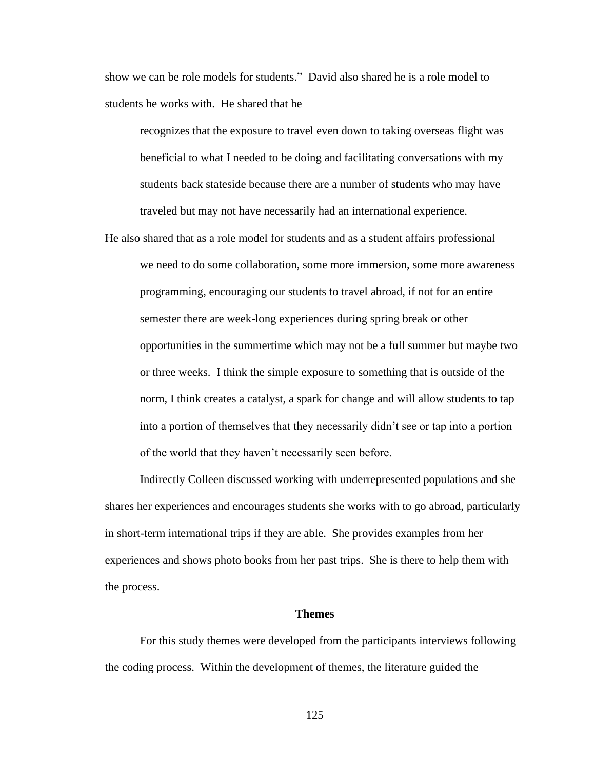show we can be role models for students." David also shared he is a role model to students he works with. He shared that he

> recognizes that the exposure to travel even down to taking overseas flight was beneficial to what I needed to be doing and facilitating conversations with my students back stateside because there are a number of students who may have traveled but may not have necessarily had an international experience.

He also shared that as a role model for students and as a student affairs professional

> we need to do some collaboration, some more immersion, some more awareness programming, encouraging our students to travel abroad, if not for an entire semester there are week-long experiences during spring break or other opportunities in the summertime which may not be a full summer but maybe two or three weeks. I think the simple exposure to something that is outside of the norm, I think creates a catalyst, a spark for change and will allow students to tap into a portion of themselves that they necessarily didn't see or tap into a portion of the world that they haven't necessarily seen before.

Indirectly Colleen discussed working with underrepresented populations and she shares her experiences and encourages students she works with to go abroad, particularly in short-term international trips if they are able. She provides examples from her experiences and shows photo books from her past trips. She is there to help them with the process.

## Themes

For this study themes were developed from the participants interviews following the coding process. Within the development of themes, the literature guided the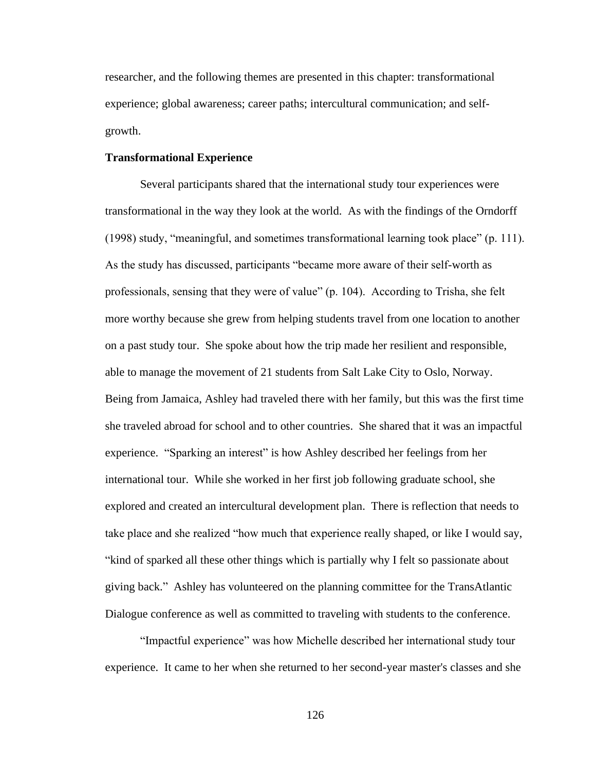researcher, and the following themes are presented in this chapter: transformational experience; global awareness; career paths; intercultural communication; and self-growth.

**Transformational Experience**

Several participants shared that the international study tour experiences were transformational in the way they look at the world. As with the findings of the Orndorff (1998) study, "meaningful, and sometimes transformational learning took place" (p. 111). As the study has discussed, participants "became more aware of their self-worth as professionals, sensing that they were of value" (p. 104). According to Trisha, she felt more worthy because she grew from helping students travel from one location to another on a past study tour. She spoke about how the trip made her resilient and responsible, able to manage the movement of 21 students from Salt Lake City to Oslo, Norway. Being from Jamaica, Ashley had traveled there with her family, but this was the first time she traveled abroad for school and to other countries. She shared that it was an impactful experience. "Sparking an interest" is how Ashley described her feelings from her international tour. While she worked in her first job following graduate school, she explored and created an intercultural development plan. There is reflection that needs to take place and she realized "how much that experience really shaped, or like I would say, "kind of sparked all these other things which is partially why I felt so passionate about giving back." Ashley has volunteered on the planning committee for the TransAtlantic Dialogue conference as well as committed to traveling with students to the conference.

"Impactful experience" was how Michelle described her international study tour experience. It came to her when she returned to her second-year master's classes and she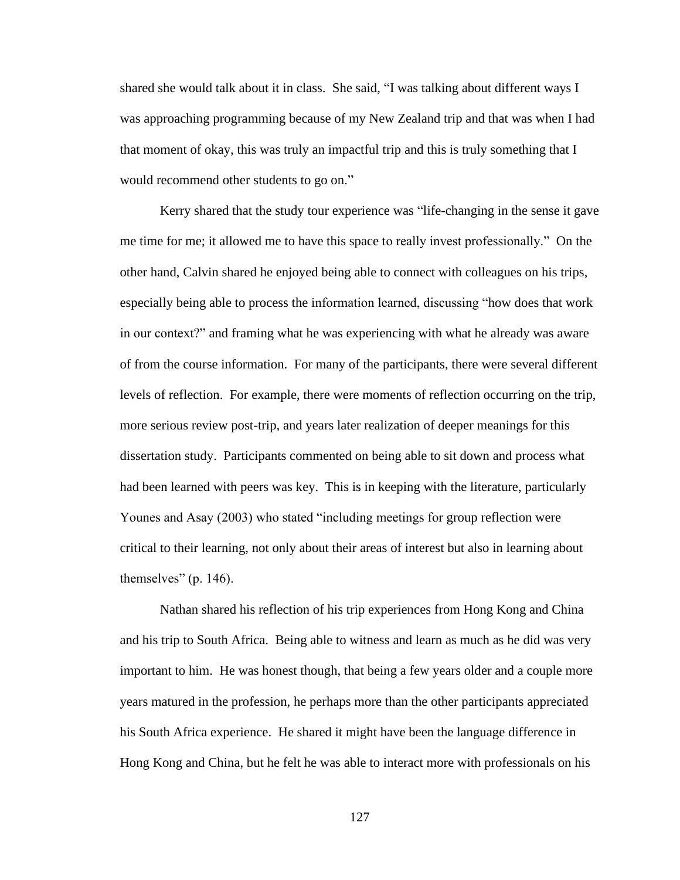shared she would talk about it in class. She said, "I was talking about different ways I was approaching programming because of my New Zealand trip and that was when I had that moment of okay, this was truly an impactful trip and this is truly something that I would recommend other students to go on."

Kerry shared that the study tour experience was "life-changing in the sense it gave me time for me; it allowed me to have this space to really invest professionally." On the other hand, Calvin shared he enjoyed being able to connect with colleagues on his trips, especially being able to process the information learned, discussing "how does that work in our context?" and framing what he was experiencing with what he already was aware of from the course information. For many of the participants, there were several different levels of reflection. For example, there were moments of reflection occurring on the trip, more serious review post-trip, and years later realization of deeper meanings for this dissertation study. Participants commented on being able to sit down and process what had been learned with peers was key. This is in keeping with the literature, particularly Younes and Asay (2003) who stated "including meetings for group reflection were critical to their learning, not only about their areas of interest but also in learning about themselves" (p. 146).

Nathan shared his reflection of his trip experiences from Hong Kong and China and his trip to South Africa. Being able to witness and learn as much as he did was very important to him. He was honest though, that being a few years older and a couple more years matured in the profession, he perhaps more than the other participants appreciated his South Africa experience. He shared it might have been the language difference in Hong Kong and China, but he felt he was able to interact more with professionals on his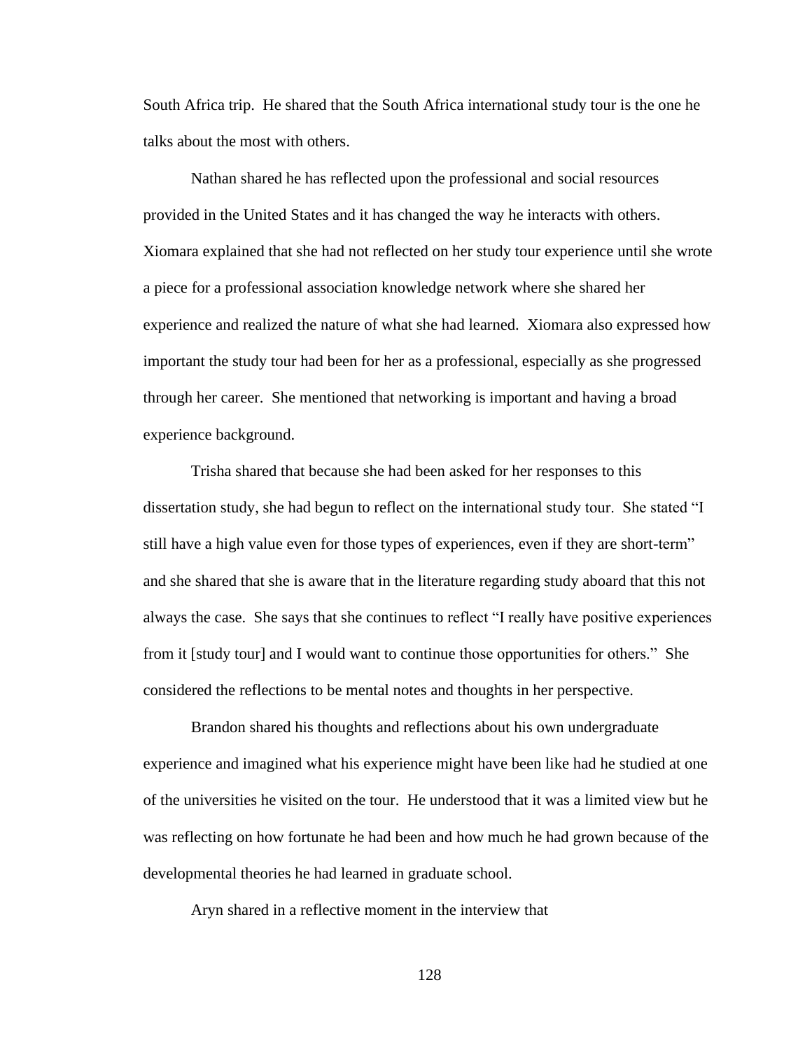South Africa trip. He shared that the South Africa international study tour is the one he talks about the most with others.

Nathan shared he has reflected upon the professional and social resources provided in the United States and it has changed the way he interacts with others. Xiomara explained that she had not reflected on her study tour experience until she wrote a piece for a professional association knowledge network where she shared her experience and realized the nature of what she had learned. Xiomara also expressed how important the study tour had been for her as a professional, especially as she progressed through her career. She mentioned that networking is important and having a broad experience background.

Trisha shared that because she had been asked for her responses to this dissertation study, she had begun to reflect on the international study tour. She stated "I still have a high value even for those types of experiences, even if they are short-term" and she shared that she is aware that in the literature regarding study aboard that this not always the case. She says that she continues to reflect "I really have positive experiences from it [study tour] and I would want to continue those opportunities for others." She considered the reflections to be mental notes and thoughts in her perspective.

Brandon shared his thoughts and reflections about his own undergraduate experience and imagined what his experience might have been like had he studied at one of the universities he visited on the tour. He understood that it was a limited view but he was reflecting on how fortunate he had been and how much he had grown because of the developmental theories he had learned in graduate school.

Aryn shared in a reflective moment in the interview that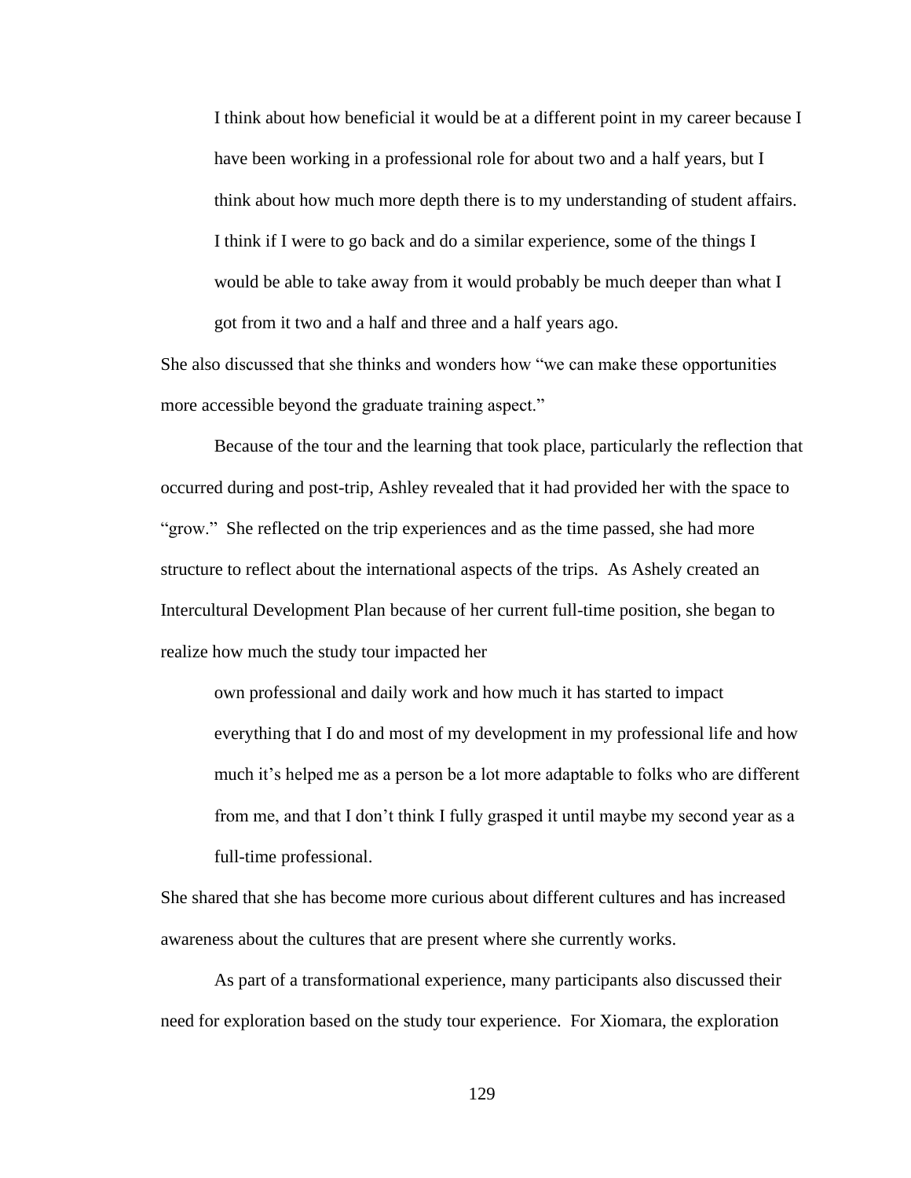> I think about how beneficial it would be at a different point in my career because I have been working in a professional role for about two and a half years, but I think about how much more depth there is to my understanding of student affairs. I think if I were to go back and do a similar experience, some of the things I would be able to take away from it would probably be much deeper than what I got from it two and a half and three and a half years ago.

She also discussed that she thinks and wonders how "we can make these opportunities more accessible beyond the graduate training aspect."

Because of the tour and the learning that took place, particularly the reflection that occurred during and post-trip, Ashley revealed that it had provided her with the space to "grow." She reflected on the trip experiences and as the time passed, she had more structure to reflect about the international aspects of the trips. As Ashely created an Intercultural Development Plan because of her current full-time position, she began to realize how much the study tour impacted her

> own professional and daily work and how much it has started to impact everything that I do and most of my development in my professional life and how much it's helped me as a person be a lot more adaptable to folks who are different from me, and that I don't think I fully grasped it until maybe my second year as a full-time professional.

She shared that she has become more curious about different cultures and has increased awareness about the cultures that are present where she currently works.

As part of a transformational experience, many participants also discussed their need for exploration based on the study tour experience. For Xiomara, the exploration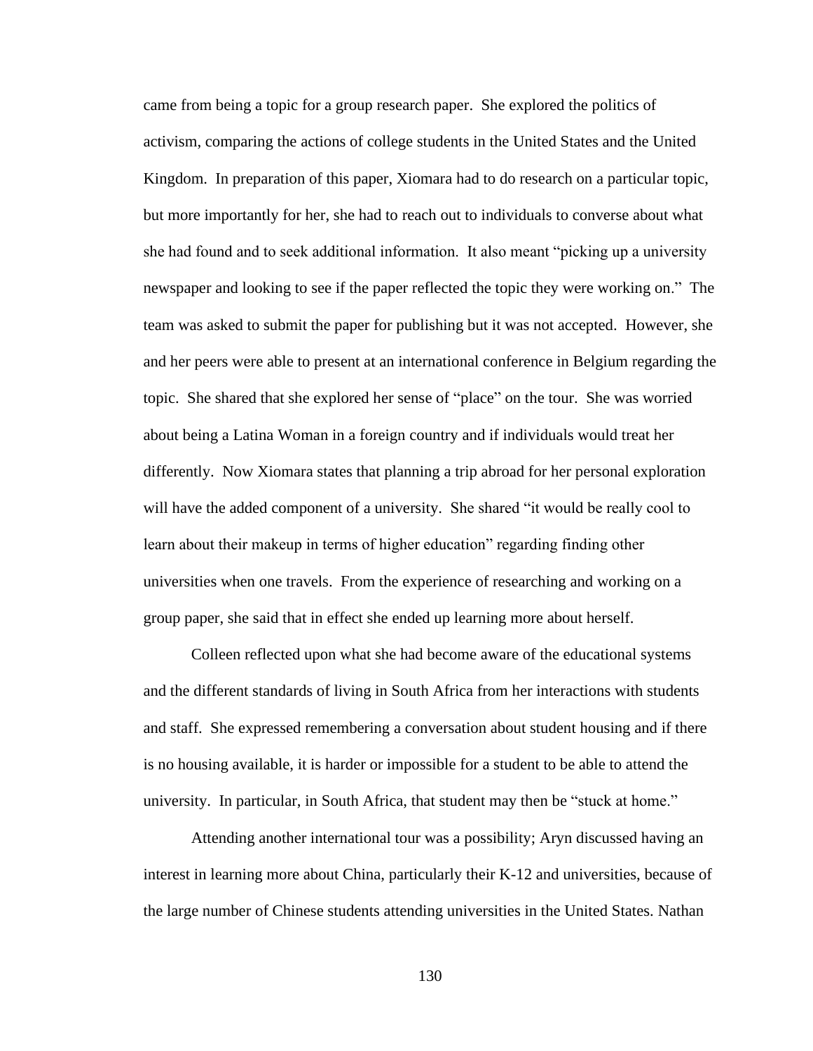came from being a topic for a group research paper. She explored the politics of activism, comparing the actions of college students in the United States and the United Kingdom. In preparation of this paper, Xiomara had to do research on a particular topic, but more importantly for her, she had to reach out to individuals to converse about what she had found and to seek additional information. It also meant "picking up a university newspaper and looking to see if the paper reflected the topic they were working on." The team was asked to submit the paper for publishing but it was not accepted. However, she and her peers were able to present at an international conference in Belgium regarding the topic. She shared that she explored her sense of "place" on the tour. She was worried about being a Latina Woman in a foreign country and if individuals would treat her differently. Now Xiomara states that planning a trip abroad for her personal exploration will have the added component of a university. She shared "it would be really cool to learn about their makeup in terms of higher education" regarding finding other universities when one travels. From the experience of researching and working on a group paper, she said that in effect she ended up learning more about herself.

Colleen reflected upon what she had become aware of the educational systems and the different standards of living in South Africa from her interactions with students and staff. She expressed remembering a conversation about student housing and if there is no housing available, it is harder or impossible for a student to be able to attend the university. In particular, in South Africa, that student may then be "stuck at home."

Attending another international tour was a possibility; Aryn discussed having an interest in learning more about China, particularly their K-12 and universities, because of the large number of Chinese students attending universities in the United States. Nathan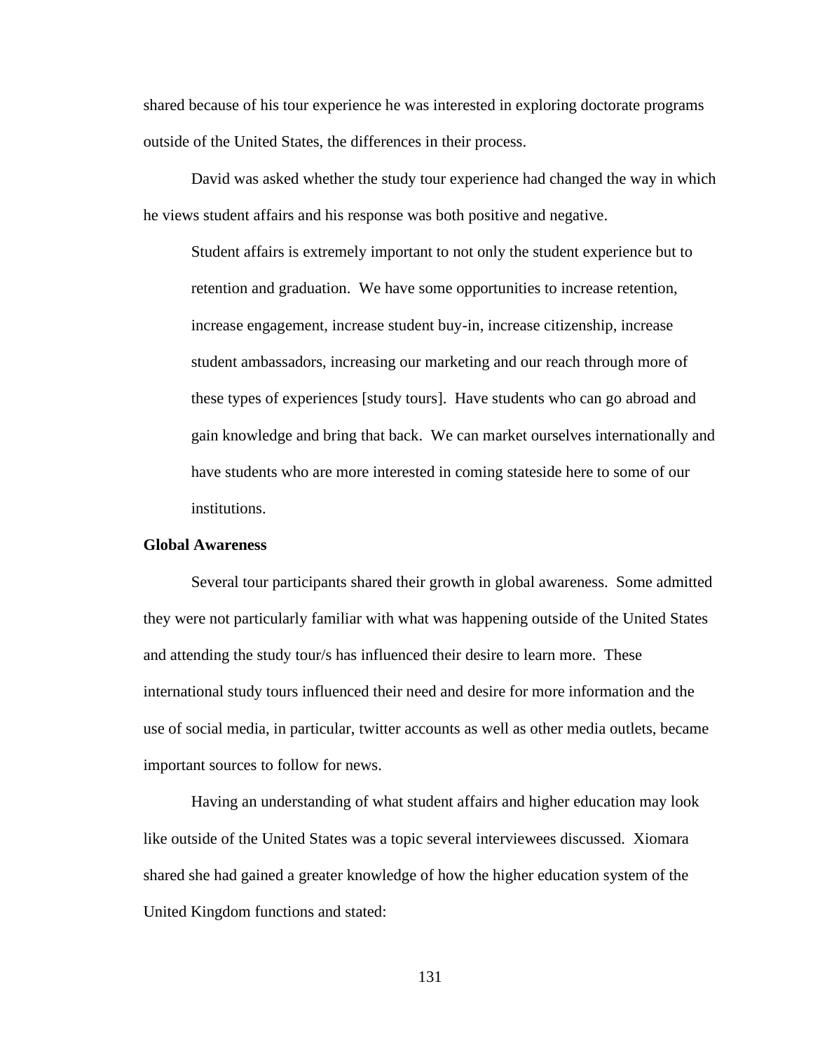shared because of his tour experience he was interested in exploring doctorate programs outside of the United States, the differences in their process.

David was asked whether the study tour experience had changed the way in which he views student affairs and his response was both positive and negative.

> Student affairs is extremely important to not only the student experience but to retention and graduation. We have some opportunities to increase retention, increase engagement, increase student buy-in, increase citizenship, increase student ambassadors, increasing our marketing and our reach through more of these types of experiences [study tours]. Have students who can go abroad and gain knowledge and bring that back. We can market ourselves internationally and have students who are more interested in coming stateside here to some of our institutions.

**Global Awareness**

Several tour participants shared their growth in global awareness. Some admitted they were not particularly familiar with what was happening outside of the United States and attending the study tour/s has influenced their desire to learn more. These international study tours influenced their need and desire for more information and the use of social media, in particular, twitter accounts as well as other media outlets, became important sources to follow for news.

Having an understanding of what student affairs and higher education may look like outside of the United States was a topic several interviewees discussed. Xiomara shared she had gained a greater knowledge of how the higher education system of the United Kingdom functions and stated: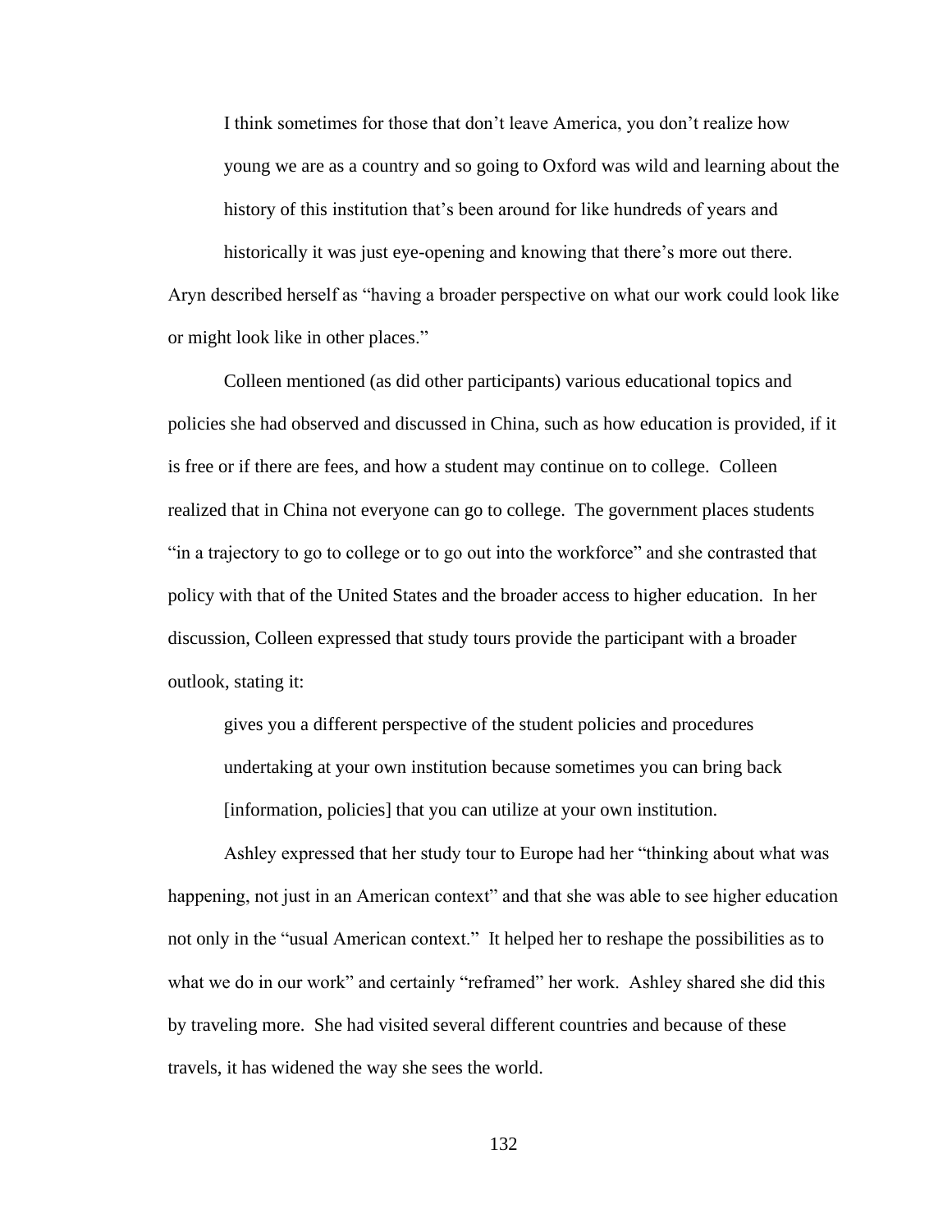> I think sometimes for those that don't leave America, you don't realize how young we are as a country and so going to Oxford was wild and learning about the history of this institution that's been around for like hundreds of years and historically it was just eye-opening and knowing that there's more out there.

Aryn described herself as "having a broader perspective on what our work could look like or might look like in other places."

Colleen mentioned (as did other participants) various educational topics and policies she had observed and discussed in China, such as how education is provided, if it is free or if there are fees, and how a student may continue on to college. Colleen realized that in China not everyone can go to college. The government places students "in a trajectory to go to college or to go out into the workforce" and she contrasted that policy with that of the United States and the broader access to higher education. In her discussion, Colleen expressed that study tours provide the participant with a broader outlook, stating it:

> gives you a different perspective of the student policies and procedures undertaking at your own institution because sometimes you can bring back [information, policies] that you can utilize at your own institution.

Ashley expressed that her study tour to Europe had her "thinking about what was happening, not just in an American context" and that she was able to see higher education not only in the "usual American context." It helped her to reshape the possibilities as to what we do in our work" and certainly "reframed" her work. Ashley shared she did this by traveling more. She had visited several different countries and because of these travels, it has widened the way she sees the world.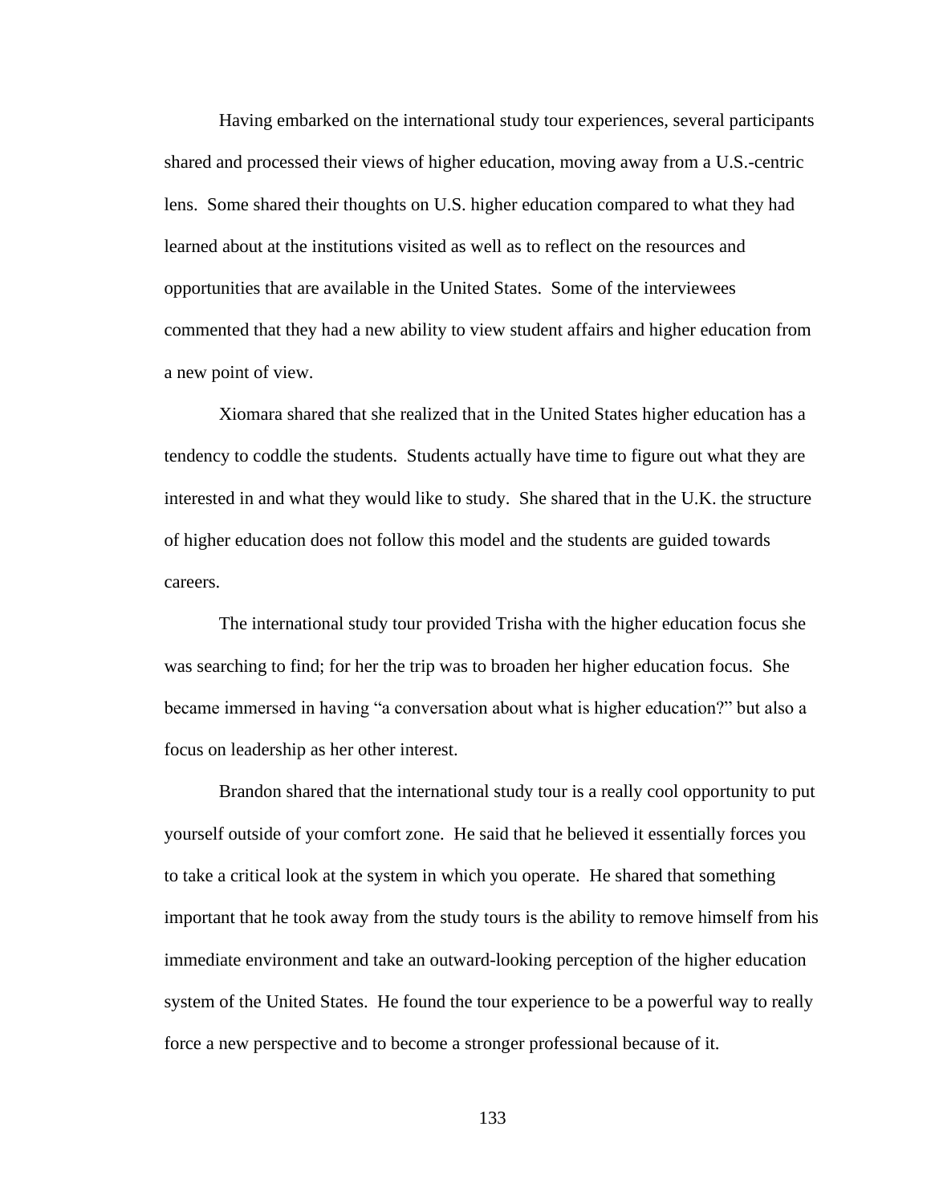Having embarked on the international study tour experiences, several participants shared and processed their views of higher education, moving away from a U.S.-centric lens. Some shared their thoughts on U.S. higher education compared to what they had learned about at the institutions visited as well as to reflect on the resources and opportunities that are available in the United States. Some of the interviewees commented that they had a new ability to view student affairs and higher education from a new point of view.

Xiomara shared that she realized that in the United States higher education has a tendency to coddle the students. Students actually have time to figure out what they are interested in and what they would like to study. She shared that in the U.K. the structure of higher education does not follow this model and the students are guided towards careers.

The international study tour provided Trisha with the higher education focus she was searching to find; for her the trip was to broaden her higher education focus. She became immersed in having "a conversation about what is higher education?" but also a focus on leadership as her other interest.

Brandon shared that the international study tour is a really cool opportunity to put yourself outside of your comfort zone. He said that he believed it essentially forces you to take a critical look at the system in which you operate. He shared that something important that he took away from the study tours is the ability to remove himself from his immediate environment and take an outward-looking perception of the higher education system of the United States. He found the tour experience to be a powerful way to really force a new perspective and to become a stronger professional because of it.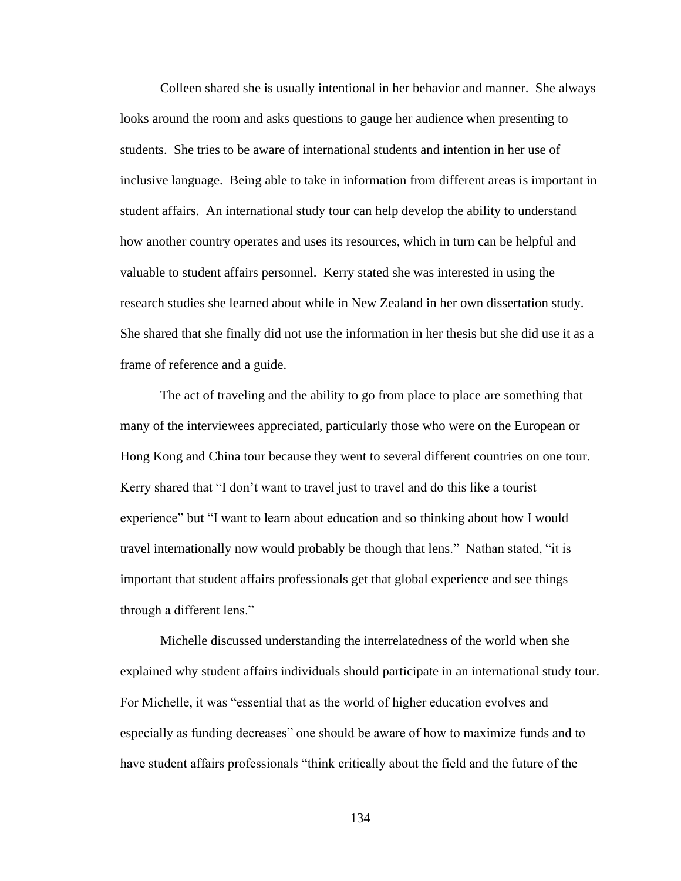Colleen shared she is usually intentional in her behavior and manner. She always looks around the room and asks questions to gauge her audience when presenting to students. She tries to be aware of international students and intention in her use of inclusive language. Being able to take in information from different areas is important in student affairs. An international study tour can help develop the ability to understand how another country operates and uses its resources, which in turn can be helpful and valuable to student affairs personnel. Kerry stated she was interested in using the research studies she learned about while in New Zealand in her own dissertation study. She shared that she finally did not use the information in her thesis but she did use it as a frame of reference and a guide.

The act of traveling and the ability to go from place to place are something that many of the interviewees appreciated, particularly those who were on the European or Hong Kong and China tour because they went to several different countries on one tour. Kerry shared that "I don't want to travel just to travel and do this like a tourist experience" but "I want to learn about education and so thinking about how I would travel internationally now would probably be though that lens." Nathan stated, "it is important that student affairs professionals get that global experience and see things through a different lens."

Michelle discussed understanding the interrelatedness of the world when she explained why student affairs individuals should participate in an international study tour. For Michelle, it was "essential that as the world of higher education evolves and especially as funding decreases" one should be aware of how to maximize funds and to have student affairs professionals "think critically about the field and the future of the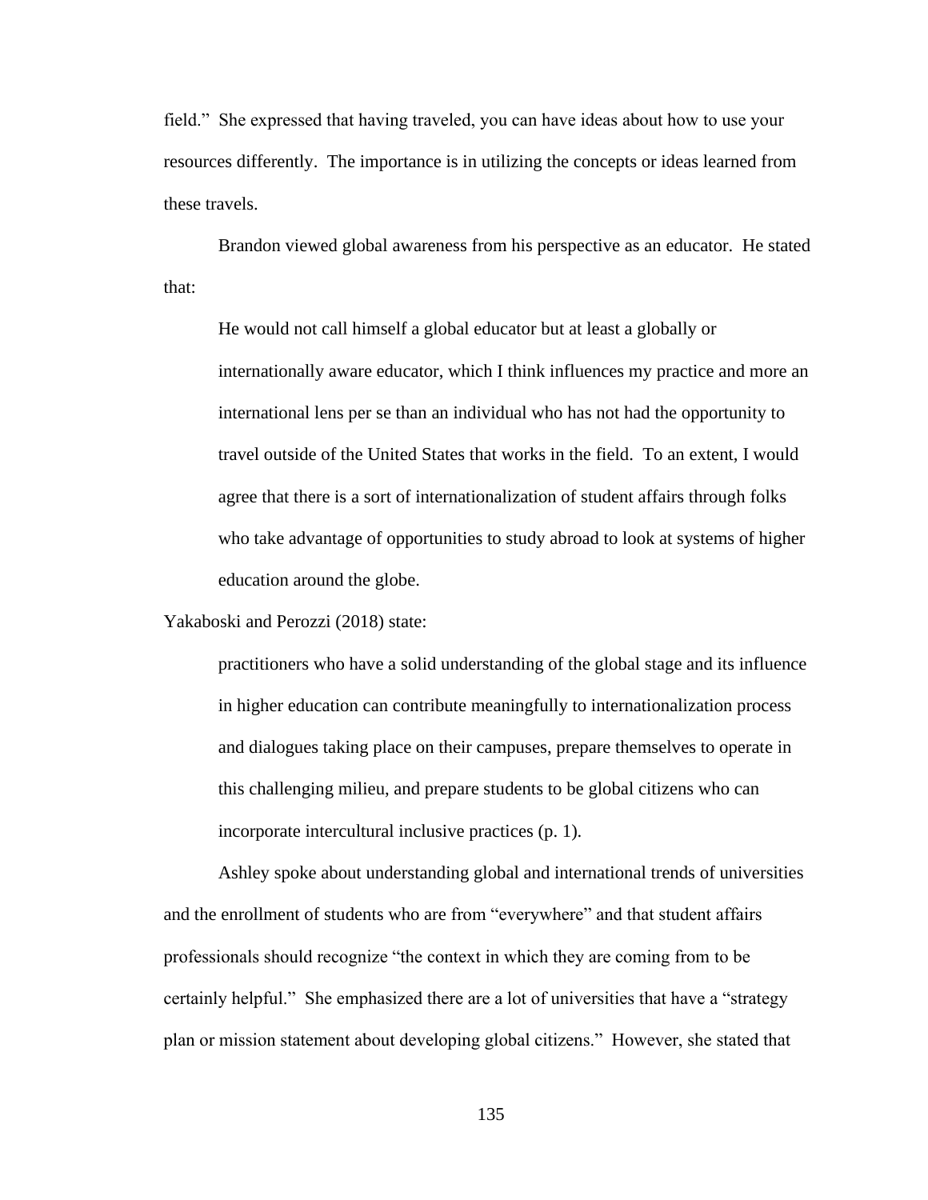field." She expressed that having traveled, you can have ideas about how to use your resources differently. The importance is in utilizing the concepts or ideas learned from these travels.

Brandon viewed global awareness from his perspective as an educator. He stated that:

> He would not call himself a global educator but at least a globally or internationally aware educator, which I think influences my practice and more an international lens per se than an individual who has not had the opportunity to travel outside of the United States that works in the field. To an extent, I would agree that there is a sort of internationalization of student affairs through folks who take advantage of opportunities to study abroad to look at systems of higher education around the globe.

Yakaboski and Perozzi (2018) state:

> practitioners who have a solid understanding of the global stage and its influence in higher education can contribute meaningfully to internationalization process and dialogues taking place on their campuses, prepare themselves to operate in this challenging milieu, and prepare students to be global citizens who can incorporate intercultural inclusive practices (p. 1).

Ashley spoke about understanding global and international trends of universities and the enrollment of students who are from "everywhere" and that student affairs professionals should recognize "the context in which they are coming from to be certainly helpful." She emphasized there are a lot of universities that have a "strategy plan or mission statement about developing global citizens." However, she stated that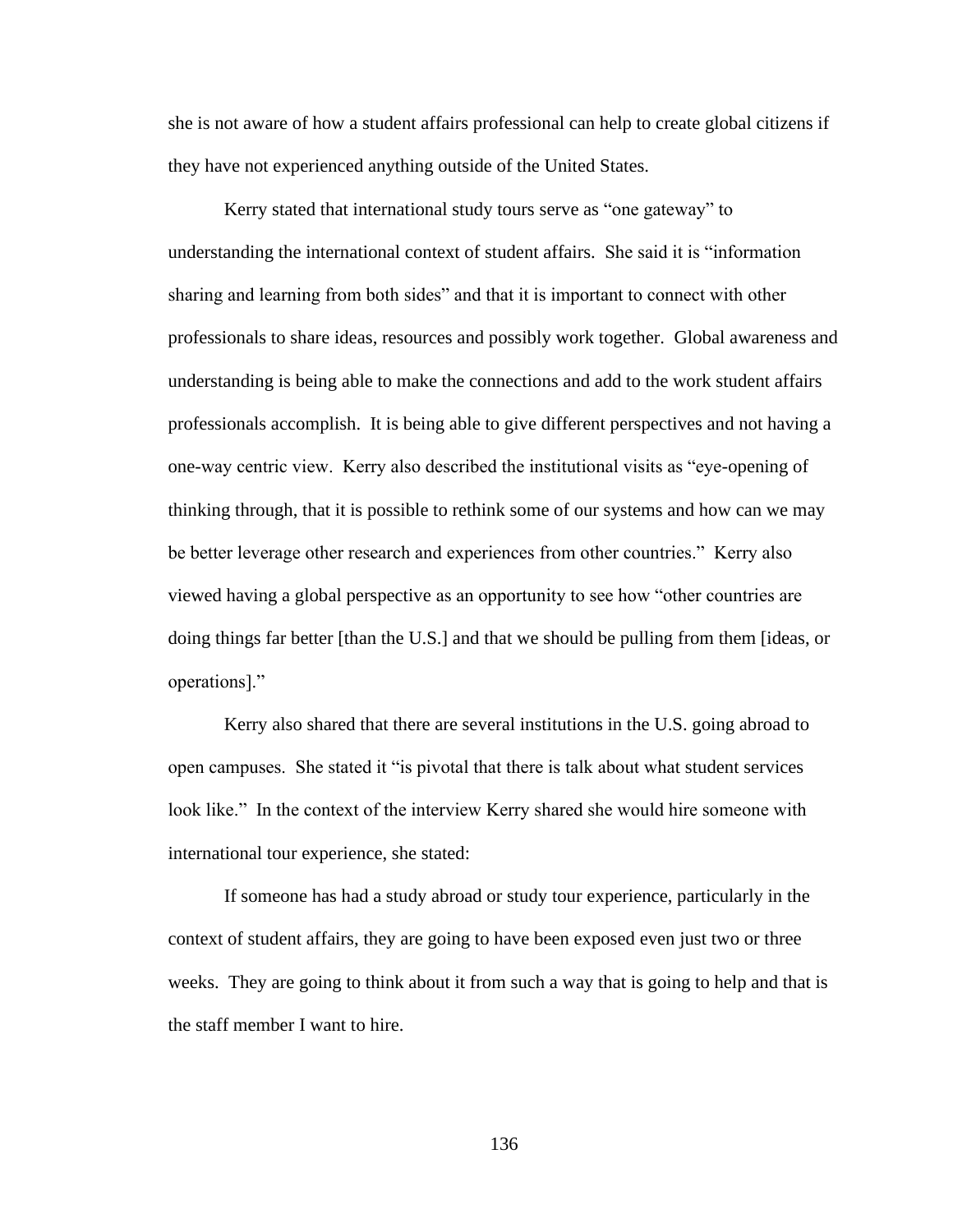she is not aware of how a student affairs professional can help to create global citizens if they have not experienced anything outside of the United States.

Kerry stated that international study tours serve as "one gateway" to understanding the international context of student affairs. She said it is "information sharing and learning from both sides" and that it is important to connect with other professionals to share ideas, resources and possibly work together. Global awareness and understanding is being able to make the connections and add to the work student affairs professionals accomplish. It is being able to give different perspectives and not having a one-way centric view. Kerry also described the institutional visits as "eye-opening of thinking through, that it is possible to rethink some of our systems and how can we may be better leverage other research and experiences from other countries." Kerry also viewed having a global perspective as an opportunity to see how "other countries are doing things far better [than the U.S.] and that we should be pulling from them [ideas, or operations]."

Kerry also shared that there are several institutions in the U.S. going abroad to open campuses. She stated it "is pivotal that there is talk about what student services look like." In the context of the interview Kerry shared she would hire someone with international tour experience, she stated:

> If someone has had a study abroad or study tour experience, particularly in the context of student affairs, they are going to have been exposed even just two or three weeks. They are going to think about it from such a way that is going to help and that is the staff member I want to hire.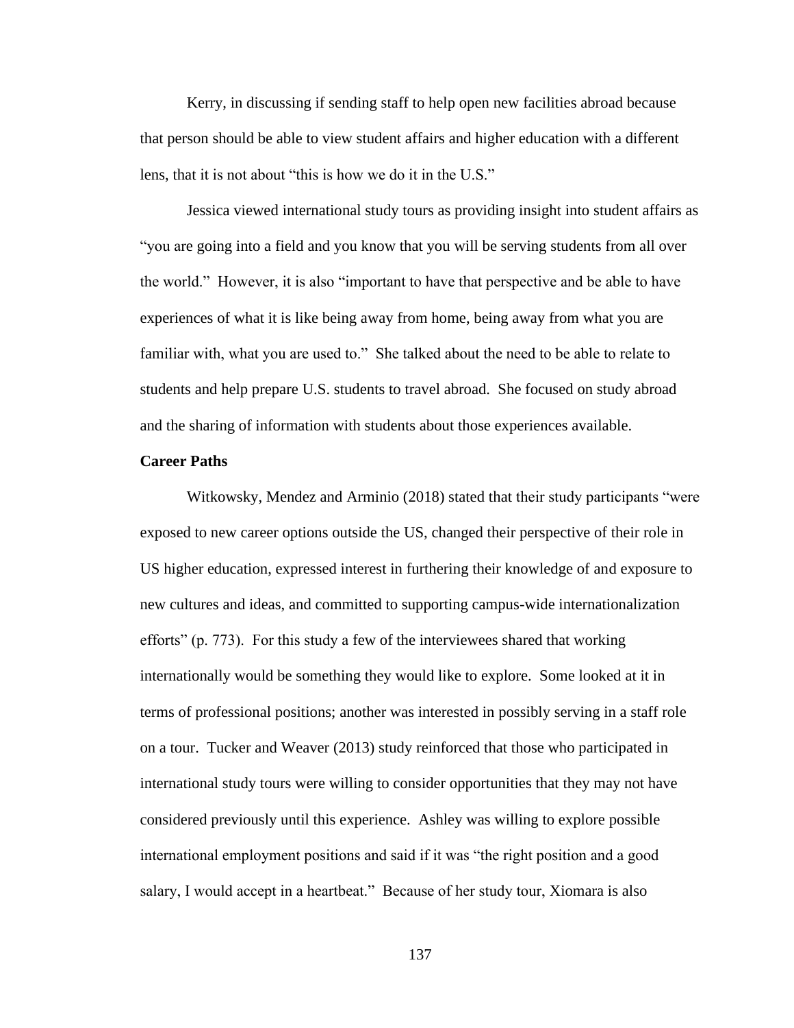Kerry, in discussing if sending staff to help open new facilities abroad because that person should be able to view student affairs and higher education with a different lens, that it is not about "this is how we do it in the U.S."

Jessica viewed international study tours as providing insight into student affairs as "you are going into a field and you know that you will be serving students from all over the world." However, it is also "important to have that perspective and be able to have experiences of what it is like being away from home, being away from what you are familiar with, what you are used to." She talked about the need to be able to relate to students and help prepare U.S. students to travel abroad. She focused on study abroad and the sharing of information with students about those experiences available.

**Career Paths**

Witkowsky, Mendez and Arminio (2018) stated that their study participants "were exposed to new career options outside the US, changed their perspective of their role in US higher education, expressed interest in furthering their knowledge of and exposure to new cultures and ideas, and committed to supporting campus-wide internationalization efforts" (p. 773). For this study a few of the interviewees shared that working internationally would be something they would like to explore. Some looked at it in terms of professional positions; another was interested in possibly serving in a staff role on a tour. Tucker and Weaver (2013) study reinforced that those who participated in international study tours were willing to consider opportunities that they may not have considered previously until this experience. Ashley was willing to explore possible international employment positions and said if it was "the right position and a good salary, I would accept in a heartbeat." Because of her study tour, Xiomara is also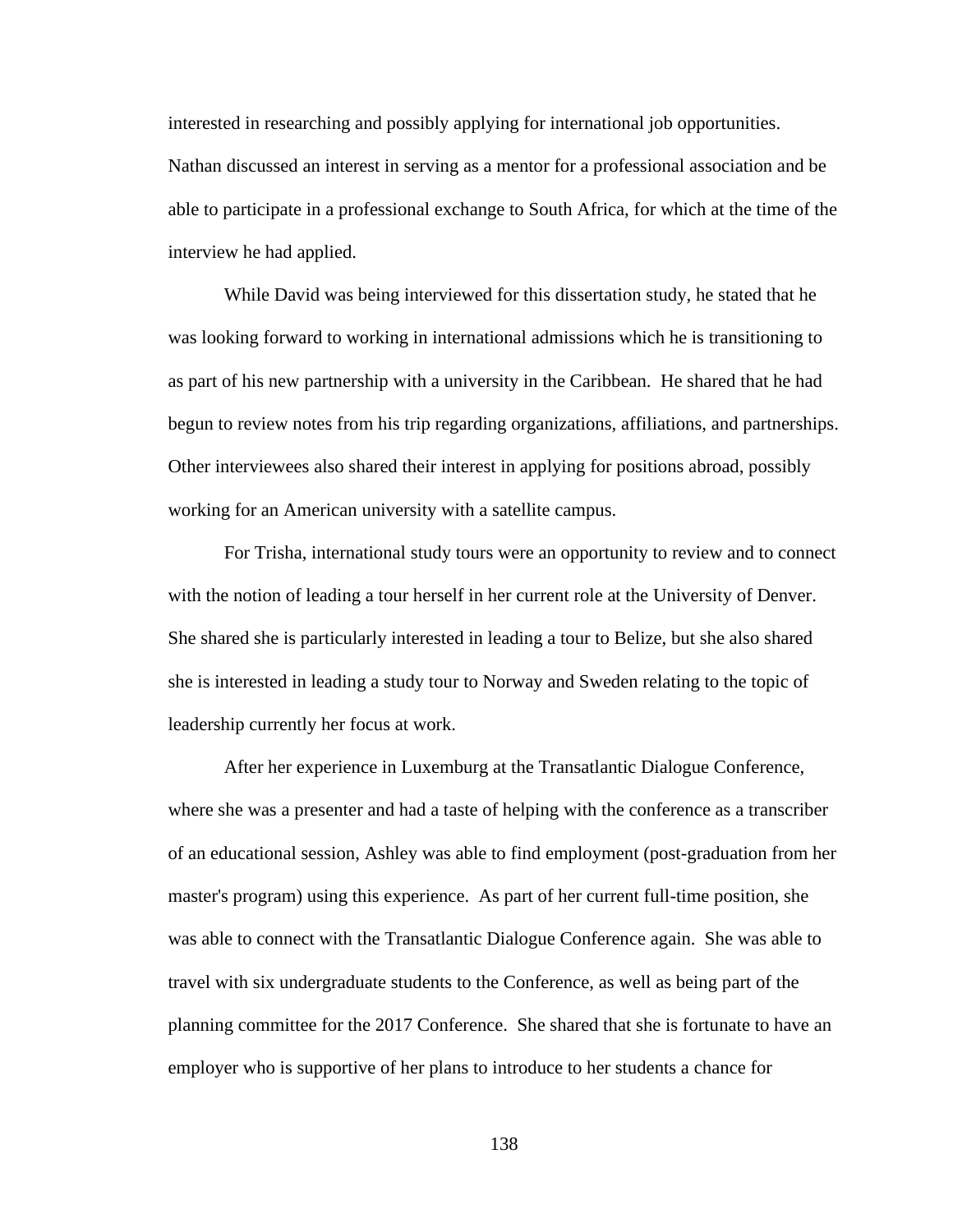interested in researching and possibly applying for international job opportunities. Nathan discussed an interest in serving as a mentor for a professional association and be able to participate in a professional exchange to South Africa, for which at the time of the interview he had applied.

While David was being interviewed for this dissertation study, he stated that he was looking forward to working in international admissions which he is transitioning to as part of his new partnership with a university in the Caribbean. He shared that he had begun to review notes from his trip regarding organizations, affiliations, and partnerships. Other interviewees also shared their interest in applying for positions abroad, possibly working for an American university with a satellite campus.

For Trisha, international study tours were an opportunity to review and to connect with the notion of leading a tour herself in her current role at the University of Denver. She shared she is particularly interested in leading a tour to Belize, but she also shared she is interested in leading a study tour to Norway and Sweden relating to the topic of leadership currently her focus at work.

After her experience in Luxemburg at the Transatlantic Dialogue Conference, where she was a presenter and had a taste of helping with the conference as a transcriber of an educational session, Ashley was able to find employment (post-graduation from her master's program) using this experience. As part of her current full-time position, she was able to connect with the Transatlantic Dialogue Conference again. She was able to travel with six undergraduate students to the Conference, as well as being part of the planning committee for the 2017 Conference. She shared that she is fortunate to have an employer who is supportive of her plans to introduce to her students a chance for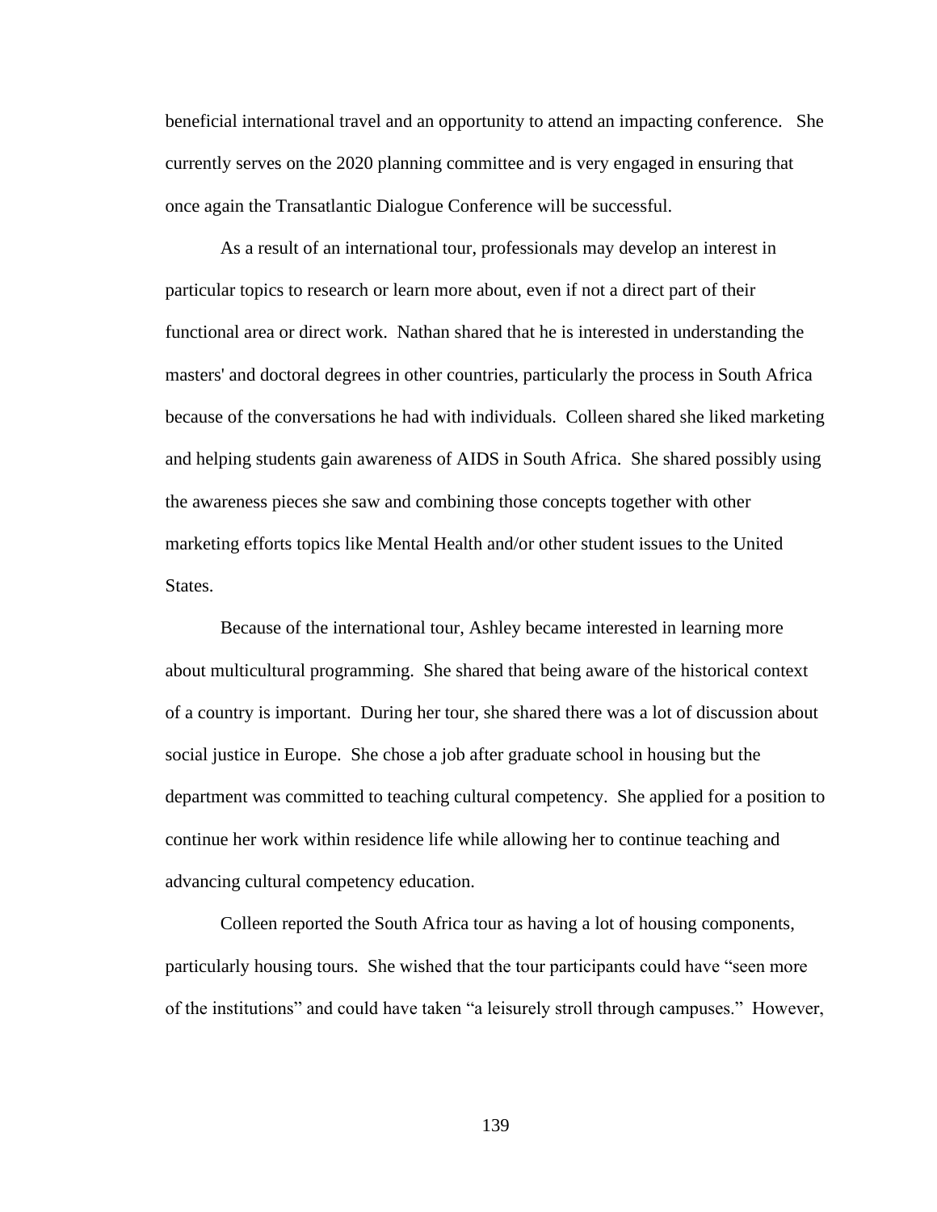beneficial international travel and an opportunity to attend an impacting conference. She currently serves on the 2020 planning committee and is very engaged in ensuring that once again the Transatlantic Dialogue Conference will be successful.

As a result of an international tour, professionals may develop an interest in particular topics to research or learn more about, even if not a direct part of their functional area or direct work. Nathan shared that he is interested in understanding the masters' and doctoral degrees in other countries, particularly the process in South Africa because of the conversations he had with individuals. Colleen shared she liked marketing and helping students gain awareness of AIDS in South Africa. She shared possibly using the awareness pieces she saw and combining those concepts together with other marketing efforts topics like Mental Health and/or other student issues to the United States.

Because of the international tour, Ashley became interested in learning more about multicultural programming. She shared that being aware of the historical context of a country is important. During her tour, she shared there was a lot of discussion about social justice in Europe. She chose a job after graduate school in housing but the department was committed to teaching cultural competency. She applied for a position to continue her work within residence life while allowing her to continue teaching and advancing cultural competency education.

Colleen reported the South Africa tour as having a lot of housing components, particularly housing tours. She wished that the tour participants could have "seen more of the institutions" and could have taken "a leisurely stroll through campuses." However,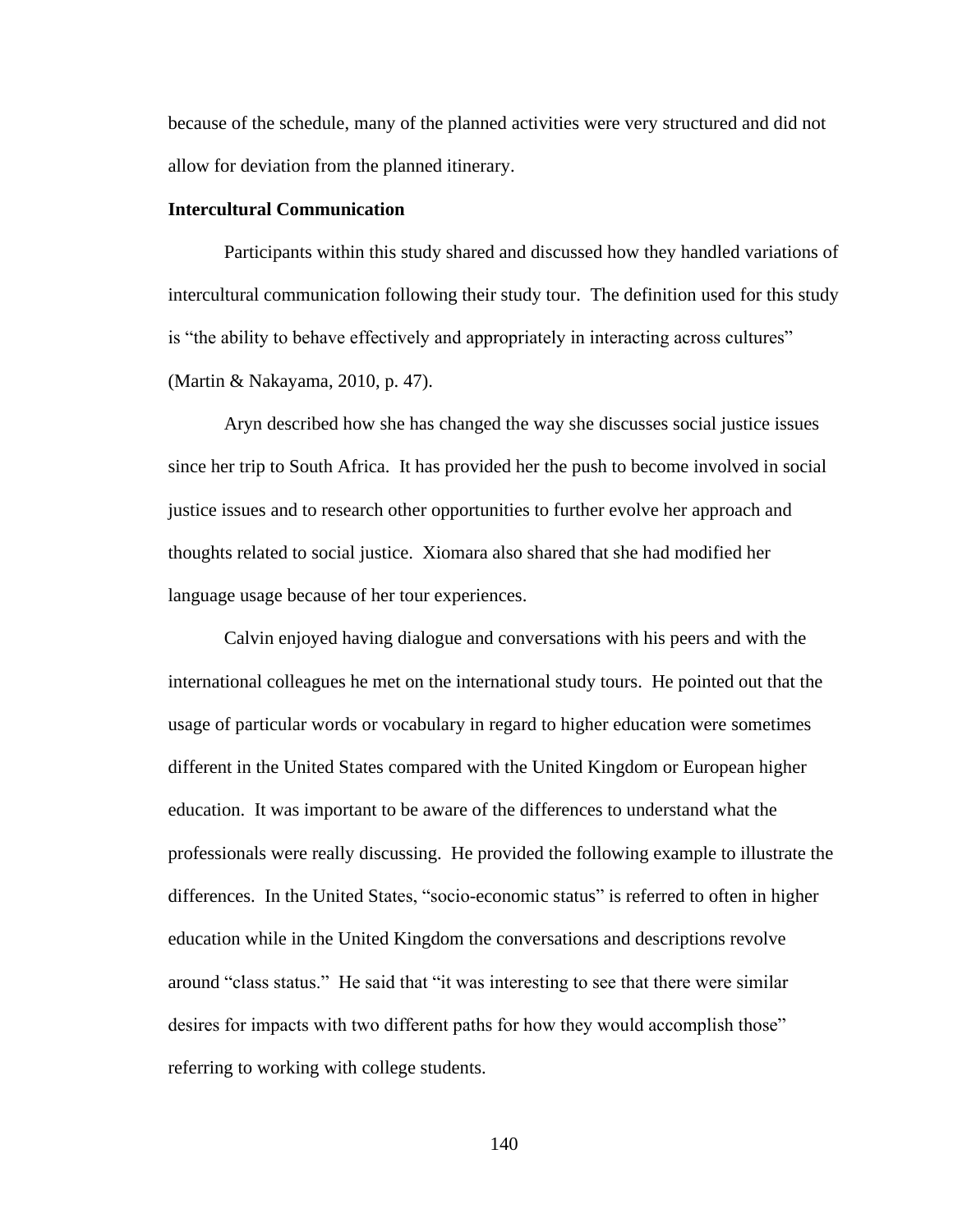because of the schedule, many of the planned activities were very structured and did not allow for deviation from the planned itinerary.

**Intercultural Communication**

Participants within this study shared and discussed how they handled variations of intercultural communication following their study tour. The definition used for this study is "the ability to behave effectively and appropriately in interacting across cultures" (Martin & Nakayama, 2010, p. 47).

Aryn described how she has changed the way she discusses social justice issues since her trip to South Africa. It has provided her the push to become involved in social justice issues and to research other opportunities to further evolve her approach and thoughts related to social justice. Xiomara also shared that she had modified her language usage because of her tour experiences.

Calvin enjoyed having dialogue and conversations with his peers and with the international colleagues he met on the international study tours. He pointed out that the usage of particular words or vocabulary in regard to higher education were sometimes different in the United States compared with the United Kingdom or European higher education. It was important to be aware of the differences to understand what the professionals were really discussing. He provided the following example to illustrate the differences. In the United States, "socio-economic status" is referred to often in higher education while in the United Kingdom the conversations and descriptions revolve around "class status." He said that "it was interesting to see that there were similar desires for impacts with two different paths for how they would accomplish those" referring to working with college students.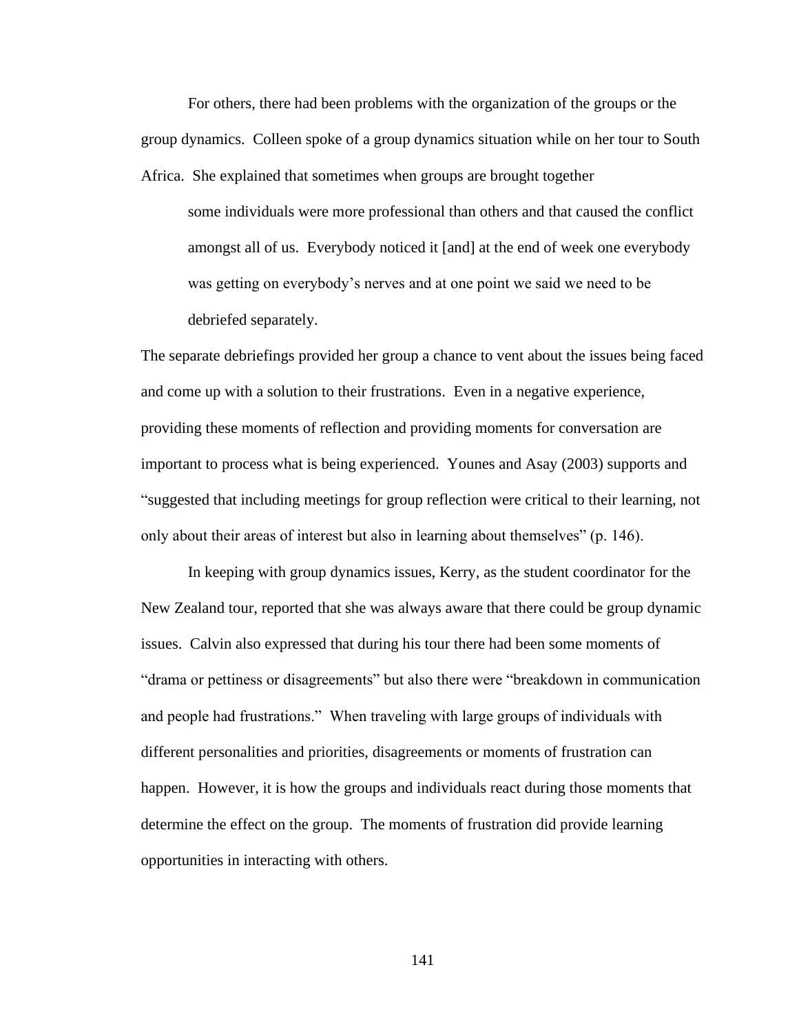For others, there had been problems with the organization of the groups or the group dynamics. Colleen spoke of a group dynamics situation while on her tour to South Africa. She explained that sometimes when groups are brought together

> some individuals were more professional than others and that caused the conflict amongst all of us. Everybody noticed it [and] at the end of week one everybody was getting on everybody's nerves and at one point we said we need to be debriefed separately.

The separate debriefings provided her group a chance to vent about the issues being faced and come up with a solution to their frustrations. Even in a negative experience, providing these moments of reflection and providing moments for conversation are important to process what is being experienced. Younes and Asay (2003) supports and "suggested that including meetings for group reflection were critical to their learning, not only about their areas of interest but also in learning about themselves" (p. 146).

In keeping with group dynamics issues, Kerry, as the student coordinator for the New Zealand tour, reported that she was always aware that there could be group dynamic issues. Calvin also expressed that during his tour there had been some moments of "drama or pettiness or disagreements" but also there were "breakdown in communication and people had frustrations." When traveling with large groups of individuals with different personalities and priorities, disagreements or moments of frustration can happen. However, it is how the groups and individuals react during those moments that determine the effect on the group. The moments of frustration did provide learning opportunities in interacting with others.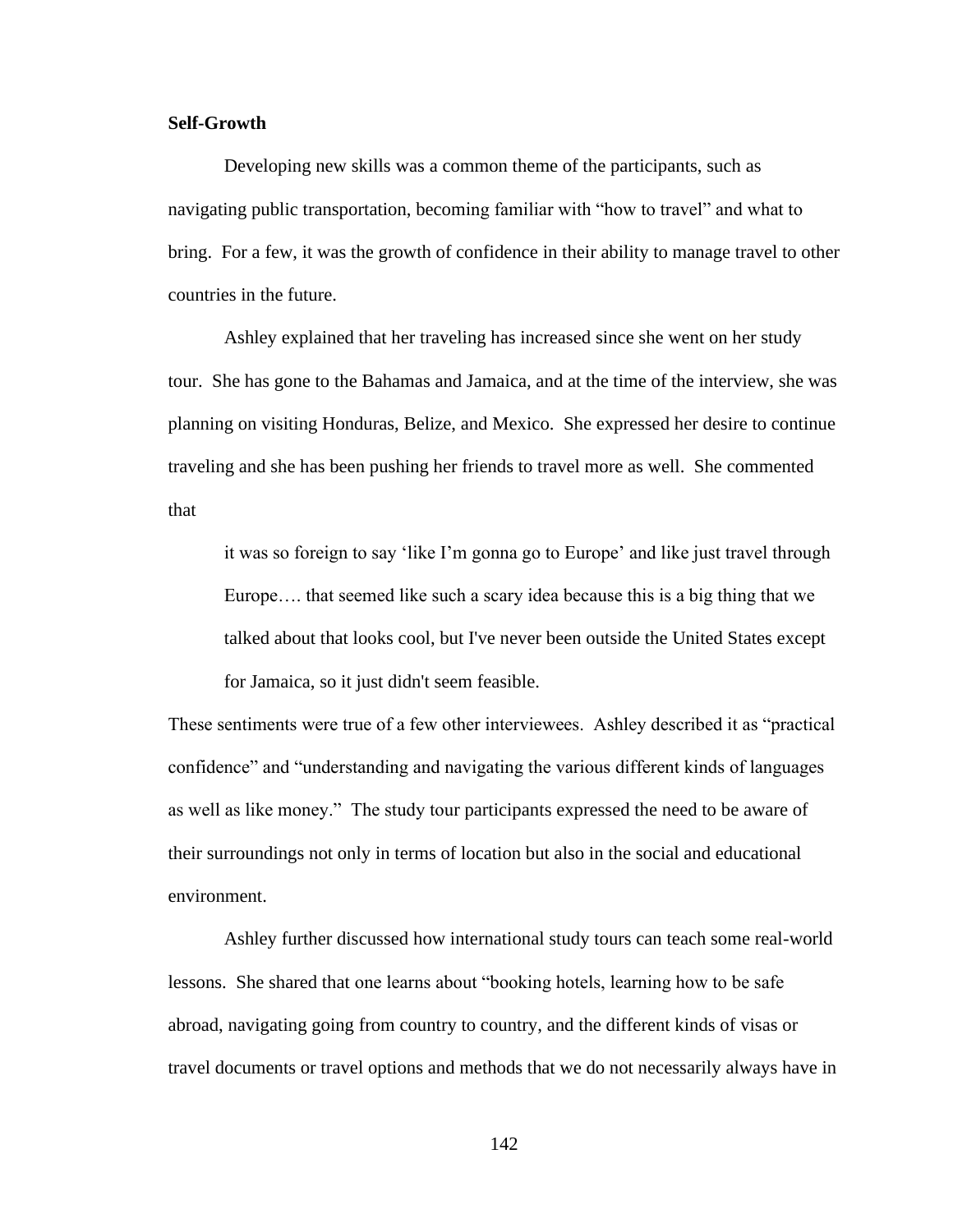**Self-Growth**

Developing new skills was a common theme of the participants, such as navigating public transportation, becoming familiar with "how to travel" and what to bring. For a few, it was the growth of confidence in their ability to manage travel to other countries in the future.

Ashley explained that her traveling has increased since she went on her study tour. She has gone to the Bahamas and Jamaica, and at the time of the interview, she was planning on visiting Honduras, Belize, and Mexico. She expressed her desire to continue traveling and she has been pushing her friends to travel more as well. She commented that

> it was so foreign to say 'like I'm gonna go to Europe' and like just travel through Europe…. that seemed like such a scary idea because this is a big thing that we talked about that looks cool, but I've never been outside the United States except for Jamaica, so it just didn't seem feasible.

These sentiments were true of a few other interviewees. Ashley described it as "practical confidence" and "understanding and navigating the various different kinds of languages as well as like money." The study tour participants expressed the need to be aware of their surroundings not only in terms of location but also in the social and educational environment.

Ashley further discussed how international study tours can teach some real-world lessons. She shared that one learns about "booking hotels, learning how to be safe abroad, navigating going from country to country, and the different kinds of visas or travel documents or travel options and methods that we do not necessarily always have in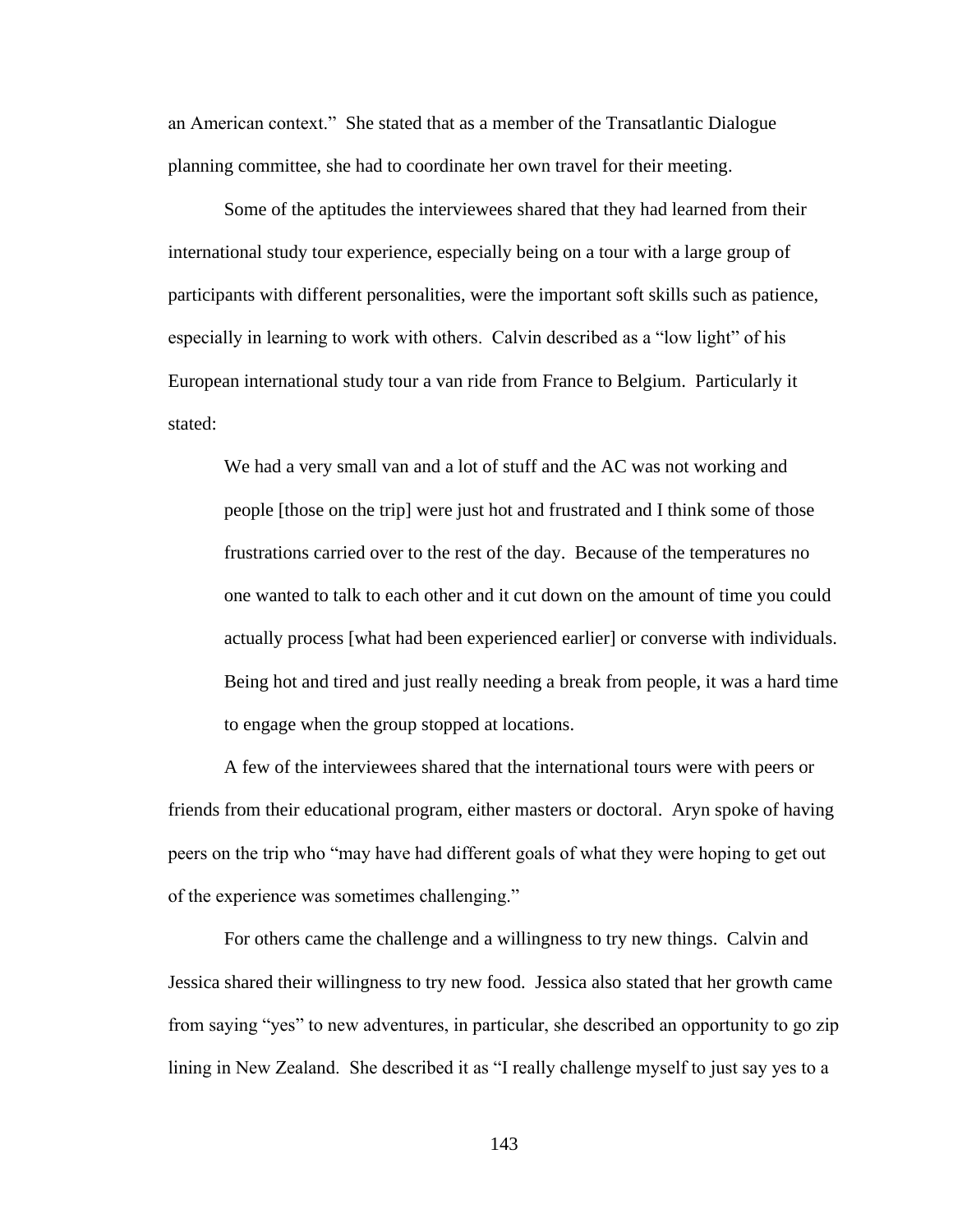an American context." She stated that as a member of the Transatlantic Dialogue planning committee, she had to coordinate her own travel for their meeting.

Some of the aptitudes the interviewees shared that they had learned from their international study tour experience, especially being on a tour with a large group of participants with different personalities, were the important soft skills such as patience, especially in learning to work with others. Calvin described as a "low light" of his European international study tour a van ride from France to Belgium. Particularly it stated:

> We had a very small van and a lot of stuff and the AC was not working and people [those on the trip] were just hot and frustrated and I think some of those frustrations carried over to the rest of the day. Because of the temperatures no one wanted to talk to each other and it cut down on the amount of time you could actually process [what had been experienced earlier] or converse with individuals. Being hot and tired and just really needing a break from people, it was a hard time to engage when the group stopped at locations.

A few of the interviewees shared that the international tours were with peers or friends from their educational program, either masters or doctoral. Aryn spoke of having peers on the trip who "may have had different goals of what they were hoping to get out of the experience was sometimes challenging."

For others came the challenge and a willingness to try new things. Calvin and Jessica shared their willingness to try new food. Jessica also stated that her growth came from saying "yes" to new adventures, in particular, she described an opportunity to go zip lining in New Zealand. She described it as "I really challenge myself to just say yes to a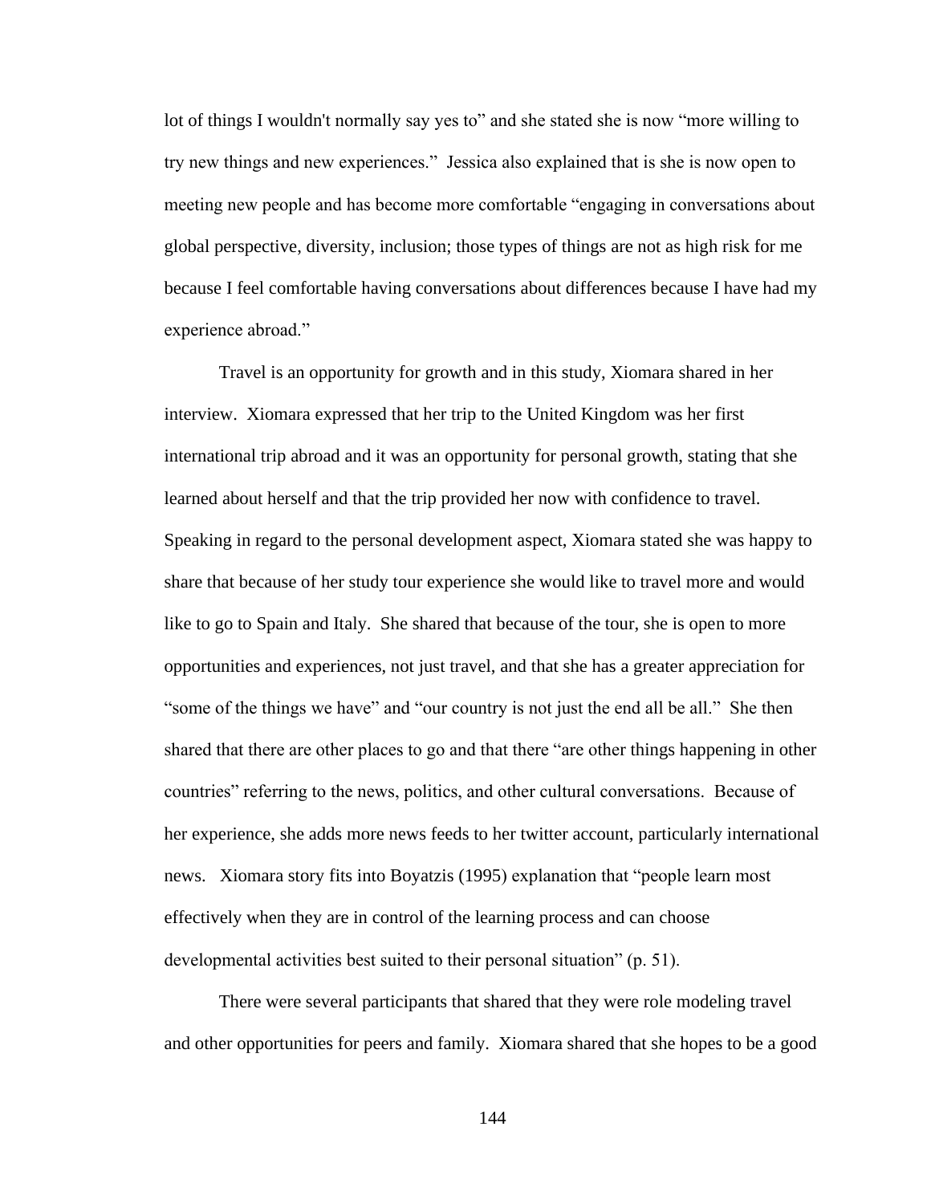lot of things I wouldn't normally say yes to" and she stated she is now "more willing to try new things and new experiences." Jessica also explained that is she is now open to meeting new people and has become more comfortable "engaging in conversations about global perspective, diversity, inclusion; those types of things are not as high risk for me because I feel comfortable having conversations about differences because I have had my experience abroad."

Travel is an opportunity for growth and in this study, Xiomara shared in her interview. Xiomara expressed that her trip to the United Kingdom was her first international trip abroad and it was an opportunity for personal growth, stating that she learned about herself and that the trip provided her now with confidence to travel. Speaking in regard to the personal development aspect, Xiomara stated she was happy to share that because of her study tour experience she would like to travel more and would like to go to Spain and Italy. She shared that because of the tour, she is open to more opportunities and experiences, not just travel, and that she has a greater appreciation for "some of the things we have" and "our country is not just the end all be all." She then shared that there are other places to go and that there "are other things happening in other countries" referring to the news, politics, and other cultural conversations. Because of her experience, she adds more news feeds to her twitter account, particularly international news. Xiomara story fits into Boyatzis (1995) explanation that "people learn most effectively when they are in control of the learning process and can choose developmental activities best suited to their personal situation" (p. 51).

There were several participants that shared that they were role modeling travel and other opportunities for peers and family. Xiomara shared that she hopes to be a good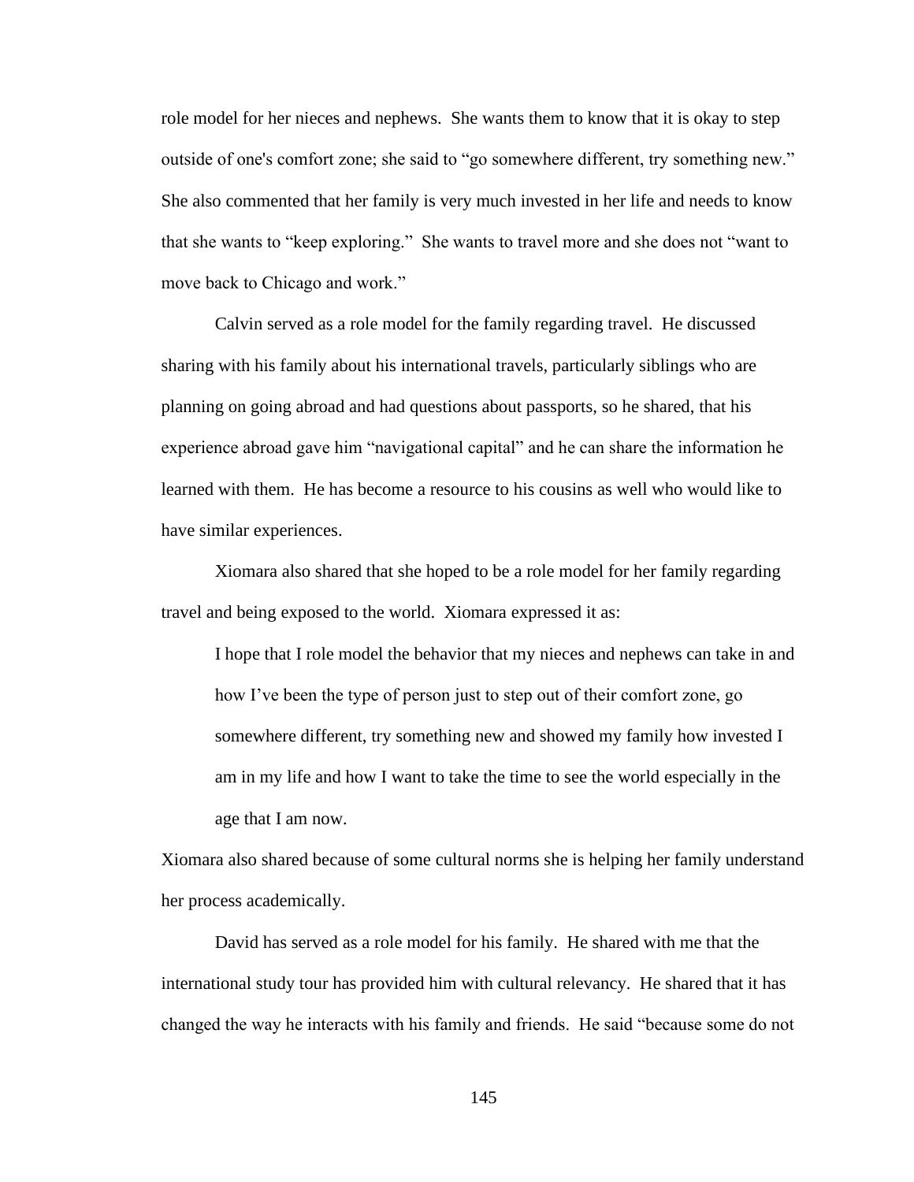role model for her nieces and nephews. She wants them to know that it is okay to step outside of one's comfort zone; she said to "go somewhere different, try something new." She also commented that her family is very much invested in her life and needs to know that she wants to "keep exploring." She wants to travel more and she does not "want to move back to Chicago and work."

Calvin served as a role model for the family regarding travel. He discussed sharing with his family about his international travels, particularly siblings who are planning on going abroad and had questions about passports, so he shared, that his experience abroad gave him "navigational capital" and he can share the information he learned with them. He has become a resource to his cousins as well who would like to have similar experiences.

Xiomara also shared that she hoped to be a role model for her family regarding travel and being exposed to the world. Xiomara expressed it as:

> I hope that I role model the behavior that my nieces and nephews can take in and how I've been the type of person just to step out of their comfort zone, go somewhere different, try something new and showed my family how invested I am in my life and how I want to take the time to see the world especially in the age that I am now.

Xiomara also shared because of some cultural norms she is helping her family understand her process academically.

David has served as a role model for his family. He shared with me that the international study tour has provided him with cultural relevancy. He shared that it has changed the way he interacts with his family and friends. He said "because some do not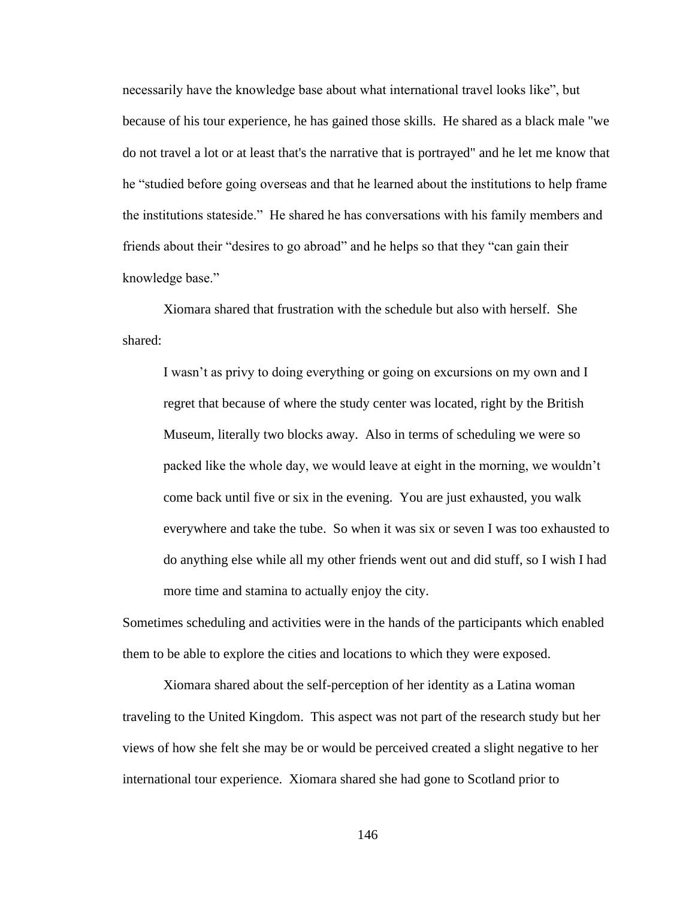necessarily have the knowledge base about what international travel looks like", but because of his tour experience, he has gained those skills. He shared as a black male "we do not travel a lot or at least that's the narrative that is portrayed" and he let me know that he "studied before going overseas and that he learned about the institutions to help frame the institutions stateside." He shared he has conversations with his family members and friends about their "desires to go abroad" and he helps so that they "can gain their knowledge base."

Xiomara shared that frustration with the schedule but also with herself. She shared:

> I wasn't as privy to doing everything or going on excursions on my own and I regret that because of where the study center was located, right by the British Museum, literally two blocks away. Also in terms of scheduling we were so packed like the whole day, we would leave at eight in the morning, we wouldn't come back until five or six in the evening. You are just exhausted, you walk everywhere and take the tube. So when it was six or seven I was too exhausted to do anything else while all my other friends went out and did stuff, so I wish I had more time and stamina to actually enjoy the city.

Sometimes scheduling and activities were in the hands of the participants which enabled them to be able to explore the cities and locations to which they were exposed.

Xiomara shared about the self-perception of her identity as a Latina woman traveling to the United Kingdom. This aspect was not part of the research study but her views of how she felt she may be or would be perceived created a slight negative to her international tour experience. Xiomara shared she had gone to Scotland prior to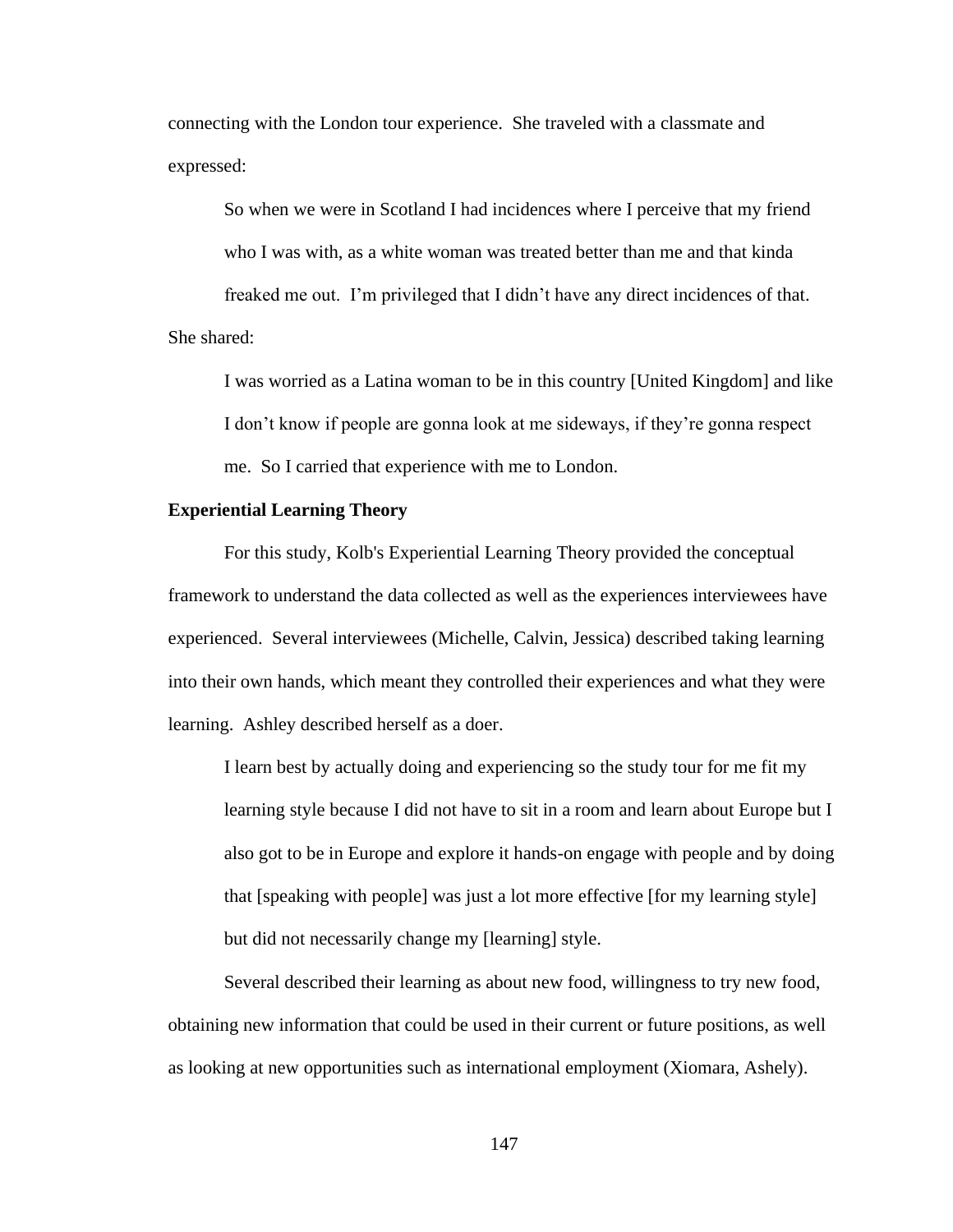connecting with the London tour experience. She traveled with a classmate and expressed:

> So when we were in Scotland I had incidences where I perceive that my friend who I was with, as a white woman was treated better than me and that kinda freaked me out. I'm privileged that I didn't have any direct incidences of that.

She shared:

> I was worried as a Latina woman to be in this country [United Kingdom] and like I don't know if people are gonna look at me sideways, if they're gonna respect me. So I carried that experience with me to London.

**Experiential Learning Theory**

For this study, Kolb's Experiential Learning Theory provided the conceptual framework to understand the data collected as well as the experiences interviewees have experienced. Several interviewees (Michelle, Calvin, Jessica) described taking learning into their own hands, which meant they controlled their experiences and what they were learning. Ashley described herself as a doer.

> I learn best by actually doing and experiencing so the study tour for me fit my learning style because I did not have to sit in a room and learn about Europe but I also got to be in Europe and explore it hands-on engage with people and by doing that [speaking with people] was just a lot more effective [for my learning style] but did not necessarily change my [learning] style.

Several described their learning as about new food, willingness to try new food, obtaining new information that could be used in their current or future positions, as well as looking at new opportunities such as international employment (Xiomara, Ashely).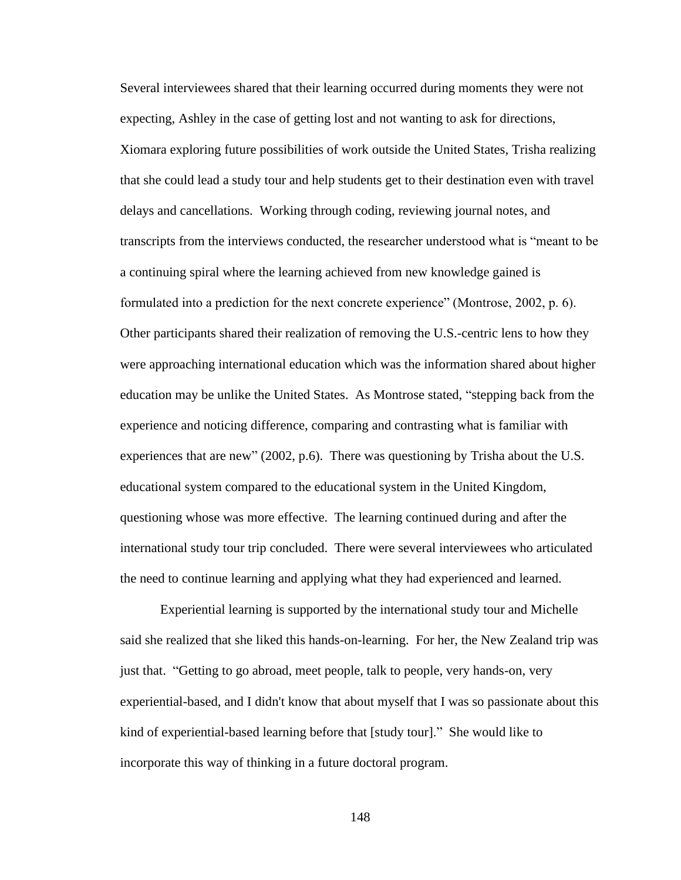Several interviewees shared that their learning occurred during moments they were not expecting, Ashley in the case of getting lost and not wanting to ask for directions, Xiomara exploring future possibilities of work outside the United States, Trisha realizing that she could lead a study tour and help students get to their destination even with travel delays and cancellations. Working through coding, reviewing journal notes, and transcripts from the interviews conducted, the researcher understood what is "meant to be a continuing spiral where the learning achieved from new knowledge gained is formulated into a prediction for the next concrete experience" (Montrose, 2002, p. 6). Other participants shared their realization of removing the U.S.-centric lens to how they were approaching international education which was the information shared about higher education may be unlike the United States. As Montrose stated, "stepping back from the experience and noticing difference, comparing and contrasting what is familiar with experiences that are new" (2002, p.6). There was questioning by Trisha about the U.S. educational system compared to the educational system in the United Kingdom, questioning whose was more effective. The learning continued during and after the international study tour trip concluded. There were several interviewees who articulated the need to continue learning and applying what they had experienced and learned.

Experiential learning is supported by the international study tour and Michelle said she realized that she liked this hands-on-learning. For her, the New Zealand trip was just that. "Getting to go abroad, meet people, talk to people, very hands-on, very experiential-based, and I didn't know that about myself that I was so passionate about this kind of experiential-based learning before that [study tour]." She would like to incorporate this way of thinking in a future doctoral program.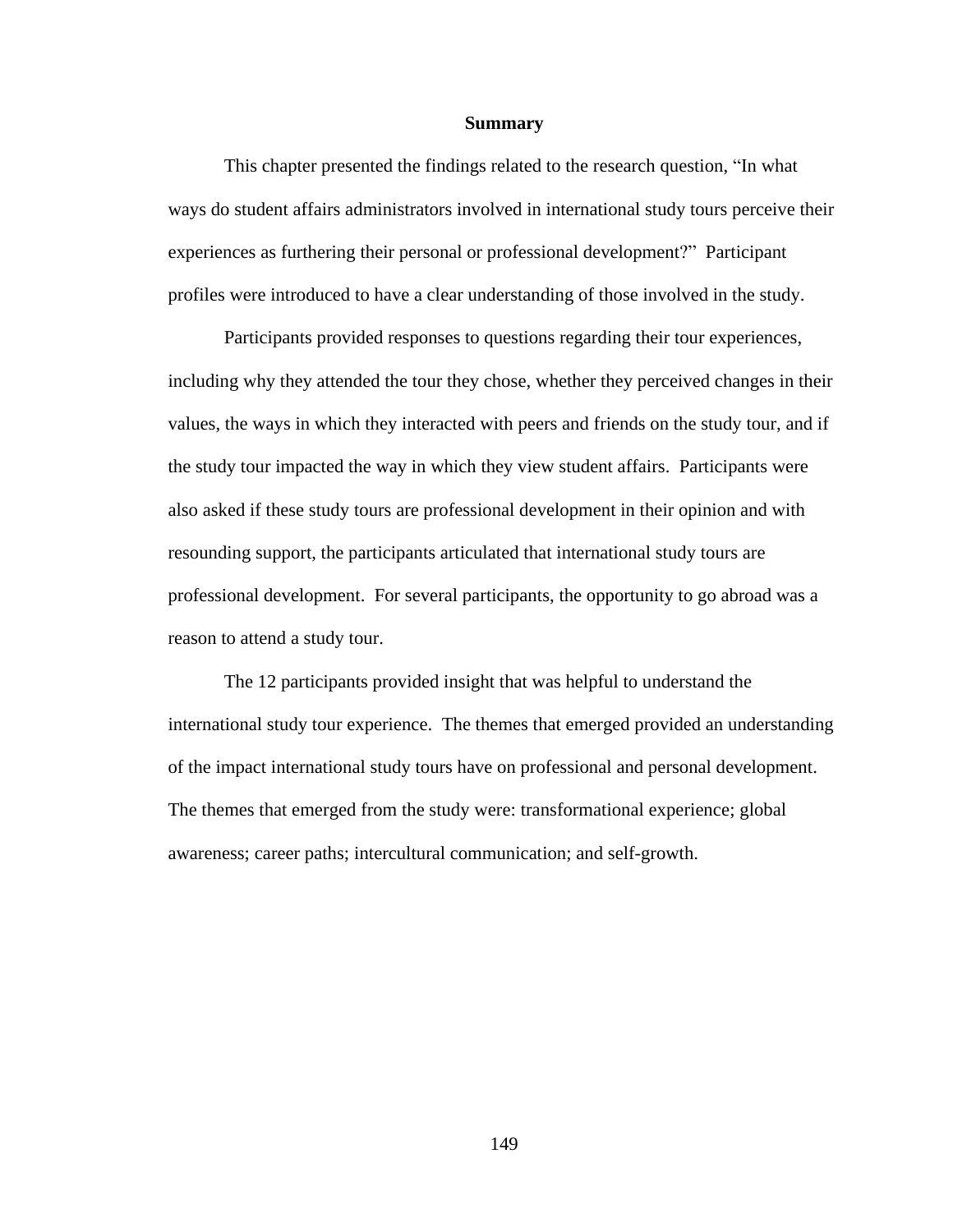## Summary

This chapter presented the findings related to the research question, "In what ways do student affairs administrators involved in international study tours perceive their experiences as furthering their personal or professional development?" Participant profiles were introduced to have a clear understanding of those involved in the study.

Participants provided responses to questions regarding their tour experiences, including why they attended the tour they chose, whether they perceived changes in their values, the ways in which they interacted with peers and friends on the study tour, and if the study tour impacted the way in which they view student affairs. Participants were also asked if these study tours are professional development in their opinion and with resounding support, the participants articulated that international study tours are professional development. For several participants, the opportunity to go abroad was a reason to attend a study tour.

The 12 participants provided insight that was helpful to understand the international study tour experience. The themes that emerged provided an understanding of the impact international study tours have on professional and personal development. The themes that emerged from the study were: transformational experience; global awareness; career paths; intercultural communication; and self-growth.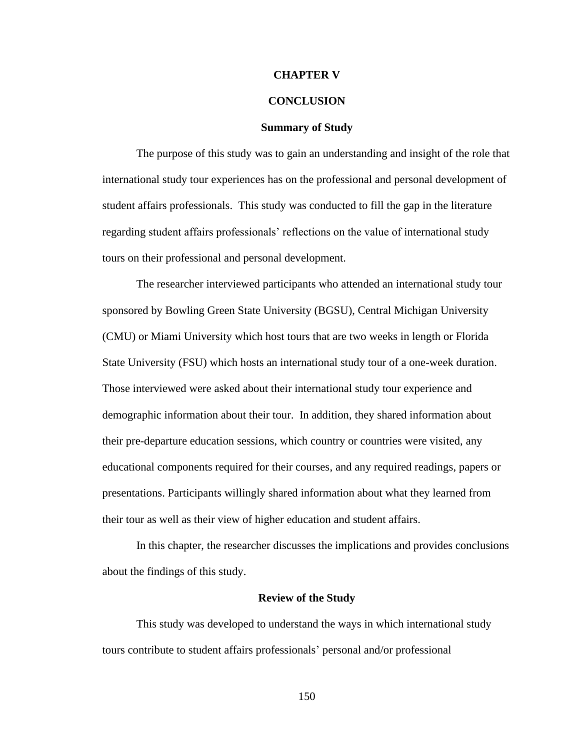# CHAPTER V

# CONCLUSION

## Summary of Study

The purpose of this study was to gain an understanding and insight of the role that international study tour experiences has on the professional and personal development of student affairs professionals. This study was conducted to fill the gap in the literature regarding student affairs professionals' reflections on the value of international study tours on their professional and personal development.

The researcher interviewed participants who attended an international study tour sponsored by Bowling Green State University (BGSU), Central Michigan University (CMU) or Miami University which host tours that are two weeks in length or Florida State University (FSU) which hosts an international study tour of a one-week duration. Those interviewed were asked about their international study tour experience and demographic information about their tour. In addition, they shared information about their pre-departure education sessions, which country or countries were visited, any educational components required for their courses, and any required readings, papers or presentations. Participants willingly shared information about what they learned from their tour as well as their view of higher education and student affairs.

In this chapter, the researcher discusses the implications and provides conclusions about the findings of this study.

## Review of the Study

This study was developed to understand the ways in which international study tours contribute to student affairs professionals' personal and/or professional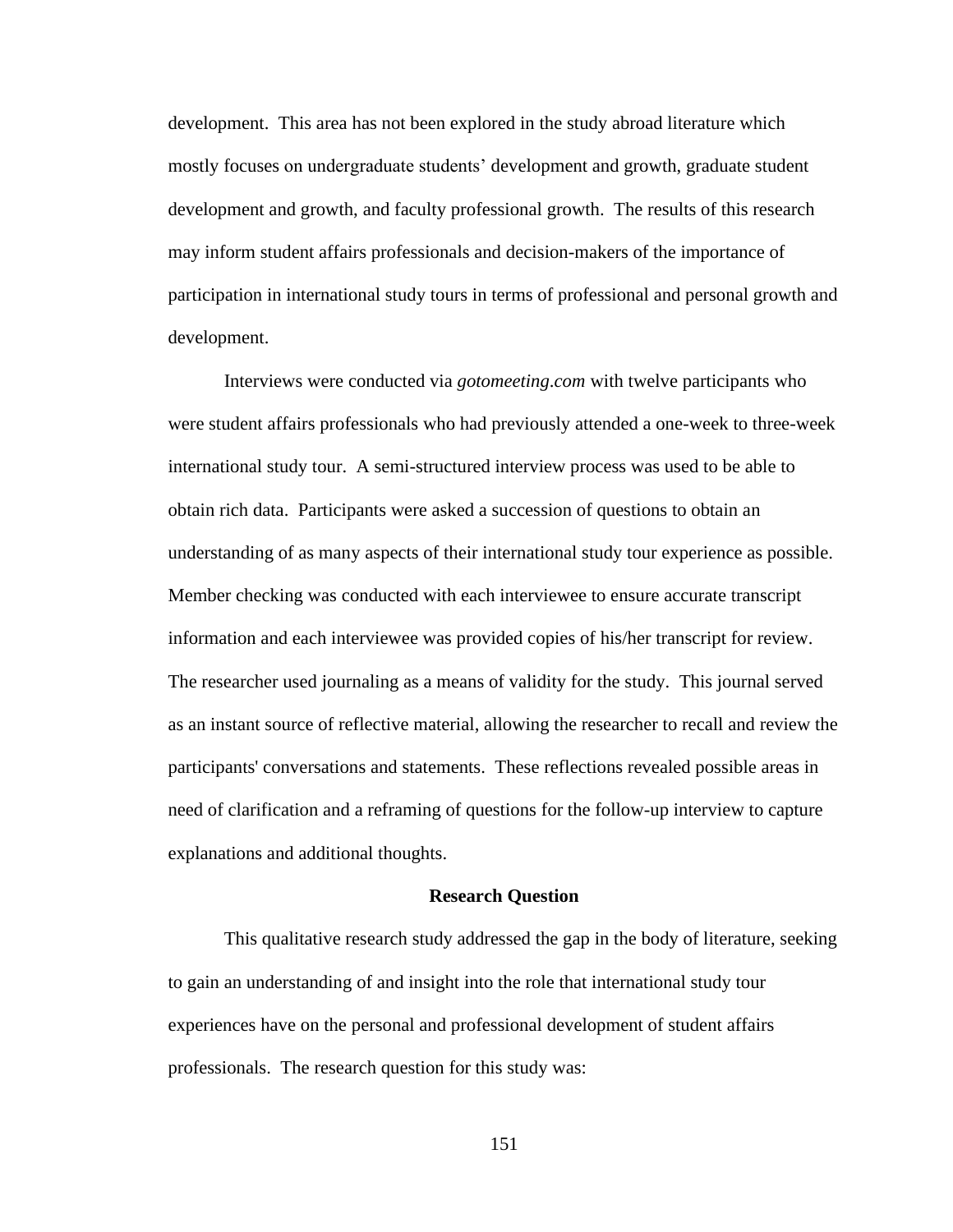development. This area has not been explored in the study abroad literature which mostly focuses on undergraduate students' development and growth, graduate student development and growth, and faculty professional growth. The results of this research may inform student affairs professionals and decision-makers of the importance of participation in international study tours in terms of professional and personal growth and development.

Interviews were conducted via *gotomeeting.com* with twelve participants who were student affairs professionals who had previously attended a one-week to three-week international study tour. A semi-structured interview process was used to be able to obtain rich data. Participants were asked a succession of questions to obtain an understanding of as many aspects of their international study tour experience as possible. Member checking was conducted with each interviewee to ensure accurate transcript information and each interviewee was provided copies of his/her transcript for review. The researcher used journaling as a means of validity for the study. This journal served as an instant source of reflective material, allowing the researcher to recall and review the participants' conversations and statements. These reflections revealed possible areas in need of clarification and a reframing of questions for the follow-up interview to capture explanations and additional thoughts.

## Research Question

This qualitative research study addressed the gap in the body of literature, seeking to gain an understanding of and insight into the role that international study tour experiences have on the personal and professional development of student affairs professionals. The research question for this study was: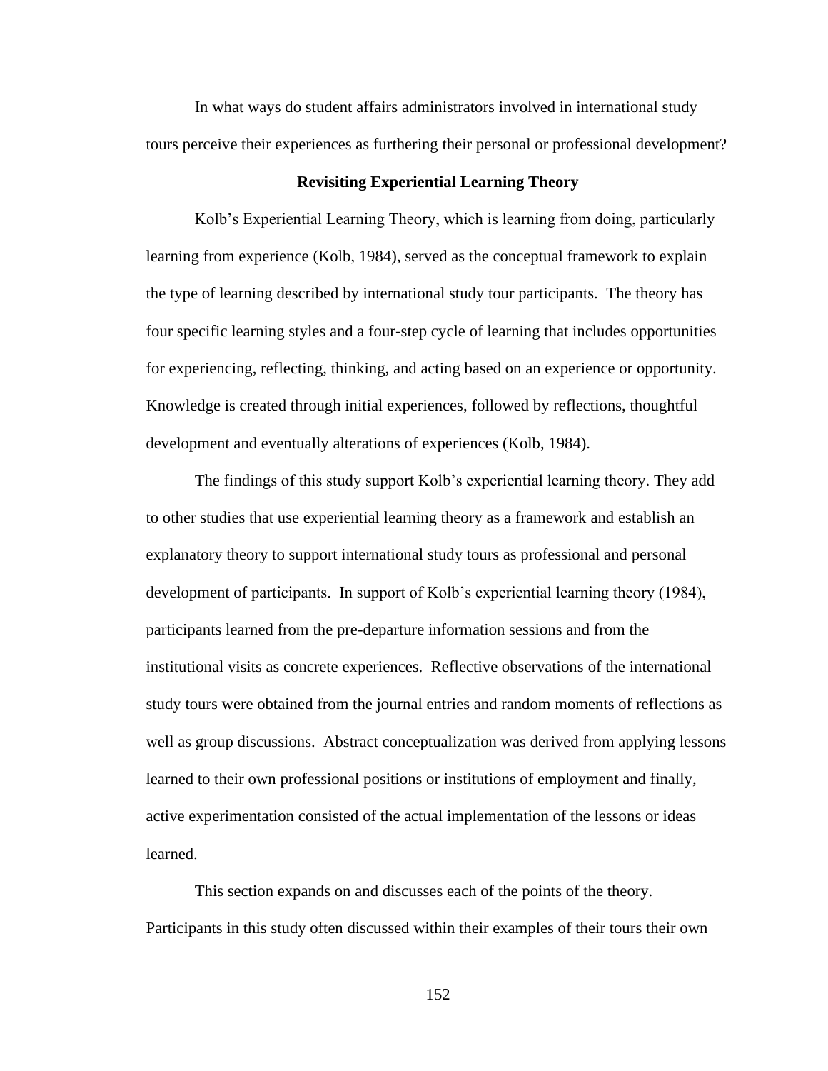In what ways do student affairs administrators involved in international study tours perceive their experiences as furthering their personal or professional development?

## Revisiting Experiential Learning Theory

Kolb's Experiential Learning Theory, which is learning from doing, particularly learning from experience (Kolb, 1984), served as the conceptual framework to explain the type of learning described by international study tour participants. The theory has four specific learning styles and a four-step cycle of learning that includes opportunities for experiencing, reflecting, thinking, and acting based on an experience or opportunity. Knowledge is created through initial experiences, followed by reflections, thoughtful development and eventually alterations of experiences (Kolb, 1984).

The findings of this study support Kolb's experiential learning theory. They add to other studies that use experiential learning theory as a framework and establish an explanatory theory to support international study tours as professional and personal development of participants. In support of Kolb's experiential learning theory (1984), participants learned from the pre-departure information sessions and from the institutional visits as concrete experiences. Reflective observations of the international study tours were obtained from the journal entries and random moments of reflections as well as group discussions. Abstract conceptualization was derived from applying lessons learned to their own professional positions or institutions of employment and finally, active experimentation consisted of the actual implementation of the lessons or ideas learned.

This section expands on and discusses each of the points of the theory. Participants in this study often discussed within their examples of their tours their own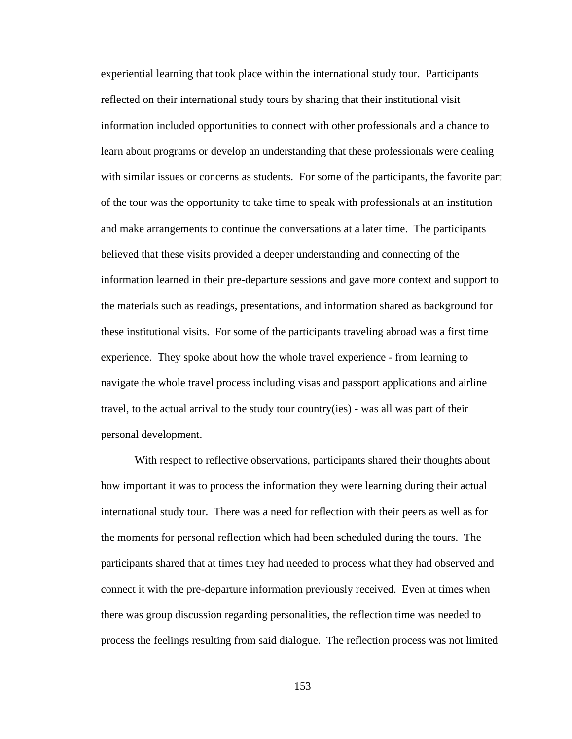experiential learning that took place within the international study tour. Participants reflected on their international study tours by sharing that their institutional visit information included opportunities to connect with other professionals and a chance to learn about programs or develop an understanding that these professionals were dealing with similar issues or concerns as students. For some of the participants, the favorite part of the tour was the opportunity to take time to speak with professionals at an institution and make arrangements to continue the conversations at a later time. The participants believed that these visits provided a deeper understanding and connecting of the information learned in their pre-departure sessions and gave more context and support to the materials such as readings, presentations, and information shared as background for these institutional visits. For some of the participants traveling abroad was a first time experience. They spoke about how the whole travel experience - from learning to navigate the whole travel process including visas and passport applications and airline travel, to the actual arrival to the study tour country(ies) - was all was part of their personal development.

With respect to reflective observations, participants shared their thoughts about how important it was to process the information they were learning during their actual international study tour. There was a need for reflection with their peers as well as for the moments for personal reflection which had been scheduled during the tours. The participants shared that at times they had needed to process what they had observed and connect it with the pre-departure information previously received. Even at times when there was group discussion regarding personalities, the reflection time was needed to process the feelings resulting from said dialogue. The reflection process was not limited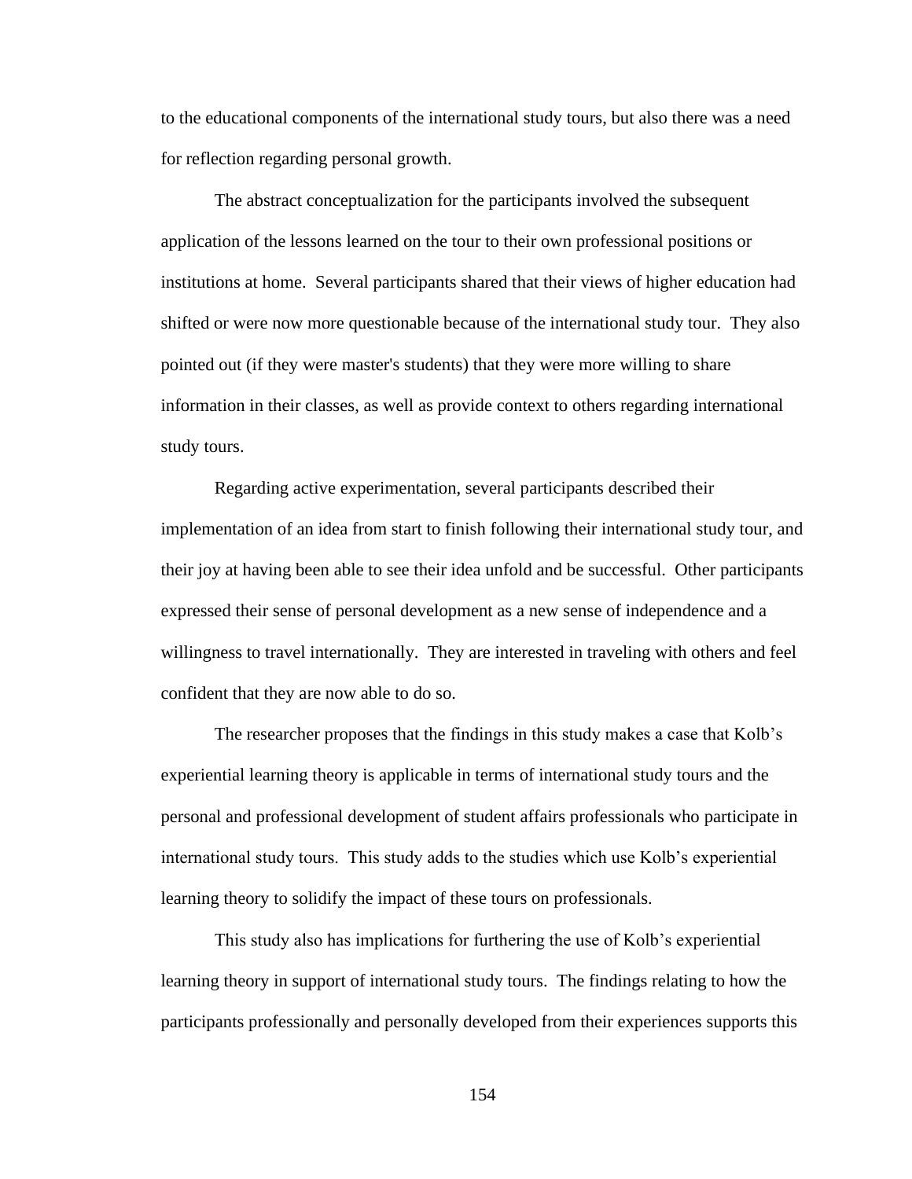to the educational components of the international study tours, but also there was a need for reflection regarding personal growth.

The abstract conceptualization for the participants involved the subsequent application of the lessons learned on the tour to their own professional positions or institutions at home. Several participants shared that their views of higher education had shifted or were now more questionable because of the international study tour. They also pointed out (if they were master's students) that they were more willing to share information in their classes, as well as provide context to others regarding international study tours.

Regarding active experimentation, several participants described their implementation of an idea from start to finish following their international study tour, and their joy at having been able to see their idea unfold and be successful. Other participants expressed their sense of personal development as a new sense of independence and a willingness to travel internationally. They are interested in traveling with others and feel confident that they are now able to do so.

The researcher proposes that the findings in this study makes a case that Kolb's experiential learning theory is applicable in terms of international study tours and the personal and professional development of student affairs professionals who participate in international study tours. This study adds to the studies which use Kolb's experiential learning theory to solidify the impact of these tours on professionals.

This study also has implications for furthering the use of Kolb's experiential learning theory in support of international study tours. The findings relating to how the participants professionally and personally developed from their experiences supports this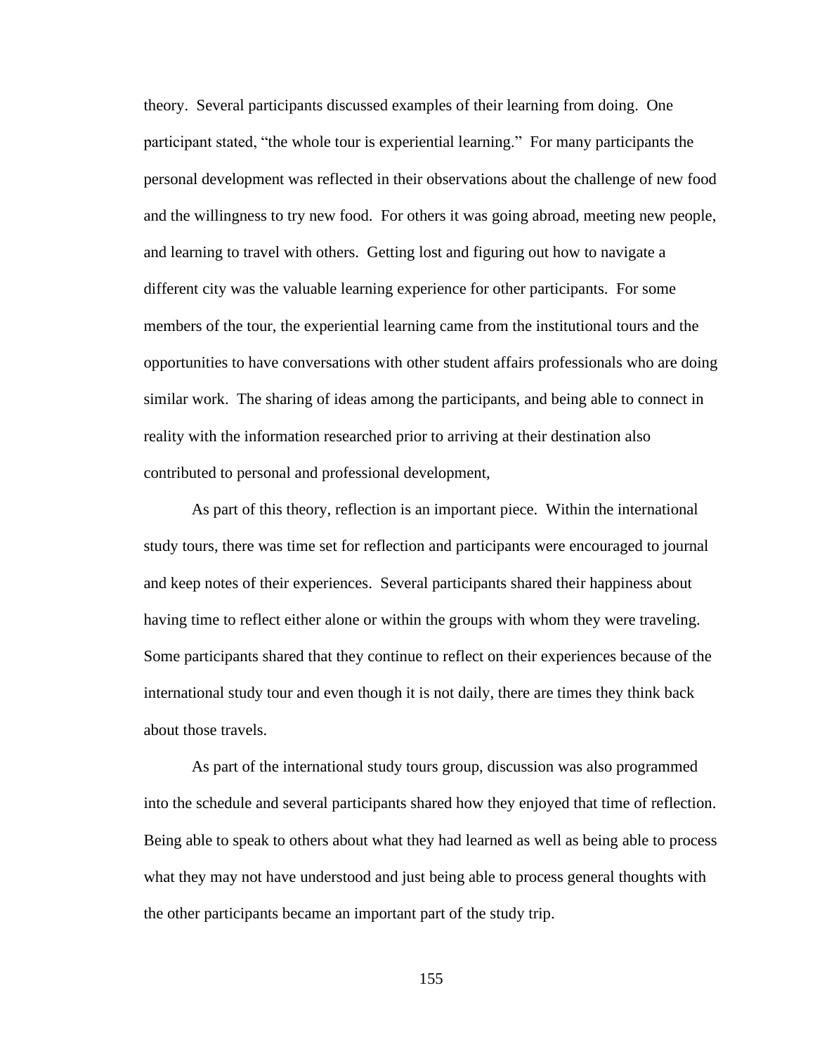theory. Several participants discussed examples of their learning from doing. One participant stated, "the whole tour is experiential learning." For many participants the personal development was reflected in their observations about the challenge of new food and the willingness to try new food. For others it was going abroad, meeting new people, and learning to travel with others. Getting lost and figuring out how to navigate a different city was the valuable learning experience for other participants. For some members of the tour, the experiential learning came from the institutional tours and the opportunities to have conversations with other student affairs professionals who are doing similar work. The sharing of ideas among the participants, and being able to connect in reality with the information researched prior to arriving at their destination also contributed to personal and professional development,

As part of this theory, reflection is an important piece. Within the international study tours, there was time set for reflection and participants were encouraged to journal and keep notes of their experiences. Several participants shared their happiness about having time to reflect either alone or within the groups with whom they were traveling. Some participants shared that they continue to reflect on their experiences because of the international study tour and even though it is not daily, there are times they think back about those travels.

As part of the international study tours group, discussion was also programmed into the schedule and several participants shared how they enjoyed that time of reflection. Being able to speak to others about what they had learned as well as being able to process what they may not have understood and just being able to process general thoughts with the other participants became an important part of the study trip.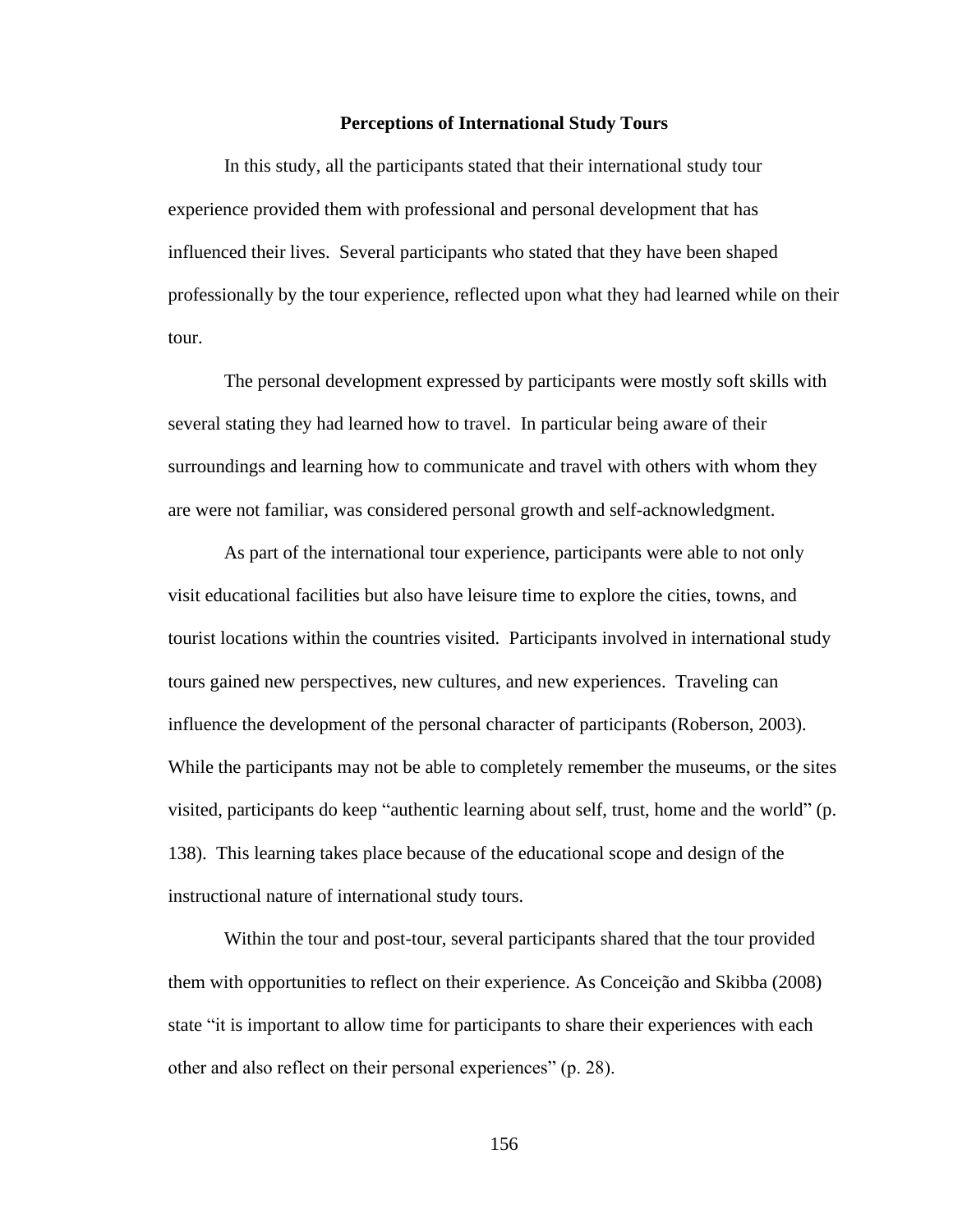## Perceptions of International Study Tours

In this study, all the participants stated that their international study tour experience provided them with professional and personal development that has influenced their lives. Several participants who stated that they have been shaped professionally by the tour experience, reflected upon what they had learned while on their tour.

The personal development expressed by participants were mostly soft skills with several stating they had learned how to travel. In particular being aware of their surroundings and learning how to communicate and travel with others with whom they are were not familiar, was considered personal growth and self-acknowledgment.

As part of the international tour experience, participants were able to not only visit educational facilities but also have leisure time to explore the cities, towns, and tourist locations within the countries visited. Participants involved in international study tours gained new perspectives, new cultures, and new experiences. Traveling can influence the development of the personal character of participants (Roberson, 2003). While the participants may not be able to completely remember the museums, or the sites visited, participants do keep "authentic learning about self, trust, home and the world" (p. 138). This learning takes place because of the educational scope and design of the instructional nature of international study tours.

Within the tour and post-tour, several participants shared that the tour provided them with opportunities to reflect on their experience. As Conceição and Skibba (2008) state "it is important to allow time for participants to share their experiences with each other and also reflect on their personal experiences" (p. 28).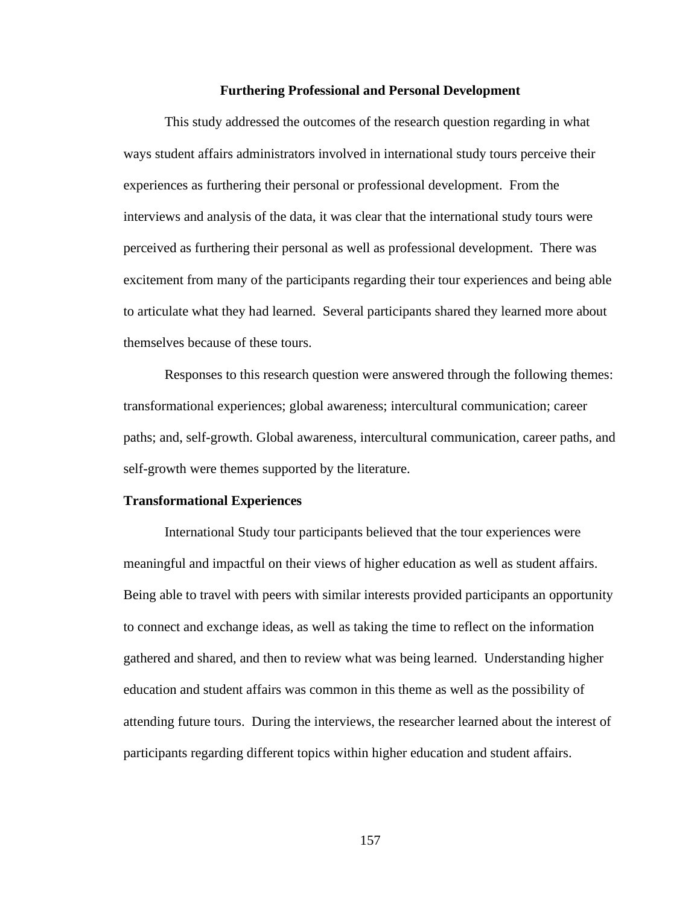## Furthering Professional and Personal Development

This study addressed the outcomes of the research question regarding in what ways student affairs administrators involved in international study tours perceive their experiences as furthering their personal or professional development. From the interviews and analysis of the data, it was clear that the international study tours were perceived as furthering their personal as well as professional development. There was excitement from many of the participants regarding their tour experiences and being able to articulate what they had learned. Several participants shared they learned more about themselves because of these tours.

Responses to this research question were answered through the following themes: transformational experiences; global awareness; intercultural communication; career paths; and, self-growth. Global awareness, intercultural communication, career paths, and self-growth were themes supported by the literature.

### Transformational Experiences

International Study tour participants believed that the tour experiences were meaningful and impactful on their views of higher education as well as student affairs. Being able to travel with peers with similar interests provided participants an opportunity to connect and exchange ideas, as well as taking the time to reflect on the information gathered and shared, and then to review what was being learned. Understanding higher education and student affairs was common in this theme as well as the possibility of attending future tours. During the interviews, the researcher learned about the interest of participants regarding different topics within higher education and student affairs.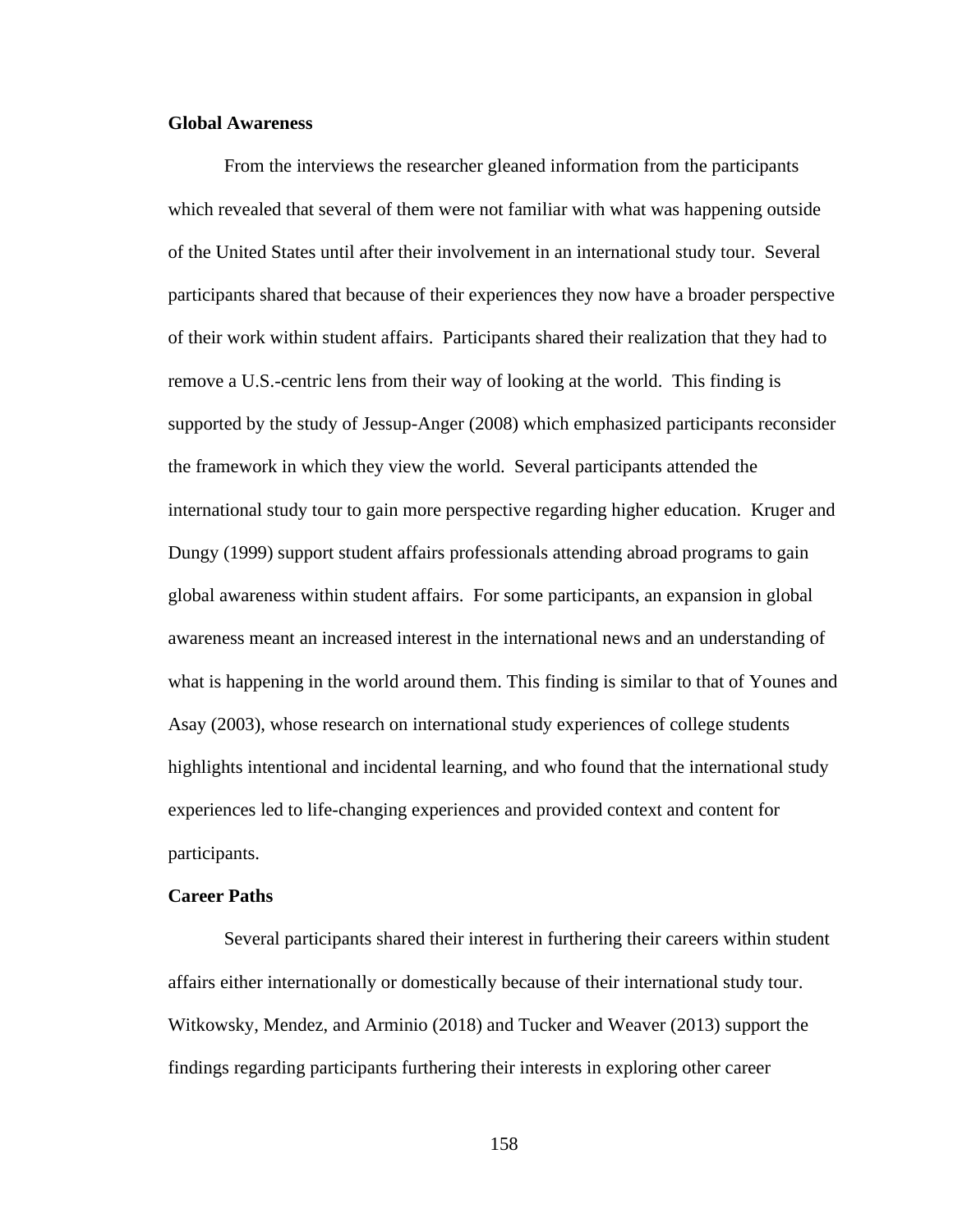**Global Awareness**

From the interviews the researcher gleaned information from the participants which revealed that several of them were not familiar with what was happening outside of the United States until after their involvement in an international study tour. Several participants shared that because of their experiences they now have a broader perspective of their work within student affairs. Participants shared their realization that they had to remove a U.S.-centric lens from their way of looking at the world. This finding is supported by the study of Jessup-Anger (2008) which emphasized participants reconsider the framework in which they view the world. Several participants attended the international study tour to gain more perspective regarding higher education. Kruger and Dungy (1999) support student affairs professionals attending abroad programs to gain global awareness within student affairs. For some participants, an expansion in global awareness meant an increased interest in the international news and an understanding of what is happening in the world around them. This finding is similar to that of Younes and Asay (2003), whose research on international study experiences of college students highlights intentional and incidental learning, and who found that the international study experiences led to life-changing experiences and provided context and content for participants.

**Career Paths**

Several participants shared their interest in furthering their careers within student affairs either internationally or domestically because of their international study tour. Witkowsky, Mendez, and Arminio (2018) and Tucker and Weaver (2013) support the findings regarding participants furthering their interests in exploring other career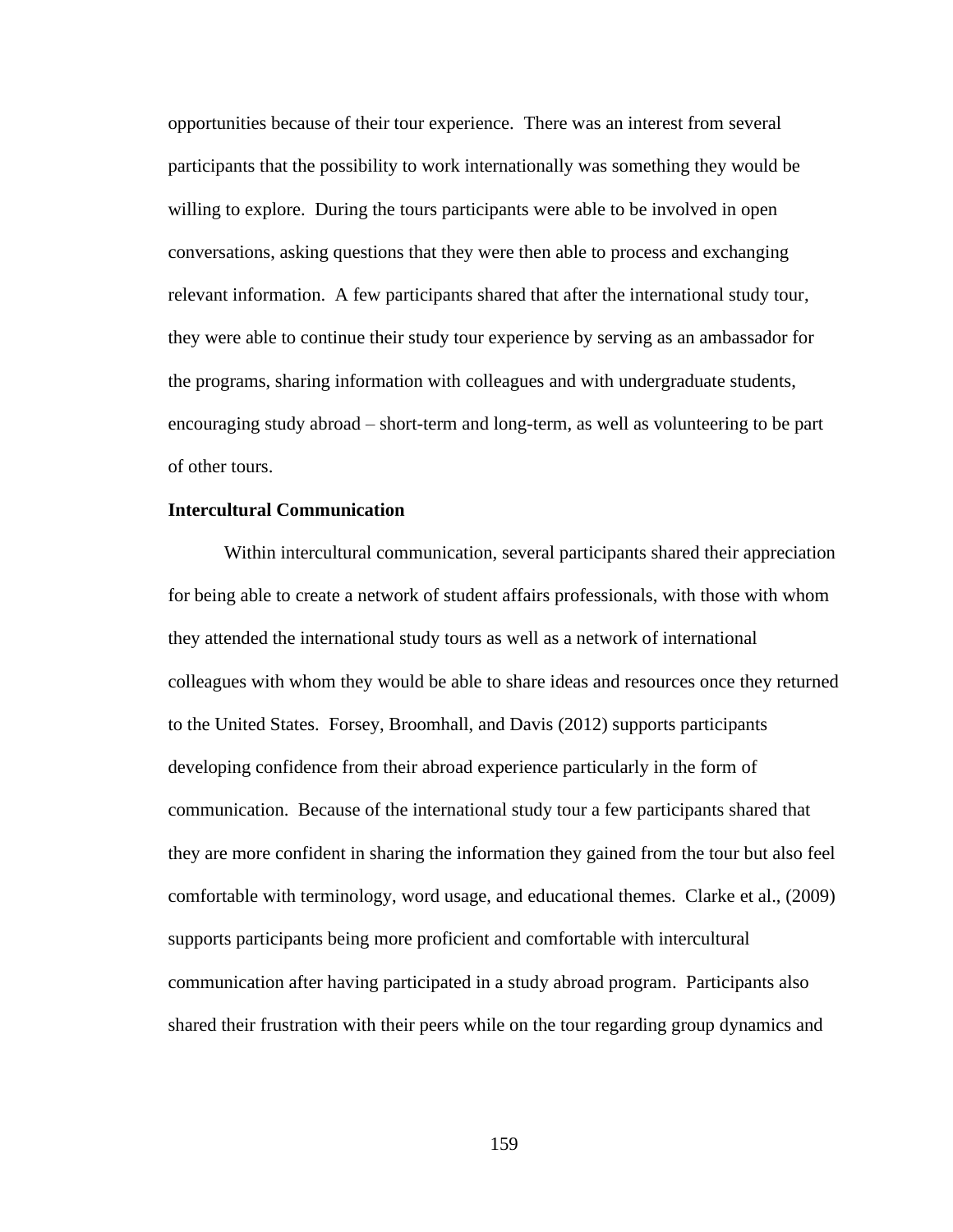opportunities because of their tour experience. There was an interest from several participants that the possibility to work internationally was something they would be willing to explore. During the tours participants were able to be involved in open conversations, asking questions that they were then able to process and exchanging relevant information. A few participants shared that after the international study tour, they were able to continue their study tour experience by serving as an ambassador for the programs, sharing information with colleagues and with undergraduate students, encouraging study abroad – short-term and long-term, as well as volunteering to be part of other tours.

**Intercultural Communication**

Within intercultural communication, several participants shared their appreciation for being able to create a network of student affairs professionals, with those with whom they attended the international study tours as well as a network of international colleagues with whom they would be able to share ideas and resources once they returned to the United States. Forsey, Broomhall, and Davis (2012) supports participants developing confidence from their abroad experience particularly in the form of communication. Because of the international study tour a few participants shared that they are more confident in sharing the information they gained from the tour but also feel comfortable with terminology, word usage, and educational themes. Clarke et al., (2009) supports participants being more proficient and comfortable with intercultural communication after having participated in a study abroad program. Participants also shared their frustration with their peers while on the tour regarding group dynamics and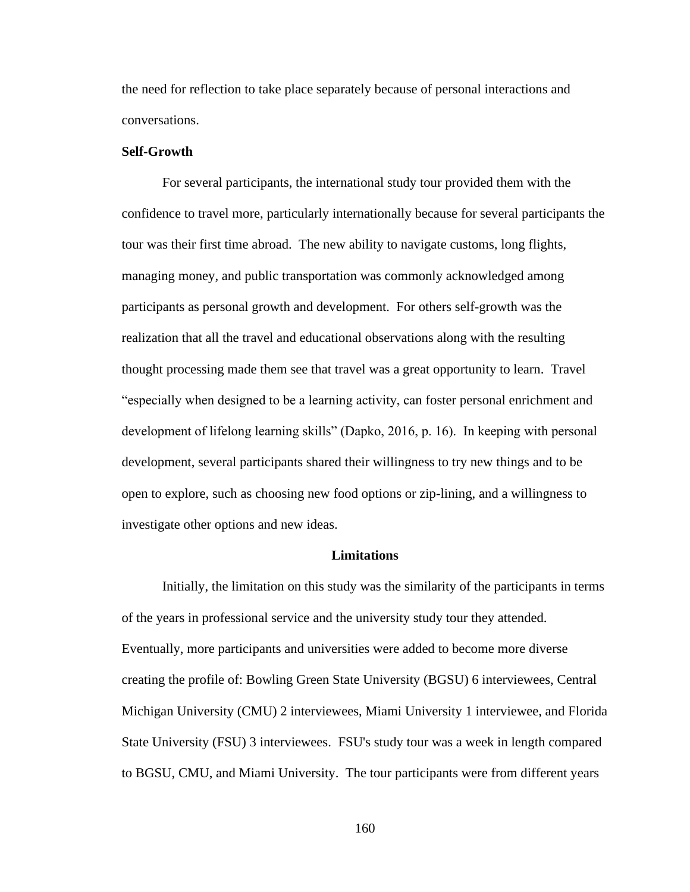the need for reflection to take place separately because of personal interactions and conversations.

### Self-Growth

For several participants, the international study tour provided them with the confidence to travel more, particularly internationally because for several participants the tour was their first time abroad. The new ability to navigate customs, long flights, managing money, and public transportation was commonly acknowledged among participants as personal growth and development. For others self-growth was the realization that all the travel and educational observations along with the resulting thought processing made them see that travel was a great opportunity to learn. Travel "especially when designed to be a learning activity, can foster personal enrichment and development of lifelong learning skills" (Dapko, 2016, p. 16). In keeping with personal development, several participants shared their willingness to try new things and to be open to explore, such as choosing new food options or zip-lining, and a willingness to investigate other options and new ideas.

## Limitations

Initially, the limitation on this study was the similarity of the participants in terms of the years in professional service and the university study tour they attended. Eventually, more participants and universities were added to become more diverse creating the profile of: Bowling Green State University (BGSU) 6 interviewees, Central Michigan University (CMU) 2 interviewees, Miami University 1 interviewee, and Florida State University (FSU) 3 interviewees. FSU's study tour was a week in length compared to BGSU, CMU, and Miami University. The tour participants were from different years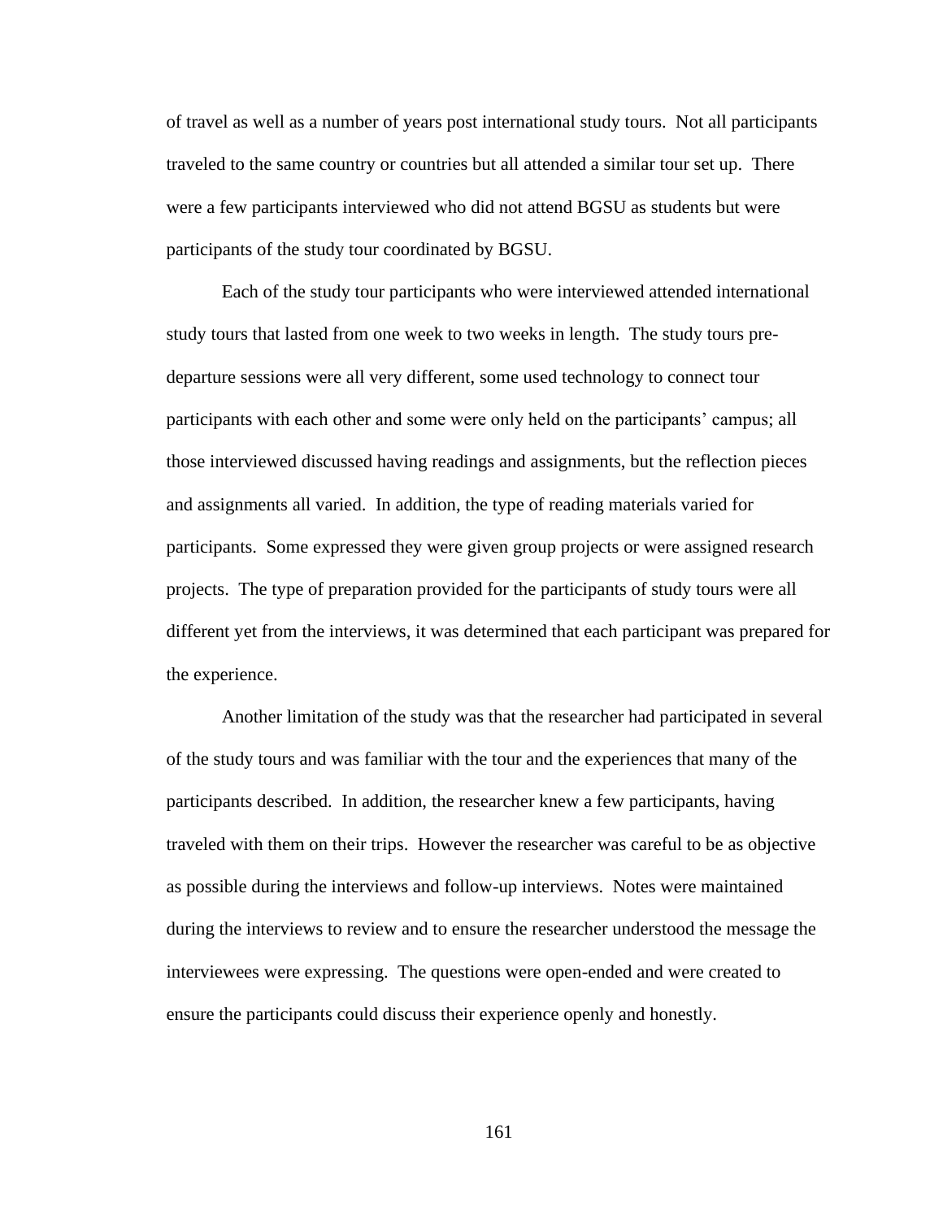of travel as well as a number of years post international study tours. Not all participants traveled to the same country or countries but all attended a similar tour set up. There were a few participants interviewed who did not attend BGSU as students but were participants of the study tour coordinated by BGSU.

Each of the study tour participants who were interviewed attended international study tours that lasted from one week to two weeks in length. The study tours pre-departure sessions were all very different, some used technology to connect tour participants with each other and some were only held on the participants' campus; all those interviewed discussed having readings and assignments, but the reflection pieces and assignments all varied. In addition, the type of reading materials varied for participants. Some expressed they were given group projects or were assigned research projects. The type of preparation provided for the participants of study tours were all different yet from the interviews, it was determined that each participant was prepared for the experience.

Another limitation of the study was that the researcher had participated in several of the study tours and was familiar with the tour and the experiences that many of the participants described. In addition, the researcher knew a few participants, having traveled with them on their trips. However the researcher was careful to be as objective as possible during the interviews and follow-up interviews. Notes were maintained during the interviews to review and to ensure the researcher understood the message the interviewees were expressing. The questions were open-ended and were created to ensure the participants could discuss their experience openly and honestly.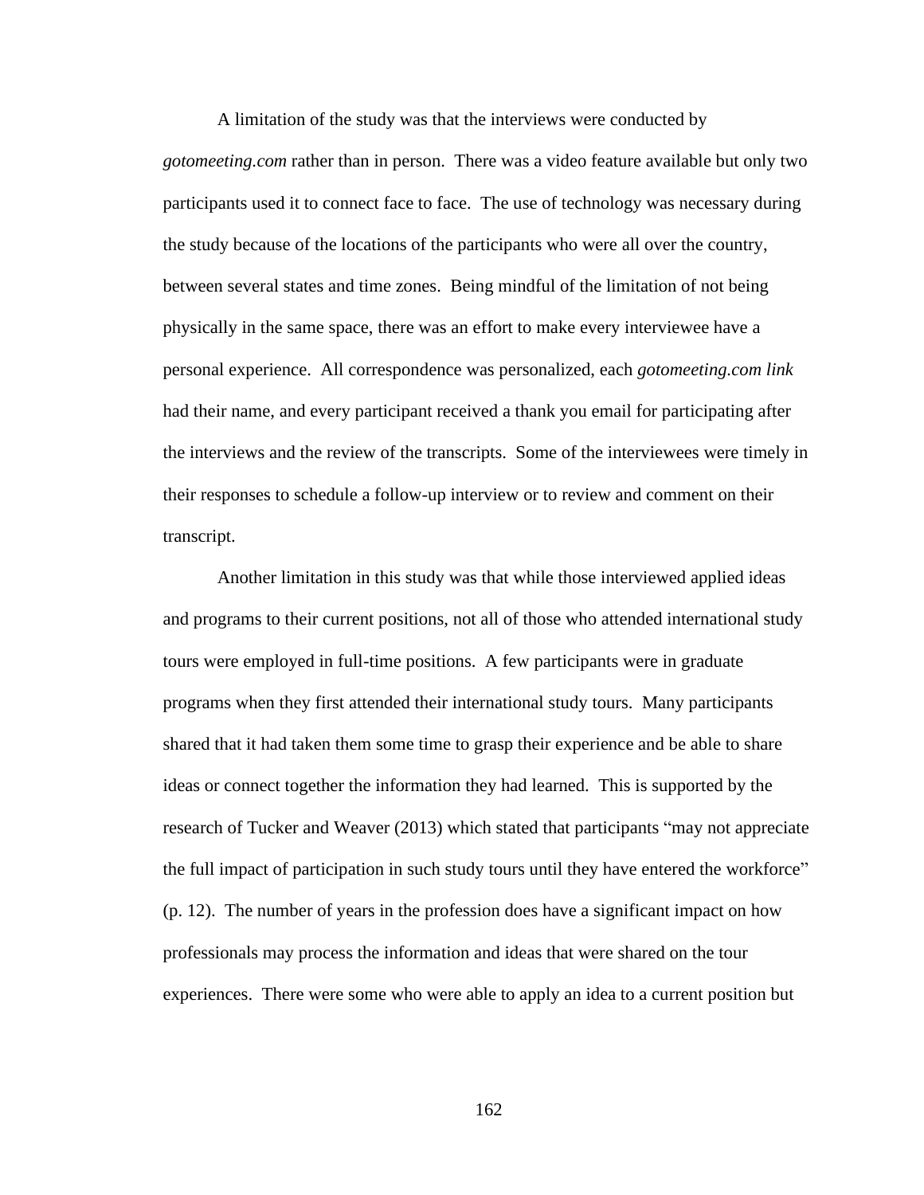A limitation of the study was that the interviews were conducted by *gotomeeting.com* rather than in person. There was a video feature available but only two participants used it to connect face to face. The use of technology was necessary during the study because of the locations of the participants who were all over the country, between several states and time zones. Being mindful of the limitation of not being physically in the same space, there was an effort to make every interviewee have a personal experience. All correspondence was personalized, each *gotomeeting.com link* had their name, and every participant received a thank you email for participating after the interviews and the review of the transcripts. Some of the interviewees were timely in their responses to schedule a follow-up interview or to review and comment on their transcript.

Another limitation in this study was that while those interviewed applied ideas and programs to their current positions, not all of those who attended international study tours were employed in full-time positions. A few participants were in graduate programs when they first attended their international study tours. Many participants shared that it had taken them some time to grasp their experience and be able to share ideas or connect together the information they had learned. This is supported by the research of Tucker and Weaver (2013) which stated that participants "may not appreciate the full impact of participation in such study tours until they have entered the workforce" (p. 12). The number of years in the profession does have a significant impact on how professionals may process the information and ideas that were shared on the tour experiences. There were some who were able to apply an idea to a current position but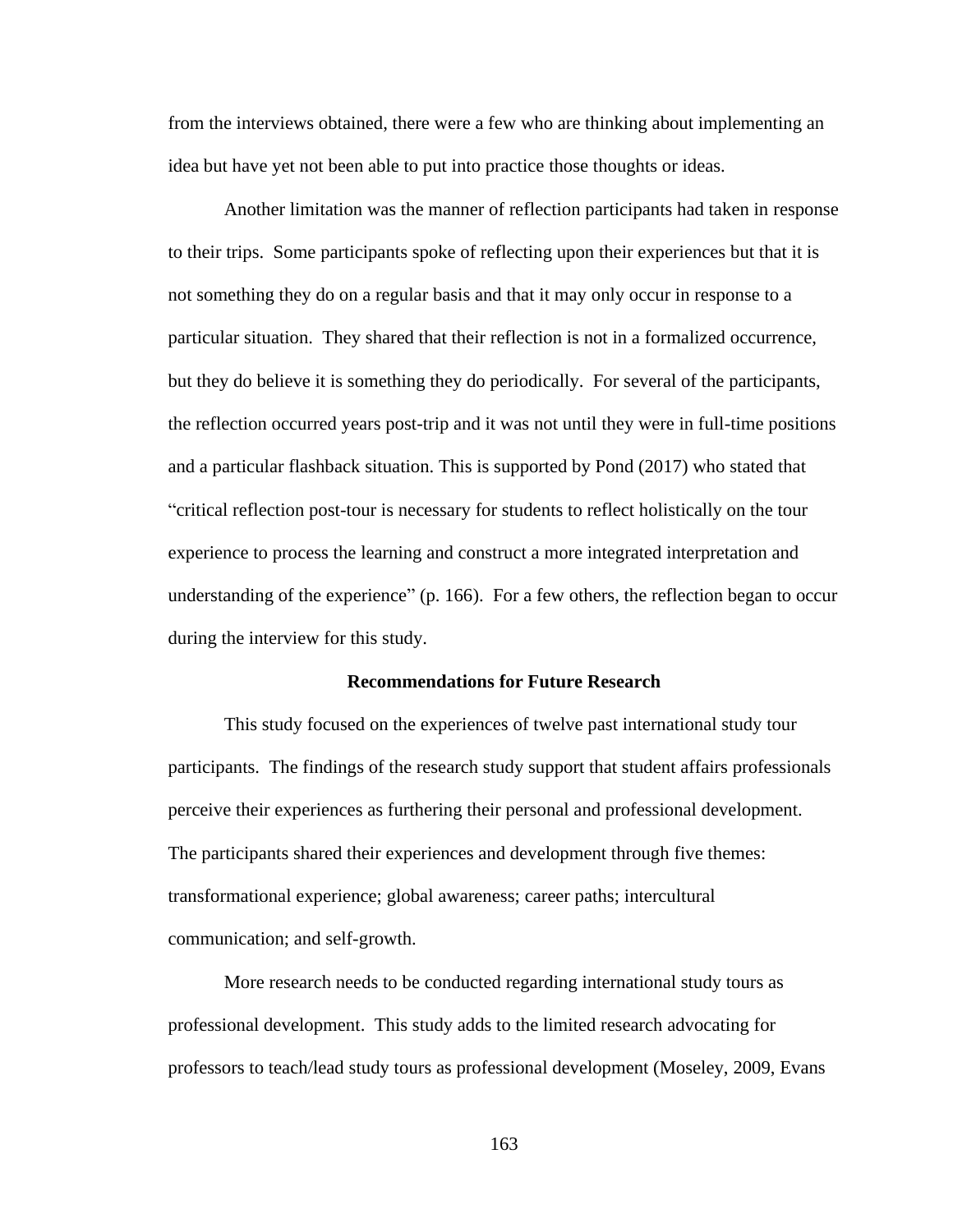from the interviews obtained, there were a few who are thinking about implementing an idea but have yet not been able to put into practice those thoughts or ideas.

Another limitation was the manner of reflection participants had taken in response to their trips. Some participants spoke of reflecting upon their experiences but that it is not something they do on a regular basis and that it may only occur in response to a particular situation. They shared that their reflection is not in a formalized occurrence, but they do believe it is something they do periodically. For several of the participants, the reflection occurred years post-trip and it was not until they were in full-time positions and a particular flashback situation. This is supported by Pond (2017) who stated that "critical reflection post-tour is necessary for students to reflect holistically on the tour experience to process the learning and construct a more integrated interpretation and understanding of the experience" (p. 166). For a few others, the reflection began to occur during the interview for this study.

## Recommendations for Future Research

This study focused on the experiences of twelve past international study tour participants. The findings of the research study support that student affairs professionals perceive their experiences as furthering their personal and professional development. The participants shared their experiences and development through five themes: transformational experience; global awareness; career paths; intercultural communication; and self-growth.

More research needs to be conducted regarding international study tours as professional development. This study adds to the limited research advocating for professors to teach/lead study tours as professional development (Moseley, 2009, Evans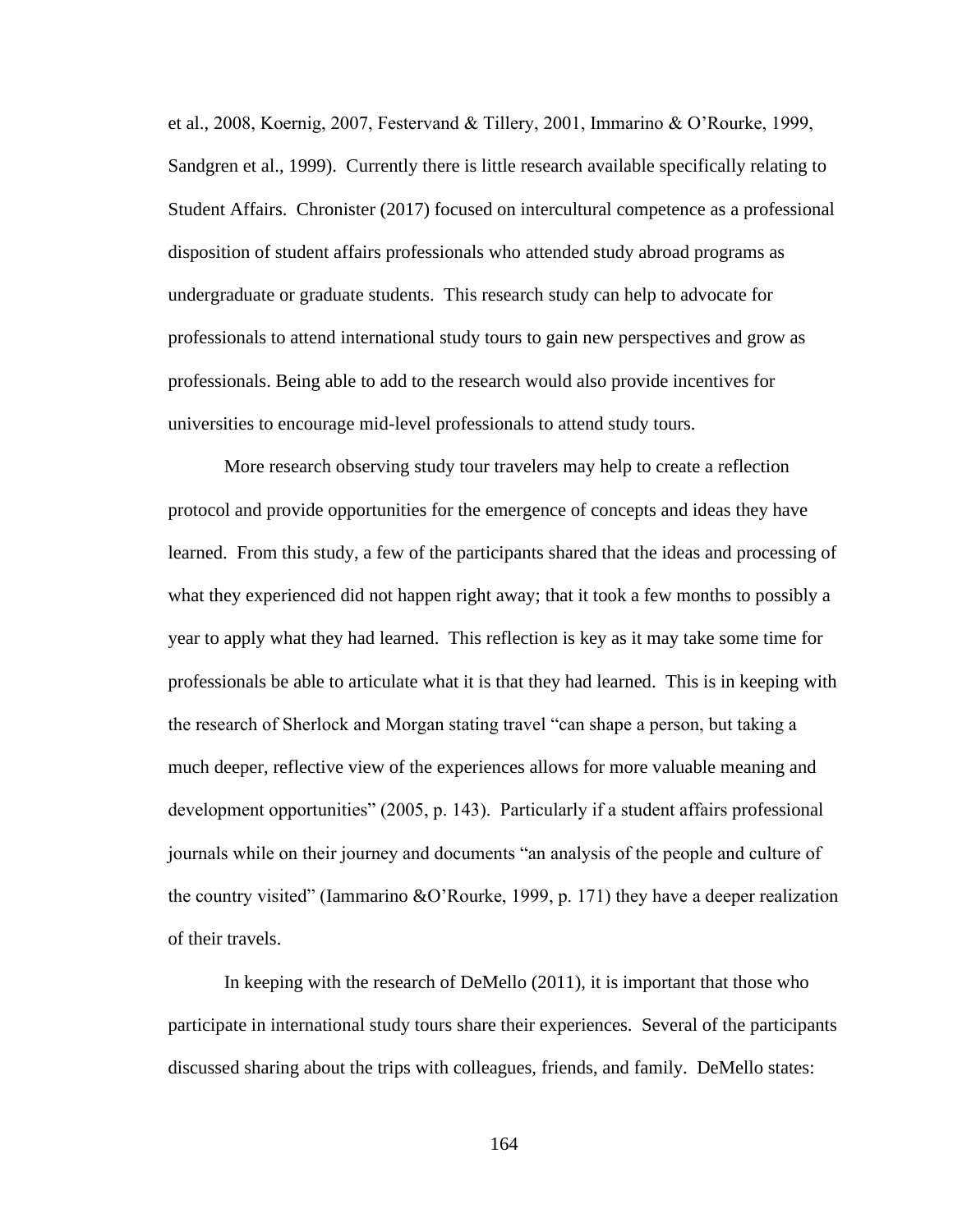et al., 2008, Koernig, 2007, Festervand & Tillery, 2001, Immarino & O'Rourke, 1999, Sandgren et al., 1999). Currently there is little research available specifically relating to Student Affairs. Chronister (2017) focused on intercultural competence as a professional disposition of student affairs professionals who attended study abroad programs as undergraduate or graduate students. This research study can help to advocate for professionals to attend international study tours to gain new perspectives and grow as professionals. Being able to add to the research would also provide incentives for universities to encourage mid-level professionals to attend study tours.

More research observing study tour travelers may help to create a reflection protocol and provide opportunities for the emergence of concepts and ideas they have learned. From this study, a few of the participants shared that the ideas and processing of what they experienced did not happen right away; that it took a few months to possibly a year to apply what they had learned. This reflection is key as it may take some time for professionals be able to articulate what it is that they had learned. This is in keeping with the research of Sherlock and Morgan stating travel "can shape a person, but taking a much deeper, reflective view of the experiences allows for more valuable meaning and development opportunities" (2005, p. 143). Particularly if a student affairs professional journals while on their journey and documents "an analysis of the people and culture of the country visited" (Iammarino &O'Rourke, 1999, p. 171) they have a deeper realization of their travels.

In keeping with the research of DeMello (2011), it is important that those who participate in international study tours share their experiences. Several of the participants discussed sharing about the trips with colleagues, friends, and family. DeMello states: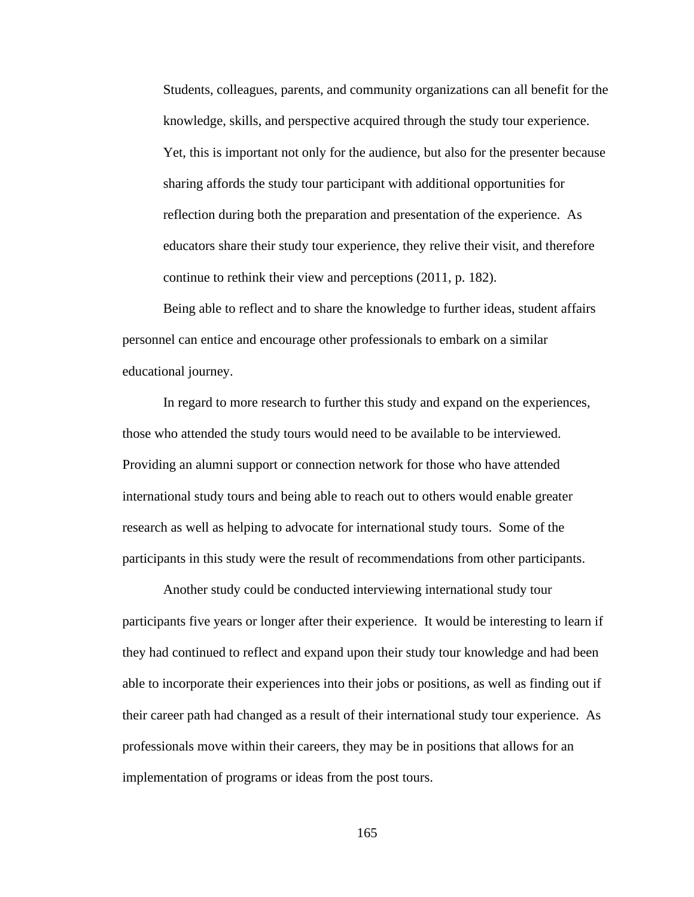> Students, colleagues, parents, and community organizations can all benefit for the knowledge, skills, and perspective acquired through the study tour experience. Yet, this is important not only for the audience, but also for the presenter because sharing affords the study tour participant with additional opportunities for reflection during both the preparation and presentation of the experience. As educators share their study tour experience, they relive their visit, and therefore continue to rethink their view and perceptions (2011, p. 182).

Being able to reflect and to share the knowledge to further ideas, student affairs personnel can entice and encourage other professionals to embark on a similar educational journey.

In regard to more research to further this study and expand on the experiences, those who attended the study tours would need to be available to be interviewed. Providing an alumni support or connection network for those who have attended international study tours and being able to reach out to others would enable greater research as well as helping to advocate for international study tours. Some of the participants in this study were the result of recommendations from other participants.

Another study could be conducted interviewing international study tour participants five years or longer after their experience. It would be interesting to learn if they had continued to reflect and expand upon their study tour knowledge and had been able to incorporate their experiences into their jobs or positions, as well as finding out if their career path had changed as a result of their international study tour experience. As professionals move within their careers, they may be in positions that allows for an implementation of programs or ideas from the post tours.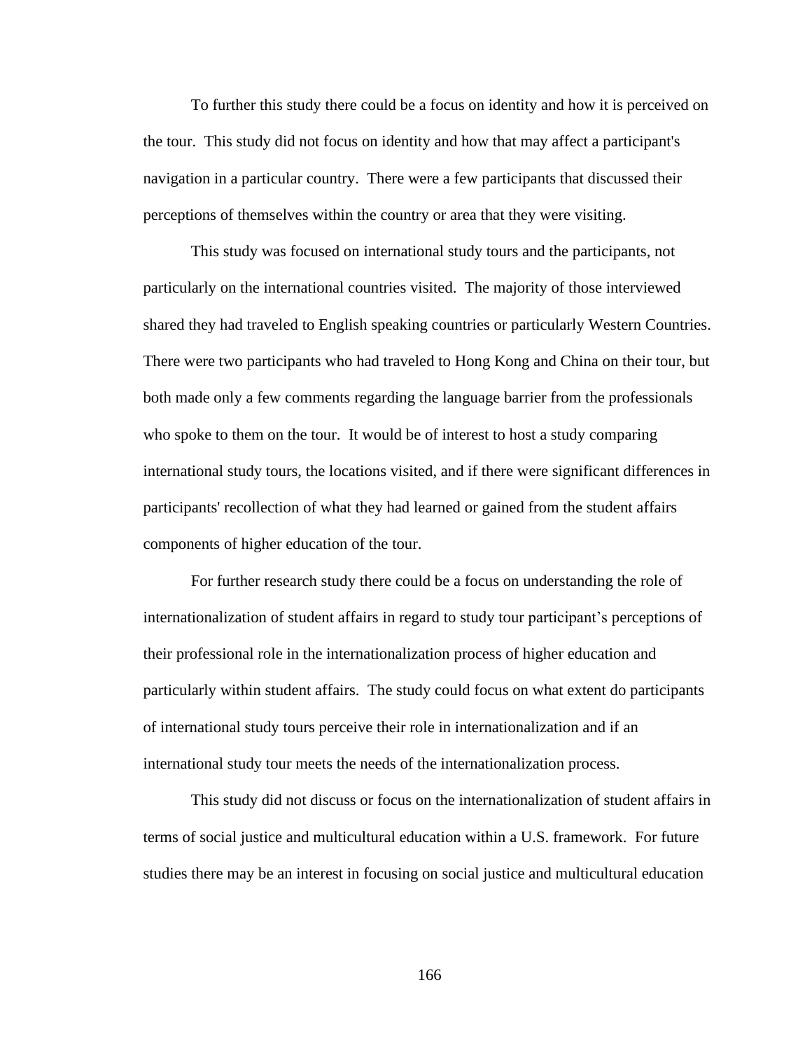To further this study there could be a focus on identity and how it is perceived on the tour. This study did not focus on identity and how that may affect a participant's navigation in a particular country. There were a few participants that discussed their perceptions of themselves within the country or area that they were visiting.

This study was focused on international study tours and the participants, not particularly on the international countries visited. The majority of those interviewed shared they had traveled to English speaking countries or particularly Western Countries. There were two participants who had traveled to Hong Kong and China on their tour, but both made only a few comments regarding the language barrier from the professionals who spoke to them on the tour. It would be of interest to host a study comparing international study tours, the locations visited, and if there were significant differences in participants' recollection of what they had learned or gained from the student affairs components of higher education of the tour.

For further research study there could be a focus on understanding the role of internationalization of student affairs in regard to study tour participant's perceptions of their professional role in the internationalization process of higher education and particularly within student affairs. The study could focus on what extent do participants of international study tours perceive their role in internationalization and if an international study tour meets the needs of the internationalization process.

This study did not discuss or focus on the internationalization of student affairs in terms of social justice and multicultural education within a U.S. framework. For future studies there may be an interest in focusing on social justice and multicultural education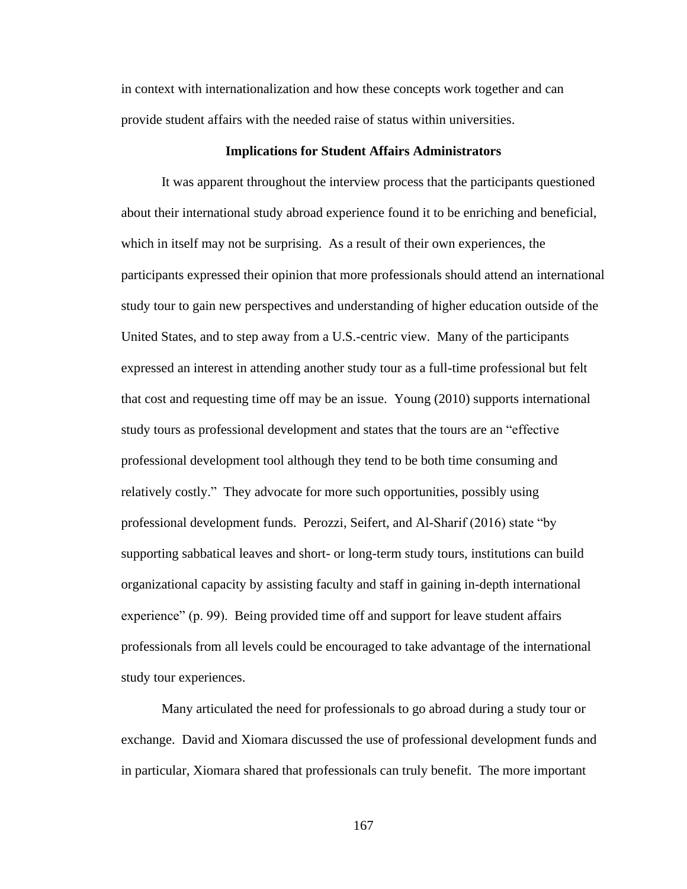in context with internationalization and how these concepts work together and can provide student affairs with the needed raise of status within universities.

## Implications for Student Affairs Administrators

It was apparent throughout the interview process that the participants questioned about their international study abroad experience found it to be enriching and beneficial, which in itself may not be surprising. As a result of their own experiences, the participants expressed their opinion that more professionals should attend an international study tour to gain new perspectives and understanding of higher education outside of the United States, and to step away from a U.S.-centric view. Many of the participants expressed an interest in attending another study tour as a full-time professional but felt that cost and requesting time off may be an issue. Young (2010) supports international study tours as professional development and states that the tours are an "effective professional development tool although they tend to be both time consuming and relatively costly." They advocate for more such opportunities, possibly using professional development funds. Perozzi, Seifert, and Al-Sharif (2016) state "by supporting sabbatical leaves and short- or long-term study tours, institutions can build organizational capacity by assisting faculty and staff in gaining in-depth international experience" (p. 99). Being provided time off and support for leave student affairs professionals from all levels could be encouraged to take advantage of the international study tour experiences.

Many articulated the need for professionals to go abroad during a study tour or exchange. David and Xiomara discussed the use of professional development funds and in particular, Xiomara shared that professionals can truly benefit. The more important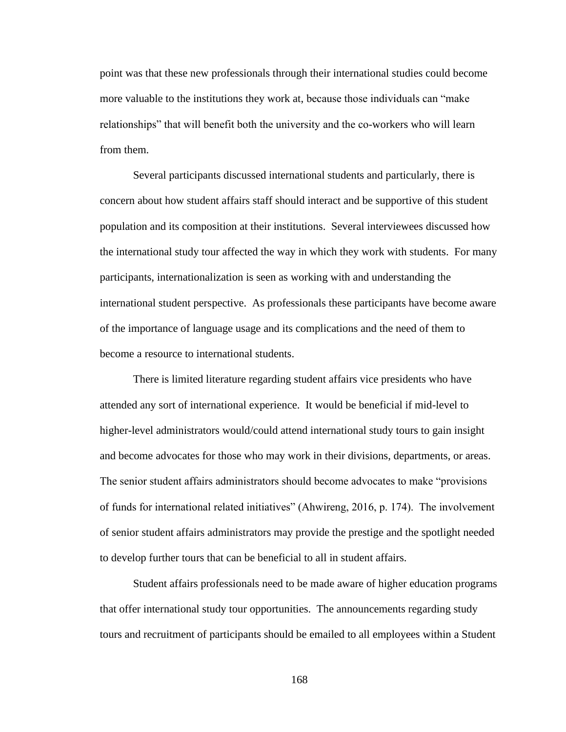point was that these new professionals through their international studies could become more valuable to the institutions they work at, because those individuals can "make relationships" that will benefit both the university and the co-workers who will learn from them.

Several participants discussed international students and particularly, there is concern about how student affairs staff should interact and be supportive of this student population and its composition at their institutions. Several interviewees discussed how the international study tour affected the way in which they work with students. For many participants, internationalization is seen as working with and understanding the international student perspective. As professionals these participants have become aware of the importance of language usage and its complications and the need of them to become a resource to international students.

There is limited literature regarding student affairs vice presidents who have attended any sort of international experience. It would be beneficial if mid-level to higher-level administrators would/could attend international study tours to gain insight and become advocates for those who may work in their divisions, departments, or areas. The senior student affairs administrators should become advocates to make "provisions of funds for international related initiatives" (Ahwireng, 2016, p. 174). The involvement of senior student affairs administrators may provide the prestige and the spotlight needed to develop further tours that can be beneficial to all in student affairs.

Student affairs professionals need to be made aware of higher education programs that offer international study tour opportunities. The announcements regarding study tours and recruitment of participants should be emailed to all employees within a Student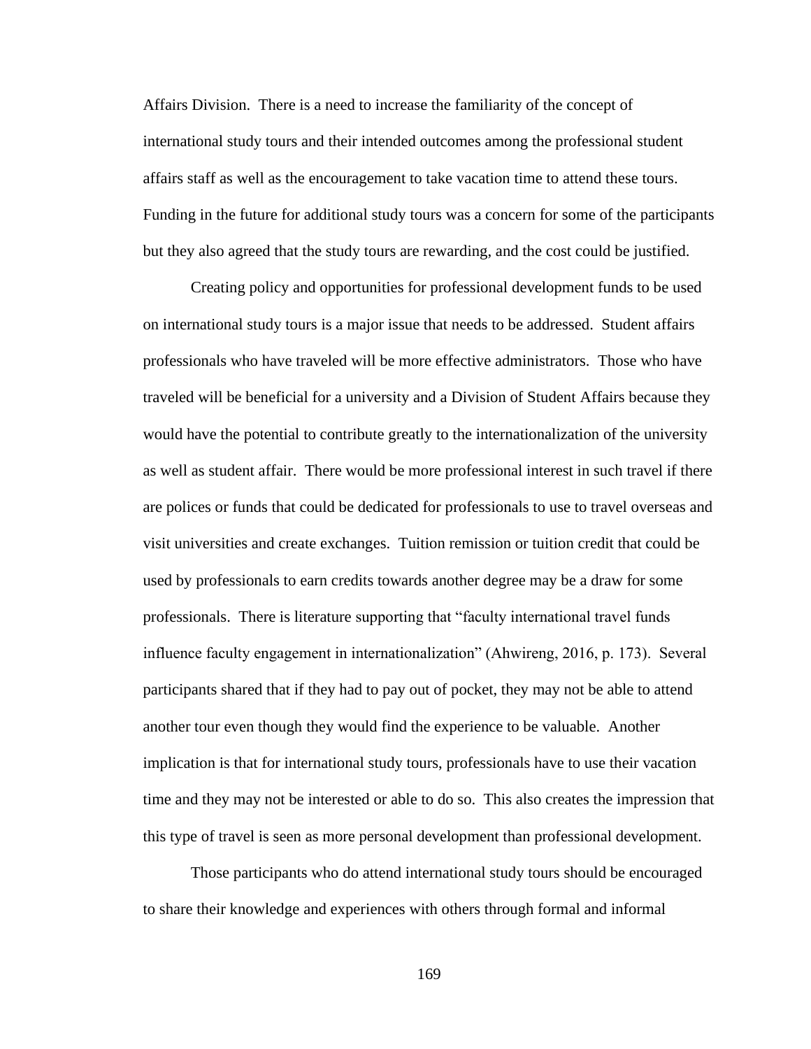Affairs Division. There is a need to increase the familiarity of the concept of international study tours and their intended outcomes among the professional student affairs staff as well as the encouragement to take vacation time to attend these tours. Funding in the future for additional study tours was a concern for some of the participants but they also agreed that the study tours are rewarding, and the cost could be justified.

Creating policy and opportunities for professional development funds to be used on international study tours is a major issue that needs to be addressed. Student affairs professionals who have traveled will be more effective administrators. Those who have traveled will be beneficial for a university and a Division of Student Affairs because they would have the potential to contribute greatly to the internationalization of the university as well as student affair. There would be more professional interest in such travel if there are polices or funds that could be dedicated for professionals to use to travel overseas and visit universities and create exchanges. Tuition remission or tuition credit that could be used by professionals to earn credits towards another degree may be a draw for some professionals. There is literature supporting that "faculty international travel funds influence faculty engagement in internationalization" (Ahwireng, 2016, p. 173). Several participants shared that if they had to pay out of pocket, they may not be able to attend another tour even though they would find the experience to be valuable. Another implication is that for international study tours, professionals have to use their vacation time and they may not be interested or able to do so. This also creates the impression that this type of travel is seen as more personal development than professional development.

Those participants who do attend international study tours should be encouraged to share their knowledge and experiences with others through formal and informal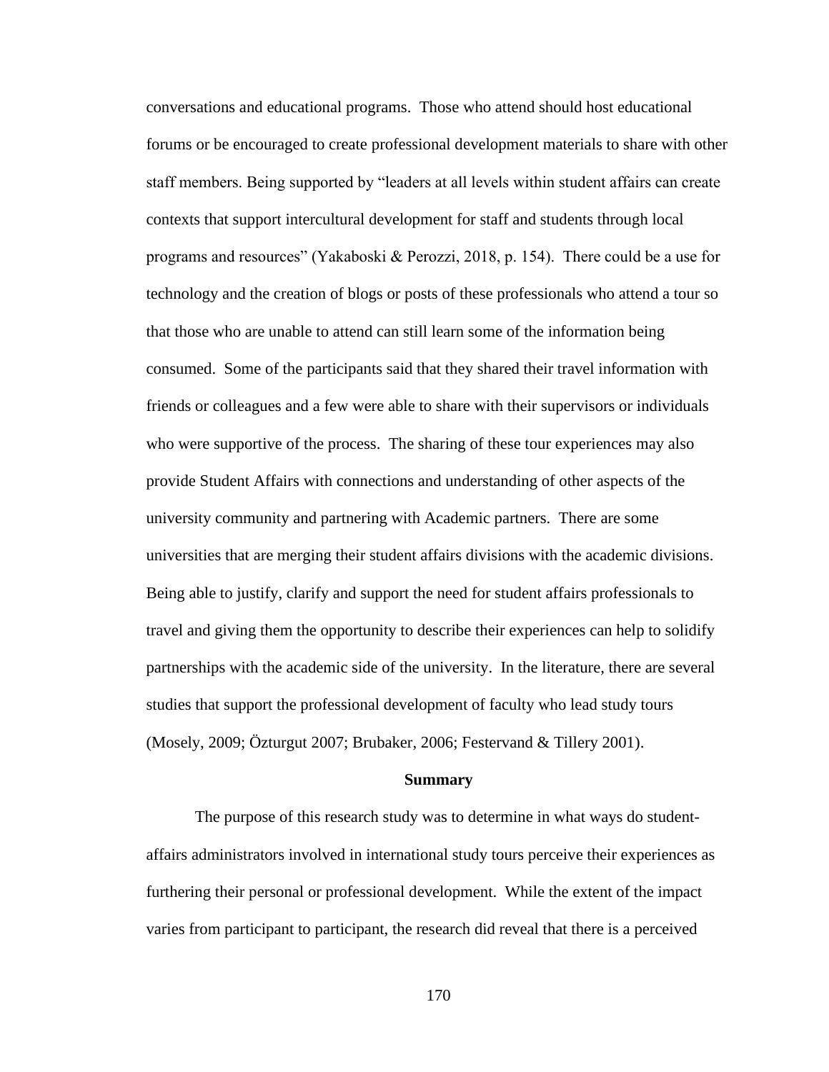conversations and educational programs. Those who attend should host educational forums or be encouraged to create professional development materials to share with other staff members. Being supported by "leaders at all levels within student affairs can create contexts that support intercultural development for staff and students through local programs and resources" (Yakaboski & Perozzi, 2018, p. 154). There could be a use for technology and the creation of blogs or posts of these professionals who attend a tour so that those who are unable to attend can still learn some of the information being consumed. Some of the participants said that they shared their travel information with friends or colleagues and a few were able to share with their supervisors or individuals who were supportive of the process. The sharing of these tour experiences may also provide Student Affairs with connections and understanding of other aspects of the university community and partnering with Academic partners. There are some universities that are merging their student affairs divisions with the academic divisions. Being able to justify, clarify and support the need for student affairs professionals to travel and giving them the opportunity to describe their experiences can help to solidify partnerships with the academic side of the university. In the literature, there are several studies that support the professional development of faculty who lead study tours (Mosely, 2009; Özturgut 2007; Brubaker, 2006; Festervand & Tillery 2001).

## Summary

The purpose of this research study was to determine in what ways do student-affairs administrators involved in international study tours perceive their experiences as furthering their personal or professional development. While the extent of the impact varies from participant to participant, the research did reveal that there is a perceived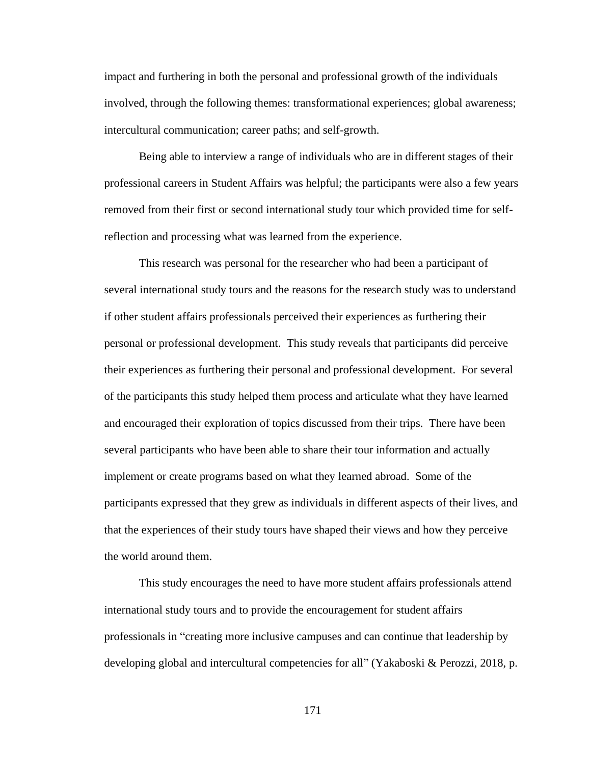impact and furthering in both the personal and professional growth of the individuals involved, through the following themes: transformational experiences; global awareness; intercultural communication; career paths; and self-growth.

Being able to interview a range of individuals who are in different stages of their professional careers in Student Affairs was helpful; the participants were also a few years removed from their first or second international study tour which provided time for self-reflection and processing what was learned from the experience.

This research was personal for the researcher who had been a participant of several international study tours and the reasons for the research study was to understand if other student affairs professionals perceived their experiences as furthering their personal or professional development. This study reveals that participants did perceive their experiences as furthering their personal and professional development. For several of the participants this study helped them process and articulate what they have learned and encouraged their exploration of topics discussed from their trips. There have been several participants who have been able to share their tour information and actually implement or create programs based on what they learned abroad. Some of the participants expressed that they grew as individuals in different aspects of their lives, and that the experiences of their study tours have shaped their views and how they perceive the world around them.

This study encourages the need to have more student affairs professionals attend international study tours and to provide the encouragement for student affairs professionals in "creating more inclusive campuses and can continue that leadership by developing global and intercultural competencies for all" (Yakaboski & Perozzi, 2018, p.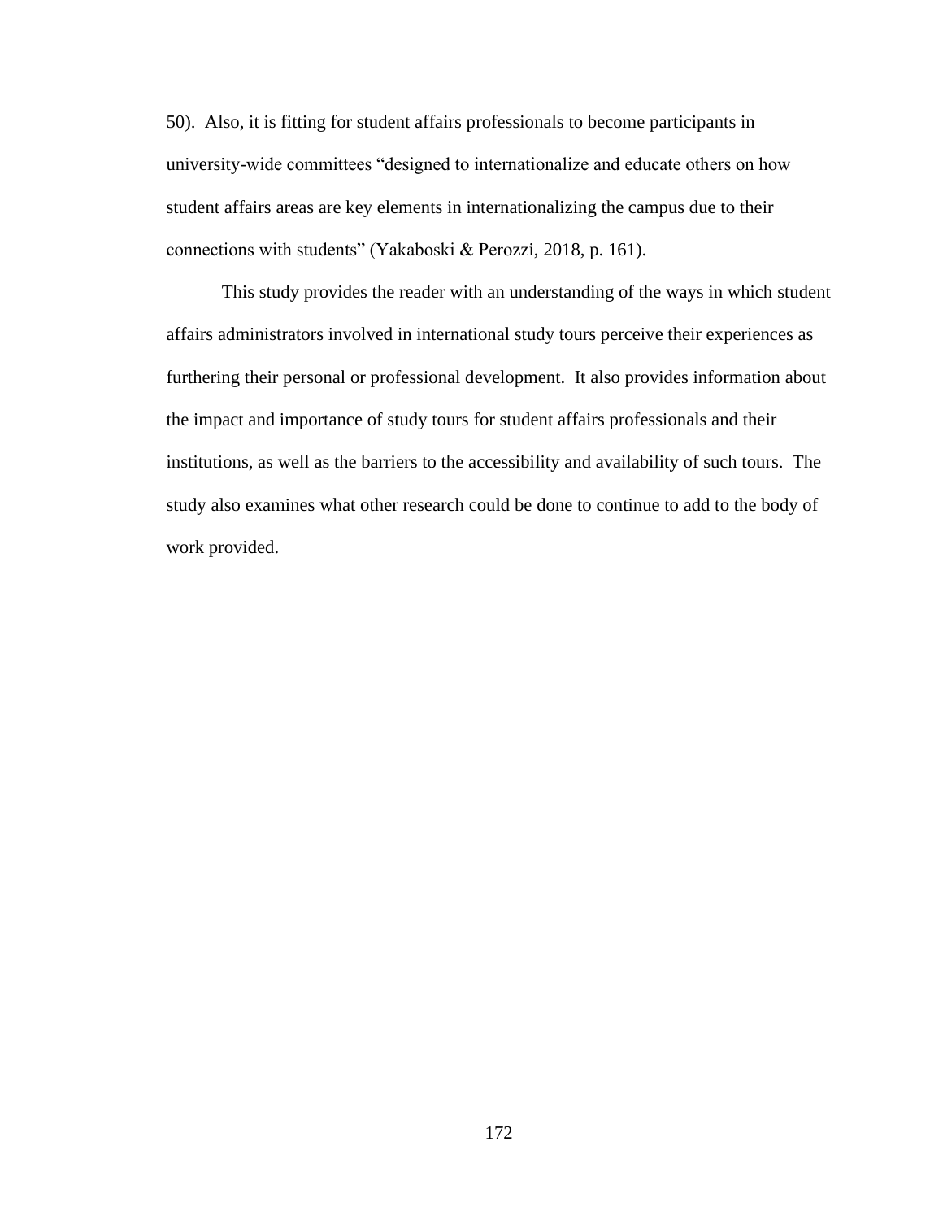50). Also, it is fitting for student affairs professionals to become participants in university-wide committees "designed to internationalize and educate others on how student affairs areas are key elements in internationalizing the campus due to their connections with students" (Yakaboski & Perozzi, 2018, p. 161).

This study provides the reader with an understanding of the ways in which student affairs administrators involved in international study tours perceive their experiences as furthering their personal or professional development. It also provides information about the impact and importance of study tours for student affairs professionals and their institutions, as well as the barriers to the accessibility and availability of such tours. The study also examines what other research could be done to continue to add to the body of work provided.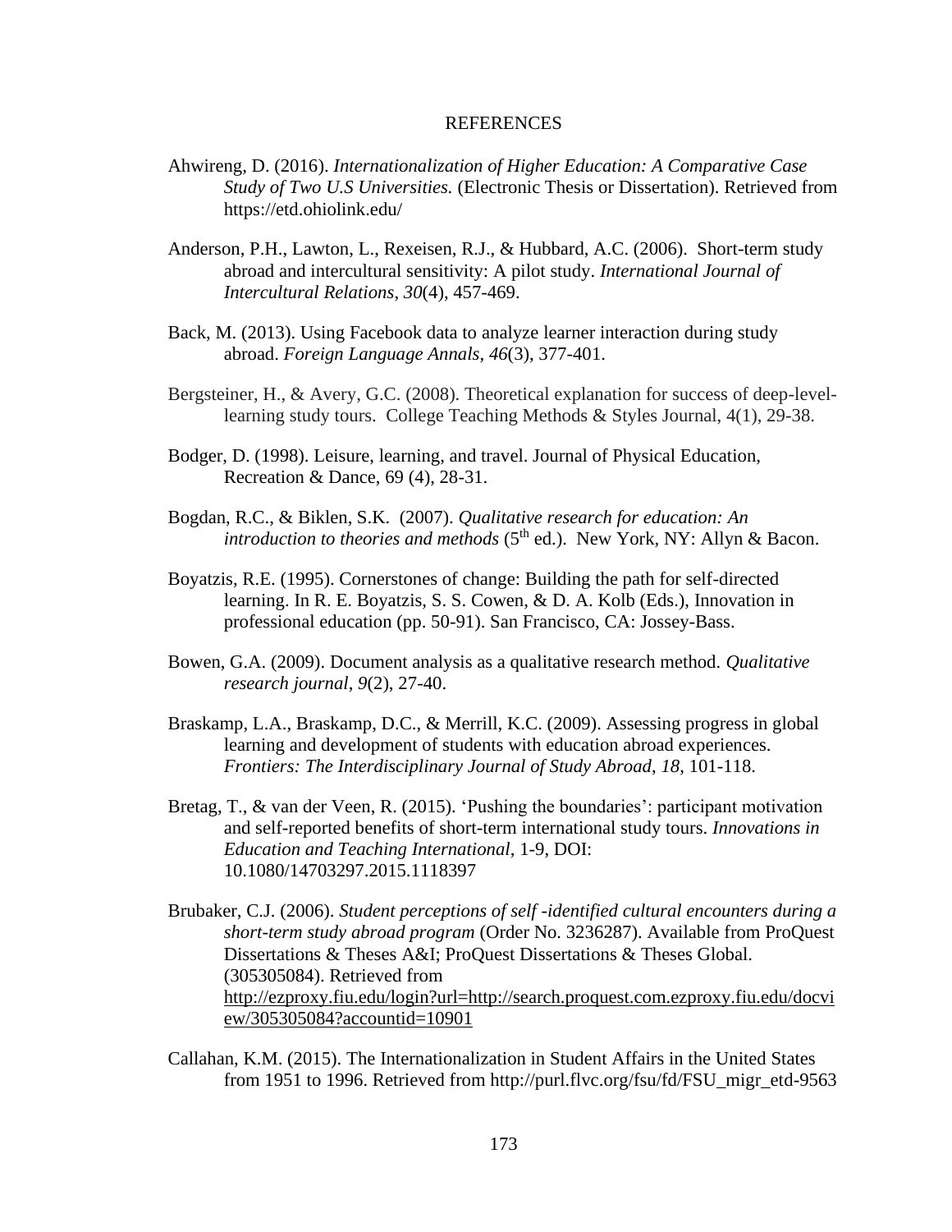# REFERENCES

Ahwireng, D. (2016). *Internationalization of Higher Education: A Comparative Case Study of Two U.S Universities.* (Electronic Thesis or Dissertation). Retrieved from https://etd.ohiolink.edu/

Anderson, P.H., Lawton, L., Rexeisen, R.J., & Hubbard, A.C. (2006). Short-term study abroad and intercultural sensitivity: A pilot study. *International Journal of Intercultural Relations*, *30*(4), 457-469.

Back, M. (2013). Using Facebook data to analyze learner interaction during study abroad. *Foreign Language Annals*, *46*(3), 377-401.

Bergsteiner, H., & Avery, G.C. (2008). Theoretical explanation for success of deep-level-learning study tours. College Teaching Methods & Styles Journal, 4(1), 29-38.

Bodger, D. (1998). Leisure, learning, and travel. Journal of Physical Education, Recreation & Dance, 69 (4), 28-31.

Bogdan, R.C., & Biklen, S.K. (2007). *Qualitative research for education: An introduction to theories and methods* (5th ed.). New York, NY: Allyn & Bacon.

Boyatzis, R.E. (1995). Cornerstones of change: Building the path for self-directed learning. In R. E. Boyatzis, S. S. Cowen, & D. A. Kolb (Eds.), Innovation in professional education (pp. 50-91). San Francisco, CA: Jossey-Bass.

Bowen, G.A. (2009). Document analysis as a qualitative research method. *Qualitative research journal*, *9*(2), 27-40.

Braskamp, L.A., Braskamp, D.C., & Merrill, K.C. (2009). Assessing progress in global learning and development of students with education abroad experiences. *Frontiers: The Interdisciplinary Journal of Study Abroad*, *18*, 101-118.

Bretag, T., & van der Veen, R. (2015). 'Pushing the boundaries': participant motivation and self-reported benefits of short-term international study tours. *Innovations in Education and Teaching International*, 1-9, DOI: 10.1080/14703297.2015.1118397

Brubaker, C.J. (2006). *Student perceptions of self -identified cultural encounters during a short-term study abroad program* (Order No. 3236287). Available from ProQuest Dissertations & Theses A&I; ProQuest Dissertations & Theses Global. (305305084). Retrieved from http://ezproxy.fiu.edu/login?url=http://search.proquest.com.ezproxy.fiu.edu/docview/305305084?accountid=10901

Callahan, K.M. (2015). The Internationalization in Student Affairs in the United States from 1951 to 1996. Retrieved from http://purl.flvc.org/fsu/fd/FSU_migr_etd-9563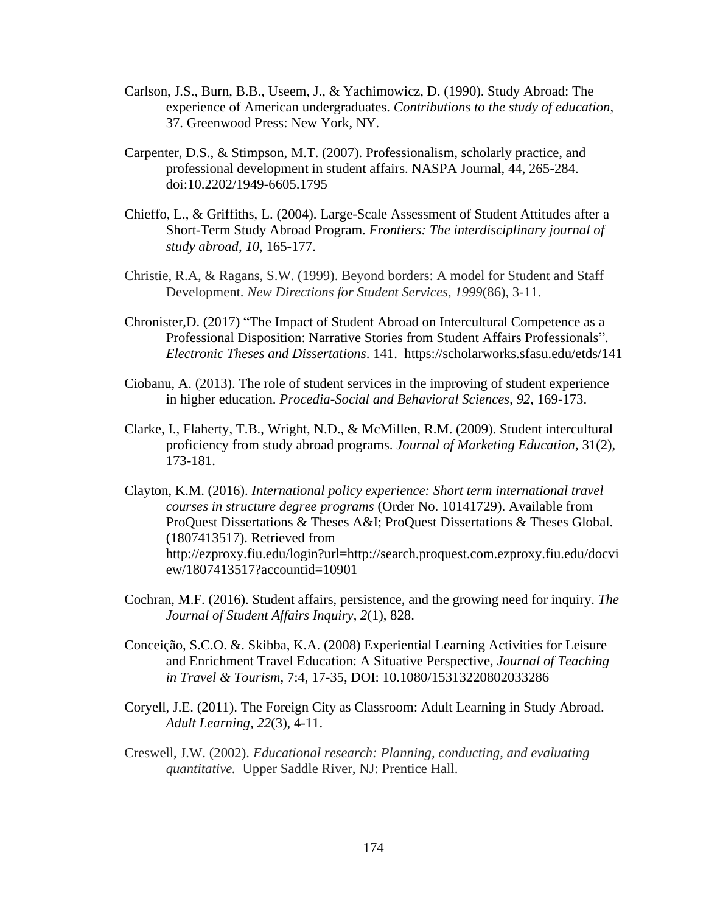Carlson, J.S., Burn, B.B., Useem, J., & Yachimowicz, D. (1990). Study Abroad: The experience of American undergraduates. *Contributions to the study of education*, 37. Greenwood Press: New York, NY.

Carpenter, D.S., & Stimpson, M.T. (2007). Professionalism, scholarly practice, and professional development in student affairs. NASPA Journal, 44, 265-284. doi:10.2202/1949-6605.1795

Chieffo, L., & Griffiths, L. (2004). Large-Scale Assessment of Student Attitudes after a Short-Term Study Abroad Program. *Frontiers: The interdisciplinary journal of study abroad*, *10*, 165-177.

Christie, R.A, & Ragans, S.W. (1999). Beyond borders: A model for Student and Staff Development. *New Directions for Student Services*, *1999*(86), 3-11.

Chronister,D. (2017) "The Impact of Student Abroad on Intercultural Competence as a Professional Disposition: Narrative Stories from Student Affairs Professionals". *Electronic Theses and Dissertations*. 141. https://scholarworks.sfasu.edu/etds/141

Ciobanu, A. (2013). The role of student services in the improving of student experience in higher education. *Procedia-Social and Behavioral Sciences*, *92*, 169-173.

Clarke, I., Flaherty, T.B., Wright, N.D., & McMillen, R.M. (2009). Student intercultural proficiency from study abroad programs. *Journal of Marketing Education*, 31(2), 173-181.

Clayton, K.M. (2016). *International policy experience: Short term international travel courses in structure degree programs* (Order No. 10141729). Available from ProQuest Dissertations & Theses A&I; ProQuest Dissertations & Theses Global. (1807413517). Retrieved from http://ezproxy.fiu.edu/login?url=http://search.proquest.com.ezproxy.fiu.edu/docview/1807413517?accountid=10901

Cochran, M.F. (2016). Student affairs, persistence, and the growing need for inquiry. *The Journal of Student Affairs Inquiry*, *2*(1), 828.

Conceição, S.C.O. &. Skibba, K.A. (2008) Experiential Learning Activities for Leisure and Enrichment Travel Education: A Situative Perspective, *Journal of Teaching in Travel & Tourism*, 7:4, 17-35, DOI: 10.1080/15313220802033286

Coryell, J.E. (2011). The Foreign City as Classroom: Adult Learning in Study Abroad. *Adult Learning*, *22*(3), 4-11.

Creswell, J.W. (2002). *Educational research: Planning, conducting, and evaluating quantitative.* Upper Saddle River, NJ: Prentice Hall.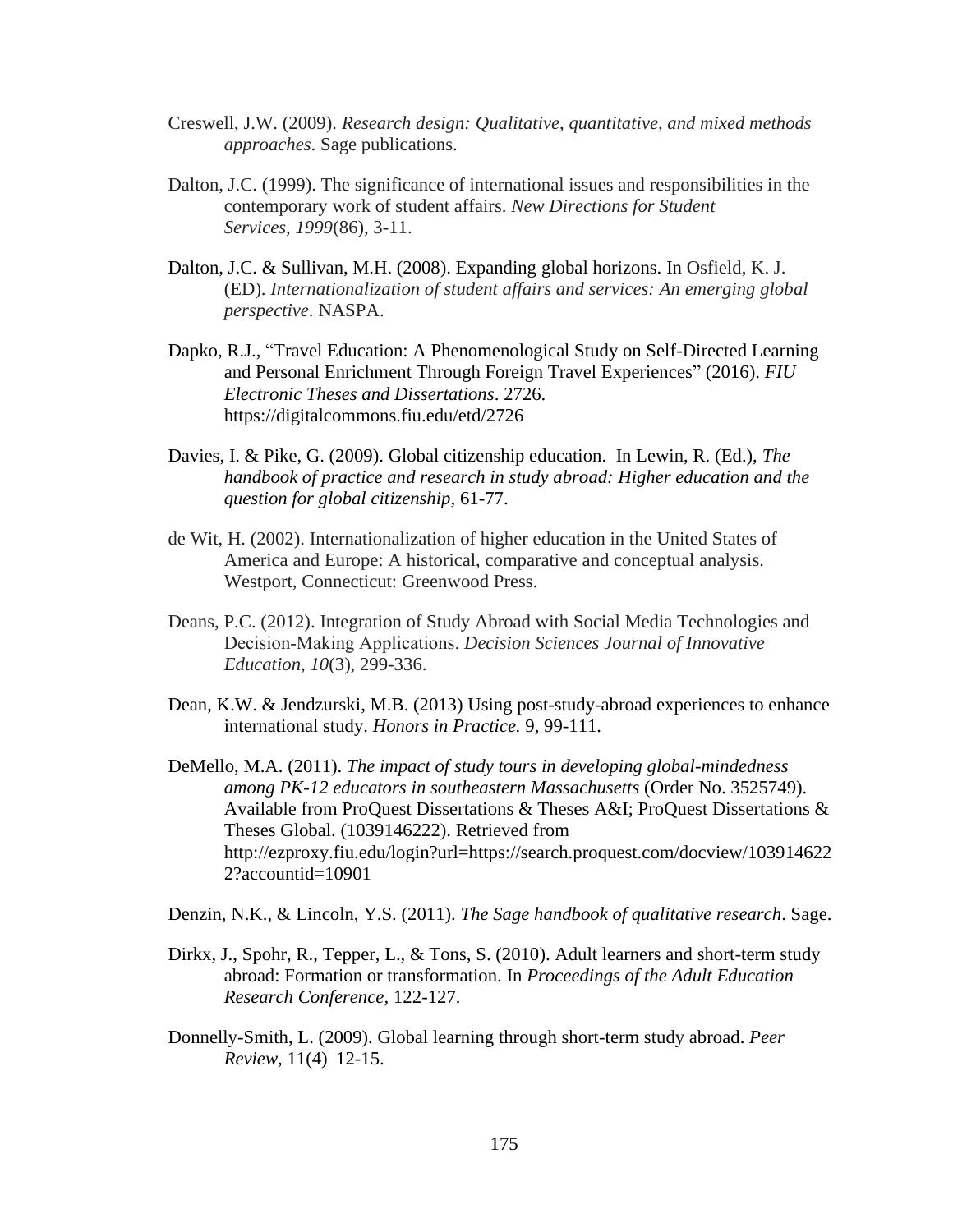Creswell, J.W. (2009). *Research design: Qualitative, quantitative, and mixed methods approaches*. Sage publications.

Dalton, J.C. (1999). The significance of international issues and responsibilities in the contemporary work of student affairs. *New Directions for Student Services, 1999*(86), 3-11.

Dalton, J.C. & Sullivan, M.H. (2008). Expanding global horizons. In Osfield, K. J. (ED). *Internationalization of student affairs and services: An emerging global perspective*. NASPA.

Dapko, R.J., "Travel Education: A Phenomenological Study on Self-Directed Learning and Personal Enrichment Through Foreign Travel Experiences" (2016). *FIU Electronic Theses and Dissertations*. 2726. https://digitalcommons.fiu.edu/etd/2726

Davies, I. & Pike, G. (2009). Global citizenship education. In Lewin, R. (Ed.), *The handbook of practice and research in study abroad: Higher education and the question for global citizenship*, 61-77.

de Wit, H. (2002). Internationalization of higher education in the United States of America and Europe: A historical, comparative and conceptual analysis. Westport, Connecticut: Greenwood Press.

Deans, P.C. (2012). Integration of Study Abroad with Social Media Technologies and Decision-Making Applications. *Decision Sciences Journal of Innovative Education*, *10*(3), 299-336.

Dean, K.W. & Jendzurski, M.B. (2013) Using post-study-abroad experiences to enhance international study. *Honors in Practice.* 9, 99-111.

DeMello, M.A. (2011). *The impact of study tours in developing global-mindedness among PK-12 educators in southeastern Massachusetts* (Order No. 3525749). Available from ProQuest Dissertations & Theses A&I; ProQuest Dissertations & Theses Global. (1039146222). Retrieved from http://ezproxy.fiu.edu/login?url=https://search.proquest.com/docview/1039146222?accountid=10901

Denzin, N.K., & Lincoln, Y.S. (2011). *The Sage handbook of qualitative research*. Sage.

Dirkx, J., Spohr, R., Tepper, L., & Tons, S. (2010). Adult learners and short-term study abroad: Formation or transformation. In *Proceedings of the Adult Education Research Conference,* 122-127.

Donnelly-Smith, L. (2009). Global learning through short-term study abroad. *Peer Review*, 11(4) 12-15.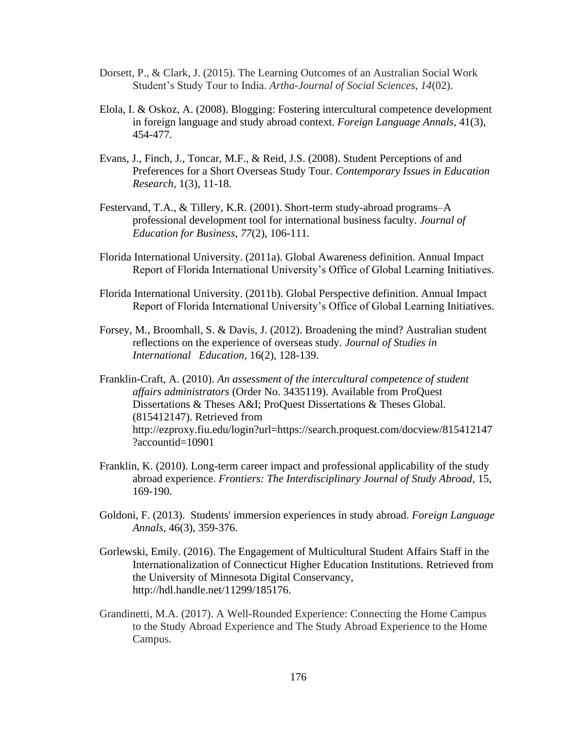Dorsett, P., & Clark, J. (2015). The Learning Outcomes of an Australian Social Work Student's Study Tour to India. *Artha-Journal of Social Sciences*, *14*(02).

Elola, I. & Oskoz, A. (2008). Blogging: Fostering intercultural competence development in foreign language and study abroad context. *Foreign Language Annals*, 41(3), 454-477.

Evans, J., Finch, J., Toncar, M.F., & Reid, J.S. (2008). Student Perceptions of and Preferences for a Short Overseas Study Tour. *Contemporary Issues in Education Research*, 1(3), 11-18.

Festervand, T.A., & Tillery, K.R. (2001). Short-term study-abroad programs–A professional development tool for international business faculty. *Journal of Education for Business*, *77*(2), 106-111.

Florida International University. (2011a). Global Awareness definition. Annual Impact Report of Florida International University's Office of Global Learning Initiatives.

Florida International University. (2011b). Global Perspective definition. Annual Impact Report of Florida International University's Office of Global Learning Initiatives.

Forsey, M., Broomhall, S. & Davis, J. (2012). Broadening the mind? Australian student reflections on the experience of overseas study. *Journal of Studies in International Education*, 16(2), 128-139.

Franklin-Craft, A. (2010). *An assessment of the intercultural competence of student affairs administrators* (Order No. 3435119). Available from ProQuest Dissertations & Theses A&I; ProQuest Dissertations & Theses Global. (815412147). Retrieved from http://ezproxy.fiu.edu/login?url=https://search.proquest.com/docview/815412147?accountid=10901

Franklin, K. (2010). Long-term career impact and professional applicability of the study abroad experience. *Frontiers: The Interdisciplinary Journal of Study Abroad*, 15, 169-190.

Goldoni, F. (2013). Students' immersion experiences in study abroad. *Foreign Language Annals*, 46(3), 359-376.

Gorlewski, Emily. (2016). The Engagement of Multicultural Student Affairs Staff in the Internationalization of Connecticut Higher Education Institutions. Retrieved from the University of Minnesota Digital Conservancy, http://hdl.handle.net/11299/185176.

Grandinetti, M.A. (2017). A Well-Rounded Experience: Connecting the Home Campus to the Study Abroad Experience and The Study Abroad Experience to the Home Campus.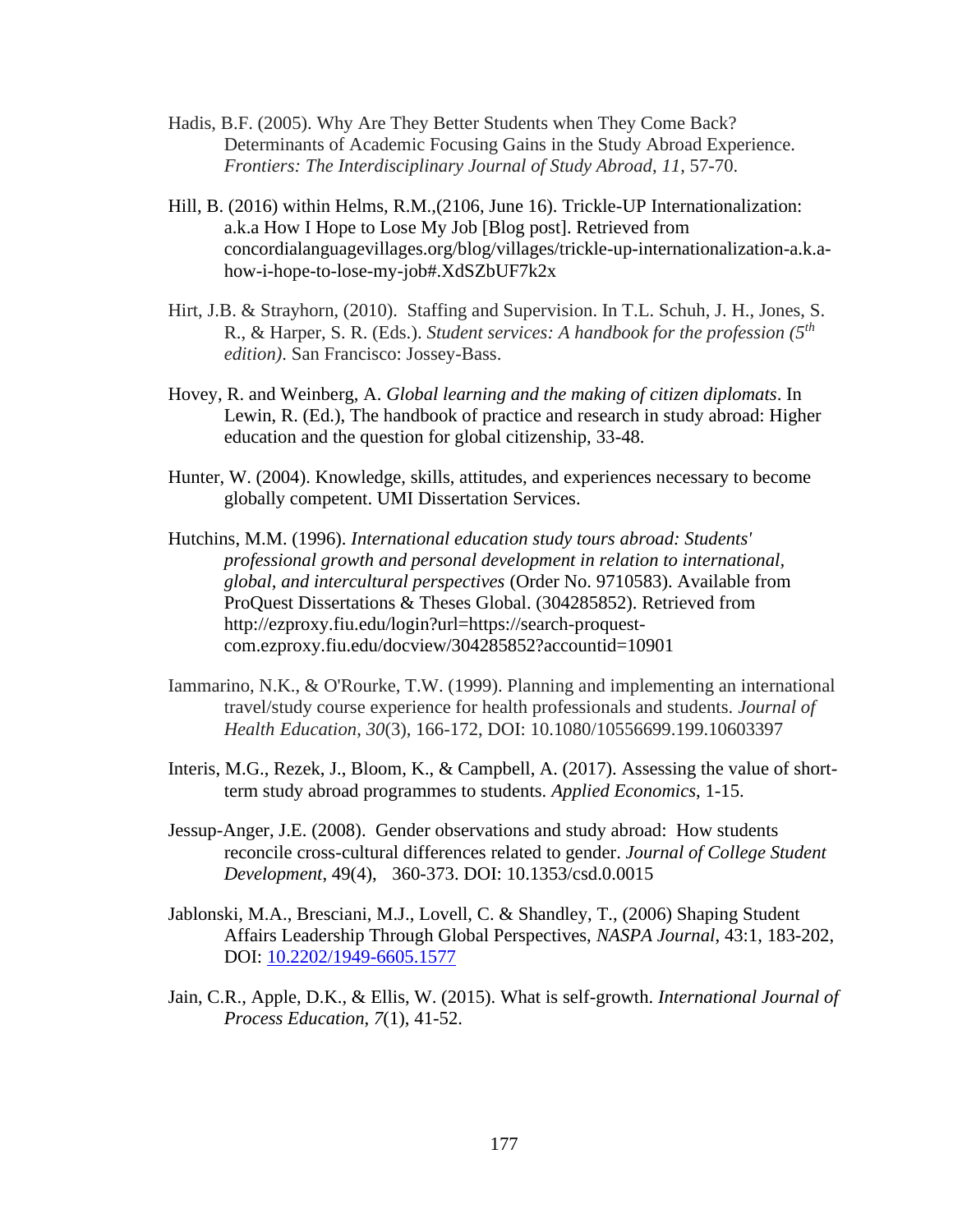Hadis, B.F. (2005). Why Are They Better Students when They Come Back? Determinants of Academic Focusing Gains in the Study Abroad Experience. *Frontiers: The Interdisciplinary Journal of Study Abroad*, *11*, 57-70.

Hill, B. (2016) within Helms, R.M.,(2106, June 16). Trickle-UP Internationalization: a.k.a How I Hope to Lose My Job [Blog post]. Retrieved from concordialanguagevillages.org/blog/villages/trickle-up-internationalization-a.k.a-how-i-hope-to-lose-my-job#.XdSZbUF7k2x

Hirt, J.B. & Strayhorn, (2010). Staffing and Supervision. In T.L. Schuh, J. H., Jones, S. R., & Harper, S. R. (Eds.). *Student services: A handbook for the profession (5th edition)*. San Francisco: Jossey-Bass.

Hovey, R. and Weinberg, A. *Global learning and the making of citizen diplomats*. In Lewin, R. (Ed.), The handbook of practice and research in study abroad: Higher education and the question for global citizenship, 33-48.

Hunter, W. (2004). Knowledge, skills, attitudes, and experiences necessary to become globally competent. UMI Dissertation Services.

Hutchins, M.M. (1996). *International education study tours abroad: Students' professional growth and personal development in relation to international, global, and intercultural perspectives* (Order No. 9710583). Available from ProQuest Dissertations & Theses Global. (304285852). Retrieved from http://ezproxy.fiu.edu/login?url=https://search-proquest-com.ezproxy.fiu.edu/docview/304285852?accountid=10901

Iammarino, N.K., & O'Rourke, T.W. (1999). Planning and implementing an international travel/study course experience for health professionals and students. *Journal of Health Education*, *30*(3), 166-172, DOI: 10.1080/10556699.199.10603397

Interis, M.G., Rezek, J., Bloom, K., & Campbell, A. (2017). Assessing the value of short-term study abroad programmes to students. *Applied Economics*, 1-15.

Jessup-Anger, J.E. (2008). Gender observations and study abroad: How students reconcile cross-cultural differences related to gender. *Journal of College Student Development*, 49(4), 360-373. DOI: 10.1353/csd.0.0015

Jablonski, M.A., Bresciani, M.J., Lovell, C. & Shandley, T., (2006) Shaping Student Affairs Leadership Through Global Perspectives, *NASPA Journal*, 43:1, 183-202, DOI: 10.2202/1949-6605.1577

Jain, C.R., Apple, D.K., & Ellis, W. (2015). What is self-growth. *International Journal of Process Education*, *7*(1), 41-52.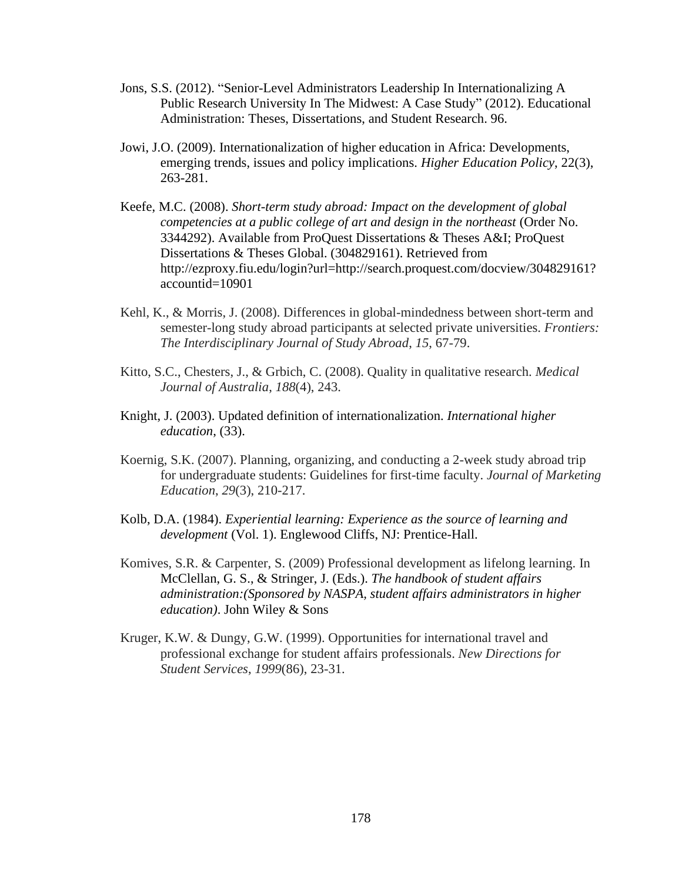Jons, S.S. (2012). “Senior-Level Administrators Leadership In Internationalizing A Public Research University In The Midwest: A Case Study” (2012). Educational Administration: Theses, Dissertations, and Student Research. 96.

Jowi, J.O. (2009). Internationalization of higher education in Africa: Developments, emerging trends, issues and policy implications. *Higher Education Policy*, 22(3), 263-281.

Keefe, M.C. (2008). *Short-term study abroad: Impact on the development of global competencies at a public college of art and design in the northeast* (Order No. 3344292). Available from ProQuest Dissertations & Theses A&I; ProQuest Dissertations & Theses Global. (304829161). Retrieved from http://ezproxy.fiu.edu/login?url=http://search.proquest.com/docview/304829161?accountid=10901

Kehl, K., & Morris, J. (2008). Differences in global-mindedness between short-term and semester-long study abroad participants at selected private universities. *Frontiers: The Interdisciplinary Journal of Study Abroad*, *15*, 67-79.

Kitto, S.C., Chesters, J., & Grbich, C. (2008). Quality in qualitative research. *Medical Journal of Australia*, *188*(4), 243.

Knight, J. (2003). Updated definition of internationalization. *International higher education*, (33).

Koernig, S.K. (2007). Planning, organizing, and conducting a 2-week study abroad trip for undergraduate students: Guidelines for first-time faculty. *Journal of Marketing Education*, *29*(3), 210-217.

Kolb, D.A. (1984). *Experiential learning: Experience as the source of learning and development* (Vol. 1). Englewood Cliffs, NJ: Prentice-Hall.

Komives, S.R. & Carpenter, S. (2009) Professional development as lifelong learning. In McClellan, G. S., & Stringer, J. (Eds.). *The handbook of student affairs administration:(Sponsored by NASPA, student affairs administrators in higher education)*. John Wiley & Sons

Kruger, K.W. & Dungy, G.W. (1999). Opportunities for international travel and professional exchange for student affairs professionals. *New Directions for Student Services*, *1999*(86), 23-31.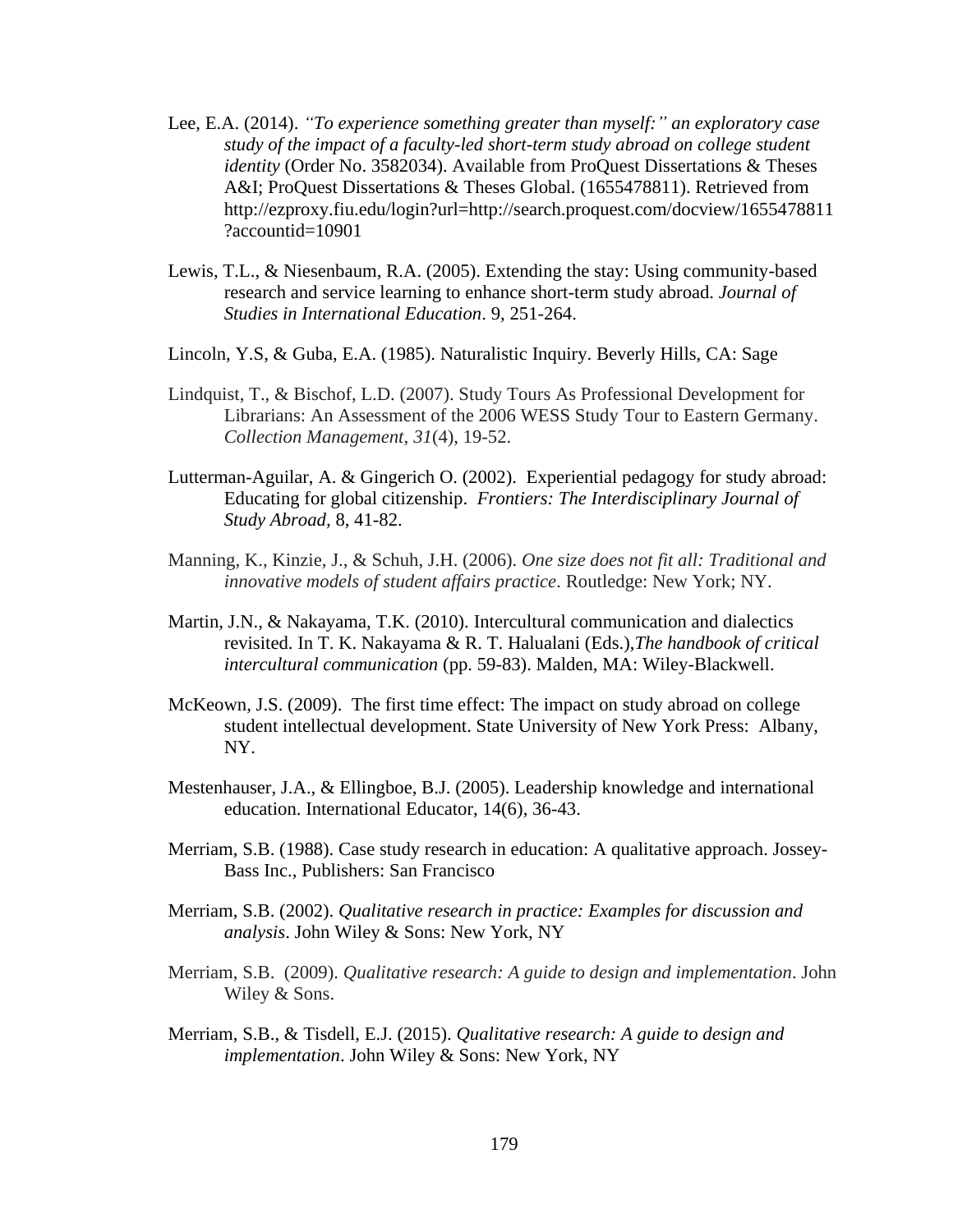Lee, E.A. (2014). *"To experience something greater than myself:" an exploratory case study of the impact of a faculty-led short-term study abroad on college student identity* (Order No. 3582034). Available from ProQuest Dissertations & Theses A&I; ProQuest Dissertations & Theses Global. (1655478811). Retrieved from http://ezproxy.fiu.edu/login?url=http://search.proquest.com/docview/1655478811?accountid=10901

Lewis, T.L., & Niesenbaum, R.A. (2005). Extending the stay: Using community-based research and service learning to enhance short-term study abroad. *Journal of Studies in International Education*. 9, 251-264.

Lincoln, Y.S, & Guba, E.A. (1985). Naturalistic Inquiry. Beverly Hills, CA: Sage

Lindquist, T., & Bischof, L.D. (2007). Study Tours As Professional Development for Librarians: An Assessment of the 2006 WESS Study Tour to Eastern Germany. *Collection Management*, *31*(4), 19-52.

Lutterman-Aguilar, A. & Gingerich O. (2002). Experiential pedagogy for study abroad: Educating for global citizenship. *Frontiers: The Interdisciplinary Journal of Study Abroad,* 8, 41-82.

Manning, K., Kinzie, J., & Schuh, J.H. (2006). *One size does not fit all: Traditional and innovative models of student affairs practice*. Routledge: New York; NY.

Martin, J.N., & Nakayama, T.K. (2010). Intercultural communication and dialectics revisited. In T. K. Nakayama & R. T. Halualani (Eds.),*The handbook of critical intercultural communication* (pp. 59-83). Malden, MA: Wiley-Blackwell.

McKeown, J.S. (2009). The first time effect: The impact on study abroad on college student intellectual development. State University of New York Press: Albany, NY.

Mestenhauser, J.A., & Ellingboe, B.J. (2005). Leadership knowledge and international education. International Educator, 14(6), 36-43.

Merriam, S.B. (1988). Case study research in education: A qualitative approach. Jossey-Bass Inc., Publishers: San Francisco

Merriam, S.B. (2002). *Qualitative research in practice: Examples for discussion and analysis*. John Wiley & Sons: New York, NY

Merriam, S.B. (2009). *Qualitative research: A guide to design and implementation*. John Wiley & Sons.

Merriam, S.B., & Tisdell, E.J. (2015). *Qualitative research: A guide to design and implementation*. John Wiley & Sons: New York, NY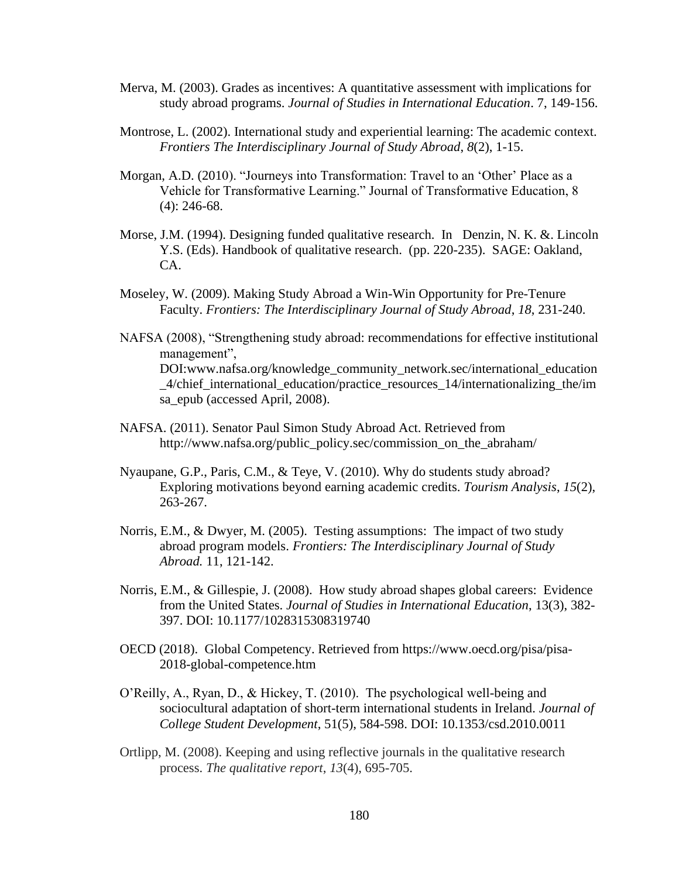Merva, M. (2003). Grades as incentives: A quantitative assessment with implications for study abroad programs. *Journal of Studies in International Education*. 7, 149-156.

Montrose, L. (2002). International study and experiential learning: The academic context. *Frontiers The Interdisciplinary Journal of Study Abroad*, *8*(2), 1-15.

Morgan, A.D. (2010). "Journeys into Transformation: Travel to an 'Other' Place as a Vehicle for Transformative Learning." Journal of Transformative Education, 8 (4): 246-68.

Morse, J.M. (1994). Designing funded qualitative research. In Denzin, N. K. &. Lincoln Y.S. (Eds). Handbook of qualitative research. (pp. 220-235). SAGE: Oakland, CA.

Moseley, W. (2009). Making Study Abroad a Win-Win Opportunity for Pre-Tenure Faculty. *Frontiers: The Interdisciplinary Journal of Study Abroad*, *18*, 231-240.

NAFSA (2008), "Strengthening study abroad: recommendations for effective institutional management", DOI:www.nafsa.org/knowledge_community_network.sec/international_education_4/chief_international_education/practice_resources_14/internationalizing_the/imsa_epub (accessed April, 2008).

NAFSA. (2011). Senator Paul Simon Study Abroad Act. Retrieved from http://www.nafsa.org/public_policy.sec/commission_on_the_abraham/

Nyaupane, G.P., Paris, C.M., & Teye, V. (2010). Why do students study abroad? Exploring motivations beyond earning academic credits. *Tourism Analysis*, *15*(2), 263-267.

Norris, E.M., & Dwyer, M. (2005). Testing assumptions: The impact of two study abroad program models. *Frontiers: The Interdisciplinary Journal of Study Abroad.* 11, 121-142.

Norris, E.M., & Gillespie, J. (2008). How study abroad shapes global careers: Evidence from the United States. *Journal of Studies in International Education*, 13(3), 382-397. DOI: 10.1177/1028315308319740

OECD (2018). Global Competency. Retrieved from https://www.oecd.org/pisa/pisa-2018-global-competence.htm

O'Reilly, A., Ryan, D., & Hickey, T. (2010). The psychological well-being and sociocultural adaptation of short-term international students in Ireland. *Journal of College Student Development*, 51(5), 584-598. DOI: 10.1353/csd.2010.0011

Ortlipp, M. (2008). Keeping and using reflective journals in the qualitative research process. *The qualitative report*, *13*(4), 695-705.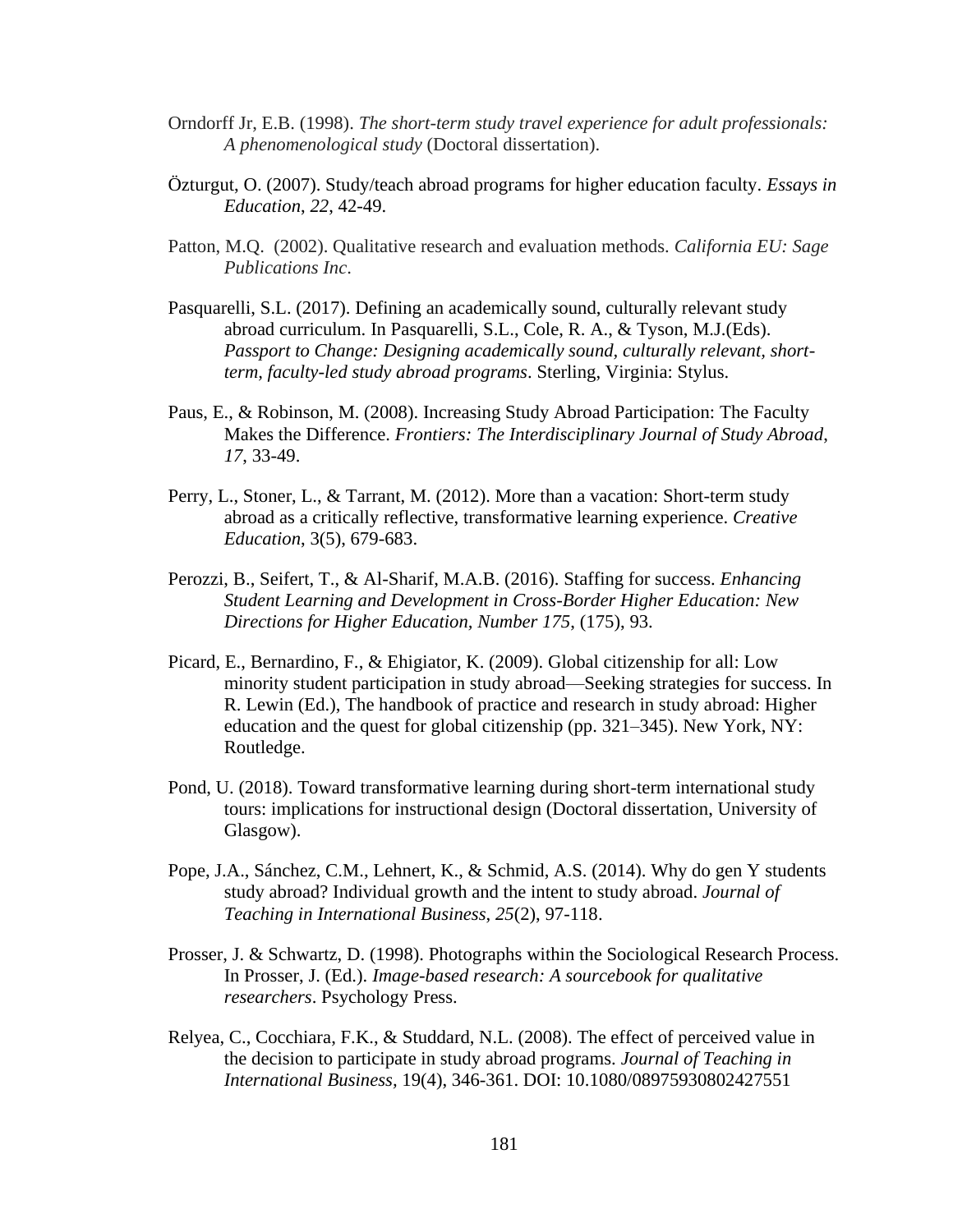Orndorff Jr, E.B. (1998). *The short-term study travel experience for adult professionals: A phenomenological study* (Doctoral dissertation).

Özturgut, O. (2007). Study/teach abroad programs for higher education faculty. *Essays in Education*, *22*, 42-49.

Patton, M.Q. (2002). Qualitative research and evaluation methods. *California EU: Sage Publications Inc*.

Pasquarelli, S.L. (2017). Defining an academically sound, culturally relevant study abroad curriculum. In Pasquarelli, S.L., Cole, R. A., & Tyson, M.J.(Eds). *Passport to Change: Designing academically sound, culturally relevant, short-term, faculty-led study abroad programs*. Sterling, Virginia: Stylus.

Paus, E., & Robinson, M. (2008). Increasing Study Abroad Participation: The Faculty Makes the Difference. *Frontiers: The Interdisciplinary Journal of Study Abroad*, *17*, 33-49.

Perry, L., Stoner, L., & Tarrant, M. (2012). More than a vacation: Short-term study abroad as a critically reflective, transformative learning experience. *Creative Education*, 3(5), 679-683.

Perozzi, B., Seifert, T., & Al-Sharif, M.A.B. (2016). Staffing for success. *Enhancing Student Learning and Development in Cross-Border Higher Education: New Directions for Higher Education, Number 175*, (175), 93.

Picard, E., Bernardino, F., & Ehigiator, K. (2009). Global citizenship for all: Low minority student participation in study abroad—Seeking strategies for success. In R. Lewin (Ed.), The handbook of practice and research in study abroad: Higher education and the quest for global citizenship (pp. 321–345). New York, NY: Routledge.

Pond, U. (2018). Toward transformative learning during short-term international study tours: implications for instructional design (Doctoral dissertation, University of Glasgow).

Pope, J.A., Sánchez, C.M., Lehnert, K., & Schmid, A.S. (2014). Why do gen Y students study abroad? Individual growth and the intent to study abroad. *Journal of Teaching in International Business*, *25*(2), 97-118.

Prosser, J. & Schwartz, D. (1998). Photographs within the Sociological Research Process. In Prosser, J. (Ed.). *Image-based research: A sourcebook for qualitative researchers*. Psychology Press.

Relyea, C., Cocchiara, F.K., & Studdard, N.L. (2008). The effect of perceived value in the decision to participate in study abroad programs. *Journal of Teaching in International Business*, 19(4), 346-361. DOI: 10.1080/08975930802427551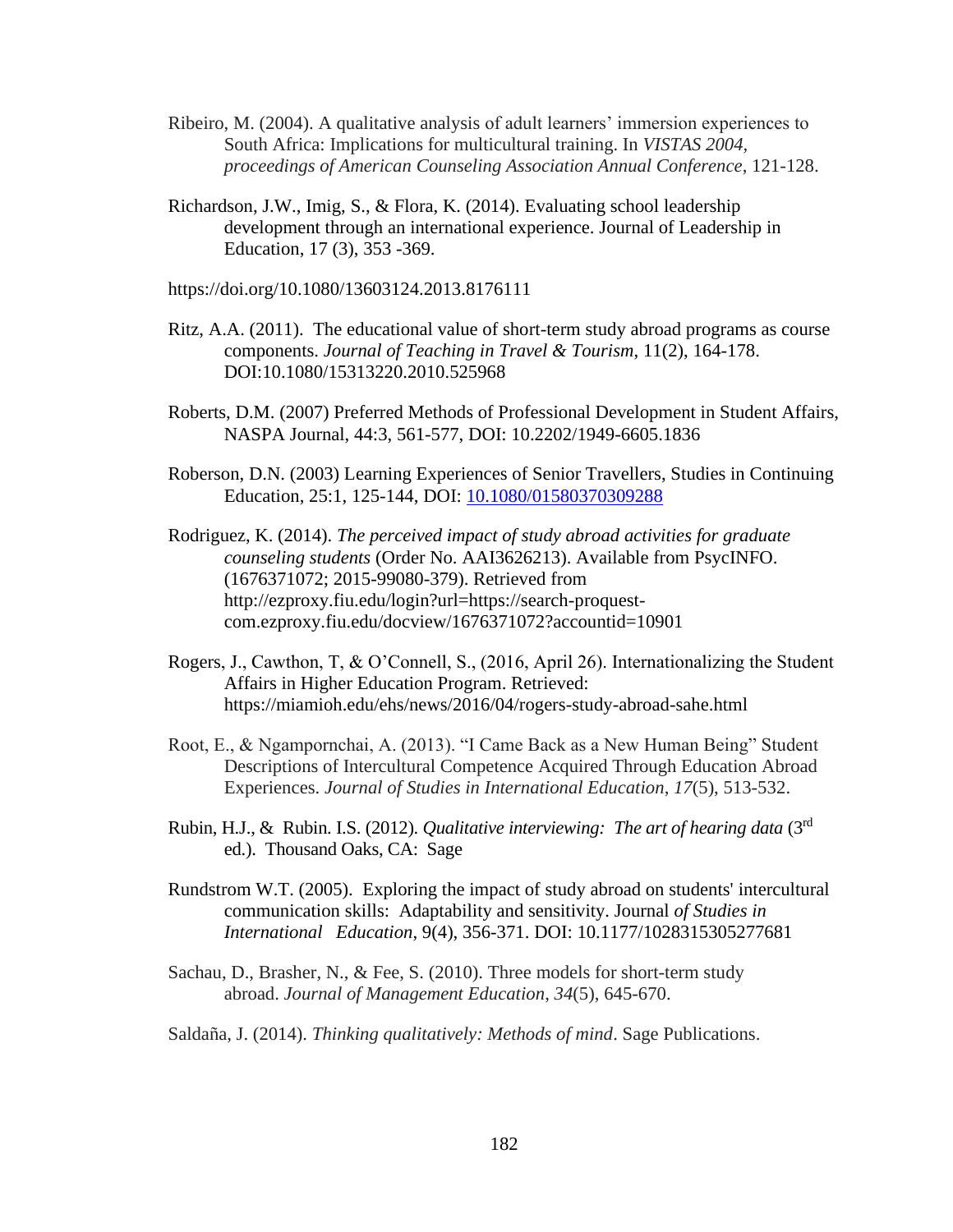Ribeiro, M. (2004). A qualitative analysis of adult learners' immersion experiences to South Africa: Implications for multicultural training. In *VISTAS 2004, proceedings of American Counseling Association Annual Conference*, 121-128.

Richardson, J.W., Imig, S., & Flora, K. (2014). Evaluating school leadership development through an international experience. Journal of Leadership in Education, 17 (3), 353 -369.

https://doi.org/10.1080/13603124.2013.8176111

Ritz, A.A. (2011). The educational value of short-term study abroad programs as course components. *Journal of Teaching in Travel & Tourism*, 11(2), 164-178. DOI:10.1080/15313220.2010.525968

Roberts, D.M. (2007) Preferred Methods of Professional Development in Student Affairs, NASPA Journal, 44:3, 561-577, DOI: 10.2202/1949-6605.1836

Roberson, D.N. (2003) Learning Experiences of Senior Travellers, Studies in Continuing Education, 25:1, 125-144, DOI: 10.1080/01580370309288

Rodriguez, K. (2014). *The perceived impact of study abroad activities for graduate counseling students* (Order No. AAI3626213). Available from PsycINFO. (1676371072; 2015-99080-379). Retrieved from http://ezproxy.fiu.edu/login?url=https://search-proquest-com.ezproxy.fiu.edu/docview/1676371072?accountid=10901

Rogers, J., Cawthon, T, & O'Connell, S., (2016, April 26). Internationalizing the Student Affairs in Higher Education Program. Retrieved: https://miamioh.edu/ehs/news/2016/04/rogers-study-abroad-sahe.html

Root, E., & Ngampornchai, A. (2013). "I Came Back as a New Human Being" Student Descriptions of Intercultural Competence Acquired Through Education Abroad Experiences. *Journal of Studies in International Education*, *17*(5), 513-532.

Rubin, H.J., & Rubin. I.S. (2012). *Qualitative interviewing: The art of hearing data* (3rd ed.). Thousand Oaks, CA: Sage

Rundstrom W.T. (2005). Exploring the impact of study abroad on students' intercultural communication skills: Adaptability and sensitivity. Journal *of Studies in International Education*, 9(4), 356-371. DOI: 10.1177/1028315305277681

Sachau, D., Brasher, N., & Fee, S. (2010). Three models for short-term study abroad. *Journal of Management Education*, *34*(5), 645-670.

Saldaña, J. (2014). *Thinking qualitatively: Methods of mind*. Sage Publications.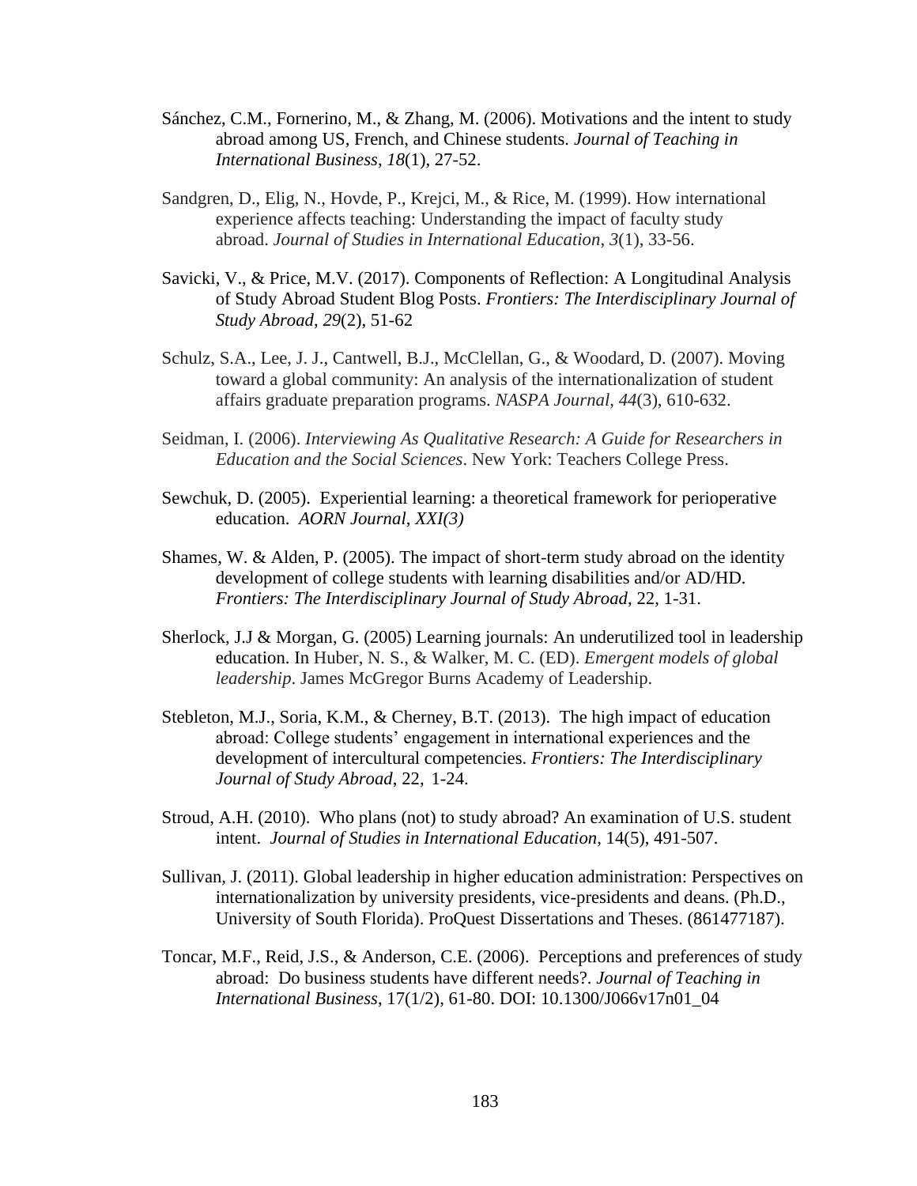Sánchez, C.M., Fornerino, M., & Zhang, M. (2006). Motivations and the intent to study abroad among US, French, and Chinese students. *Journal of Teaching in International Business*, *18*(1), 27-52.

Sandgren, D., Elig, N., Hovde, P., Krejci, M., & Rice, M. (1999). How international experience affects teaching: Understanding the impact of faculty study abroad. *Journal of Studies in International Education*, *3*(1), 33-56.

Savicki, V., & Price, M.V. (2017). Components of Reflection: A Longitudinal Analysis of Study Abroad Student Blog Posts. *Frontiers: The Interdisciplinary Journal of Study Abroad*, *29*(2), 51-62

Schulz, S.A., Lee, J. J., Cantwell, B.J., McClellan, G., & Woodard, D. (2007). Moving toward a global community: An analysis of the internationalization of student affairs graduate preparation programs. *NASPA Journal*, *44*(3), 610-632.

Seidman, I. (2006). *Interviewing As Qualitative Research: A Guide for Researchers in Education and the Social Sciences*. New York: Teachers College Press.

Sewchuk, D. (2005). Experiential learning: a theoretical framework for perioperative education. *AORN Journal*, *XXI(3)*

Shames, W. & Alden, P. (2005). The impact of short-term study abroad on the identity development of college students with learning disabilities and/or AD/HD. *Frontiers: The Interdisciplinary Journal of Study Abroad*, 22, 1-31.

Sherlock, J.J & Morgan, G. (2005) Learning journals: An underutilized tool in leadership education. In Huber, N. S., & Walker, M. C. (ED). *Emergent models of global leadership*. James McGregor Burns Academy of Leadership.

Stebleton, M.J., Soria, K.M., & Cherney, B.T. (2013). The high impact of education abroad: College students' engagement in international experiences and the development of intercultural competencies. *Frontiers: The Interdisciplinary Journal of Study Abroad*, 22, 1-24.

Stroud, A.H. (2010). Who plans (not) to study abroad? An examination of U.S. student intent. *Journal of Studies in International Education*, 14(5), 491-507.

Sullivan, J. (2011). Global leadership in higher education administration: Perspectives on internationalization by university presidents, vice-presidents and deans. (Ph.D., University of South Florida). ProQuest Dissertations and Theses. (861477187).

Toncar, M.F., Reid, J.S., & Anderson, C.E. (2006). Perceptions and preferences of study abroad: Do business students have different needs?. *Journal of Teaching in International Business*, 17(1/2), 61-80. DOI: 10.1300/J066v17n01_04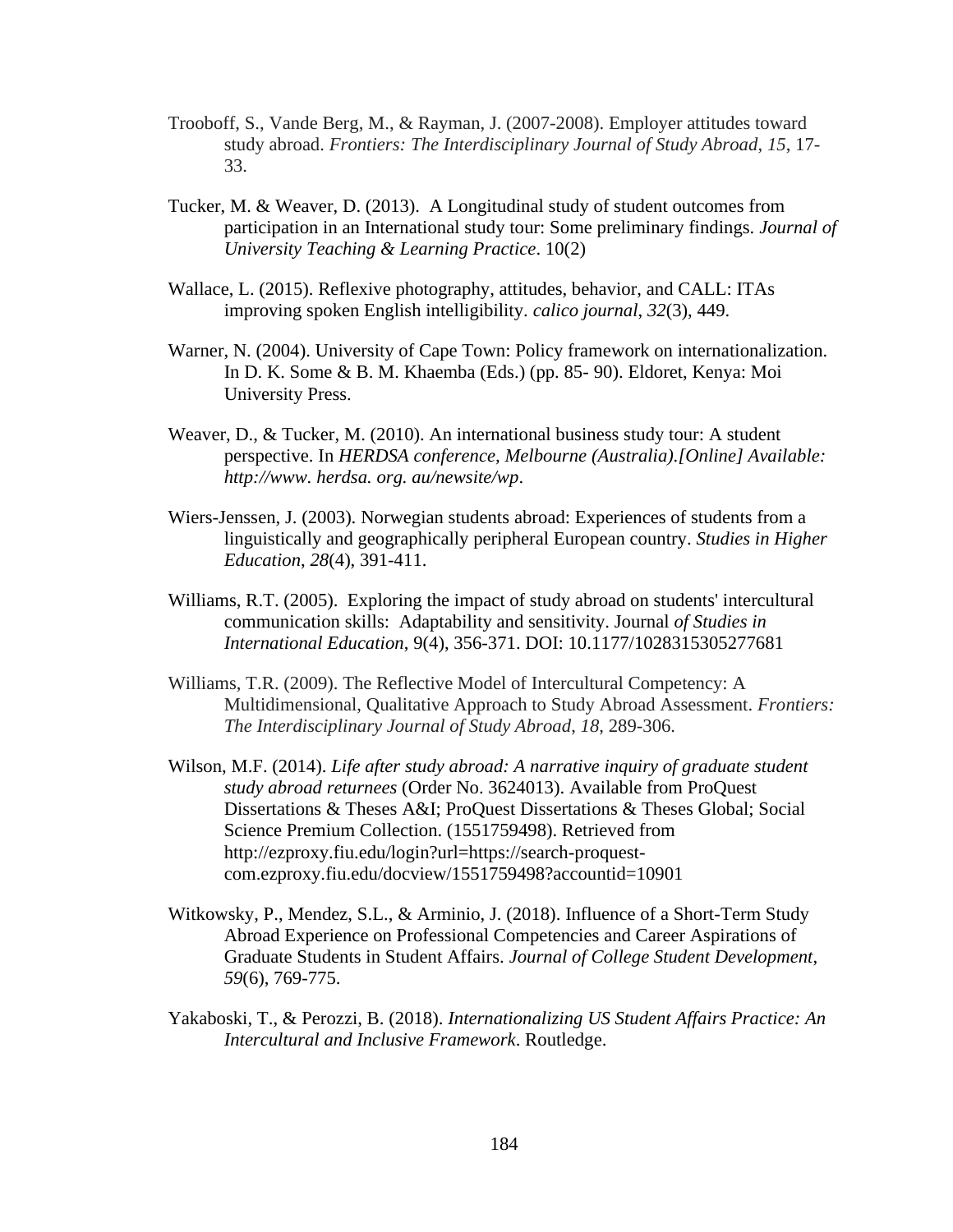Trooboff, S., Vande Berg, M., & Rayman, J. (2007-2008). Employer attitudes toward study abroad. *Frontiers: The Interdisciplinary Journal of Study Abroad*, *15*, 17-33.

Tucker, M. & Weaver, D. (2013). A Longitudinal study of student outcomes from participation in an International study tour: Some preliminary findings. *Journal of University Teaching & Learning Practice*. 10(2)

Wallace, L. (2015). Reflexive photography, attitudes, behavior, and CALL: ITAs improving spoken English intelligibility. *calico journal*, *32*(3), 449.

Warner, N. (2004). University of Cape Town: Policy framework on internationalization. In D. K. Some & B. M. Khaemba (Eds.) (pp. 85- 90). Eldoret, Kenya: Moi University Press.

Weaver, D., & Tucker, M. (2010). An international business study tour: A student perspective. In *HERDSA conference, Melbourne (Australia).[Online] Available: http://www. herdsa. org. au/newsite/wp*.

Wiers-Jenssen, J. (2003). Norwegian students abroad: Experiences of students from a linguistically and geographically peripheral European country. *Studies in Higher Education*, *28*(4), 391-411.

Williams, R.T. (2005). Exploring the impact of study abroad on students' intercultural communication skills: Adaptability and sensitivity. Journal *of Studies in International Education*, 9(4), 356-371. DOI: 10.1177/1028315305277681

Williams, T.R. (2009). The Reflective Model of Intercultural Competency: A Multidimensional, Qualitative Approach to Study Abroad Assessment. *Frontiers: The Interdisciplinary Journal of Study Abroad*, *18*, 289-306.

Wilson, M.F. (2014). *Life after study abroad: A narrative inquiry of graduate student study abroad returnees* (Order No. 3624013). Available from ProQuest Dissertations & Theses A&I; ProQuest Dissertations & Theses Global; Social Science Premium Collection. (1551759498). Retrieved from http://ezproxy.fiu.edu/login?url=https://search-proquest-com.ezproxy.fiu.edu/docview/1551759498?accountid=10901

Witkowsky, P., Mendez, S.L., & Arminio, J. (2018). Influence of a Short-Term Study Abroad Experience on Professional Competencies and Career Aspirations of Graduate Students in Student Affairs. *Journal of College Student Development*, *59*(6), 769-775.

Yakaboski, T., & Perozzi, B. (2018). *Internationalizing US Student Affairs Practice: An Intercultural and Inclusive Framework*. Routledge.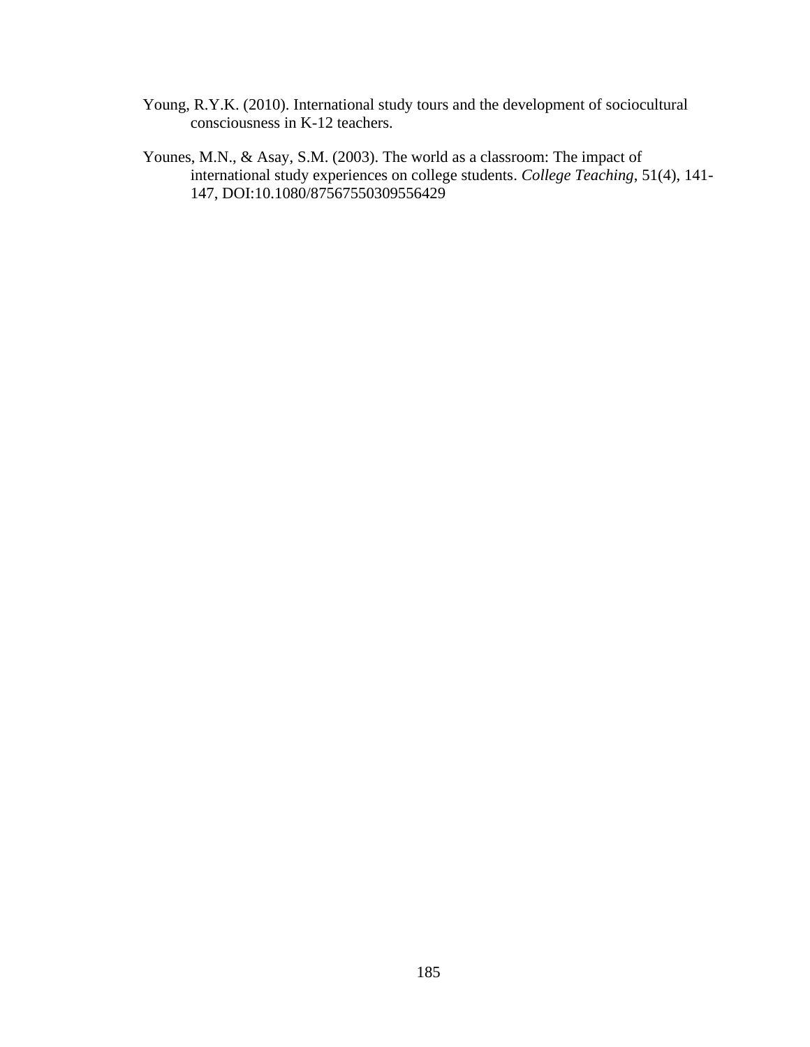Young, R.Y.K. (2010). International study tours and the development of sociocultural consciousness in K-12 teachers.

Younes, M.N., & Asay, S.M. (2003). The world as a classroom: The impact of international study experiences on college students. *College Teaching*, 51(4), 141-147, DOI:10.1080/87567550309556429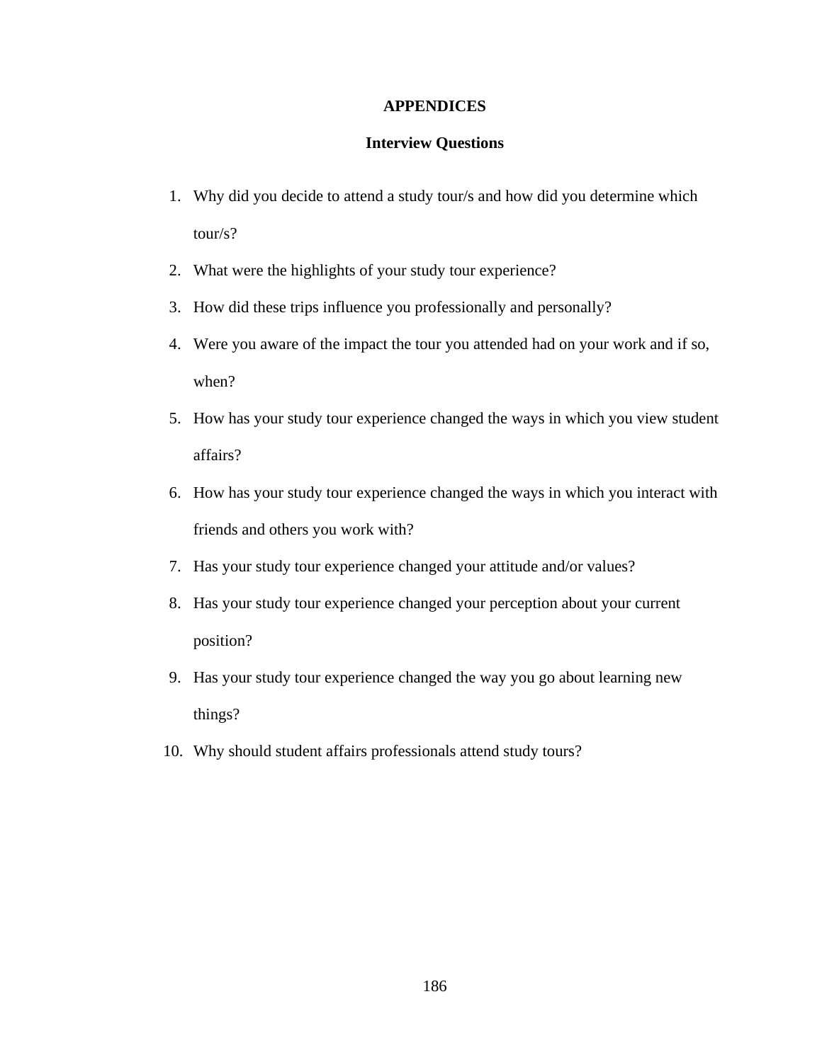# APPENDICES

## Interview Questions

1. Why did you decide to attend a study tour/s and how did you determine which tour/s?
2. What were the highlights of your study tour experience?
3. How did these trips influence you professionally and personally?
4. Were you aware of the impact the tour you attended had on your work and if so, when?
5. How has your study tour experience changed the ways in which you view student affairs?
6. How has your study tour experience changed the ways in which you interact with friends and others you work with?
7. Has your study tour experience changed your attitude and/or values?
8. Has your study tour experience changed your perception about your current position?
9. Has your study tour experience changed the way you go about learning new things?
10. Why should student affairs professionals attend study tours?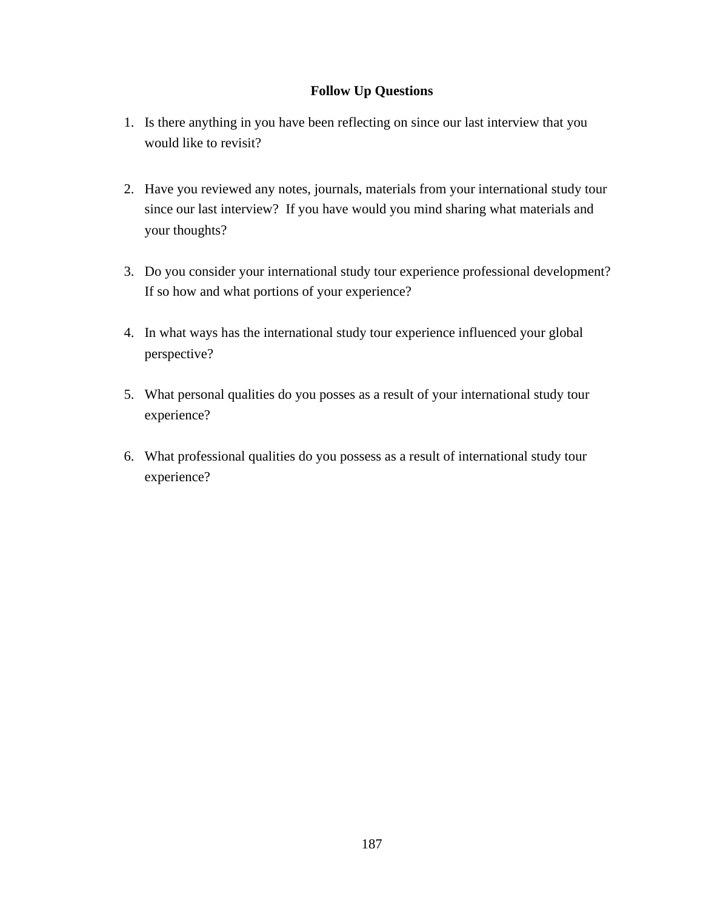**Follow Up Questions**

1. Is there anything in you have been reflecting on since our last interview that you would like to revisit?

2. Have you reviewed any notes, journals, materials from your international study tour since our last interview? If you have would you mind sharing what materials and your thoughts?

3. Do you consider your international study tour experience professional development? If so how and what portions of your experience?

4. In what ways has the international study tour experience influenced your global perspective?

5. What personal qualities do you posses as a result of your international study tour experience?

6. What professional qualities do you possess as a result of international study tour experience?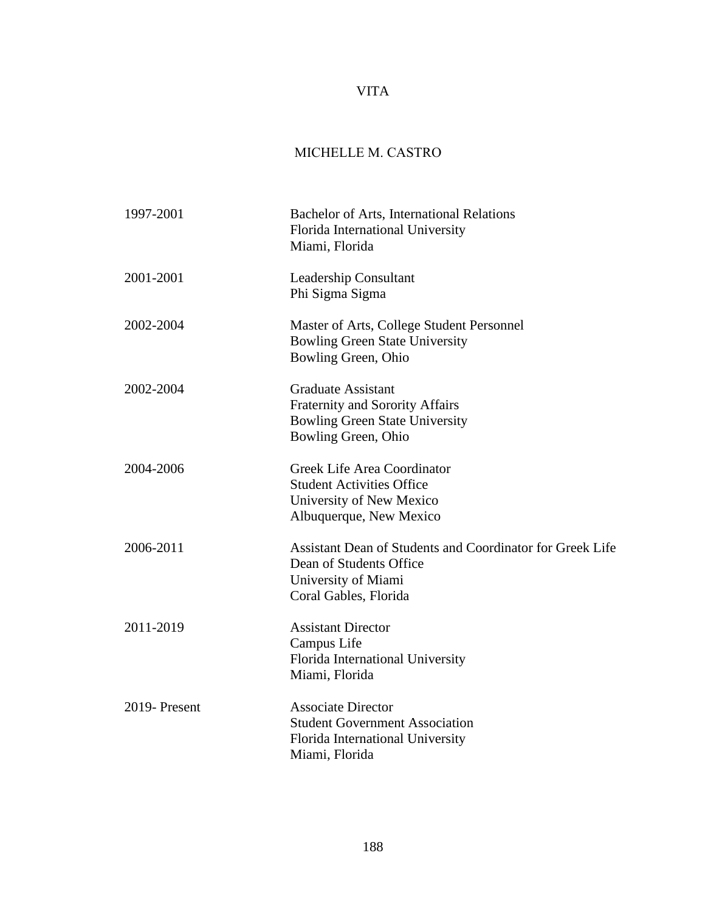# VITA

## MICHELLE M. CASTRO

| | |
|---|---|
| 1997-2001 | Bachelor of Arts, International Relations<br>Florida International University<br>Miami, Florida |
| 2001-2001 | Leadership Consultant<br>Phi Sigma Sigma |
| 2002-2004 | Master of Arts, College Student Personnel<br>Bowling Green State University<br>Bowling Green, Ohio |
| 2002-2004 | Graduate Assistant<br>Fraternity and Sorority Affairs<br>Bowling Green State University<br>Bowling Green, Ohio |
| 2004-2006 | Greek Life Area Coordinator<br>Student Activities Office<br>University of New Mexico<br>Albuquerque, New Mexico |
| 2006-2011 | Assistant Dean of Students and Coordinator for Greek Life<br>Dean of Students Office<br>University of Miami<br>Coral Gables, Florida |
| 2011-2019 | Assistant Director<br>Campus Life<br>Florida International University<br>Miami, Florida |
| 2019- Present | Associate Director<br>Student Government Association<br>Florida International University<br>Miami, Florida |